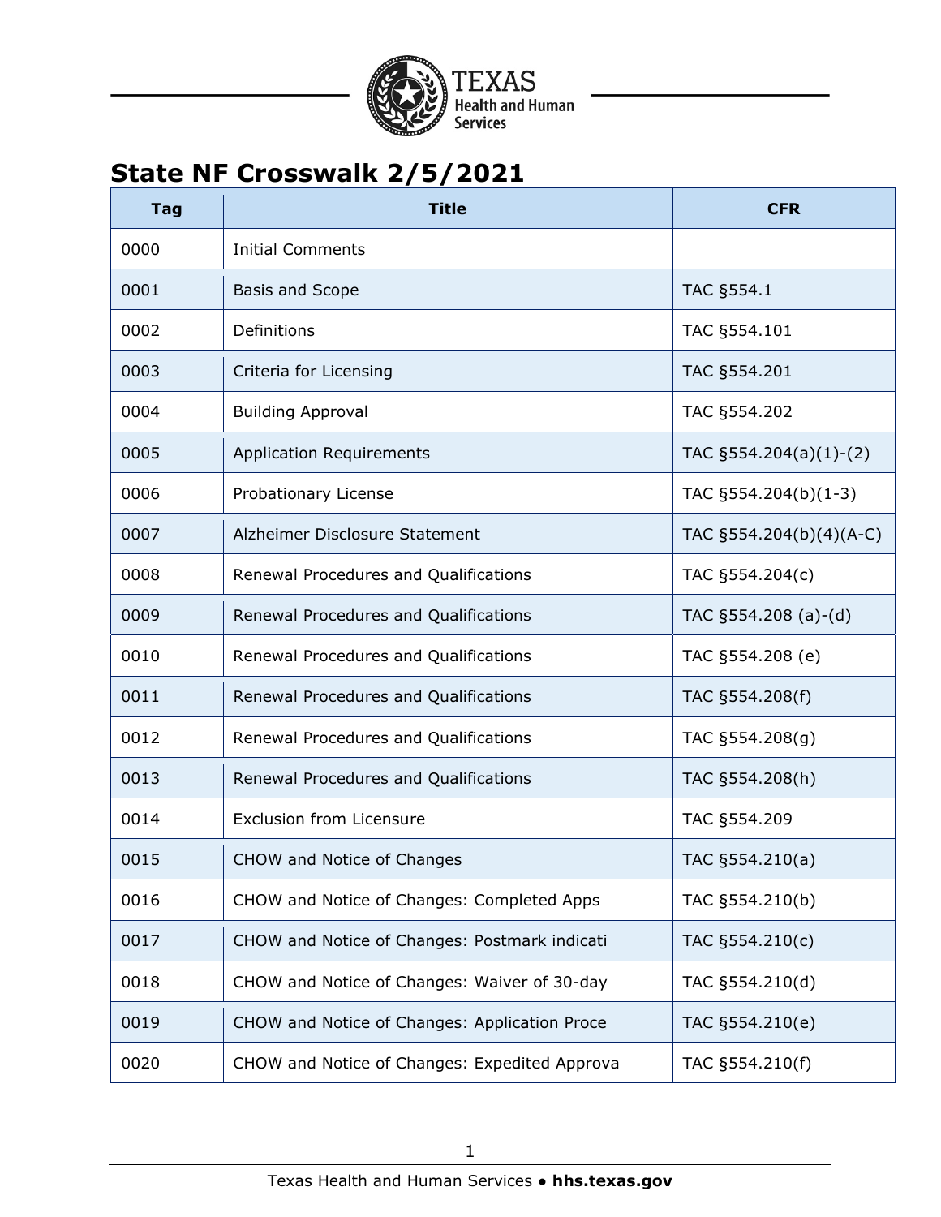# State NF Crosswalk 2/5/2021

| Tag | Title | CFR |
|---|---|---|
| 0000 | Initial Comments | |
| 0001 | Basis and Scope | TAC §554.1 |
| 0002 | Definitions | TAC §554.101 |
| 0003 | Criteria for Licensing | TAC §554.201 |
| 0004 | Building Approval | TAC §554.202 |
| 0005 | Application Requirements | TAC §554.204(a)(1)-(2) |
| 0006 | Probationary License | TAC §554.204(b)(1-3) |
| 0007 | Alzheimer Disclosure Statement | TAC §554.204(b)(4)(A-C) |
| 0008 | Renewal Procedures and Qualifications | TAC §554.204(c) |
| 0009 | Renewal Procedures and Qualifications | TAC §554.208 (a)-(d) |
| 0010 | Renewal Procedures and Qualifications | TAC §554.208 (e) |
| 0011 | Renewal Procedures and Qualifications | TAC §554.208(f) |
| 0012 | Renewal Procedures and Qualifications | TAC §554.208(g) |
| 0013 | Renewal Procedures and Qualifications | TAC §554.208(h) |
| 0014 | Exclusion from Licensure | TAC §554.209 |
| 0015 | CHOW and Notice of Changes | TAC §554.210(a) |
| 0016 | CHOW and Notice of Changes: Completed Apps | TAC §554.210(b) |
| 0017 | CHOW and Notice of Changes: Postmark indicati | TAC §554.210(c) |
| 0018 | CHOW and Notice of Changes: Waiver of 30-day | TAC §554.210(d) |
| 0019 | CHOW and Notice of Changes: Application Proce | TAC §554.210(e) |
| 0020 | CHOW and Notice of Changes: Expedited Approva | TAC §554.210(f) |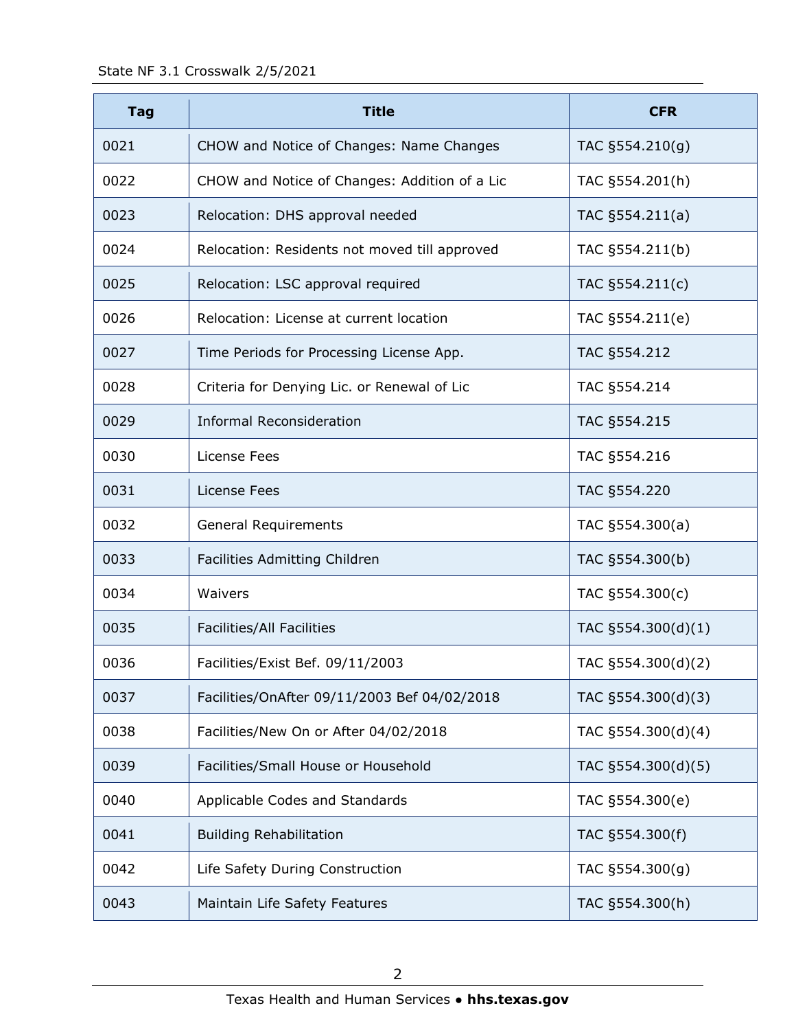| Tag | Title | CFR |
|---|---|---|
| 0021 | CHOW and Notice of Changes: Name Changes | TAC §554.210(g) |
| 0022 | CHOW and Notice of Changes: Addition of a Lic | TAC §554.201(h) |
| 0023 | Relocation: DHS approval needed | TAC §554.211(a) |
| 0024 | Relocation: Residents not moved till approved | TAC §554.211(b) |
| 0025 | Relocation: LSC approval required | TAC §554.211(c) |
| 0026 | Relocation: License at current location | TAC §554.211(e) |
| 0027 | Time Periods for Processing License App. | TAC §554.212 |
| 0028 | Criteria for Denying Lic. or Renewal of Lic | TAC §554.214 |
| 0029 | Informal Reconsideration | TAC §554.215 |
| 0030 | License Fees | TAC §554.216 |
| 0031 | License Fees | TAC §554.220 |
| 0032 | General Requirements | TAC §554.300(a) |
| 0033 | Facilities Admitting Children | TAC §554.300(b) |
| 0034 | Waivers | TAC §554.300(c) |
| 0035 | Facilities/All Facilities | TAC §554.300(d)(1) |
| 0036 | Facilities/Exist Bef. 09/11/2003 | TAC §554.300(d)(2) |
| 0037 | Facilities/OnAfter 09/11/2003 Bef 04/02/2018 | TAC §554.300(d)(3) |
| 0038 | Facilities/New On or After 04/02/2018 | TAC §554.300(d)(4) |
| 0039 | Facilities/Small House or Household | TAC §554.300(d)(5) |
| 0040 | Applicable Codes and Standards | TAC §554.300(e) |
| 0041 | Building Rehabilitation | TAC §554.300(f) |
| 0042 | Life Safety During Construction | TAC §554.300(g) |
| 0043 | Maintain Life Safety Features | TAC §554.300(h) |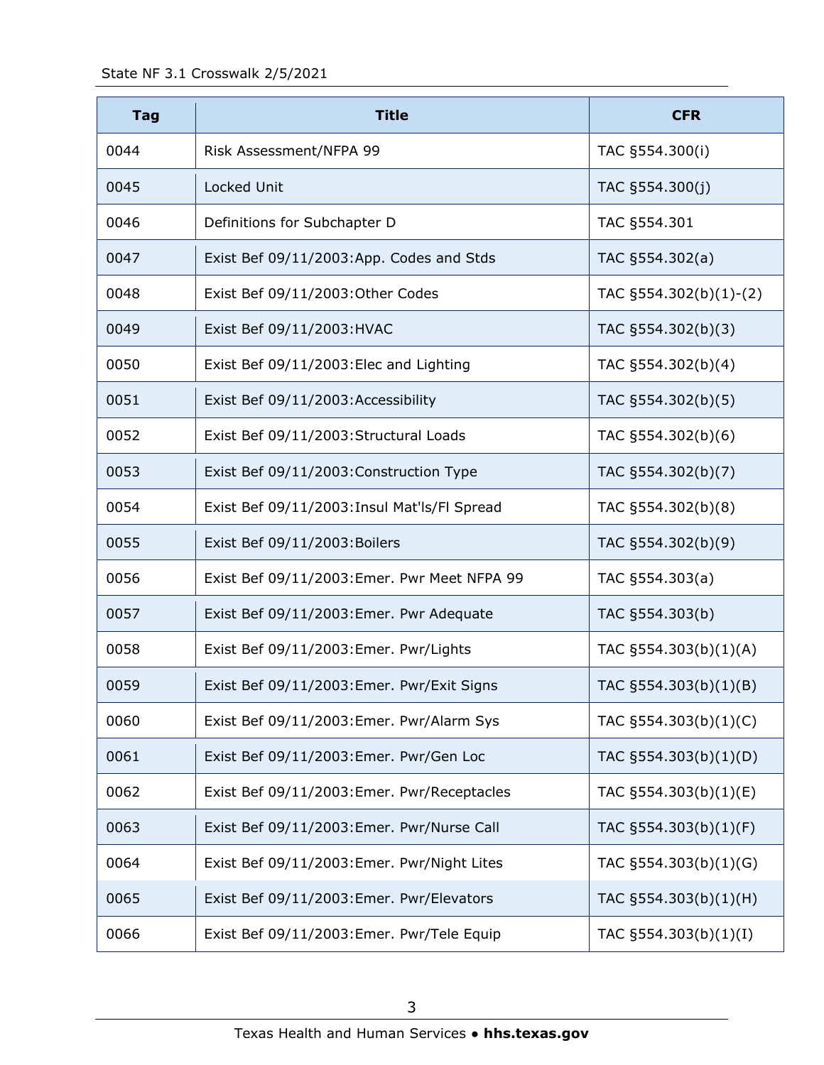| Tag | Title | CFR |
|---|---|---|
| 0044 | Risk Assessment/NFPA 99 | TAC §554.300(i) |
| 0045 | Locked Unit | TAC §554.300(j) |
| 0046 | Definitions for Subchapter D | TAC §554.301 |
| 0047 | Exist Bef 09/11/2003:App. Codes and Stds | TAC §554.302(a) |
| 0048 | Exist Bef 09/11/2003:Other Codes | TAC §554.302(b)(1)-(2) |
| 0049 | Exist Bef 09/11/2003:HVAC | TAC §554.302(b)(3) |
| 0050 | Exist Bef 09/11/2003:Elec and Lighting | TAC §554.302(b)(4) |
| 0051 | Exist Bef 09/11/2003:Accessibility | TAC §554.302(b)(5) |
| 0052 | Exist Bef 09/11/2003:Structural Loads | TAC §554.302(b)(6) |
| 0053 | Exist Bef 09/11/2003:Construction Type | TAC §554.302(b)(7) |
| 0054 | Exist Bef 09/11/2003:Insul Mat'ls/Fl Spread | TAC §554.302(b)(8) |
| 0055 | Exist Bef 09/11/2003:Boilers | TAC §554.302(b)(9) |
| 0056 | Exist Bef 09/11/2003:Emer. Pwr Meet NFPA 99 | TAC §554.303(a) |
| 0057 | Exist Bef 09/11/2003:Emer. Pwr Adequate | TAC §554.303(b) |
| 0058 | Exist Bef 09/11/2003:Emer. Pwr/Lights | TAC §554.303(b)(1)(A) |
| 0059 | Exist Bef 09/11/2003:Emer. Pwr/Exit Signs | TAC §554.303(b)(1)(B) |
| 0060 | Exist Bef 09/11/2003:Emer. Pwr/Alarm Sys | TAC §554.303(b)(1)(C) |
| 0061 | Exist Bef 09/11/2003:Emer. Pwr/Gen Loc | TAC §554.303(b)(1)(D) |
| 0062 | Exist Bef 09/11/2003:Emer. Pwr/Receptacles | TAC §554.303(b)(1)(E) |
| 0063 | Exist Bef 09/11/2003:Emer. Pwr/Nurse Call | TAC §554.303(b)(1)(F) |
| 0064 | Exist Bef 09/11/2003:Emer. Pwr/Night Lites | TAC §554.303(b)(1)(G) |
| 0065 | Exist Bef 09/11/2003:Emer. Pwr/Elevators | TAC §554.303(b)(1)(H) |
| 0066 | Exist Bef 09/11/2003:Emer. Pwr/Tele Equip | TAC §554.303(b)(1)(I) |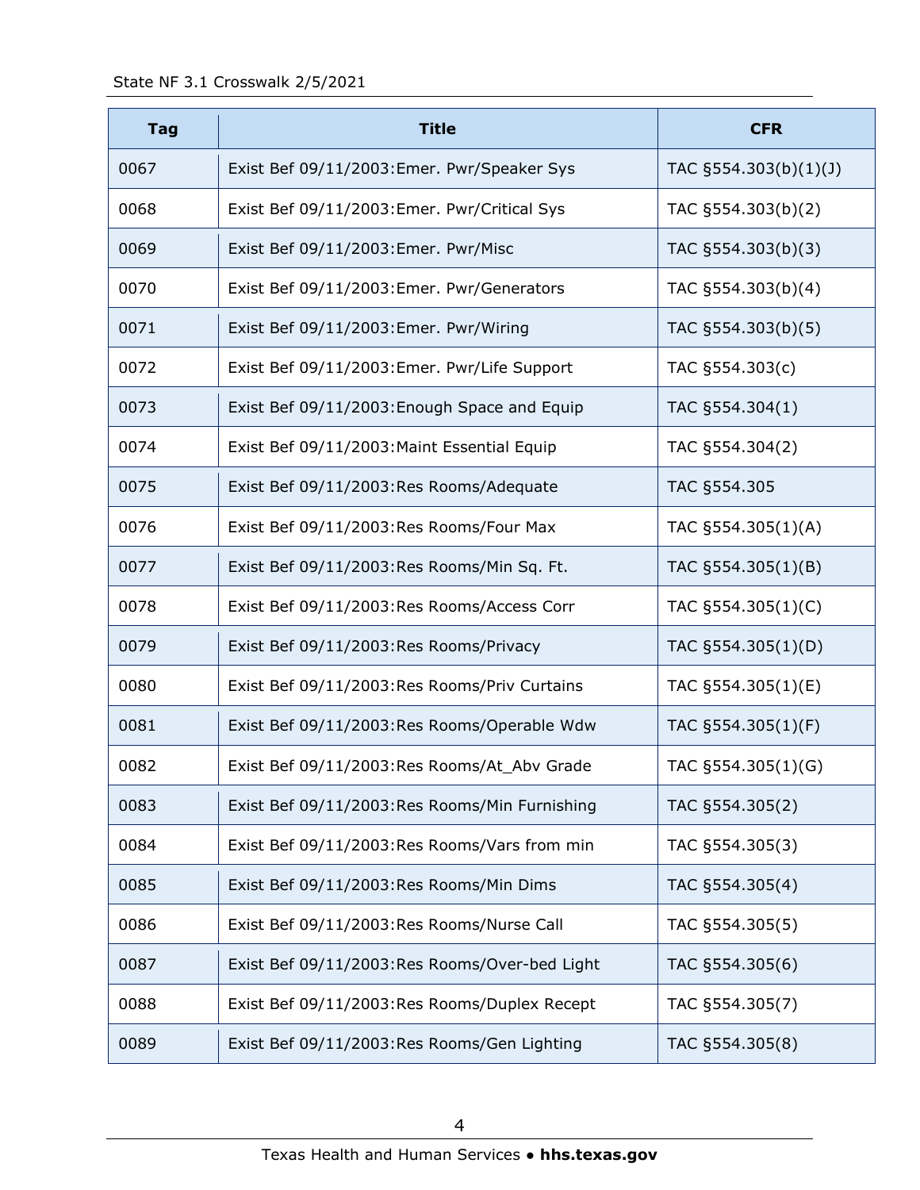| Tag | Title | CFR |
|---|---|---|
| 0067 | Exist Bef 09/11/2003:Emer. Pwr/Speaker Sys | TAC §554.303(b)(1)(J) |
| 0068 | Exist Bef 09/11/2003:Emer. Pwr/Critical Sys | TAC §554.303(b)(2) |
| 0069 | Exist Bef 09/11/2003:Emer. Pwr/Misc | TAC §554.303(b)(3) |
| 0070 | Exist Bef 09/11/2003:Emer. Pwr/Generators | TAC §554.303(b)(4) |
| 0071 | Exist Bef 09/11/2003:Emer. Pwr/Wiring | TAC §554.303(b)(5) |
| 0072 | Exist Bef 09/11/2003:Emer. Pwr/Life Support | TAC §554.303(c) |
| 0073 | Exist Bef 09/11/2003:Enough Space and Equip | TAC §554.304(1) |
| 0074 | Exist Bef 09/11/2003:Maint Essential Equip | TAC §554.304(2) |
| 0075 | Exist Bef 09/11/2003:Res Rooms/Adequate | TAC §554.305 |
| 0076 | Exist Bef 09/11/2003:Res Rooms/Four Max | TAC §554.305(1)(A) |
| 0077 | Exist Bef 09/11/2003:Res Rooms/Min Sq. Ft. | TAC §554.305(1)(B) |
| 0078 | Exist Bef 09/11/2003:Res Rooms/Access Corr | TAC §554.305(1)(C) |
| 0079 | Exist Bef 09/11/2003:Res Rooms/Privacy | TAC §554.305(1)(D) |
| 0080 | Exist Bef 09/11/2003:Res Rooms/Priv Curtains | TAC §554.305(1)(E) |
| 0081 | Exist Bef 09/11/2003:Res Rooms/Operable Wdw | TAC §554.305(1)(F) |
| 0082 | Exist Bef 09/11/2003:Res Rooms/At_Abv Grade | TAC §554.305(1)(G) |
| 0083 | Exist Bef 09/11/2003:Res Rooms/Min Furnishing | TAC §554.305(2) |
| 0084 | Exist Bef 09/11/2003:Res Rooms/Vars from min | TAC §554.305(3) |
| 0085 | Exist Bef 09/11/2003:Res Rooms/Min Dims | TAC §554.305(4) |
| 0086 | Exist Bef 09/11/2003:Res Rooms/Nurse Call | TAC §554.305(5) |
| 0087 | Exist Bef 09/11/2003:Res Rooms/Over-bed Light | TAC §554.305(6) |
| 0088 | Exist Bef 09/11/2003:Res Rooms/Duplex Recept | TAC §554.305(7) |
| 0089 | Exist Bef 09/11/2003:Res Rooms/Gen Lighting | TAC §554.305(8) |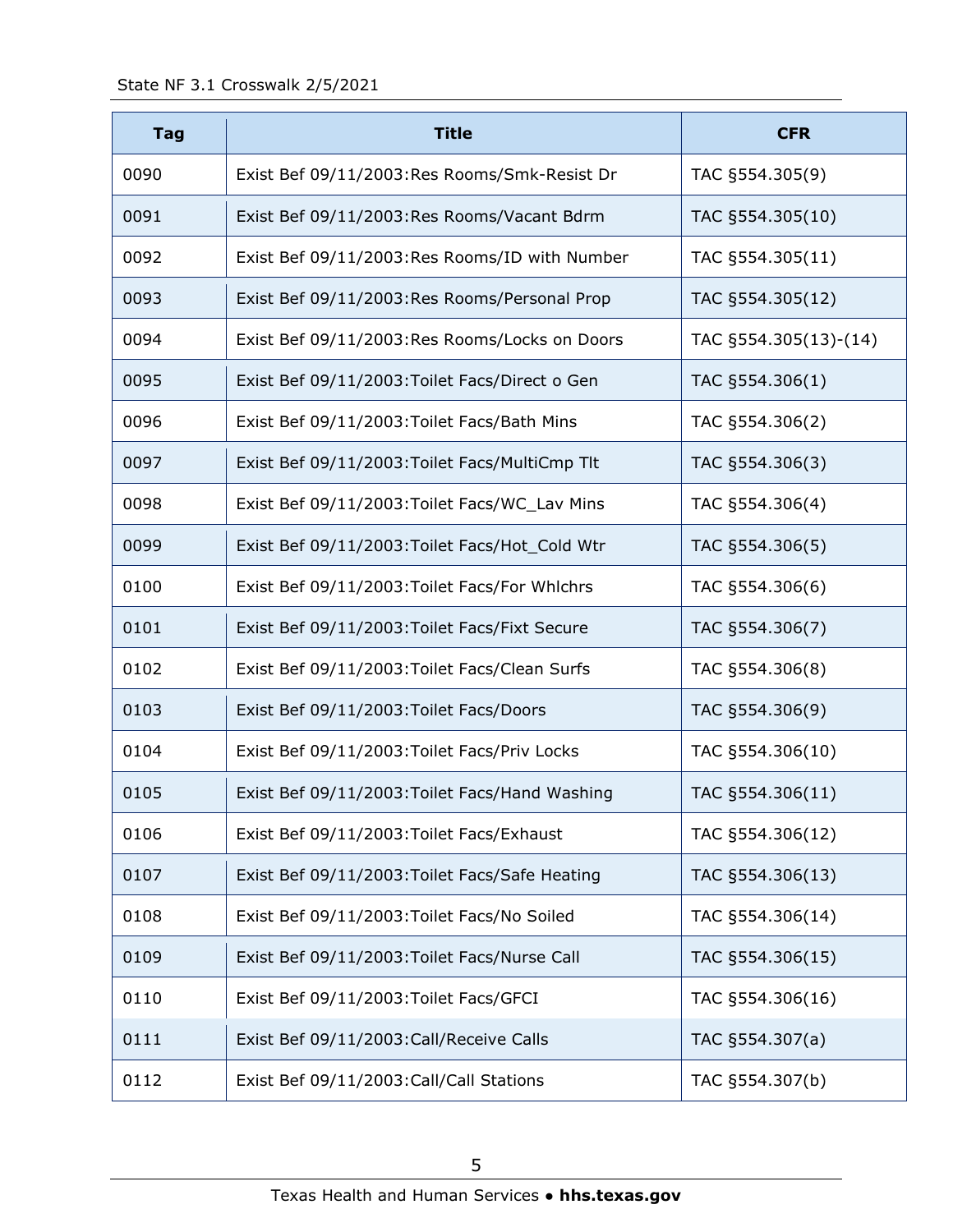| Tag | Title | CFR |
|---|---|---|
| 0090 | Exist Bef 09/11/2003:Res Rooms/Smk-Resist Dr | TAC §554.305(9) |
| 0091 | Exist Bef 09/11/2003:Res Rooms/Vacant Bdrm | TAC §554.305(10) |
| 0092 | Exist Bef 09/11/2003:Res Rooms/ID with Number | TAC §554.305(11) |
| 0093 | Exist Bef 09/11/2003:Res Rooms/Personal Prop | TAC §554.305(12) |
| 0094 | Exist Bef 09/11/2003:Res Rooms/Locks on Doors | TAC §554.305(13)-(14) |
| 0095 | Exist Bef 09/11/2003:Toilet Facs/Direct o Gen | TAC §554.306(1) |
| 0096 | Exist Bef 09/11/2003:Toilet Facs/Bath Mins | TAC §554.306(2) |
| 0097 | Exist Bef 09/11/2003:Toilet Facs/MultiCmp Tlt | TAC §554.306(3) |
| 0098 | Exist Bef 09/11/2003:Toilet Facs/WC_Lav Mins | TAC §554.306(4) |
| 0099 | Exist Bef 09/11/2003:Toilet Facs/Hot_Cold Wtr | TAC §554.306(5) |
| 0100 | Exist Bef 09/11/2003:Toilet Facs/For Whlchrs | TAC §554.306(6) |
| 0101 | Exist Bef 09/11/2003:Toilet Facs/Fixt Secure | TAC §554.306(7) |
| 0102 | Exist Bef 09/11/2003:Toilet Facs/Clean Surfs | TAC §554.306(8) |
| 0103 | Exist Bef 09/11/2003:Toilet Facs/Doors | TAC §554.306(9) |
| 0104 | Exist Bef 09/11/2003:Toilet Facs/Priv Locks | TAC §554.306(10) |
| 0105 | Exist Bef 09/11/2003:Toilet Facs/Hand Washing | TAC §554.306(11) |
| 0106 | Exist Bef 09/11/2003:Toilet Facs/Exhaust | TAC §554.306(12) |
| 0107 | Exist Bef 09/11/2003:Toilet Facs/Safe Heating | TAC §554.306(13) |
| 0108 | Exist Bef 09/11/2003:Toilet Facs/No Soiled | TAC §554.306(14) |
| 0109 | Exist Bef 09/11/2003:Toilet Facs/Nurse Call | TAC §554.306(15) |
| 0110 | Exist Bef 09/11/2003:Toilet Facs/GFCI | TAC §554.306(16) |
| 0111 | Exist Bef 09/11/2003:Call/Receive Calls | TAC §554.307(a) |
| 0112 | Exist Bef 09/11/2003:Call/Call Stations | TAC §554.307(b) |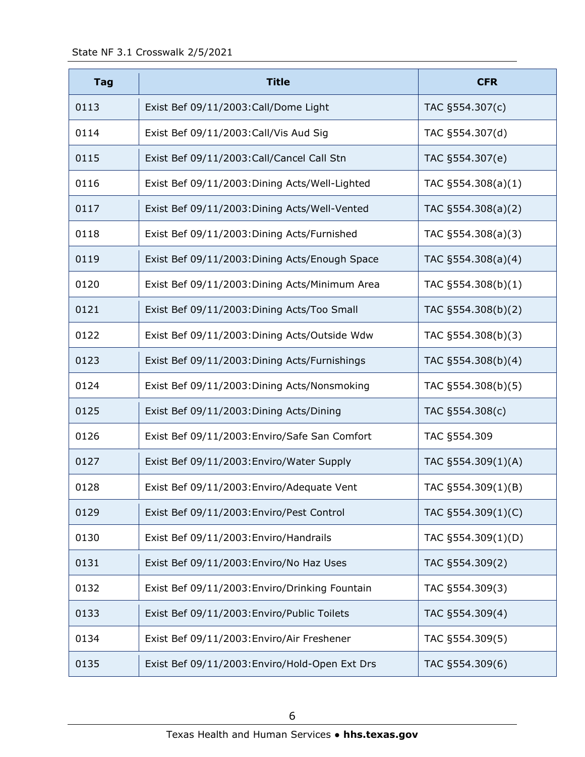| Tag | Title | CFR |
|---|---|---|
| 0113 | Exist Bef 09/11/2003:Call/Dome Light | TAC §554.307(c) |
| 0114 | Exist Bef 09/11/2003:Call/Vis Aud Sig | TAC §554.307(d) |
| 0115 | Exist Bef 09/11/2003:Call/Cancel Call Stn | TAC §554.307(e) |
| 0116 | Exist Bef 09/11/2003:Dining Acts/Well-Lighted | TAC §554.308(a)(1) |
| 0117 | Exist Bef 09/11/2003:Dining Acts/Well-Vented | TAC §554.308(a)(2) |
| 0118 | Exist Bef 09/11/2003:Dining Acts/Furnished | TAC §554.308(a)(3) |
| 0119 | Exist Bef 09/11/2003:Dining Acts/Enough Space | TAC §554.308(a)(4) |
| 0120 | Exist Bef 09/11/2003:Dining Acts/Minimum Area | TAC §554.308(b)(1) |
| 0121 | Exist Bef 09/11/2003:Dining Acts/Too Small | TAC §554.308(b)(2) |
| 0122 | Exist Bef 09/11/2003:Dining Acts/Outside Wdw | TAC §554.308(b)(3) |
| 0123 | Exist Bef 09/11/2003:Dining Acts/Furnishings | TAC §554.308(b)(4) |
| 0124 | Exist Bef 09/11/2003:Dining Acts/Nonsmoking | TAC §554.308(b)(5) |
| 0125 | Exist Bef 09/11/2003:Dining Acts/Dining | TAC §554.308(c) |
| 0126 | Exist Bef 09/11/2003:Enviro/Safe San Comfort | TAC §554.309 |
| 0127 | Exist Bef 09/11/2003:Enviro/Water Supply | TAC §554.309(1)(A) |
| 0128 | Exist Bef 09/11/2003:Enviro/Adequate Vent | TAC §554.309(1)(B) |
| 0129 | Exist Bef 09/11/2003:Enviro/Pest Control | TAC §554.309(1)(C) |
| 0130 | Exist Bef 09/11/2003:Enviro/Handrails | TAC §554.309(1)(D) |
| 0131 | Exist Bef 09/11/2003:Enviro/No Haz Uses | TAC §554.309(2) |
| 0132 | Exist Bef 09/11/2003:Enviro/Drinking Fountain | TAC §554.309(3) |
| 0133 | Exist Bef 09/11/2003:Enviro/Public Toilets | TAC §554.309(4) |
| 0134 | Exist Bef 09/11/2003:Enviro/Air Freshener | TAC §554.309(5) |
| 0135 | Exist Bef 09/11/2003:Enviro/Hold-Open Ext Drs | TAC §554.309(6) |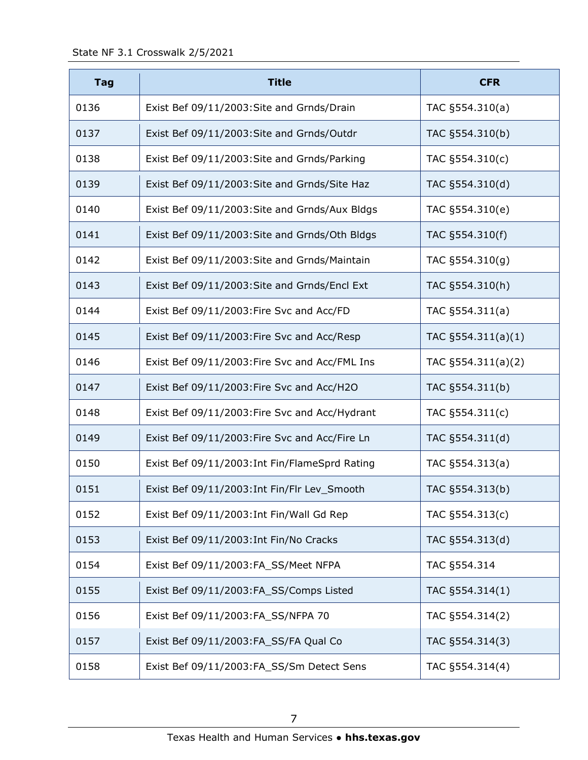| Tag | Title | CFR |
|---|---|---|
| 0136 | Exist Bef 09/11/2003:Site and Grnds/Drain | TAC §554.310(a) |
| 0137 | Exist Bef 09/11/2003:Site and Grnds/Outdr | TAC §554.310(b) |
| 0138 | Exist Bef 09/11/2003:Site and Grnds/Parking | TAC §554.310(c) |
| 0139 | Exist Bef 09/11/2003:Site and Grnds/Site Haz | TAC §554.310(d) |
| 0140 | Exist Bef 09/11/2003:Site and Grnds/Aux Bldgs | TAC §554.310(e) |
| 0141 | Exist Bef 09/11/2003:Site and Grnds/Oth Bldgs | TAC §554.310(f) |
| 0142 | Exist Bef 09/11/2003:Site and Grnds/Maintain | TAC §554.310(g) |
| 0143 | Exist Bef 09/11/2003:Site and Grnds/Encl Ext | TAC §554.310(h) |
| 0144 | Exist Bef 09/11/2003:Fire Svc and Acc/FD | TAC §554.311(a) |
| 0145 | Exist Bef 09/11/2003:Fire Svc and Acc/Resp | TAC §554.311(a)(1) |
| 0146 | Exist Bef 09/11/2003:Fire Svc and Acc/FML Ins | TAC §554.311(a)(2) |
| 0147 | Exist Bef 09/11/2003:Fire Svc and Acc/H2O | TAC §554.311(b) |
| 0148 | Exist Bef 09/11/2003:Fire Svc and Acc/Hydrant | TAC §554.311(c) |
| 0149 | Exist Bef 09/11/2003:Fire Svc and Acc/Fire Ln | TAC §554.311(d) |
| 0150 | Exist Bef 09/11/2003:Int Fin/FlameSprd Rating | TAC §554.313(a) |
| 0151 | Exist Bef 09/11/2003:Int Fin/Flr Lev_Smooth | TAC §554.313(b) |
| 0152 | Exist Bef 09/11/2003:Int Fin/Wall Gd Rep | TAC §554.313(c) |
| 0153 | Exist Bef 09/11/2003:Int Fin/No Cracks | TAC §554.313(d) |
| 0154 | Exist Bef 09/11/2003:FA_SS/Meet NFPA | TAC §554.314 |
| 0155 | Exist Bef 09/11/2003:FA_SS/Comps Listed | TAC §554.314(1) |
| 0156 | Exist Bef 09/11/2003:FA_SS/NFPA 70 | TAC §554.314(2) |
| 0157 | Exist Bef 09/11/2003:FA_SS/FA Qual Co | TAC §554.314(3) |
| 0158 | Exist Bef 09/11/2003:FA_SS/Sm Detect Sens | TAC §554.314(4) |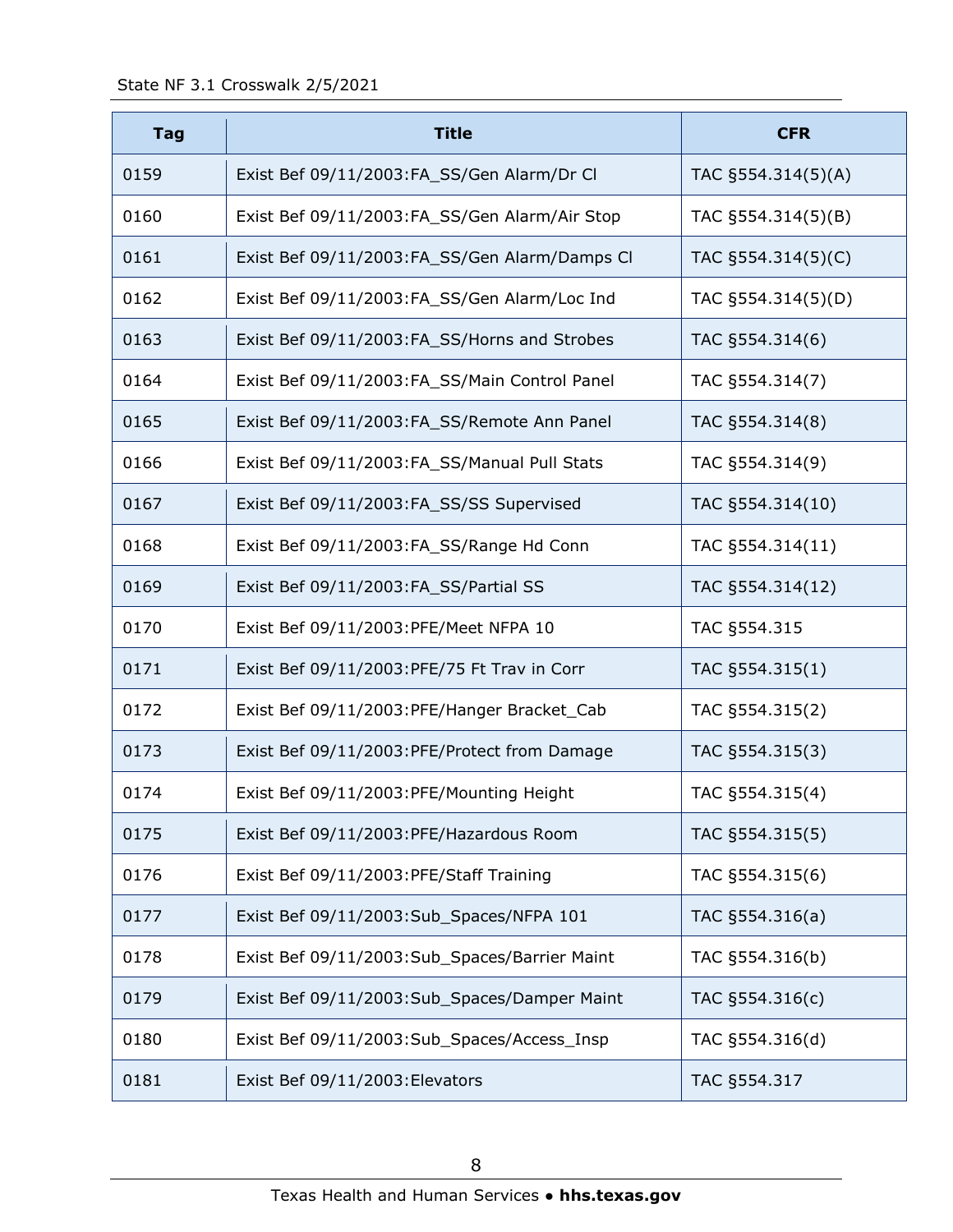| Tag | Title | CFR |
|---|---|---|
| 0159 | Exist Bef 09/11/2003:FA_SS/Gen Alarm/Dr Cl | TAC §554.314(5)(A) |
| 0160 | Exist Bef 09/11/2003:FA_SS/Gen Alarm/Air Stop | TAC §554.314(5)(B) |
| 0161 | Exist Bef 09/11/2003:FA_SS/Gen Alarm/Damps Cl | TAC §554.314(5)(C) |
| 0162 | Exist Bef 09/11/2003:FA_SS/Gen Alarm/Loc Ind | TAC §554.314(5)(D) |
| 0163 | Exist Bef 09/11/2003:FA_SS/Horns and Strobes | TAC §554.314(6) |
| 0164 | Exist Bef 09/11/2003:FA_SS/Main Control Panel | TAC §554.314(7) |
| 0165 | Exist Bef 09/11/2003:FA_SS/Remote Ann Panel | TAC §554.314(8) |
| 0166 | Exist Bef 09/11/2003:FA_SS/Manual Pull Stats | TAC §554.314(9) |
| 0167 | Exist Bef 09/11/2003:FA_SS/SS Supervised | TAC §554.314(10) |
| 0168 | Exist Bef 09/11/2003:FA_SS/Range Hd Conn | TAC §554.314(11) |
| 0169 | Exist Bef 09/11/2003:FA_SS/Partial SS | TAC §554.314(12) |
| 0170 | Exist Bef 09/11/2003:PFE/Meet NFPA 10 | TAC §554.315 |
| 0171 | Exist Bef 09/11/2003:PFE/75 Ft Trav in Corr | TAC §554.315(1) |
| 0172 | Exist Bef 09/11/2003:PFE/Hanger Bracket_Cab | TAC §554.315(2) |
| 0173 | Exist Bef 09/11/2003:PFE/Protect from Damage | TAC §554.315(3) |
| 0174 | Exist Bef 09/11/2003:PFE/Mounting Height | TAC §554.315(4) |
| 0175 | Exist Bef 09/11/2003:PFE/Hazardous Room | TAC §554.315(5) |
| 0176 | Exist Bef 09/11/2003:PFE/Staff Training | TAC §554.315(6) |
| 0177 | Exist Bef 09/11/2003:Sub_Spaces/NFPA 101 | TAC §554.316(a) |
| 0178 | Exist Bef 09/11/2003:Sub_Spaces/Barrier Maint | TAC §554.316(b) |
| 0179 | Exist Bef 09/11/2003:Sub_Spaces/Damper Maint | TAC §554.316(c) |
| 0180 | Exist Bef 09/11/2003:Sub_Spaces/Access_Insp | TAC §554.316(d) |
| 0181 | Exist Bef 09/11/2003:Elevators | TAC §554.317 |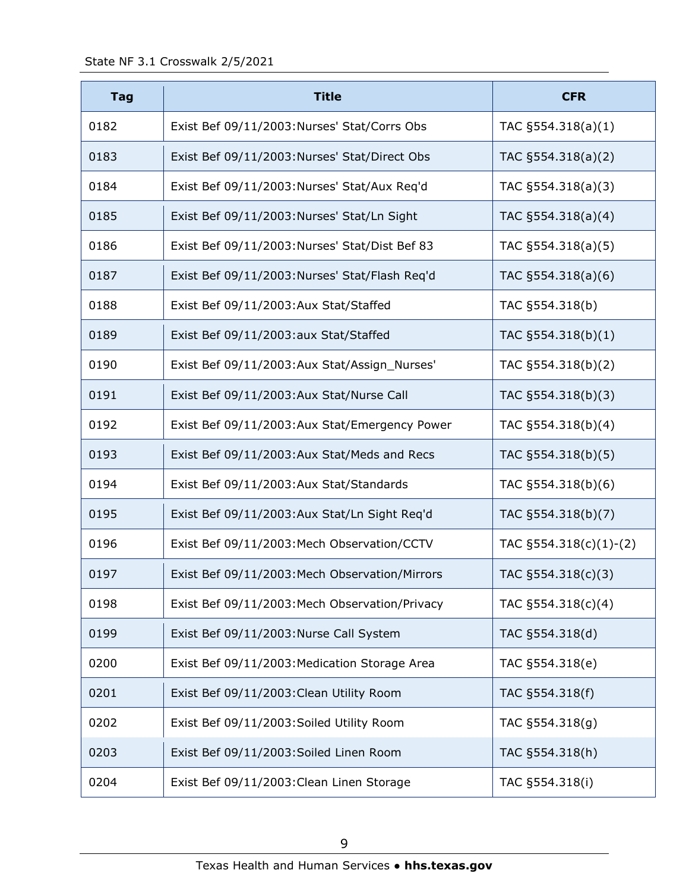| Tag | Title | CFR |
|---|---|---|
| 0182 | Exist Bef 09/11/2003:Nurses' Stat/Corrs Obs | TAC §554.318(a)(1) |
| 0183 | Exist Bef 09/11/2003:Nurses' Stat/Direct Obs | TAC §554.318(a)(2) |
| 0184 | Exist Bef 09/11/2003:Nurses' Stat/Aux Req'd | TAC §554.318(a)(3) |
| 0185 | Exist Bef 09/11/2003:Nurses' Stat/Ln Sight | TAC §554.318(a)(4) |
| 0186 | Exist Bef 09/11/2003:Nurses' Stat/Dist Bef 83 | TAC §554.318(a)(5) |
| 0187 | Exist Bef 09/11/2003:Nurses' Stat/Flash Req'd | TAC §554.318(a)(6) |
| 0188 | Exist Bef 09/11/2003:Aux Stat/Staffed | TAC §554.318(b) |
| 0189 | Exist Bef 09/11/2003:aux Stat/Staffed | TAC §554.318(b)(1) |
| 0190 | Exist Bef 09/11/2003:Aux Stat/Assign_Nurses' | TAC §554.318(b)(2) |
| 0191 | Exist Bef 09/11/2003:Aux Stat/Nurse Call | TAC §554.318(b)(3) |
| 0192 | Exist Bef 09/11/2003:Aux Stat/Emergency Power | TAC §554.318(b)(4) |
| 0193 | Exist Bef 09/11/2003:Aux Stat/Meds and Recs | TAC §554.318(b)(5) |
| 0194 | Exist Bef 09/11/2003:Aux Stat/Standards | TAC §554.318(b)(6) |
| 0195 | Exist Bef 09/11/2003:Aux Stat/Ln Sight Req'd | TAC §554.318(b)(7) |
| 0196 | Exist Bef 09/11/2003:Mech Observation/CCTV | TAC §554.318(c)(1)-(2) |
| 0197 | Exist Bef 09/11/2003:Mech Observation/Mirrors | TAC §554.318(c)(3) |
| 0198 | Exist Bef 09/11/2003:Mech Observation/Privacy | TAC §554.318(c)(4) |
| 0199 | Exist Bef 09/11/2003:Nurse Call System | TAC §554.318(d) |
| 0200 | Exist Bef 09/11/2003:Medication Storage Area | TAC §554.318(e) |
| 0201 | Exist Bef 09/11/2003:Clean Utility Room | TAC §554.318(f) |
| 0202 | Exist Bef 09/11/2003:Soiled Utility Room | TAC §554.318(g) |
| 0203 | Exist Bef 09/11/2003:Soiled Linen Room | TAC §554.318(h) |
| 0204 | Exist Bef 09/11/2003:Clean Linen Storage | TAC §554.318(i) |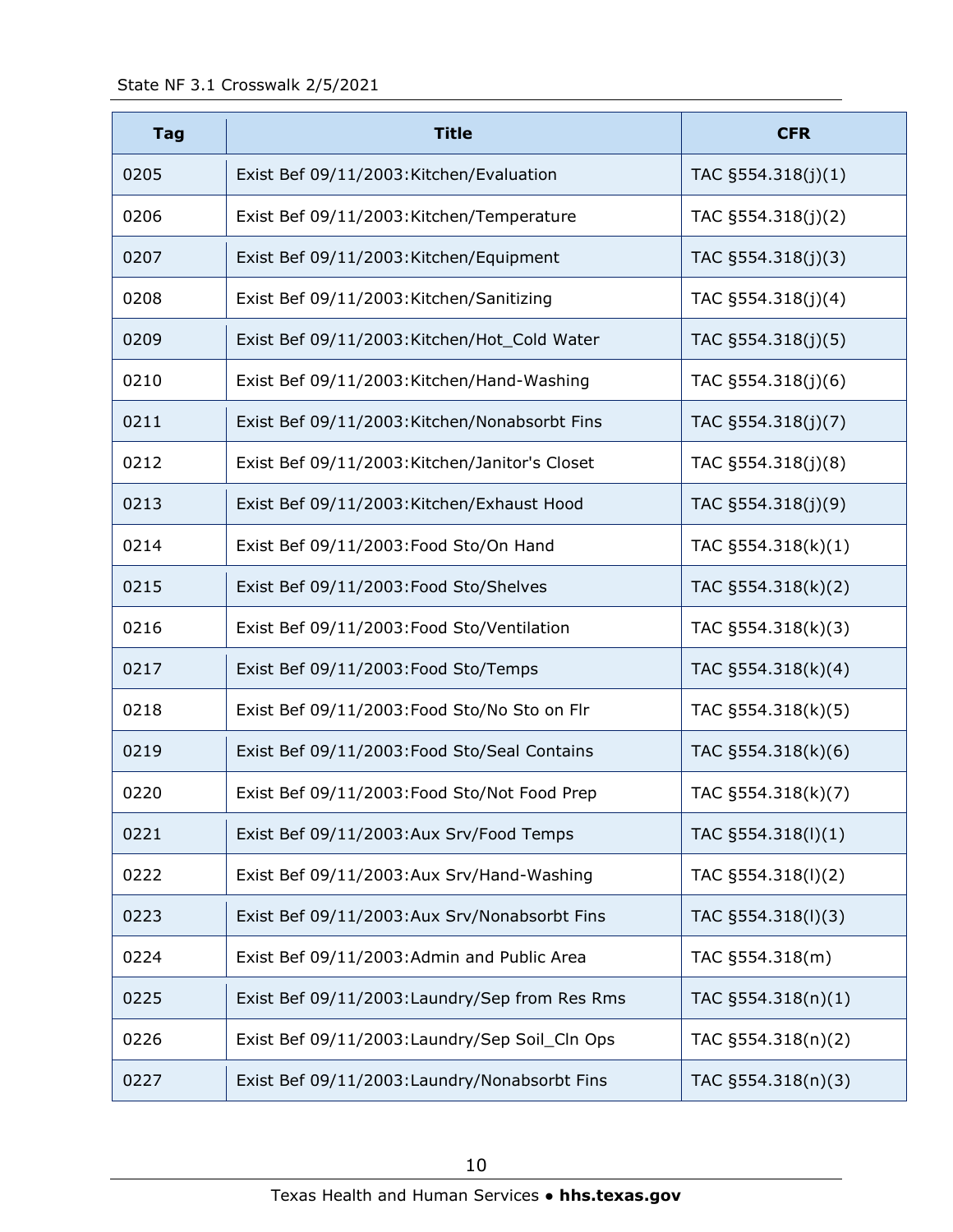| Tag | Title | CFR |
| --- | --- | --- |
| 0205 | Exist Bef 09/11/2003:Kitchen/Evaluation | TAC §554.318(j)(1) |
| 0206 | Exist Bef 09/11/2003:Kitchen/Temperature | TAC §554.318(j)(2) |
| 0207 | Exist Bef 09/11/2003:Kitchen/Equipment | TAC §554.318(j)(3) |
| 0208 | Exist Bef 09/11/2003:Kitchen/Sanitizing | TAC §554.318(j)(4) |
| 0209 | Exist Bef 09/11/2003:Kitchen/Hot_Cold Water | TAC §554.318(j)(5) |
| 0210 | Exist Bef 09/11/2003:Kitchen/Hand-Washing | TAC §554.318(j)(6) |
| 0211 | Exist Bef 09/11/2003:Kitchen/Nonabsorbt Fins | TAC §554.318(j)(7) |
| 0212 | Exist Bef 09/11/2003:Kitchen/Janitor's Closet | TAC §554.318(j)(8) |
| 0213 | Exist Bef 09/11/2003:Kitchen/Exhaust Hood | TAC §554.318(j)(9) |
| 0214 | Exist Bef 09/11/2003:Food Sto/On Hand | TAC §554.318(k)(1) |
| 0215 | Exist Bef 09/11/2003:Food Sto/Shelves | TAC §554.318(k)(2) |
| 0216 | Exist Bef 09/11/2003:Food Sto/Ventilation | TAC §554.318(k)(3) |
| 0217 | Exist Bef 09/11/2003:Food Sto/Temps | TAC §554.318(k)(4) |
| 0218 | Exist Bef 09/11/2003:Food Sto/No Sto on Flr | TAC §554.318(k)(5) |
| 0219 | Exist Bef 09/11/2003:Food Sto/Seal Contains | TAC §554.318(k)(6) |
| 0220 | Exist Bef 09/11/2003:Food Sto/Not Food Prep | TAC §554.318(k)(7) |
| 0221 | Exist Bef 09/11/2003:Aux Srv/Food Temps | TAC §554.318(l)(1) |
| 0222 | Exist Bef 09/11/2003:Aux Srv/Hand-Washing | TAC §554.318(l)(2) |
| 0223 | Exist Bef 09/11/2003:Aux Srv/Nonabsorbt Fins | TAC §554.318(l)(3) |
| 0224 | Exist Bef 09/11/2003:Admin and Public Area | TAC §554.318(m) |
| 0225 | Exist Bef 09/11/2003:Laundry/Sep from Res Rms | TAC §554.318(n)(1) |
| 0226 | Exist Bef 09/11/2003:Laundry/Sep Soil_Cln Ops | TAC §554.318(n)(2) |
| 0227 | Exist Bef 09/11/2003:Laundry/Nonabsorbt Fins | TAC §554.318(n)(3) |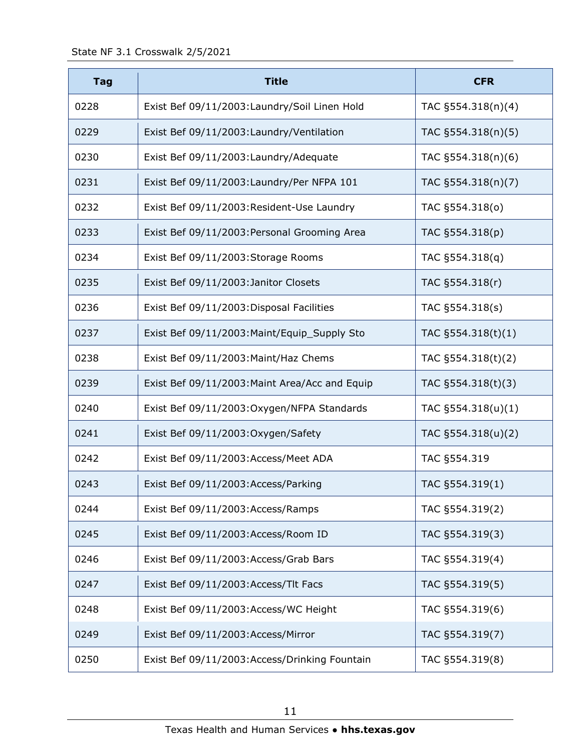| Tag | Title | CFR |
|---|---|---|
| 0228 | Exist Bef 09/11/2003:Laundry/Soil Linen Hold | TAC §554.318(n)(4) |
| 0229 | Exist Bef 09/11/2003:Laundry/Ventilation | TAC §554.318(n)(5) |
| 0230 | Exist Bef 09/11/2003:Laundry/Adequate | TAC §554.318(n)(6) |
| 0231 | Exist Bef 09/11/2003:Laundry/Per NFPA 101 | TAC §554.318(n)(7) |
| 0232 | Exist Bef 09/11/2003:Resident-Use Laundry | TAC §554.318(o) |
| 0233 | Exist Bef 09/11/2003:Personal Grooming Area | TAC §554.318(p) |
| 0234 | Exist Bef 09/11/2003:Storage Rooms | TAC §554.318(q) |
| 0235 | Exist Bef 09/11/2003:Janitor Closets | TAC §554.318(r) |
| 0236 | Exist Bef 09/11/2003:Disposal Facilities | TAC §554.318(s) |
| 0237 | Exist Bef 09/11/2003:Maint/Equip_Supply Sto | TAC §554.318(t)(1) |
| 0238 | Exist Bef 09/11/2003:Maint/Haz Chems | TAC §554.318(t)(2) |
| 0239 | Exist Bef 09/11/2003:Maint Area/Acc and Equip | TAC §554.318(t)(3) |
| 0240 | Exist Bef 09/11/2003:Oxygen/NFPA Standards | TAC §554.318(u)(1) |
| 0241 | Exist Bef 09/11/2003:Oxygen/Safety | TAC §554.318(u)(2) |
| 0242 | Exist Bef 09/11/2003:Access/Meet ADA | TAC §554.319 |
| 0243 | Exist Bef 09/11/2003:Access/Parking | TAC §554.319(1) |
| 0244 | Exist Bef 09/11/2003:Access/Ramps | TAC §554.319(2) |
| 0245 | Exist Bef 09/11/2003:Access/Room ID | TAC §554.319(3) |
| 0246 | Exist Bef 09/11/2003:Access/Grab Bars | TAC §554.319(4) |
| 0247 | Exist Bef 09/11/2003:Access/Tlt Facs | TAC §554.319(5) |
| 0248 | Exist Bef 09/11/2003:Access/WC Height | TAC §554.319(6) |
| 0249 | Exist Bef 09/11/2003:Access/Mirror | TAC §554.319(7) |
| 0250 | Exist Bef 09/11/2003:Access/Drinking Fountain | TAC §554.319(8) |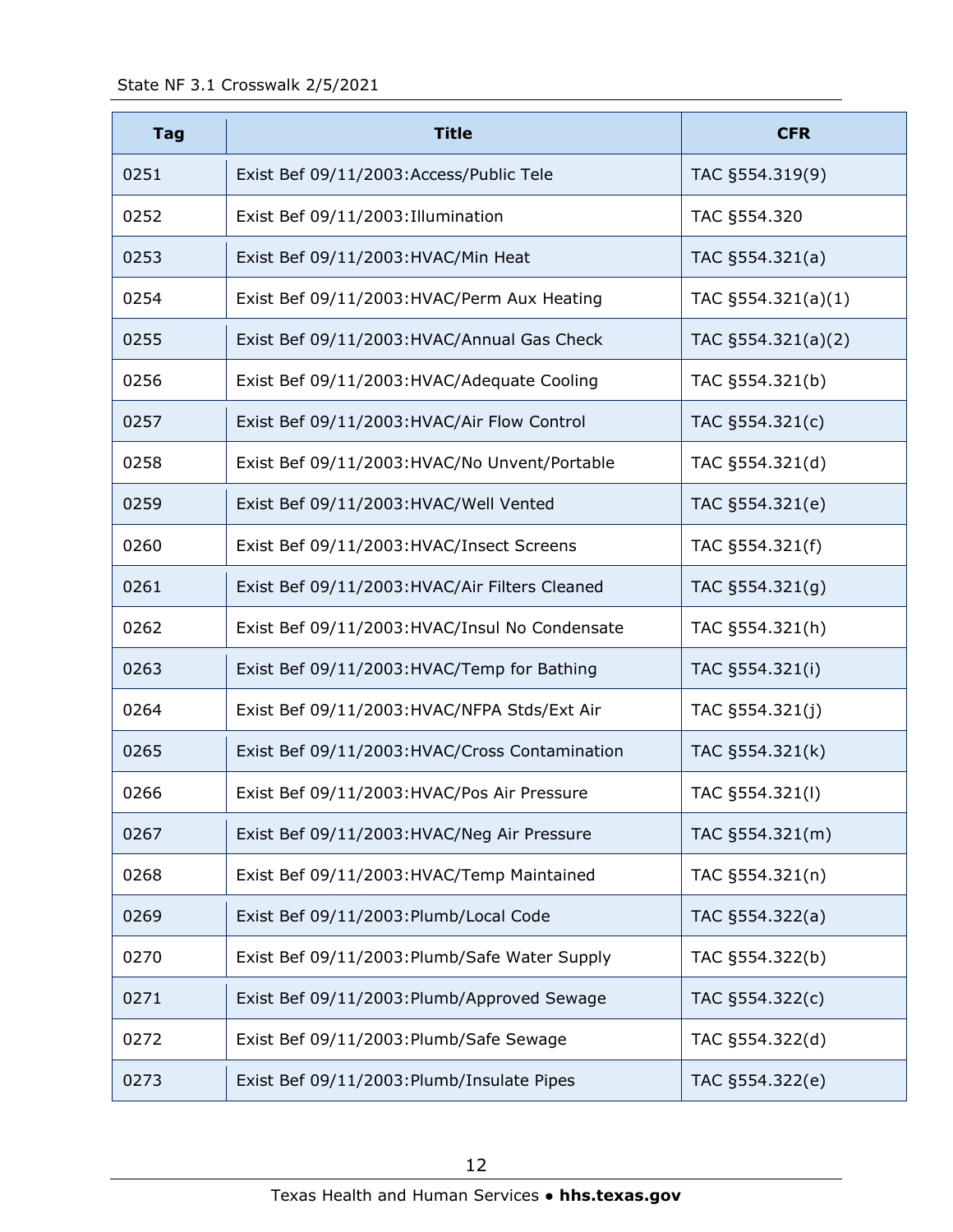| Tag | Title | CFR |
|---|---|---|
| 0251 | Exist Bef 09/11/2003:Access/Public Tele | TAC §554.319(9) |
| 0252 | Exist Bef 09/11/2003:Illumination | TAC §554.320 |
| 0253 | Exist Bef 09/11/2003:HVAC/Min Heat | TAC §554.321(a) |
| 0254 | Exist Bef 09/11/2003:HVAC/Perm Aux Heating | TAC §554.321(a)(1) |
| 0255 | Exist Bef 09/11/2003:HVAC/Annual Gas Check | TAC §554.321(a)(2) |
| 0256 | Exist Bef 09/11/2003:HVAC/Adequate Cooling | TAC §554.321(b) |
| 0257 | Exist Bef 09/11/2003:HVAC/Air Flow Control | TAC §554.321(c) |
| 0258 | Exist Bef 09/11/2003:HVAC/No Unvent/Portable | TAC §554.321(d) |
| 0259 | Exist Bef 09/11/2003:HVAC/Well Vented | TAC §554.321(e) |
| 0260 | Exist Bef 09/11/2003:HVAC/Insect Screens | TAC §554.321(f) |
| 0261 | Exist Bef 09/11/2003:HVAC/Air Filters Cleaned | TAC §554.321(g) |
| 0262 | Exist Bef 09/11/2003:HVAC/Insul No Condensate | TAC §554.321(h) |
| 0263 | Exist Bef 09/11/2003:HVAC/Temp for Bathing | TAC §554.321(i) |
| 0264 | Exist Bef 09/11/2003:HVAC/NFPA Stds/Ext Air | TAC §554.321(j) |
| 0265 | Exist Bef 09/11/2003:HVAC/Cross Contamination | TAC §554.321(k) |
| 0266 | Exist Bef 09/11/2003:HVAC/Pos Air Pressure | TAC §554.321(l) |
| 0267 | Exist Bef 09/11/2003:HVAC/Neg Air Pressure | TAC §554.321(m) |
| 0268 | Exist Bef 09/11/2003:HVAC/Temp Maintained | TAC §554.321(n) |
| 0269 | Exist Bef 09/11/2003:Plumb/Local Code | TAC §554.322(a) |
| 0270 | Exist Bef 09/11/2003:Plumb/Safe Water Supply | TAC §554.322(b) |
| 0271 | Exist Bef 09/11/2003:Plumb/Approved Sewage | TAC §554.322(c) |
| 0272 | Exist Bef 09/11/2003:Plumb/Safe Sewage | TAC §554.322(d) |
| 0273 | Exist Bef 09/11/2003:Plumb/Insulate Pipes | TAC §554.322(e) |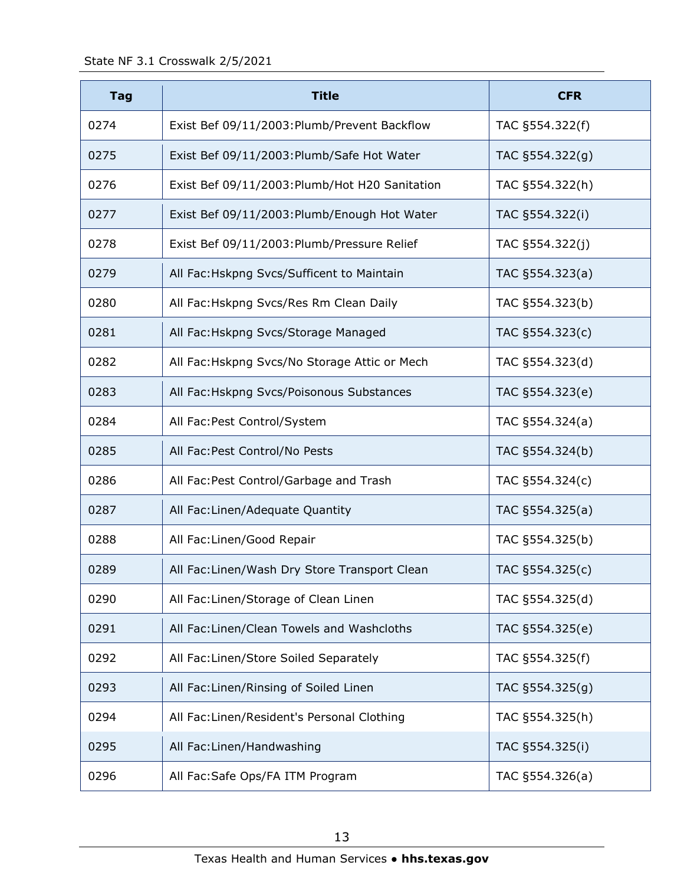| Tag | Title | CFR |
|---|---|---|
| 0274 | Exist Bef 09/11/2003:Plumb/Prevent Backflow | TAC §554.322(f) |
| 0275 | Exist Bef 09/11/2003:Plumb/Safe Hot Water | TAC §554.322(g) |
| 0276 | Exist Bef 09/11/2003:Plumb/Hot H20 Sanitation | TAC §554.322(h) |
| 0277 | Exist Bef 09/11/2003:Plumb/Enough Hot Water | TAC §554.322(i) |
| 0278 | Exist Bef 09/11/2003:Plumb/Pressure Relief | TAC §554.322(j) |
| 0279 | All Fac:Hskpng Svcs/Sufficent to Maintain | TAC §554.323(a) |
| 0280 | All Fac:Hskpng Svcs/Res Rm Clean Daily | TAC §554.323(b) |
| 0281 | All Fac:Hskpng Svcs/Storage Managed | TAC §554.323(c) |
| 0282 | All Fac:Hskpng Svcs/No Storage Attic or Mech | TAC §554.323(d) |
| 0283 | All Fac:Hskpng Svcs/Poisonous Substances | TAC §554.323(e) |
| 0284 | All Fac:Pest Control/System | TAC §554.324(a) |
| 0285 | All Fac:Pest Control/No Pests | TAC §554.324(b) |
| 0286 | All Fac:Pest Control/Garbage and Trash | TAC §554.324(c) |
| 0287 | All Fac:Linen/Adequate Quantity | TAC §554.325(a) |
| 0288 | All Fac:Linen/Good Repair | TAC §554.325(b) |
| 0289 | All Fac:Linen/Wash Dry Store Transport Clean | TAC §554.325(c) |
| 0290 | All Fac:Linen/Storage of Clean Linen | TAC §554.325(d) |
| 0291 | All Fac:Linen/Clean Towels and Washcloths | TAC §554.325(e) |
| 0292 | All Fac:Linen/Store Soiled Separately | TAC §554.325(f) |
| 0293 | All Fac:Linen/Rinsing of Soiled Linen | TAC §554.325(g) |
| 0294 | All Fac:Linen/Resident's Personal Clothing | TAC §554.325(h) |
| 0295 | All Fac:Linen/Handwashing | TAC §554.325(i) |
| 0296 | All Fac:Safe Ops/FA ITM Program | TAC §554.326(a) |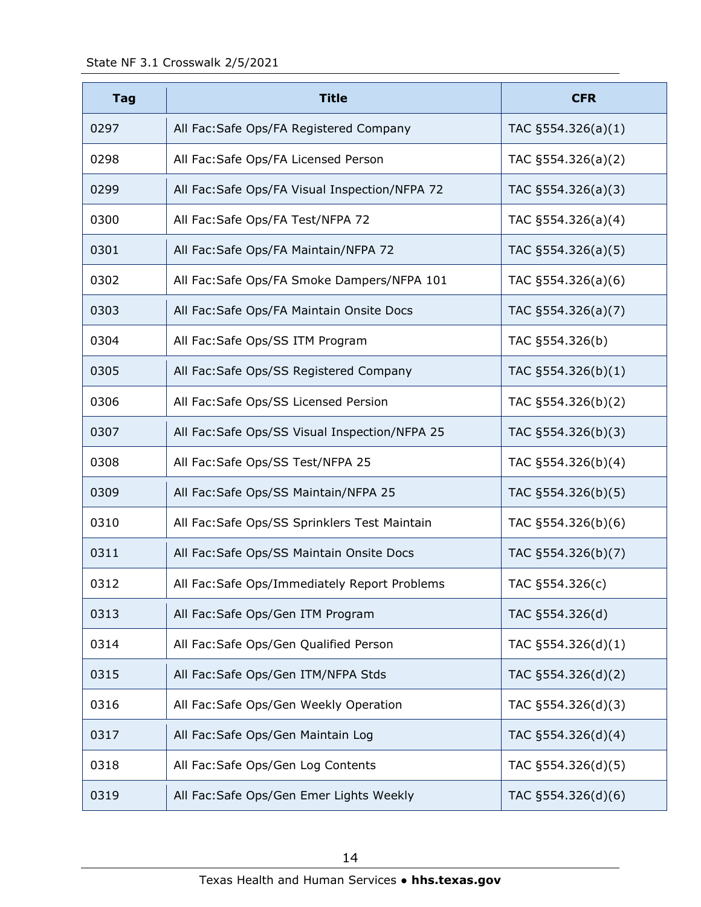| Tag | Title | CFR |
|---|---|---|
| 0297 | All Fac:Safe Ops/FA Registered Company | TAC §554.326(a)(1) |
| 0298 | All Fac:Safe Ops/FA Licensed Person | TAC §554.326(a)(2) |
| 0299 | All Fac:Safe Ops/FA Visual Inspection/NFPA 72 | TAC §554.326(a)(3) |
| 0300 | All Fac:Safe Ops/FA Test/NFPA 72 | TAC §554.326(a)(4) |
| 0301 | All Fac:Safe Ops/FA Maintain/NFPA 72 | TAC §554.326(a)(5) |
| 0302 | All Fac:Safe Ops/FA Smoke Dampers/NFPA 101 | TAC §554.326(a)(6) |
| 0303 | All Fac:Safe Ops/FA Maintain Onsite Docs | TAC §554.326(a)(7) |
| 0304 | All Fac:Safe Ops/SS ITM Program | TAC §554.326(b) |
| 0305 | All Fac:Safe Ops/SS Registered Company | TAC §554.326(b)(1) |
| 0306 | All Fac:Safe Ops/SS Licensed Persion | TAC §554.326(b)(2) |
| 0307 | All Fac:Safe Ops/SS Visual Inspection/NFPA 25 | TAC §554.326(b)(3) |
| 0308 | All Fac:Safe Ops/SS Test/NFPA 25 | TAC §554.326(b)(4) |
| 0309 | All Fac:Safe Ops/SS Maintain/NFPA 25 | TAC §554.326(b)(5) |
| 0310 | All Fac:Safe Ops/SS Sprinklers Test Maintain | TAC §554.326(b)(6) |
| 0311 | All Fac:Safe Ops/SS Maintain Onsite Docs | TAC §554.326(b)(7) |
| 0312 | All Fac:Safe Ops/Immediately Report Problems | TAC §554.326(c) |
| 0313 | All Fac:Safe Ops/Gen ITM Program | TAC §554.326(d) |
| 0314 | All Fac:Safe Ops/Gen Qualified Person | TAC §554.326(d)(1) |
| 0315 | All Fac:Safe Ops/Gen ITM/NFPA Stds | TAC §554.326(d)(2) |
| 0316 | All Fac:Safe Ops/Gen Weekly Operation | TAC §554.326(d)(3) |
| 0317 | All Fac:Safe Ops/Gen Maintain Log | TAC §554.326(d)(4) |
| 0318 | All Fac:Safe Ops/Gen Log Contents | TAC §554.326(d)(5) |
| 0319 | All Fac:Safe Ops/Gen Emer Lights Weekly | TAC §554.326(d)(6) |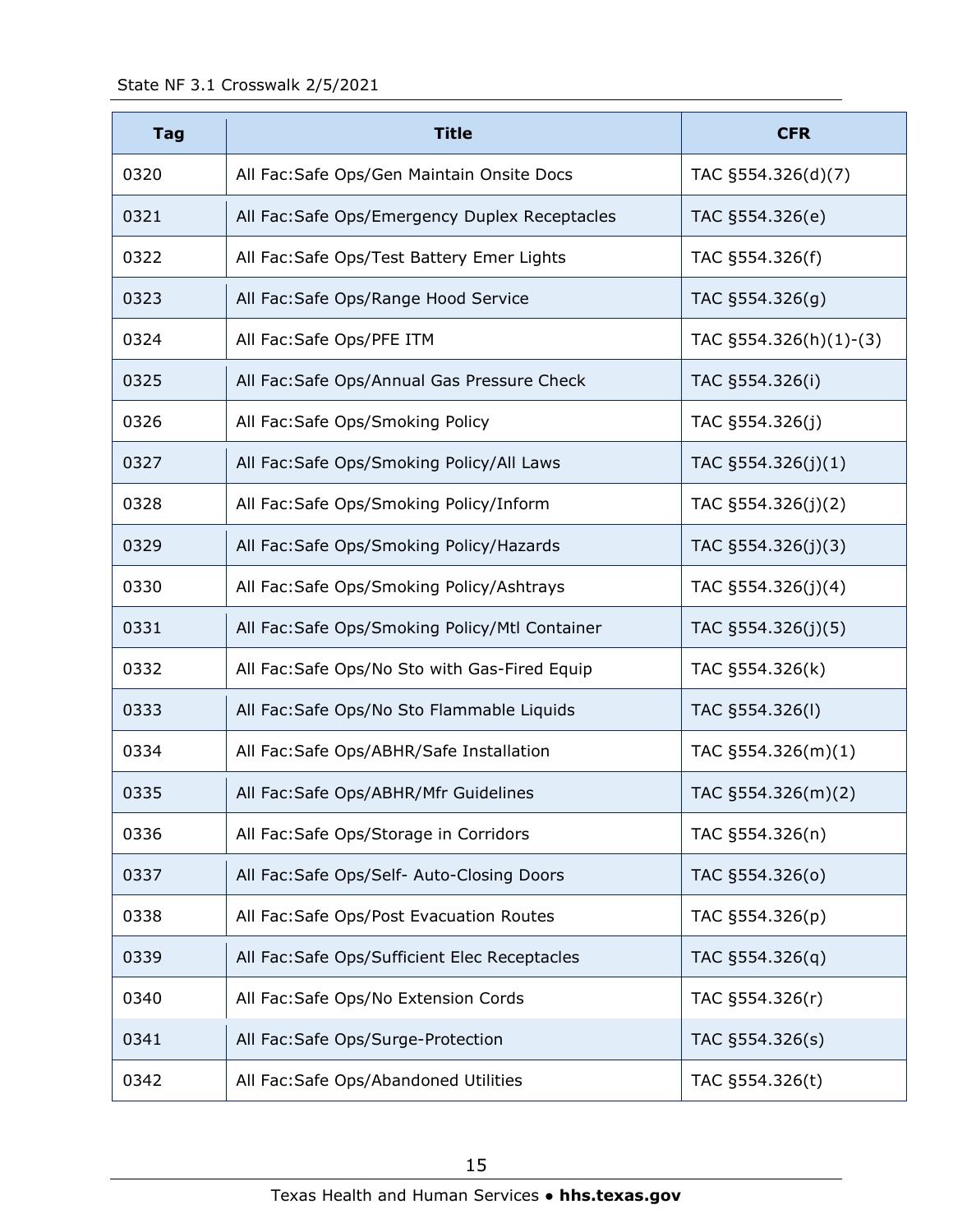| Tag | Title | CFR |
|---|---|---|
| 0320 | All Fac:Safe Ops/Gen Maintain Onsite Docs | TAC §554.326(d)(7) |
| 0321 | All Fac:Safe Ops/Emergency Duplex Receptacles | TAC §554.326(e) |
| 0322 | All Fac:Safe Ops/Test Battery Emer Lights | TAC §554.326(f) |
| 0323 | All Fac:Safe Ops/Range Hood Service | TAC §554.326(g) |
| 0324 | All Fac:Safe Ops/PFE ITM | TAC §554.326(h)(1)-(3) |
| 0325 | All Fac:Safe Ops/Annual Gas Pressure Check | TAC §554.326(i) |
| 0326 | All Fac:Safe Ops/Smoking Policy | TAC §554.326(j) |
| 0327 | All Fac:Safe Ops/Smoking Policy/All Laws | TAC §554.326(j)(1) |
| 0328 | All Fac:Safe Ops/Smoking Policy/Inform | TAC §554.326(j)(2) |
| 0329 | All Fac:Safe Ops/Smoking Policy/Hazards | TAC §554.326(j)(3) |
| 0330 | All Fac:Safe Ops/Smoking Policy/Ashtrays | TAC §554.326(j)(4) |
| 0331 | All Fac:Safe Ops/Smoking Policy/Mtl Container | TAC §554.326(j)(5) |
| 0332 | All Fac:Safe Ops/No Sto with Gas-Fired Equip | TAC §554.326(k) |
| 0333 | All Fac:Safe Ops/No Sto Flammable Liquids | TAC §554.326(l) |
| 0334 | All Fac:Safe Ops/ABHR/Safe Installation | TAC §554.326(m)(1) |
| 0335 | All Fac:Safe Ops/ABHR/Mfr Guidelines | TAC §554.326(m)(2) |
| 0336 | All Fac:Safe Ops/Storage in Corridors | TAC §554.326(n) |
| 0337 | All Fac:Safe Ops/Self- Auto-Closing Doors | TAC §554.326(o) |
| 0338 | All Fac:Safe Ops/Post Evacuation Routes | TAC §554.326(p) |
| 0339 | All Fac:Safe Ops/Sufficient Elec Receptacles | TAC §554.326(q) |
| 0340 | All Fac:Safe Ops/No Extension Cords | TAC §554.326(r) |
| 0341 | All Fac:Safe Ops/Surge-Protection | TAC §554.326(s) |
| 0342 | All Fac:Safe Ops/Abandoned Utilities | TAC §554.326(t) |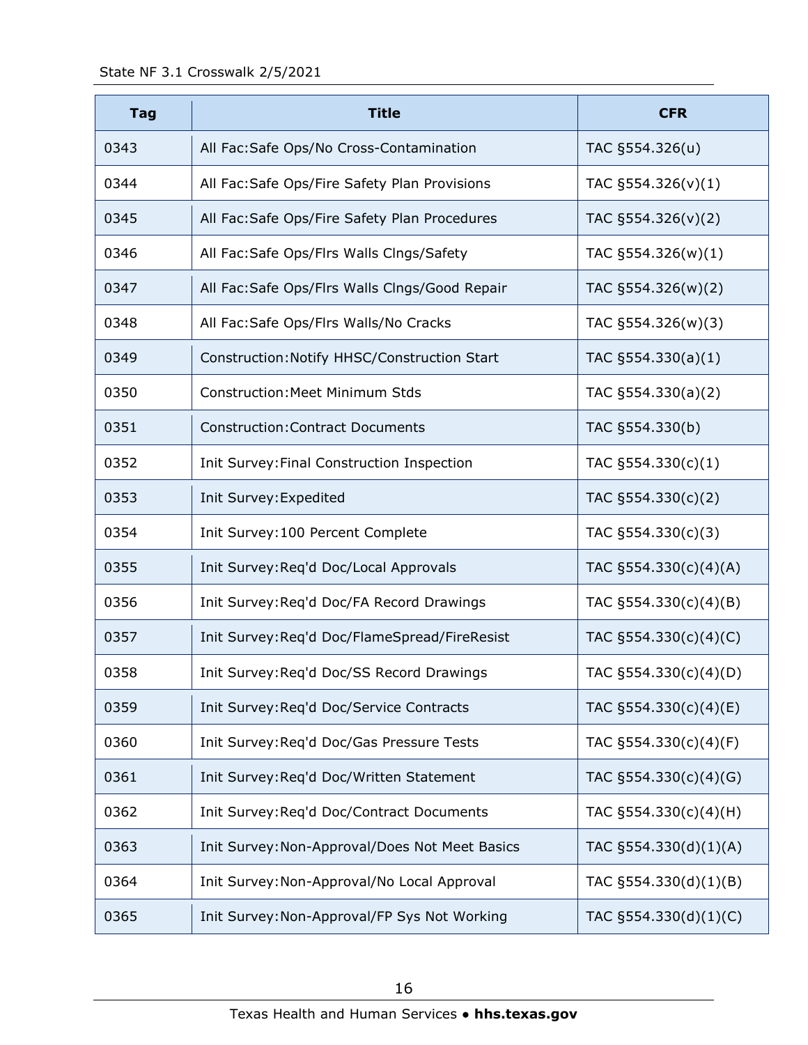| Tag | Title | CFR |
|---|---|---|
| 0343 | All Fac:Safe Ops/No Cross-Contamination | TAC §554.326(u) |
| 0344 | All Fac:Safe Ops/Fire Safety Plan Provisions | TAC §554.326(v)(1) |
| 0345 | All Fac:Safe Ops/Fire Safety Plan Procedures | TAC §554.326(v)(2) |
| 0346 | All Fac:Safe Ops/Flrs Walls Clngs/Safety | TAC §554.326(w)(1) |
| 0347 | All Fac:Safe Ops/Flrs Walls Clngs/Good Repair | TAC §554.326(w)(2) |
| 0348 | All Fac:Safe Ops/Flrs Walls/No Cracks | TAC §554.326(w)(3) |
| 0349 | Construction:Notify HHSC/Construction Start | TAC §554.330(a)(1) |
| 0350 | Construction:Meet Minimum Stds | TAC §554.330(a)(2) |
| 0351 | Construction:Contract Documents | TAC §554.330(b) |
| 0352 | Init Survey:Final Construction Inspection | TAC §554.330(c)(1) |
| 0353 | Init Survey:Expedited | TAC §554.330(c)(2) |
| 0354 | Init Survey:100 Percent Complete | TAC §554.330(c)(3) |
| 0355 | Init Survey:Req'd Doc/Local Approvals | TAC §554.330(c)(4)(A) |
| 0356 | Init Survey:Req'd Doc/FA Record Drawings | TAC §554.330(c)(4)(B) |
| 0357 | Init Survey:Req'd Doc/FlameSpread/FireResist | TAC §554.330(c)(4)(C) |
| 0358 | Init Survey:Req'd Doc/SS Record Drawings | TAC §554.330(c)(4)(D) |
| 0359 | Init Survey:Req'd Doc/Service Contracts | TAC §554.330(c)(4)(E) |
| 0360 | Init Survey:Req'd Doc/Gas Pressure Tests | TAC §554.330(c)(4)(F) |
| 0361 | Init Survey:Req'd Doc/Written Statement | TAC §554.330(c)(4)(G) |
| 0362 | Init Survey:Req'd Doc/Contract Documents | TAC §554.330(c)(4)(H) |
| 0363 | Init Survey:Non-Approval/Does Not Meet Basics | TAC §554.330(d)(1)(A) |
| 0364 | Init Survey:Non-Approval/No Local Approval | TAC §554.330(d)(1)(B) |
| 0365 | Init Survey:Non-Approval/FP Sys Not Working | TAC §554.330(d)(1)(C) |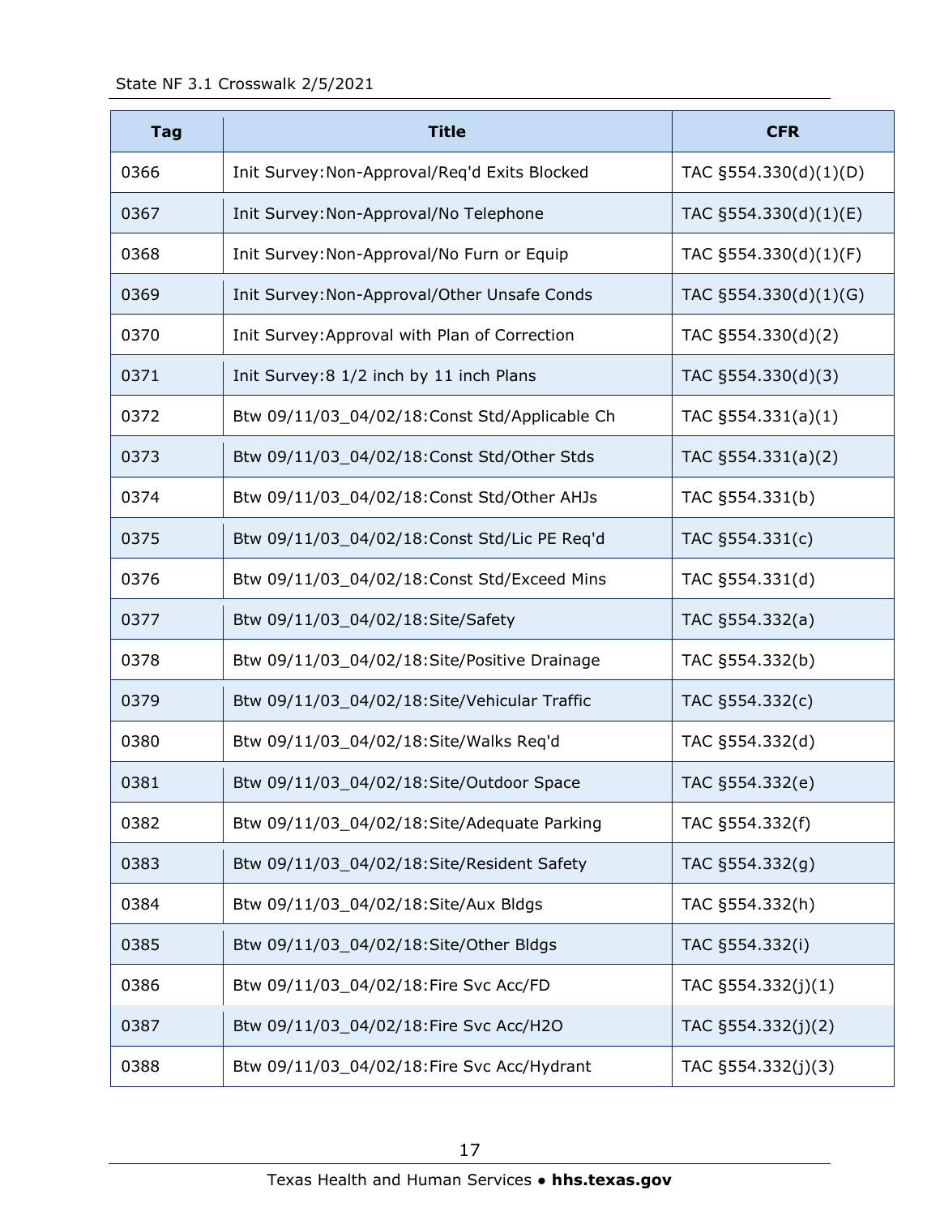| Tag | Title | CFR |
| --- | --- | --- |
| 0366 | Init Survey:Non-Approval/Req'd Exits Blocked | TAC §554.330(d)(1)(D) |
| 0367 | Init Survey:Non-Approval/No Telephone | TAC §554.330(d)(1)(E) |
| 0368 | Init Survey:Non-Approval/No Furn or Equip | TAC §554.330(d)(1)(F) |
| 0369 | Init Survey:Non-Approval/Other Unsafe Conds | TAC §554.330(d)(1)(G) |
| 0370 | Init Survey:Approval with Plan of Correction | TAC §554.330(d)(2) |
| 0371 | Init Survey:8 1/2 inch by 11 inch Plans | TAC §554.330(d)(3) |
| 0372 | Btw 09/11/03_04/02/18:Const Std/Applicable Ch | TAC §554.331(a)(1) |
| 0373 | Btw 09/11/03_04/02/18:Const Std/Other Stds | TAC §554.331(a)(2) |
| 0374 | Btw 09/11/03_04/02/18:Const Std/Other AHJs | TAC §554.331(b) |
| 0375 | Btw 09/11/03_04/02/18:Const Std/Lic PE Req'd | TAC §554.331(c) |
| 0376 | Btw 09/11/03_04/02/18:Const Std/Exceed Mins | TAC §554.331(d) |
| 0377 | Btw 09/11/03_04/02/18:Site/Safety | TAC §554.332(a) |
| 0378 | Btw 09/11/03_04/02/18:Site/Positive Drainage | TAC §554.332(b) |
| 0379 | Btw 09/11/03_04/02/18:Site/Vehicular Traffic | TAC §554.332(c) |
| 0380 | Btw 09/11/03_04/02/18:Site/Walks Req'd | TAC §554.332(d) |
| 0381 | Btw 09/11/03_04/02/18:Site/Outdoor Space | TAC §554.332(e) |
| 0382 | Btw 09/11/03_04/02/18:Site/Adequate Parking | TAC §554.332(f) |
| 0383 | Btw 09/11/03_04/02/18:Site/Resident Safety | TAC §554.332(g) |
| 0384 | Btw 09/11/03_04/02/18:Site/Aux Bldgs | TAC §554.332(h) |
| 0385 | Btw 09/11/03_04/02/18:Site/Other Bldgs | TAC §554.332(i) |
| 0386 | Btw 09/11/03_04/02/18:Fire Svc Acc/FD | TAC §554.332(j)(1) |
| 0387 | Btw 09/11/03_04/02/18:Fire Svc Acc/H2O | TAC §554.332(j)(2) |
| 0388 | Btw 09/11/03_04/02/18:Fire Svc Acc/Hydrant | TAC §554.332(j)(3) |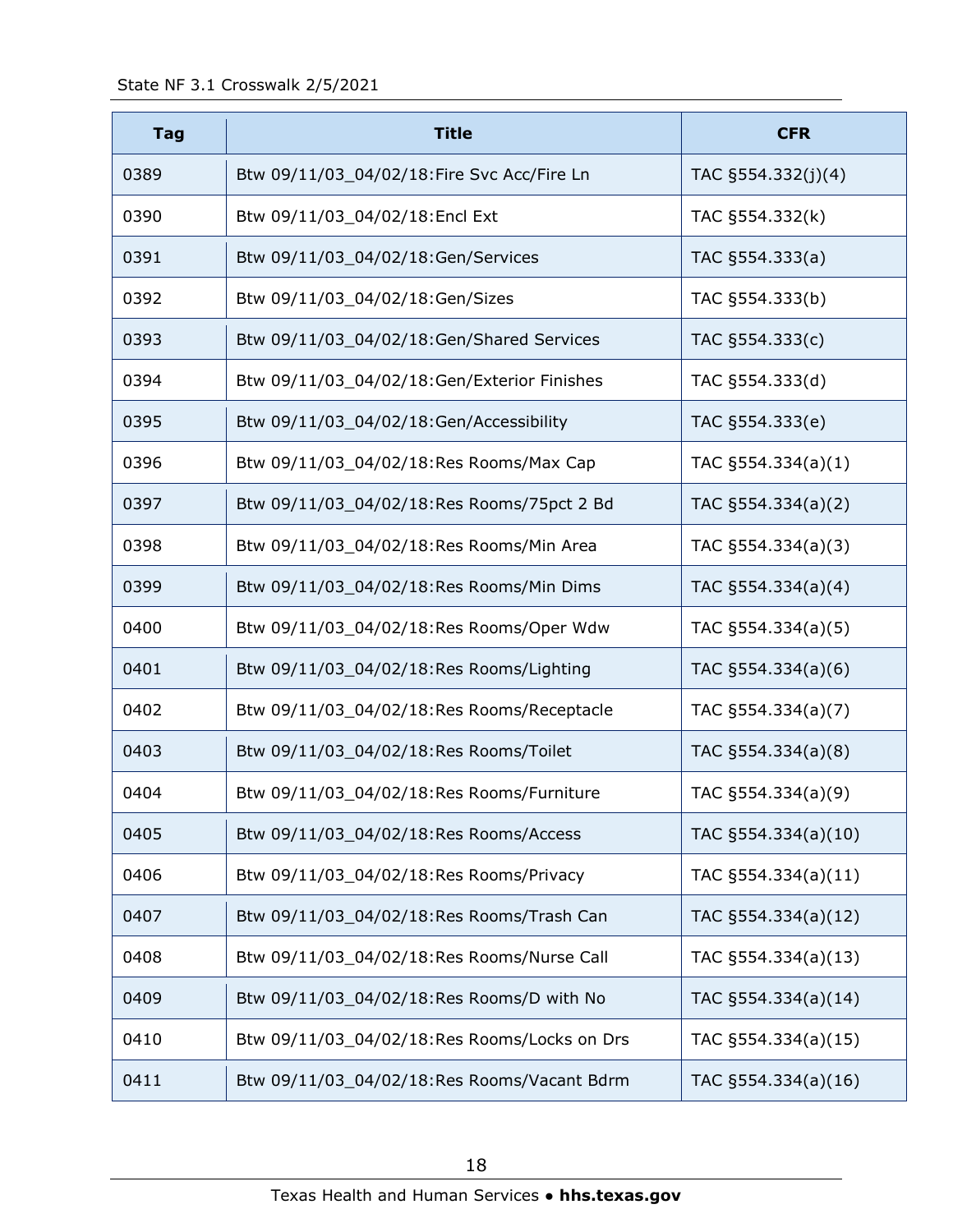| Tag | Title | CFR |
|---|---|---|
| 0389 | Btw 09/11/03_04/02/18:Fire Svc Acc/Fire Ln | TAC §554.332(j)(4) |
| 0390 | Btw 09/11/03_04/02/18:Encl Ext | TAC §554.332(k) |
| 0391 | Btw 09/11/03_04/02/18:Gen/Services | TAC §554.333(a) |
| 0392 | Btw 09/11/03_04/02/18:Gen/Sizes | TAC §554.333(b) |
| 0393 | Btw 09/11/03_04/02/18:Gen/Shared Services | TAC §554.333(c) |
| 0394 | Btw 09/11/03_04/02/18:Gen/Exterior Finishes | TAC §554.333(d) |
| 0395 | Btw 09/11/03_04/02/18:Gen/Accessibility | TAC §554.333(e) |
| 0396 | Btw 09/11/03_04/02/18:Res Rooms/Max Cap | TAC §554.334(a)(1) |
| 0397 | Btw 09/11/03_04/02/18:Res Rooms/75pct 2 Bd | TAC §554.334(a)(2) |
| 0398 | Btw 09/11/03_04/02/18:Res Rooms/Min Area | TAC §554.334(a)(3) |
| 0399 | Btw 09/11/03_04/02/18:Res Rooms/Min Dims | TAC §554.334(a)(4) |
| 0400 | Btw 09/11/03_04/02/18:Res Rooms/Oper Wdw | TAC §554.334(a)(5) |
| 0401 | Btw 09/11/03_04/02/18:Res Rooms/Lighting | TAC §554.334(a)(6) |
| 0402 | Btw 09/11/03_04/02/18:Res Rooms/Receptacle | TAC §554.334(a)(7) |
| 0403 | Btw 09/11/03_04/02/18:Res Rooms/Toilet | TAC §554.334(a)(8) |
| 0404 | Btw 09/11/03_04/02/18:Res Rooms/Furniture | TAC §554.334(a)(9) |
| 0405 | Btw 09/11/03_04/02/18:Res Rooms/Access | TAC §554.334(a)(10) |
| 0406 | Btw 09/11/03_04/02/18:Res Rooms/Privacy | TAC §554.334(a)(11) |
| 0407 | Btw 09/11/03_04/02/18:Res Rooms/Trash Can | TAC §554.334(a)(12) |
| 0408 | Btw 09/11/03_04/02/18:Res Rooms/Nurse Call | TAC §554.334(a)(13) |
| 0409 | Btw 09/11/03_04/02/18:Res Rooms/D with No | TAC §554.334(a)(14) |
| 0410 | Btw 09/11/03_04/02/18:Res Rooms/Locks on Drs | TAC §554.334(a)(15) |
| 0411 | Btw 09/11/03_04/02/18:Res Rooms/Vacant Bdrm | TAC §554.334(a)(16) |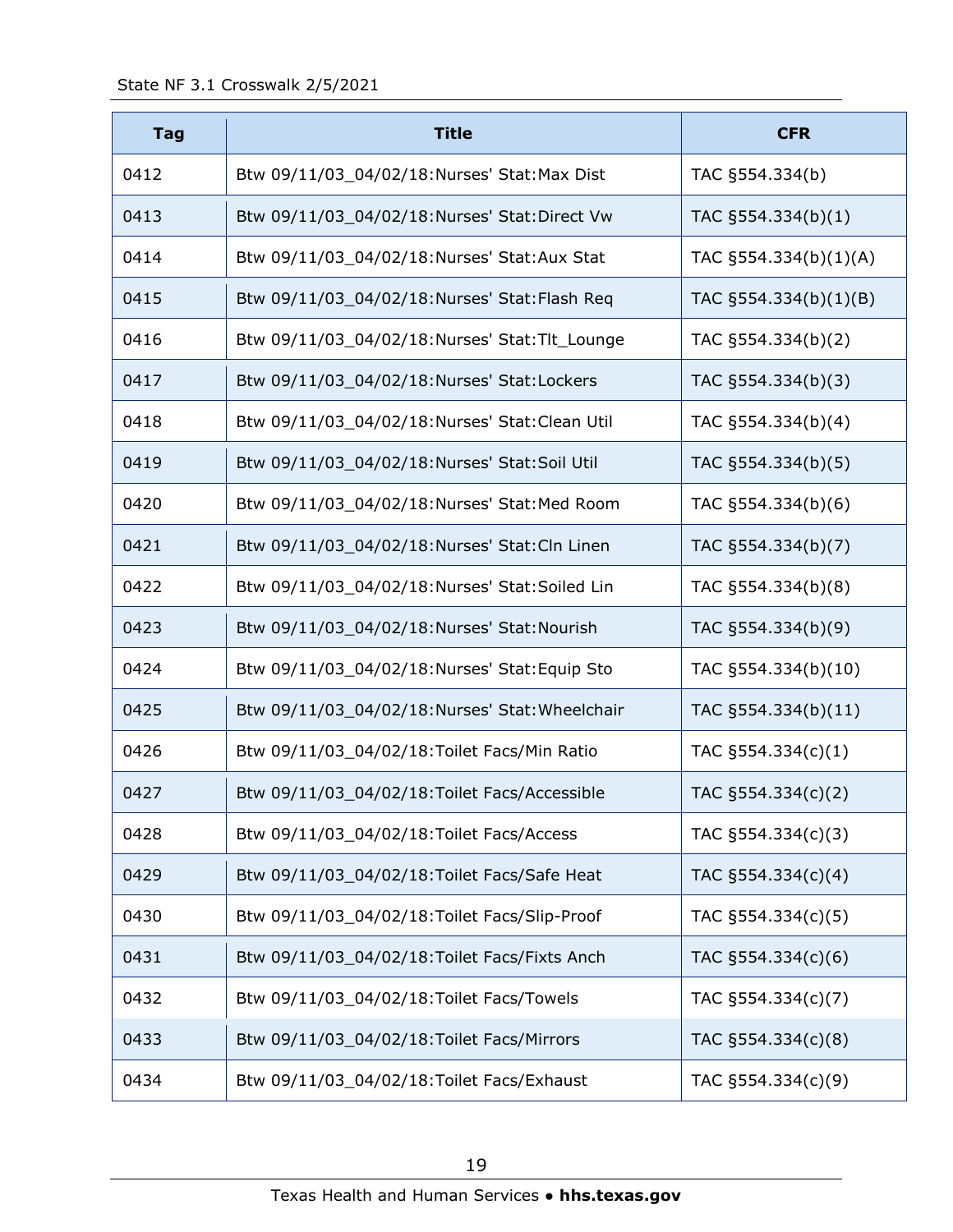| Tag | Title | CFR |
|---|---|---|
| 0412 | Btw 09/11/03_04/02/18:Nurses' Stat:Max Dist | TAC §554.334(b) |
| 0413 | Btw 09/11/03_04/02/18:Nurses' Stat:Direct Vw | TAC §554.334(b)(1) |
| 0414 | Btw 09/11/03_04/02/18:Nurses' Stat:Aux Stat | TAC §554.334(b)(1)(A) |
| 0415 | Btw 09/11/03_04/02/18:Nurses' Stat:Flash Req | TAC §554.334(b)(1)(B) |
| 0416 | Btw 09/11/03_04/02/18:Nurses' Stat:Tlt_Lounge | TAC §554.334(b)(2) |
| 0417 | Btw 09/11/03_04/02/18:Nurses' Stat:Lockers | TAC §554.334(b)(3) |
| 0418 | Btw 09/11/03_04/02/18:Nurses' Stat:Clean Util | TAC §554.334(b)(4) |
| 0419 | Btw 09/11/03_04/02/18:Nurses' Stat:Soil Util | TAC §554.334(b)(5) |
| 0420 | Btw 09/11/03_04/02/18:Nurses' Stat:Med Room | TAC §554.334(b)(6) |
| 0421 | Btw 09/11/03_04/02/18:Nurses' Stat:Cln Linen | TAC §554.334(b)(7) |
| 0422 | Btw 09/11/03_04/02/18:Nurses' Stat:Soiled Lin | TAC §554.334(b)(8) |
| 0423 | Btw 09/11/03_04/02/18:Nurses' Stat:Nourish | TAC §554.334(b)(9) |
| 0424 | Btw 09/11/03_04/02/18:Nurses' Stat:Equip Sto | TAC §554.334(b)(10) |
| 0425 | Btw 09/11/03_04/02/18:Nurses' Stat:Wheelchair | TAC §554.334(b)(11) |
| 0426 | Btw 09/11/03_04/02/18:Toilet Facs/Min Ratio | TAC §554.334(c)(1) |
| 0427 | Btw 09/11/03_04/02/18:Toilet Facs/Accessible | TAC §554.334(c)(2) |
| 0428 | Btw 09/11/03_04/02/18:Toilet Facs/Access | TAC §554.334(c)(3) |
| 0429 | Btw 09/11/03_04/02/18:Toilet Facs/Safe Heat | TAC §554.334(c)(4) |
| 0430 | Btw 09/11/03_04/02/18:Toilet Facs/Slip-Proof | TAC §554.334(c)(5) |
| 0431 | Btw 09/11/03_04/02/18:Toilet Facs/Fixts Anch | TAC §554.334(c)(6) |
| 0432 | Btw 09/11/03_04/02/18:Toilet Facs/Towels | TAC §554.334(c)(7) |
| 0433 | Btw 09/11/03_04/02/18:Toilet Facs/Mirrors | TAC §554.334(c)(8) |
| 0434 | Btw 09/11/03_04/02/18:Toilet Facs/Exhaust | TAC §554.334(c)(9) |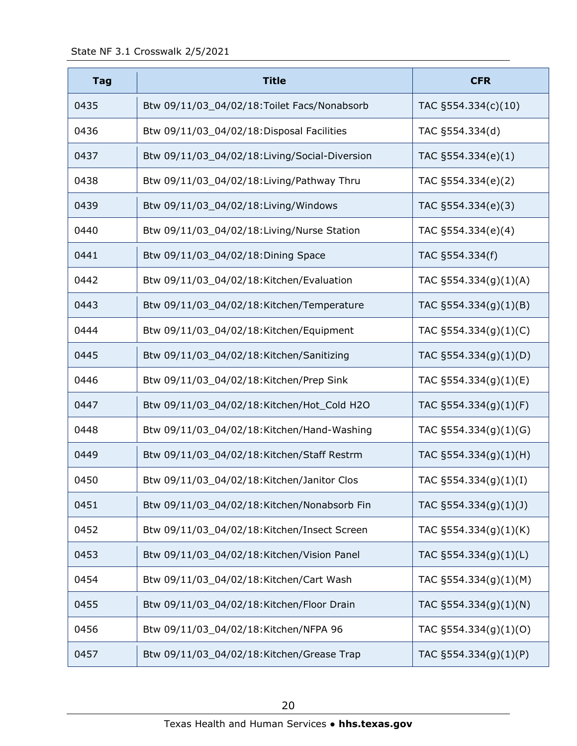| Tag | Title | CFR |
| --- | --- | --- |
| 0435 | Btw 09/11/03_04/02/18:Toilet Facs/Nonabsorb | TAC §554.334(c)(10) |
| 0436 | Btw 09/11/03_04/02/18:Disposal Facilities | TAC §554.334(d) |
| 0437 | Btw 09/11/03_04/02/18:Living/Social-Diversion | TAC §554.334(e)(1) |
| 0438 | Btw 09/11/03_04/02/18:Living/Pathway Thru | TAC §554.334(e)(2) |
| 0439 | Btw 09/11/03_04/02/18:Living/Windows | TAC §554.334(e)(3) |
| 0440 | Btw 09/11/03_04/02/18:Living/Nurse Station | TAC §554.334(e)(4) |
| 0441 | Btw 09/11/03_04/02/18:Dining Space | TAC §554.334(f) |
| 0442 | Btw 09/11/03_04/02/18:Kitchen/Evaluation | TAC §554.334(g)(1)(A) |
| 0443 | Btw 09/11/03_04/02/18:Kitchen/Temperature | TAC §554.334(g)(1)(B) |
| 0444 | Btw 09/11/03_04/02/18:Kitchen/Equipment | TAC §554.334(g)(1)(C) |
| 0445 | Btw 09/11/03_04/02/18:Kitchen/Sanitizing | TAC §554.334(g)(1)(D) |
| 0446 | Btw 09/11/03_04/02/18:Kitchen/Prep Sink | TAC §554.334(g)(1)(E) |
| 0447 | Btw 09/11/03_04/02/18:Kitchen/Hot_Cold H2O | TAC §554.334(g)(1)(F) |
| 0448 | Btw 09/11/03_04/02/18:Kitchen/Hand-Washing | TAC §554.334(g)(1)(G) |
| 0449 | Btw 09/11/03_04/02/18:Kitchen/Staff Restrm | TAC §554.334(g)(1)(H) |
| 0450 | Btw 09/11/03_04/02/18:Kitchen/Janitor Clos | TAC §554.334(g)(1)(I) |
| 0451 | Btw 09/11/03_04/02/18:Kitchen/Nonabsorb Fin | TAC §554.334(g)(1)(J) |
| 0452 | Btw 09/11/03_04/02/18:Kitchen/Insect Screen | TAC §554.334(g)(1)(K) |
| 0453 | Btw 09/11/03_04/02/18:Kitchen/Vision Panel | TAC §554.334(g)(1)(L) |
| 0454 | Btw 09/11/03_04/02/18:Kitchen/Cart Wash | TAC §554.334(g)(1)(M) |
| 0455 | Btw 09/11/03_04/02/18:Kitchen/Floor Drain | TAC §554.334(g)(1)(N) |
| 0456 | Btw 09/11/03_04/02/18:Kitchen/NFPA 96 | TAC §554.334(g)(1)(O) |
| 0457 | Btw 09/11/03_04/02/18:Kitchen/Grease Trap | TAC §554.334(g)(1)(P) |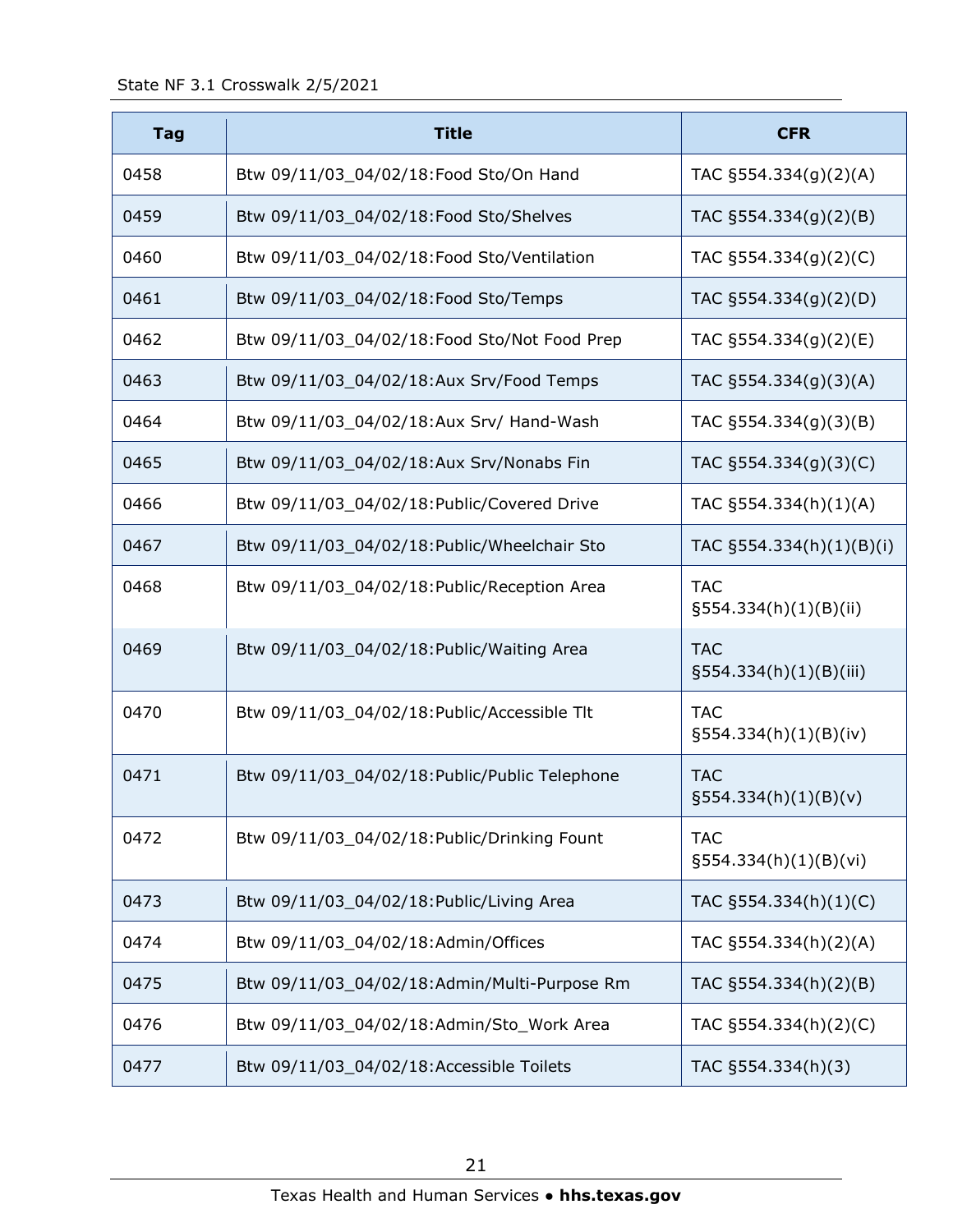| Tag | Title | CFR |
|---|---|---|
| 0458 | Btw 09/11/03_04/02/18:Food Sto/On Hand | TAC §554.334(g)(2)(A) |
| 0459 | Btw 09/11/03_04/02/18:Food Sto/Shelves | TAC §554.334(g)(2)(B) |
| 0460 | Btw 09/11/03_04/02/18:Food Sto/Ventilation | TAC §554.334(g)(2)(C) |
| 0461 | Btw 09/11/03_04/02/18:Food Sto/Temps | TAC §554.334(g)(2)(D) |
| 0462 | Btw 09/11/03_04/02/18:Food Sto/Not Food Prep | TAC §554.334(g)(2)(E) |
| 0463 | Btw 09/11/03_04/02/18:Aux Srv/Food Temps | TAC §554.334(g)(3)(A) |
| 0464 | Btw 09/11/03_04/02/18:Aux Srv/ Hand-Wash | TAC §554.334(g)(3)(B) |
| 0465 | Btw 09/11/03_04/02/18:Aux Srv/Nonabs Fin | TAC §554.334(g)(3)(C) |
| 0466 | Btw 09/11/03_04/02/18:Public/Covered Drive | TAC §554.334(h)(1)(A) |
| 0467 | Btw 09/11/03_04/02/18:Public/Wheelchair Sto | TAC §554.334(h)(1)(B)(i) |
| 0468 | Btw 09/11/03_04/02/18:Public/Reception Area | TAC §554.334(h)(1)(B)(ii) |
| 0469 | Btw 09/11/03_04/02/18:Public/Waiting Area | TAC §554.334(h)(1)(B)(iii) |
| 0470 | Btw 09/11/03_04/02/18:Public/Accessible Tlt | TAC §554.334(h)(1)(B)(iv) |
| 0471 | Btw 09/11/03_04/02/18:Public/Public Telephone | TAC §554.334(h)(1)(B)(v) |
| 0472 | Btw 09/11/03_04/02/18:Public/Drinking Fount | TAC §554.334(h)(1)(B)(vi) |
| 0473 | Btw 09/11/03_04/02/18:Public/Living Area | TAC §554.334(h)(1)(C) |
| 0474 | Btw 09/11/03_04/02/18:Admin/Offices | TAC §554.334(h)(2)(A) |
| 0475 | Btw 09/11/03_04/02/18:Admin/Multi-Purpose Rm | TAC §554.334(h)(2)(B) |
| 0476 | Btw 09/11/03_04/02/18:Admin/Sto_Work Area | TAC §554.334(h)(2)(C) |
| 0477 | Btw 09/11/03_04/02/18:Accessible Toilets | TAC §554.334(h)(3) |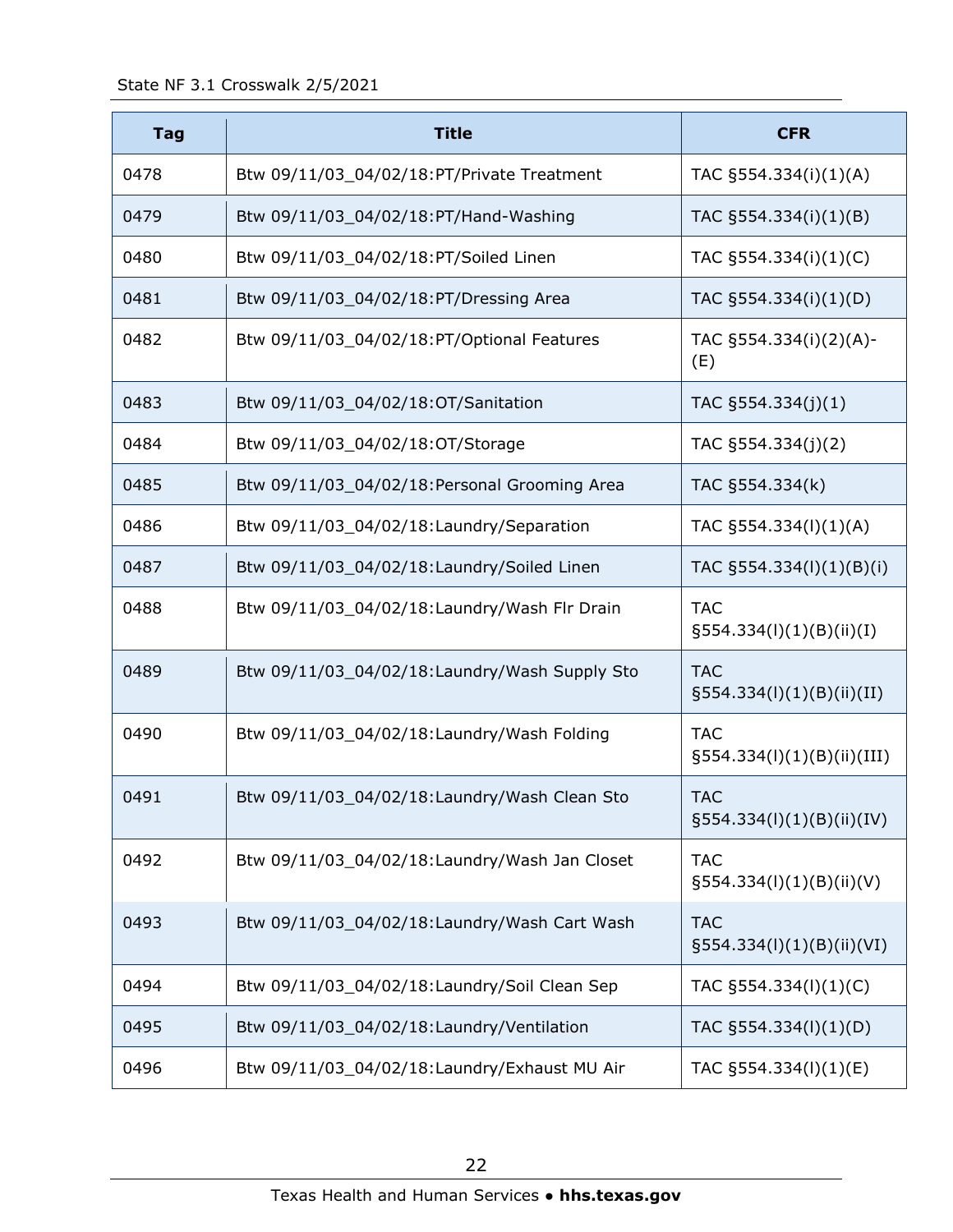| Tag | Title | CFR |
|---|---|---|
| 0478 | Btw 09/11/03_04/02/18:PT/Private Treatment | TAC §554.334(i)(1)(A) |
| 0479 | Btw 09/11/03_04/02/18:PT/Hand-Washing | TAC §554.334(i)(1)(B) |
| 0480 | Btw 09/11/03_04/02/18:PT/Soiled Linen | TAC §554.334(i)(1)(C) |
| 0481 | Btw 09/11/03_04/02/18:PT/Dressing Area | TAC §554.334(i)(1)(D) |
| 0482 | Btw 09/11/03_04/02/18:PT/Optional Features | TAC §554.334(i)(2)(A)-(E) |
| 0483 | Btw 09/11/03_04/02/18:OT/Sanitation | TAC §554.334(j)(1) |
| 0484 | Btw 09/11/03_04/02/18:OT/Storage | TAC §554.334(j)(2) |
| 0485 | Btw 09/11/03_04/02/18:Personal Grooming Area | TAC §554.334(k) |
| 0486 | Btw 09/11/03_04/02/18:Laundry/Separation | TAC §554.334(l)(1)(A) |
| 0487 | Btw 09/11/03_04/02/18:Laundry/Soiled Linen | TAC §554.334(l)(1)(B)(i) |
| 0488 | Btw 09/11/03_04/02/18:Laundry/Wash Flr Drain | TAC §554.334(l)(1)(B)(ii)(I) |
| 0489 | Btw 09/11/03_04/02/18:Laundry/Wash Supply Sto | TAC §554.334(l)(1)(B)(ii)(II) |
| 0490 | Btw 09/11/03_04/02/18:Laundry/Wash Folding | TAC §554.334(l)(1)(B)(ii)(III) |
| 0491 | Btw 09/11/03_04/02/18:Laundry/Wash Clean Sto | TAC §554.334(l)(1)(B)(ii)(IV) |
| 0492 | Btw 09/11/03_04/02/18:Laundry/Wash Jan Closet | TAC §554.334(l)(1)(B)(ii)(V) |
| 0493 | Btw 09/11/03_04/02/18:Laundry/Wash Cart Wash | TAC §554.334(l)(1)(B)(ii)(VI) |
| 0494 | Btw 09/11/03_04/02/18:Laundry/Soil Clean Sep | TAC §554.334(l)(1)(C) |
| 0495 | Btw 09/11/03_04/02/18:Laundry/Ventilation | TAC §554.334(l)(1)(D) |
| 0496 | Btw 09/11/03_04/02/18:Laundry/Exhaust MU Air | TAC §554.334(l)(1)(E) |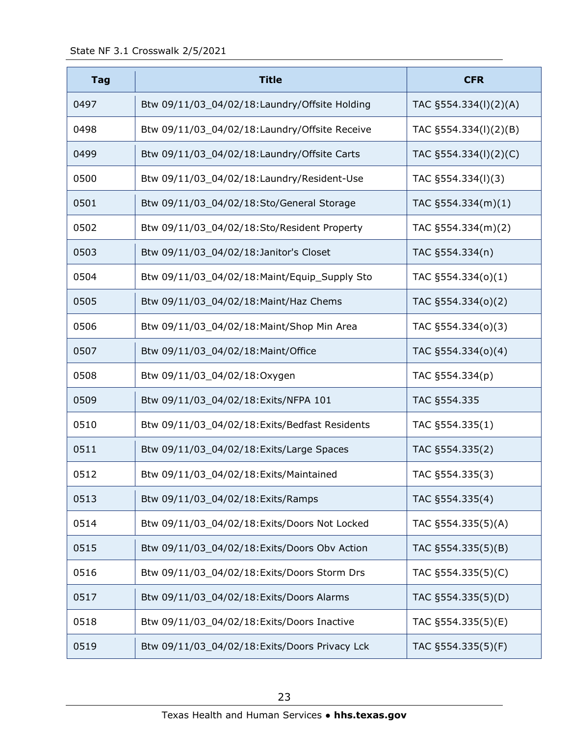| Tag | Title | CFR |
|---|---|---|
| 0497 | Btw 09/11/03_04/02/18:Laundry/Offsite Holding | TAC §554.334(l)(2)(A) |
| 0498 | Btw 09/11/03_04/02/18:Laundry/Offsite Receive | TAC §554.334(l)(2)(B) |
| 0499 | Btw 09/11/03_04/02/18:Laundry/Offsite Carts | TAC §554.334(l)(2)(C) |
| 0500 | Btw 09/11/03_04/02/18:Laundry/Resident-Use | TAC §554.334(l)(3) |
| 0501 | Btw 09/11/03_04/02/18:Sto/General Storage | TAC §554.334(m)(1) |
| 0502 | Btw 09/11/03_04/02/18:Sto/Resident Property | TAC §554.334(m)(2) |
| 0503 | Btw 09/11/03_04/02/18:Janitor's Closet | TAC §554.334(n) |
| 0504 | Btw 09/11/03_04/02/18:Maint/Equip_Supply Sto | TAC §554.334(o)(1) |
| 0505 | Btw 09/11/03_04/02/18:Maint/Haz Chems | TAC §554.334(o)(2) |
| 0506 | Btw 09/11/03_04/02/18:Maint/Shop Min Area | TAC §554.334(o)(3) |
| 0507 | Btw 09/11/03_04/02/18:Maint/Office | TAC §554.334(o)(4) |
| 0508 | Btw 09/11/03_04/02/18:Oxygen | TAC §554.334(p) |
| 0509 | Btw 09/11/03_04/02/18:Exits/NFPA 101 | TAC §554.335 |
| 0510 | Btw 09/11/03_04/02/18:Exits/Bedfast Residents | TAC §554.335(1) |
| 0511 | Btw 09/11/03_04/02/18:Exits/Large Spaces | TAC §554.335(2) |
| 0512 | Btw 09/11/03_04/02/18:Exits/Maintained | TAC §554.335(3) |
| 0513 | Btw 09/11/03_04/02/18:Exits/Ramps | TAC §554.335(4) |
| 0514 | Btw 09/11/03_04/02/18:Exits/Doors Not Locked | TAC §554.335(5)(A) |
| 0515 | Btw 09/11/03_04/02/18:Exits/Doors Obv Action | TAC §554.335(5)(B) |
| 0516 | Btw 09/11/03_04/02/18:Exits/Doors Storm Drs | TAC §554.335(5)(C) |
| 0517 | Btw 09/11/03_04/02/18:Exits/Doors Alarms | TAC §554.335(5)(D) |
| 0518 | Btw 09/11/03_04/02/18:Exits/Doors Inactive | TAC §554.335(5)(E) |
| 0519 | Btw 09/11/03_04/02/18:Exits/Doors Privacy Lck | TAC §554.335(5)(F) |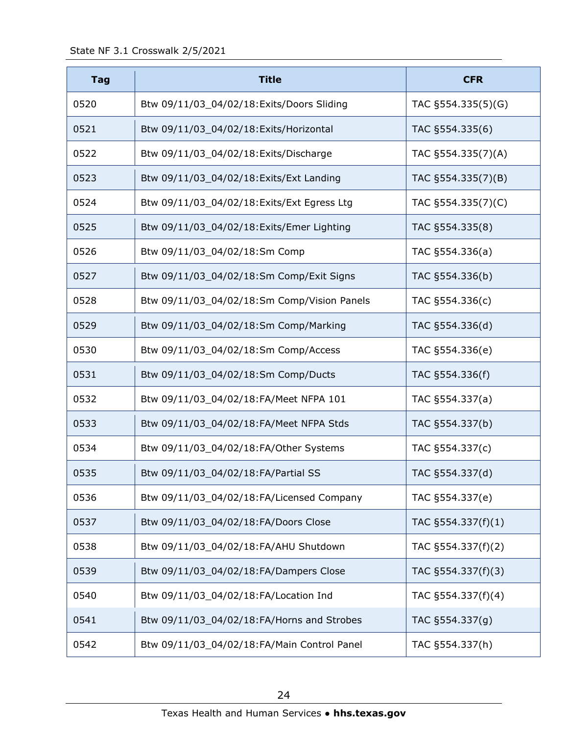| Tag | Title | CFR |
|---|---|---|
| 0520 | Btw 09/11/03_04/02/18:Exits/Doors Sliding | TAC §554.335(5)(G) |
| 0521 | Btw 09/11/03_04/02/18:Exits/Horizontal | TAC §554.335(6) |
| 0522 | Btw 09/11/03_04/02/18:Exits/Discharge | TAC §554.335(7)(A) |
| 0523 | Btw 09/11/03_04/02/18:Exits/Ext Landing | TAC §554.335(7)(B) |
| 0524 | Btw 09/11/03_04/02/18:Exits/Ext Egress Ltg | TAC §554.335(7)(C) |
| 0525 | Btw 09/11/03_04/02/18:Exits/Emer Lighting | TAC §554.335(8) |
| 0526 | Btw 09/11/03_04/02/18:Sm Comp | TAC §554.336(a) |
| 0527 | Btw 09/11/03_04/02/18:Sm Comp/Exit Signs | TAC §554.336(b) |
| 0528 | Btw 09/11/03_04/02/18:Sm Comp/Vision Panels | TAC §554.336(c) |
| 0529 | Btw 09/11/03_04/02/18:Sm Comp/Marking | TAC §554.336(d) |
| 0530 | Btw 09/11/03_04/02/18:Sm Comp/Access | TAC §554.336(e) |
| 0531 | Btw 09/11/03_04/02/18:Sm Comp/Ducts | TAC §554.336(f) |
| 0532 | Btw 09/11/03_04/02/18:FA/Meet NFPA 101 | TAC §554.337(a) |
| 0533 | Btw 09/11/03_04/02/18:FA/Meet NFPA Stds | TAC §554.337(b) |
| 0534 | Btw 09/11/03_04/02/18:FA/Other Systems | TAC §554.337(c) |
| 0535 | Btw 09/11/03_04/02/18:FA/Partial SS | TAC §554.337(d) |
| 0536 | Btw 09/11/03_04/02/18:FA/Licensed Company | TAC §554.337(e) |
| 0537 | Btw 09/11/03_04/02/18:FA/Doors Close | TAC §554.337(f)(1) |
| 0538 | Btw 09/11/03_04/02/18:FA/AHU Shutdown | TAC §554.337(f)(2) |
| 0539 | Btw 09/11/03_04/02/18:FA/Dampers Close | TAC §554.337(f)(3) |
| 0540 | Btw 09/11/03_04/02/18:FA/Location Ind | TAC §554.337(f)(4) |
| 0541 | Btw 09/11/03_04/02/18:FA/Horns and Strobes | TAC §554.337(g) |
| 0542 | Btw 09/11/03_04/02/18:FA/Main Control Panel | TAC §554.337(h) |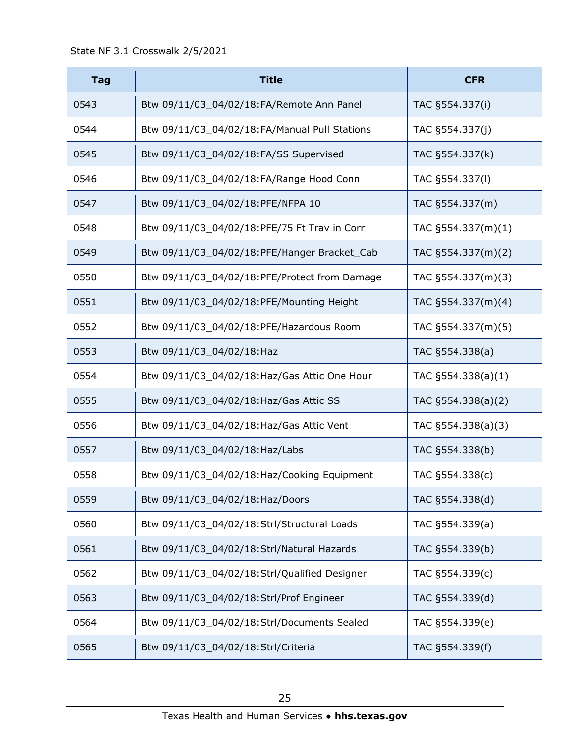| Tag | Title | CFR |
|---|---|---|
| 0543 | Btw 09/11/03_04/02/18:FA/Remote Ann Panel | TAC §554.337(i) |
| 0544 | Btw 09/11/03_04/02/18:FA/Manual Pull Stations | TAC §554.337(j) |
| 0545 | Btw 09/11/03_04/02/18:FA/SS Supervised | TAC §554.337(k) |
| 0546 | Btw 09/11/03_04/02/18:FA/Range Hood Conn | TAC §554.337(l) |
| 0547 | Btw 09/11/03_04/02/18:PFE/NFPA 10 | TAC §554.337(m) |
| 0548 | Btw 09/11/03_04/02/18:PFE/75 Ft Trav in Corr | TAC §554.337(m)(1) |
| 0549 | Btw 09/11/03_04/02/18:PFE/Hanger Bracket_Cab | TAC §554.337(m)(2) |
| 0550 | Btw 09/11/03_04/02/18:PFE/Protect from Damage | TAC §554.337(m)(3) |
| 0551 | Btw 09/11/03_04/02/18:PFE/Mounting Height | TAC §554.337(m)(4) |
| 0552 | Btw 09/11/03_04/02/18:PFE/Hazardous Room | TAC §554.337(m)(5) |
| 0553 | Btw 09/11/03_04/02/18:Haz | TAC §554.338(a) |
| 0554 | Btw 09/11/03_04/02/18:Haz/Gas Attic One Hour | TAC §554.338(a)(1) |
| 0555 | Btw 09/11/03_04/02/18:Haz/Gas Attic SS | TAC §554.338(a)(2) |
| 0556 | Btw 09/11/03_04/02/18:Haz/Gas Attic Vent | TAC §554.338(a)(3) |
| 0557 | Btw 09/11/03_04/02/18:Haz/Labs | TAC §554.338(b) |
| 0558 | Btw 09/11/03_04/02/18:Haz/Cooking Equipment | TAC §554.338(c) |
| 0559 | Btw 09/11/03_04/02/18:Haz/Doors | TAC §554.338(d) |
| 0560 | Btw 09/11/03_04/02/18:Strl/Structural Loads | TAC §554.339(a) |
| 0561 | Btw 09/11/03_04/02/18:Strl/Natural Hazards | TAC §554.339(b) |
| 0562 | Btw 09/11/03_04/02/18:Strl/Qualified Designer | TAC §554.339(c) |
| 0563 | Btw 09/11/03_04/02/18:Strl/Prof Engineer | TAC §554.339(d) |
| 0564 | Btw 09/11/03_04/02/18:Strl/Documents Sealed | TAC §554.339(e) |
| 0565 | Btw 09/11/03_04/02/18:Strl/Criteria | TAC §554.339(f) |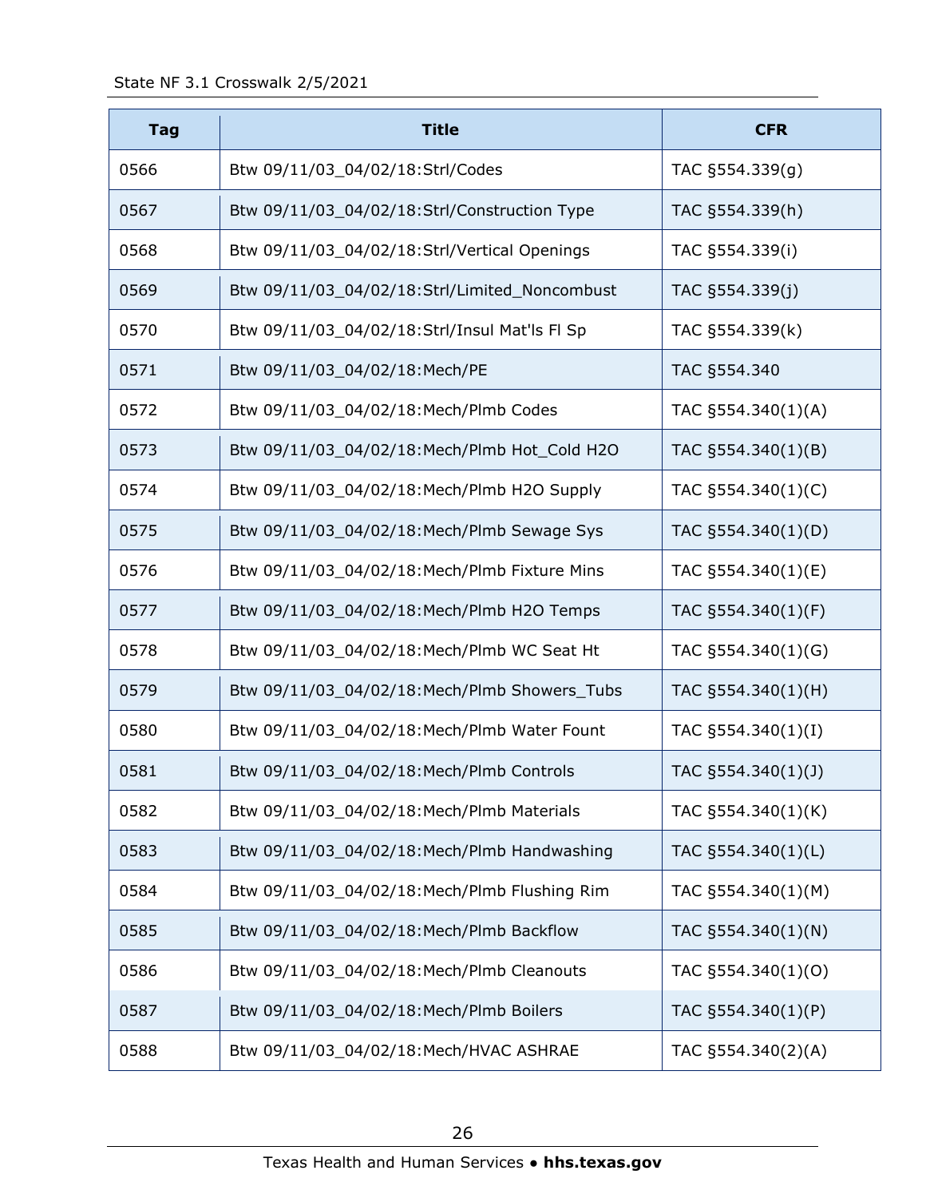| Tag | Title | CFR |
|---|---|---|
| 0566 | Btw 09/11/03_04/02/18:Strl/Codes | TAC §554.339(g) |
| 0567 | Btw 09/11/03_04/02/18:Strl/Construction Type | TAC §554.339(h) |
| 0568 | Btw 09/11/03_04/02/18:Strl/Vertical Openings | TAC §554.339(i) |
| 0569 | Btw 09/11/03_04/02/18:Strl/Limited_Noncombust | TAC §554.339(j) |
| 0570 | Btw 09/11/03_04/02/18:Strl/Insul Mat'ls Fl Sp | TAC §554.339(k) |
| 0571 | Btw 09/11/03_04/02/18:Mech/PE | TAC §554.340 |
| 0572 | Btw 09/11/03_04/02/18:Mech/Plmb Codes | TAC §554.340(1)(A) |
| 0573 | Btw 09/11/03_04/02/18:Mech/Plmb Hot_Cold H2O | TAC §554.340(1)(B) |
| 0574 | Btw 09/11/03_04/02/18:Mech/Plmb H2O Supply | TAC §554.340(1)(C) |
| 0575 | Btw 09/11/03_04/02/18:Mech/Plmb Sewage Sys | TAC §554.340(1)(D) |
| 0576 | Btw 09/11/03_04/02/18:Mech/Plmb Fixture Mins | TAC §554.340(1)(E) |
| 0577 | Btw 09/11/03_04/02/18:Mech/Plmb H2O Temps | TAC §554.340(1)(F) |
| 0578 | Btw 09/11/03_04/02/18:Mech/Plmb WC Seat Ht | TAC §554.340(1)(G) |
| 0579 | Btw 09/11/03_04/02/18:Mech/Plmb Showers_Tubs | TAC §554.340(1)(H) |
| 0580 | Btw 09/11/03_04/02/18:Mech/Plmb Water Fount | TAC §554.340(1)(I) |
| 0581 | Btw 09/11/03_04/02/18:Mech/Plmb Controls | TAC §554.340(1)(J) |
| 0582 | Btw 09/11/03_04/02/18:Mech/Plmb Materials | TAC §554.340(1)(K) |
| 0583 | Btw 09/11/03_04/02/18:Mech/Plmb Handwashing | TAC §554.340(1)(L) |
| 0584 | Btw 09/11/03_04/02/18:Mech/Plmb Flushing Rim | TAC §554.340(1)(M) |
| 0585 | Btw 09/11/03_04/02/18:Mech/Plmb Backflow | TAC §554.340(1)(N) |
| 0586 | Btw 09/11/03_04/02/18:Mech/Plmb Cleanouts | TAC §554.340(1)(O) |
| 0587 | Btw 09/11/03_04/02/18:Mech/Plmb Boilers | TAC §554.340(1)(P) |
| 0588 | Btw 09/11/03_04/02/18:Mech/HVAC ASHRAE | TAC §554.340(2)(A) |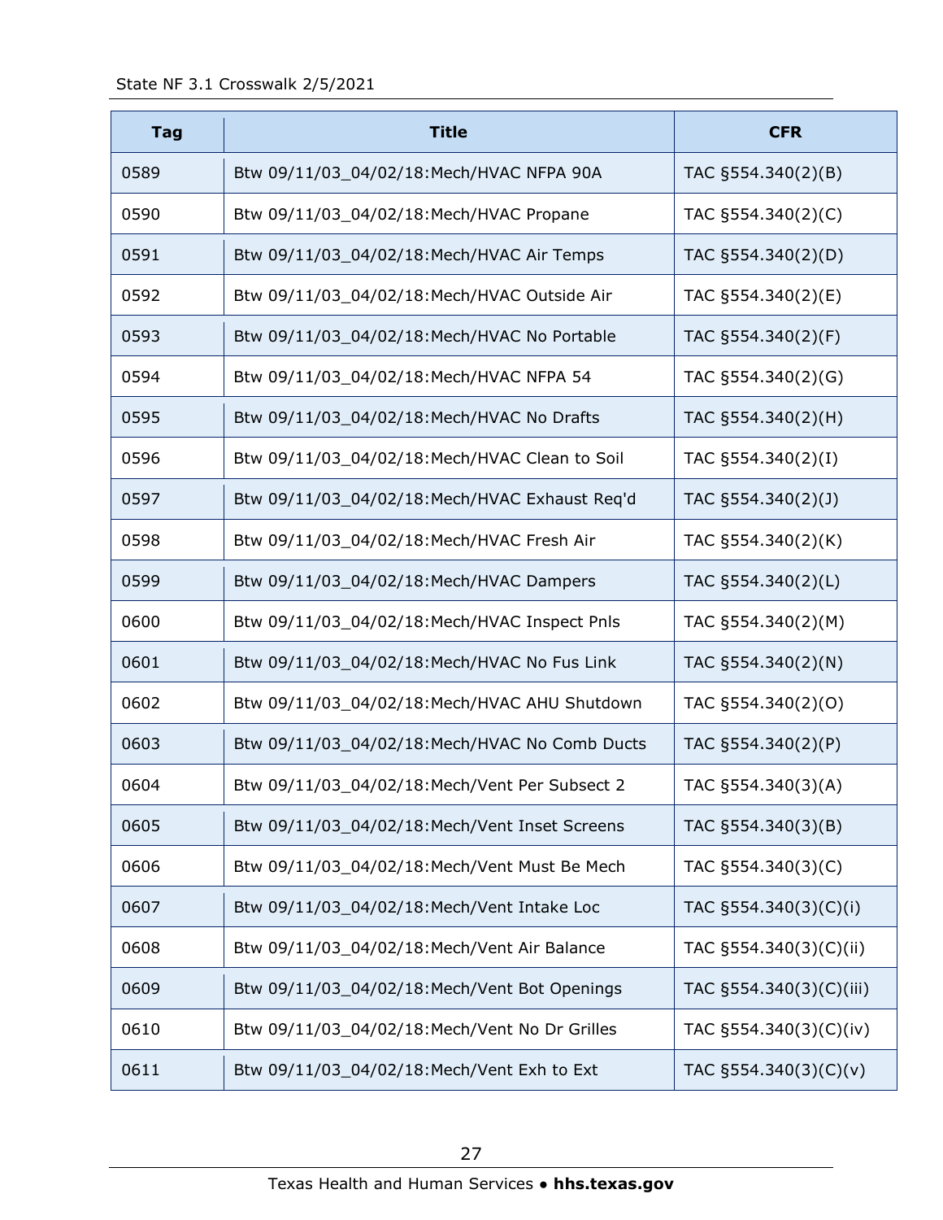| Tag | Title | CFR |
| --- | --- | --- |
| 0589 | Btw 09/11/03_04/02/18:Mech/HVAC NFPA 90A | TAC §554.340(2)(B) |
| 0590 | Btw 09/11/03_04/02/18:Mech/HVAC Propane | TAC §554.340(2)(C) |
| 0591 | Btw 09/11/03_04/02/18:Mech/HVAC Air Temps | TAC §554.340(2)(D) |
| 0592 | Btw 09/11/03_04/02/18:Mech/HVAC Outside Air | TAC §554.340(2)(E) |
| 0593 | Btw 09/11/03_04/02/18:Mech/HVAC No Portable | TAC §554.340(2)(F) |
| 0594 | Btw 09/11/03_04/02/18:Mech/HVAC NFPA 54 | TAC §554.340(2)(G) |
| 0595 | Btw 09/11/03_04/02/18:Mech/HVAC No Drafts | TAC §554.340(2)(H) |
| 0596 | Btw 09/11/03_04/02/18:Mech/HVAC Clean to Soil | TAC §554.340(2)(I) |
| 0597 | Btw 09/11/03_04/02/18:Mech/HVAC Exhaust Req'd | TAC §554.340(2)(J) |
| 0598 | Btw 09/11/03_04/02/18:Mech/HVAC Fresh Air | TAC §554.340(2)(K) |
| 0599 | Btw 09/11/03_04/02/18:Mech/HVAC Dampers | TAC §554.340(2)(L) |
| 0600 | Btw 09/11/03_04/02/18:Mech/HVAC Inspect Pnls | TAC §554.340(2)(M) |
| 0601 | Btw 09/11/03_04/02/18:Mech/HVAC No Fus Link | TAC §554.340(2)(N) |
| 0602 | Btw 09/11/03_04/02/18:Mech/HVAC AHU Shutdown | TAC §554.340(2)(O) |
| 0603 | Btw 09/11/03_04/02/18:Mech/HVAC No Comb Ducts | TAC §554.340(2)(P) |
| 0604 | Btw 09/11/03_04/02/18:Mech/Vent Per Subsect 2 | TAC §554.340(3)(A) |
| 0605 | Btw 09/11/03_04/02/18:Mech/Vent Inset Screens | TAC §554.340(3)(B) |
| 0606 | Btw 09/11/03_04/02/18:Mech/Vent Must Be Mech | TAC §554.340(3)(C) |
| 0607 | Btw 09/11/03_04/02/18:Mech/Vent Intake Loc | TAC §554.340(3)(C)(i) |
| 0608 | Btw 09/11/03_04/02/18:Mech/Vent Air Balance | TAC §554.340(3)(C)(ii) |
| 0609 | Btw 09/11/03_04/02/18:Mech/Vent Bot Openings | TAC §554.340(3)(C)(iii) |
| 0610 | Btw 09/11/03_04/02/18:Mech/Vent No Dr Grilles | TAC §554.340(3)(C)(iv) |
| 0611 | Btw 09/11/03_04/02/18:Mech/Vent Exh to Ext | TAC §554.340(3)(C)(v) |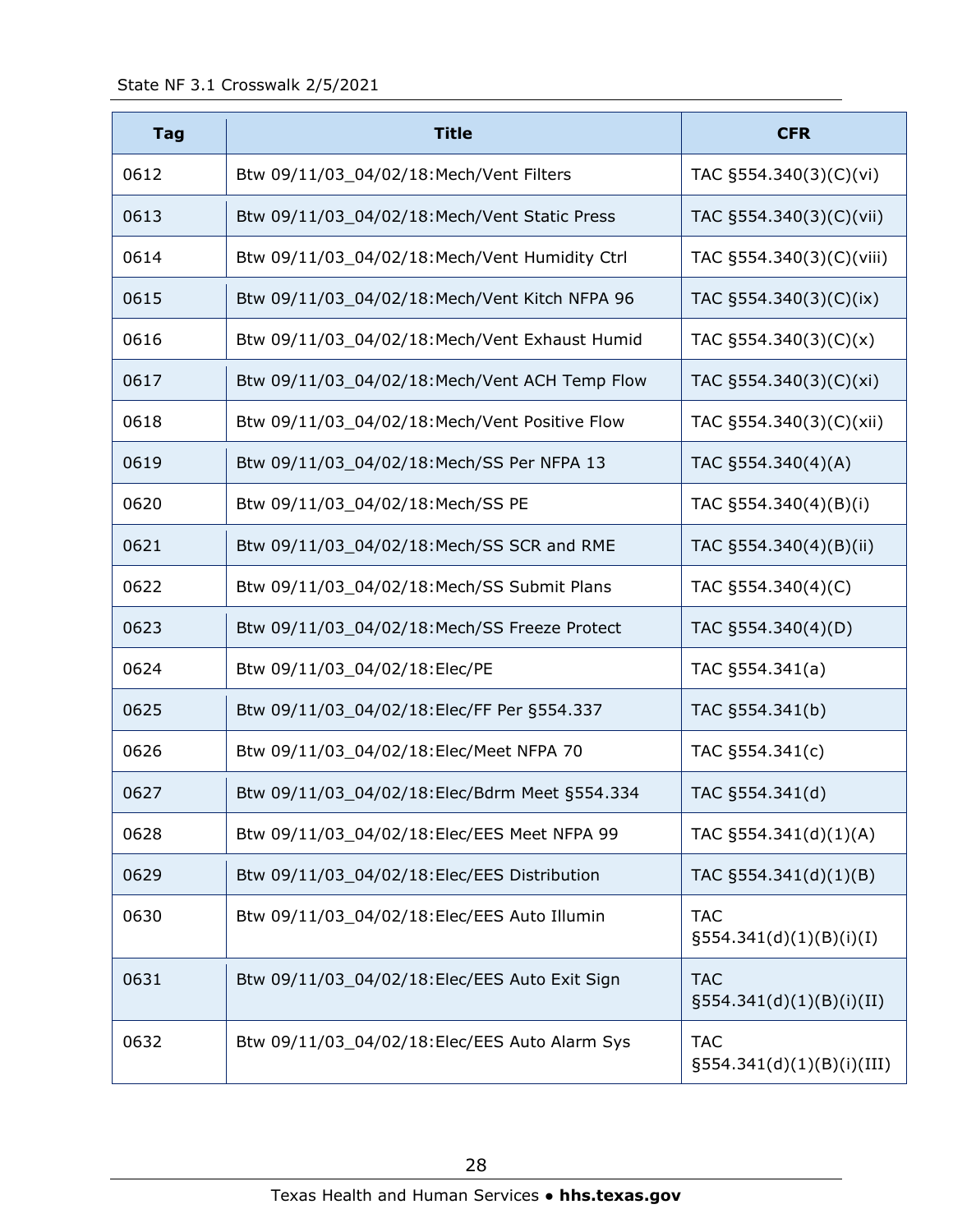| Tag | Title | CFR |
|---|---|---|
| 0612 | Btw 09/11/03_04/02/18:Mech/Vent Filters | TAC §554.340(3)(C)(vi) |
| 0613 | Btw 09/11/03_04/02/18:Mech/Vent Static Press | TAC §554.340(3)(C)(vii) |
| 0614 | Btw 09/11/03_04/02/18:Mech/Vent Humidity Ctrl | TAC §554.340(3)(C)(viii) |
| 0615 | Btw 09/11/03_04/02/18:Mech/Vent Kitch NFPA 96 | TAC §554.340(3)(C)(ix) |
| 0616 | Btw 09/11/03_04/02/18:Mech/Vent Exhaust Humid | TAC §554.340(3)(C)(x) |
| 0617 | Btw 09/11/03_04/02/18:Mech/Vent ACH Temp Flow | TAC §554.340(3)(C)(xi) |
| 0618 | Btw 09/11/03_04/02/18:Mech/Vent Positive Flow | TAC §554.340(3)(C)(xii) |
| 0619 | Btw 09/11/03_04/02/18:Mech/SS Per NFPA 13 | TAC §554.340(4)(A) |
| 0620 | Btw 09/11/03_04/02/18:Mech/SS PE | TAC §554.340(4)(B)(i) |
| 0621 | Btw 09/11/03_04/02/18:Mech/SS SCR and RME | TAC §554.340(4)(B)(ii) |
| 0622 | Btw 09/11/03_04/02/18:Mech/SS Submit Plans | TAC §554.340(4)(C) |
| 0623 | Btw 09/11/03_04/02/18:Mech/SS Freeze Protect | TAC §554.340(4)(D) |
| 0624 | Btw 09/11/03_04/02/18:Elec/PE | TAC §554.341(a) |
| 0625 | Btw 09/11/03_04/02/18:Elec/FF Per §554.337 | TAC §554.341(b) |
| 0626 | Btw 09/11/03_04/02/18:Elec/Meet NFPA 70 | TAC §554.341(c) |
| 0627 | Btw 09/11/03_04/02/18:Elec/Bdrm Meet §554.334 | TAC §554.341(d) |
| 0628 | Btw 09/11/03_04/02/18:Elec/EES Meet NFPA 99 | TAC §554.341(d)(1)(A) |
| 0629 | Btw 09/11/03_04/02/18:Elec/EES Distribution | TAC §554.341(d)(1)(B) |
| 0630 | Btw 09/11/03_04/02/18:Elec/EES Auto Illumin | TAC §554.341(d)(1)(B)(i)(I) |
| 0631 | Btw 09/11/03_04/02/18:Elec/EES Auto Exit Sign | TAC §554.341(d)(1)(B)(i)(II) |
| 0632 | Btw 09/11/03_04/02/18:Elec/EES Auto Alarm Sys | TAC §554.341(d)(1)(B)(i)(III) |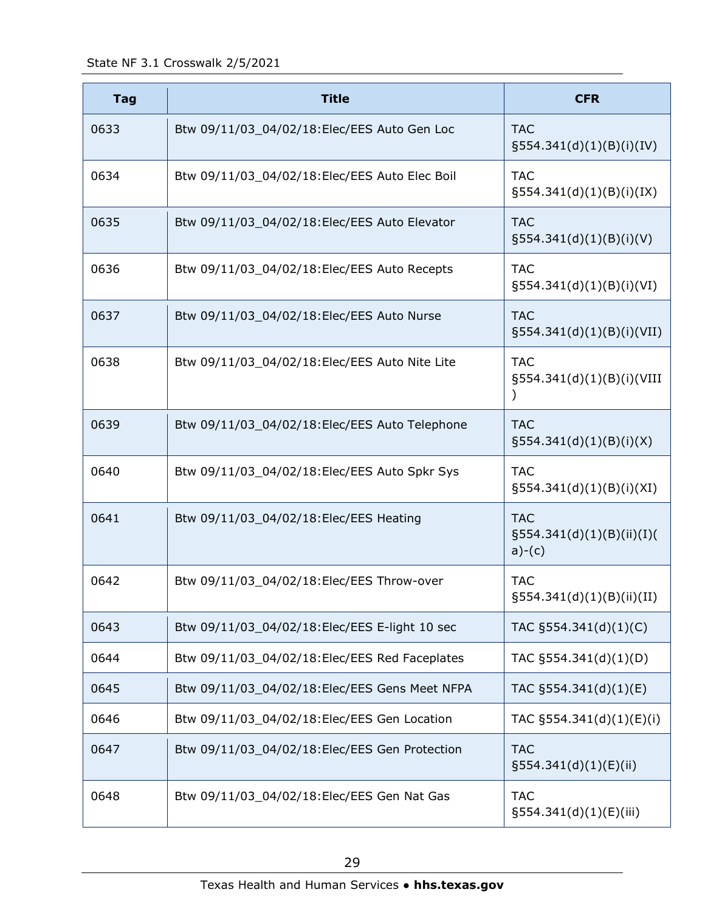| Tag | Title | CFR |
|---|---|---|
| 0633 | Btw 09/11/03_04/02/18:Elec/EES Auto Gen Loc | TAC §554.341(d)(1)(B)(i)(IV) |
| 0634 | Btw 09/11/03_04/02/18:Elec/EES Auto Elec Boil | TAC §554.341(d)(1)(B)(i)(IX) |
| 0635 | Btw 09/11/03_04/02/18:Elec/EES Auto Elevator | TAC §554.341(d)(1)(B)(i)(V) |
| 0636 | Btw 09/11/03_04/02/18:Elec/EES Auto Recepts | TAC §554.341(d)(1)(B)(i)(VI) |
| 0637 | Btw 09/11/03_04/02/18:Elec/EES Auto Nurse | TAC §554.341(d)(1)(B)(i)(VII) |
| 0638 | Btw 09/11/03_04/02/18:Elec/EES Auto Nite Lite | TAC §554.341(d)(1)(B)(i)(VIII) |
| 0639 | Btw 09/11/03_04/02/18:Elec/EES Auto Telephone | TAC §554.341(d)(1)(B)(i)(X) |
| 0640 | Btw 09/11/03_04/02/18:Elec/EES Auto Spkr Sys | TAC §554.341(d)(1)(B)(i)(XI) |
| 0641 | Btw 09/11/03_04/02/18:Elec/EES Heating | TAC §554.341(d)(1)(B)(ii)(I)(a)-(c) |
| 0642 | Btw 09/11/03_04/02/18:Elec/EES Throw-over | TAC §554.341(d)(1)(B)(ii)(II) |
| 0643 | Btw 09/11/03_04/02/18:Elec/EES E-light 10 sec | TAC §554.341(d)(1)(C) |
| 0644 | Btw 09/11/03_04/02/18:Elec/EES Red Faceplates | TAC §554.341(d)(1)(D) |
| 0645 | Btw 09/11/03_04/02/18:Elec/EES Gens Meet NFPA | TAC §554.341(d)(1)(E) |
| 0646 | Btw 09/11/03_04/02/18:Elec/EES Gen Location | TAC §554.341(d)(1)(E)(i) |
| 0647 | Btw 09/11/03_04/02/18:Elec/EES Gen Protection | TAC §554.341(d)(1)(E)(ii) |
| 0648 | Btw 09/11/03_04/02/18:Elec/EES Gen Nat Gas | TAC §554.341(d)(1)(E)(iii) |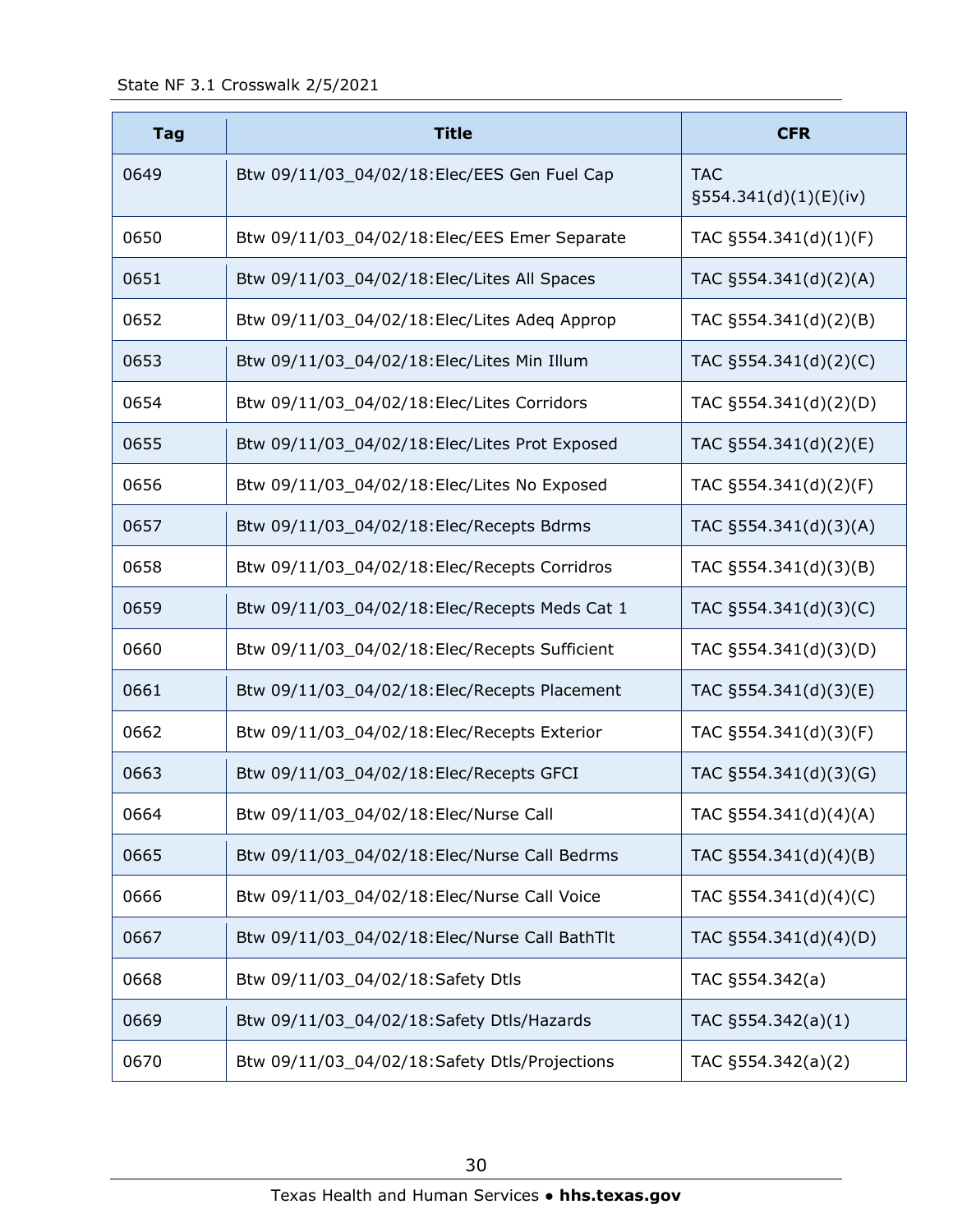| Tag | Title | CFR |
|---|---|---|
| 0649 | Btw 09/11/03_04/02/18:Elec/EES Gen Fuel Cap | TAC §554.341(d)(1)(E)(iv) |
| 0650 | Btw 09/11/03_04/02/18:Elec/EES Emer Separate | TAC §554.341(d)(1)(F) |
| 0651 | Btw 09/11/03_04/02/18:Elec/Lites All Spaces | TAC §554.341(d)(2)(A) |
| 0652 | Btw 09/11/03_04/02/18:Elec/Lites Adeq Approp | TAC §554.341(d)(2)(B) |
| 0653 | Btw 09/11/03_04/02/18:Elec/Lites Min Illum | TAC §554.341(d)(2)(C) |
| 0654 | Btw 09/11/03_04/02/18:Elec/Lites Corridors | TAC §554.341(d)(2)(D) |
| 0655 | Btw 09/11/03_04/02/18:Elec/Lites Prot Exposed | TAC §554.341(d)(2)(E) |
| 0656 | Btw 09/11/03_04/02/18:Elec/Lites No Exposed | TAC §554.341(d)(2)(F) |
| 0657 | Btw 09/11/03_04/02/18:Elec/Recepts Bdrms | TAC §554.341(d)(3)(A) |
| 0658 | Btw 09/11/03_04/02/18:Elec/Recepts Corridros | TAC §554.341(d)(3)(B) |
| 0659 | Btw 09/11/03_04/02/18:Elec/Recepts Meds Cat 1 | TAC §554.341(d)(3)(C) |
| 0660 | Btw 09/11/03_04/02/18:Elec/Recepts Sufficient | TAC §554.341(d)(3)(D) |
| 0661 | Btw 09/11/03_04/02/18:Elec/Recepts Placement | TAC §554.341(d)(3)(E) |
| 0662 | Btw 09/11/03_04/02/18:Elec/Recepts Exterior | TAC §554.341(d)(3)(F) |
| 0663 | Btw 09/11/03_04/02/18:Elec/Recepts GFCI | TAC §554.341(d)(3)(G) |
| 0664 | Btw 09/11/03_04/02/18:Elec/Nurse Call | TAC §554.341(d)(4)(A) |
| 0665 | Btw 09/11/03_04/02/18:Elec/Nurse Call Bedrms | TAC §554.341(d)(4)(B) |
| 0666 | Btw 09/11/03_04/02/18:Elec/Nurse Call Voice | TAC §554.341(d)(4)(C) |
| 0667 | Btw 09/11/03_04/02/18:Elec/Nurse Call BathTlt | TAC §554.341(d)(4)(D) |
| 0668 | Btw 09/11/03_04/02/18:Safety Dtls | TAC §554.342(a) |
| 0669 | Btw 09/11/03_04/02/18:Safety Dtls/Hazards | TAC §554.342(a)(1) |
| 0670 | Btw 09/11/03_04/02/18:Safety Dtls/Projections | TAC §554.342(a)(2) |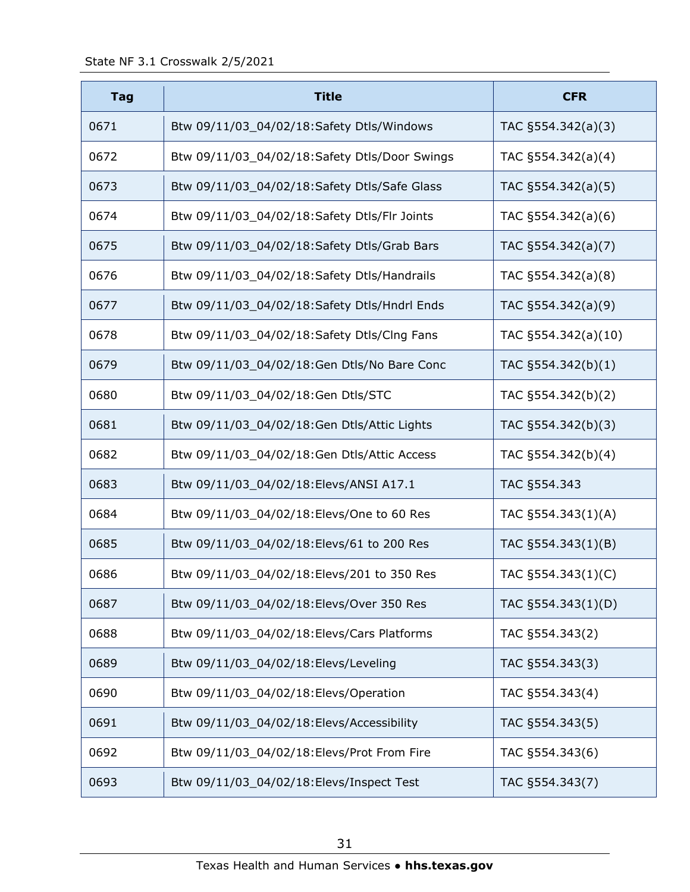| Tag | Title | CFR |
|---|---|---|
| 0671 | Btw 09/11/03_04/02/18:Safety Dtls/Windows | TAC §554.342(a)(3) |
| 0672 | Btw 09/11/03_04/02/18:Safety Dtls/Door Swings | TAC §554.342(a)(4) |
| 0673 | Btw 09/11/03_04/02/18:Safety Dtls/Safe Glass | TAC §554.342(a)(5) |
| 0674 | Btw 09/11/03_04/02/18:Safety Dtls/Flr Joints | TAC §554.342(a)(6) |
| 0675 | Btw 09/11/03_04/02/18:Safety Dtls/Grab Bars | TAC §554.342(a)(7) |
| 0676 | Btw 09/11/03_04/02/18:Safety Dtls/Handrails | TAC §554.342(a)(8) |
| 0677 | Btw 09/11/03_04/02/18:Safety Dtls/Hndrl Ends | TAC §554.342(a)(9) |
| 0678 | Btw 09/11/03_04/02/18:Safety Dtls/Clng Fans | TAC §554.342(a)(10) |
| 0679 | Btw 09/11/03_04/02/18:Gen Dtls/No Bare Conc | TAC §554.342(b)(1) |
| 0680 | Btw 09/11/03_04/02/18:Gen Dtls/STC | TAC §554.342(b)(2) |
| 0681 | Btw 09/11/03_04/02/18:Gen Dtls/Attic Lights | TAC §554.342(b)(3) |
| 0682 | Btw 09/11/03_04/02/18:Gen Dtls/Attic Access | TAC §554.342(b)(4) |
| 0683 | Btw 09/11/03_04/02/18:Elevs/ANSI A17.1 | TAC §554.343 |
| 0684 | Btw 09/11/03_04/02/18:Elevs/One to 60 Res | TAC §554.343(1)(A) |
| 0685 | Btw 09/11/03_04/02/18:Elevs/61 to 200 Res | TAC §554.343(1)(B) |
| 0686 | Btw 09/11/03_04/02/18:Elevs/201 to 350 Res | TAC §554.343(1)(C) |
| 0687 | Btw 09/11/03_04/02/18:Elevs/Over 350 Res | TAC §554.343(1)(D) |
| 0688 | Btw 09/11/03_04/02/18:Elevs/Cars Platforms | TAC §554.343(2) |
| 0689 | Btw 09/11/03_04/02/18:Elevs/Leveling | TAC §554.343(3) |
| 0690 | Btw 09/11/03_04/02/18:Elevs/Operation | TAC §554.343(4) |
| 0691 | Btw 09/11/03_04/02/18:Elevs/Accessibility | TAC §554.343(5) |
| 0692 | Btw 09/11/03_04/02/18:Elevs/Prot From Fire | TAC §554.343(6) |
| 0693 | Btw 09/11/03_04/02/18:Elevs/Inspect Test | TAC §554.343(7) |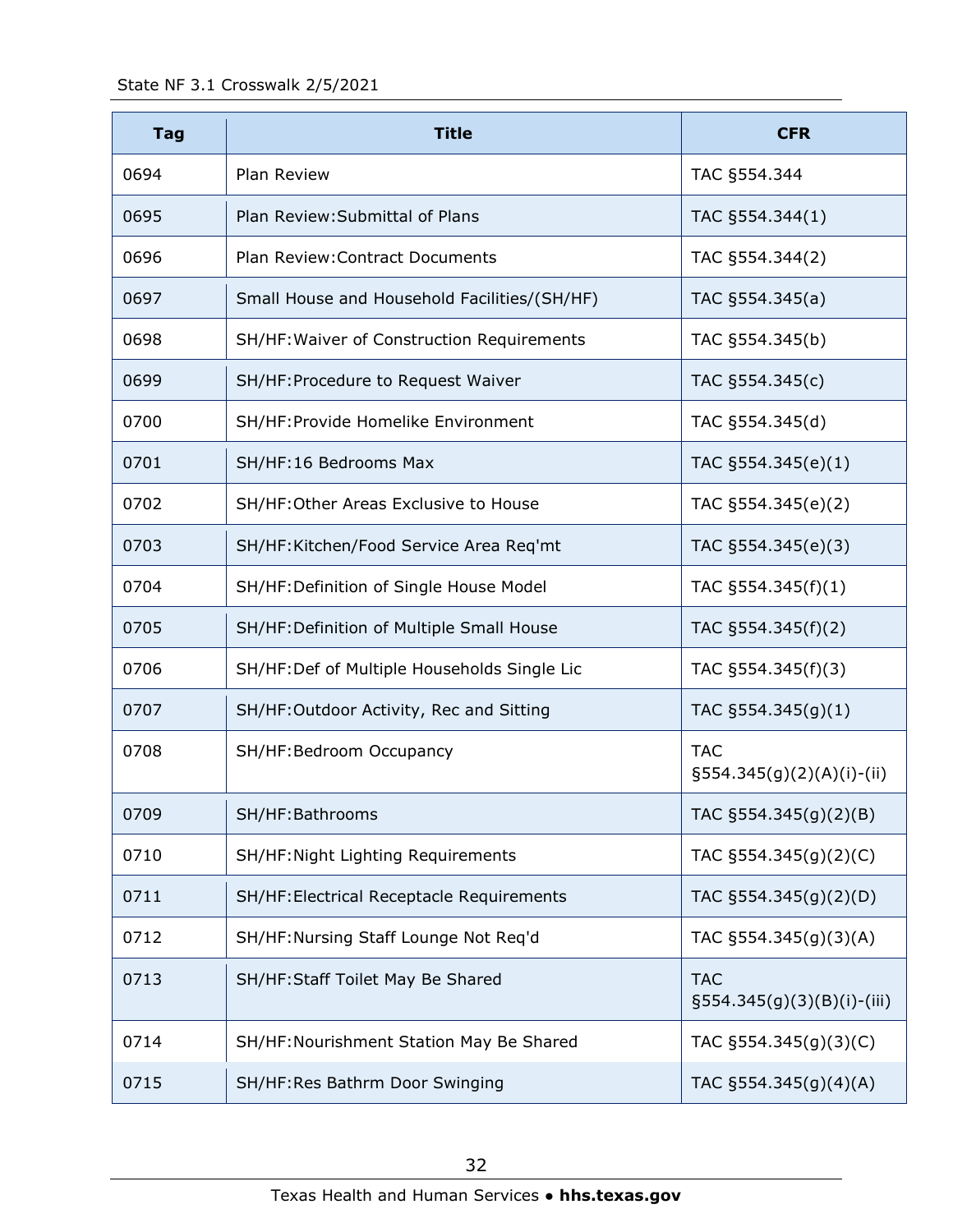| Tag | Title | CFR |
|---|---|---|
| 0694 | Plan Review | TAC §554.344 |
| 0695 | Plan Review:Submittal of Plans | TAC §554.344(1) |
| 0696 | Plan Review:Contract Documents | TAC §554.344(2) |
| 0697 | Small House and Household Facilities/(SH/HF) | TAC §554.345(a) |
| 0698 | SH/HF:Waiver of Construction Requirements | TAC §554.345(b) |
| 0699 | SH/HF:Procedure to Request Waiver | TAC §554.345(c) |
| 0700 | SH/HF:Provide Homelike Environment | TAC §554.345(d) |
| 0701 | SH/HF:16 Bedrooms Max | TAC §554.345(e)(1) |
| 0702 | SH/HF:Other Areas Exclusive to House | TAC §554.345(e)(2) |
| 0703 | SH/HF:Kitchen/Food Service Area Req'mt | TAC §554.345(e)(3) |
| 0704 | SH/HF:Definition of Single House Model | TAC §554.345(f)(1) |
| 0705 | SH/HF:Definition of Multiple Small House | TAC §554.345(f)(2) |
| 0706 | SH/HF:Def of Multiple Households Single Lic | TAC §554.345(f)(3) |
| 0707 | SH/HF:Outdoor Activity, Rec and Sitting | TAC §554.345(g)(1) |
| 0708 | SH/HF:Bedroom Occupancy | TAC §554.345(g)(2)(A)(i)-(ii) |
| 0709 | SH/HF:Bathrooms | TAC §554.345(g)(2)(B) |
| 0710 | SH/HF:Night Lighting Requirements | TAC §554.345(g)(2)(C) |
| 0711 | SH/HF:Electrical Receptacle Requirements | TAC §554.345(g)(2)(D) |
| 0712 | SH/HF:Nursing Staff Lounge Not Req'd | TAC §554.345(g)(3)(A) |
| 0713 | SH/HF:Staff Toilet May Be Shared | TAC §554.345(g)(3)(B)(i)-(iii) |
| 0714 | SH/HF:Nourishment Station May Be Shared | TAC §554.345(g)(3)(C) |
| 0715 | SH/HF:Res Bathrm Door Swinging | TAC §554.345(g)(4)(A) |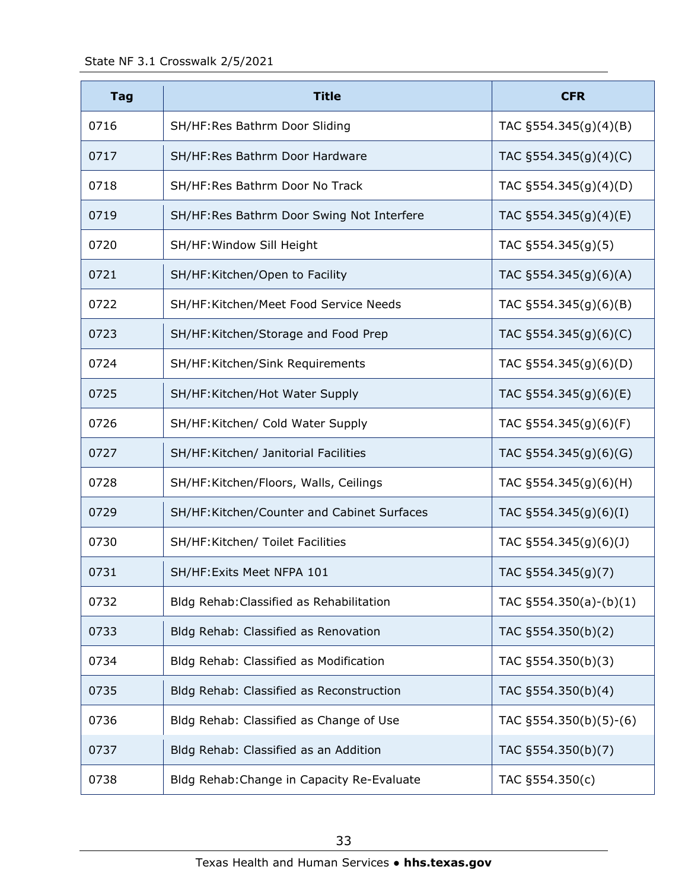| Tag | Title | CFR |
|---|---|---|
| 0716 | SH/HF:Res Bathrm Door Sliding | TAC §554.345(g)(4)(B) |
| 0717 | SH/HF:Res Bathrm Door Hardware | TAC §554.345(g)(4)(C) |
| 0718 | SH/HF:Res Bathrm Door No Track | TAC §554.345(g)(4)(D) |
| 0719 | SH/HF:Res Bathrm Door Swing Not Interfere | TAC §554.345(g)(4)(E) |
| 0720 | SH/HF:Window Sill Height | TAC §554.345(g)(5) |
| 0721 | SH/HF:Kitchen/Open to Facility | TAC §554.345(g)(6)(A) |
| 0722 | SH/HF:Kitchen/Meet Food Service Needs | TAC §554.345(g)(6)(B) |
| 0723 | SH/HF:Kitchen/Storage and Food Prep | TAC §554.345(g)(6)(C) |
| 0724 | SH/HF:Kitchen/Sink Requirements | TAC §554.345(g)(6)(D) |
| 0725 | SH/HF:Kitchen/Hot Water Supply | TAC §554.345(g)(6)(E) |
| 0726 | SH/HF:Kitchen/ Cold Water Supply | TAC §554.345(g)(6)(F) |
| 0727 | SH/HF:Kitchen/ Janitorial Facilities | TAC §554.345(g)(6)(G) |
| 0728 | SH/HF:Kitchen/Floors, Walls, Ceilings | TAC §554.345(g)(6)(H) |
| 0729 | SH/HF:Kitchen/Counter and Cabinet Surfaces | TAC §554.345(g)(6)(I) |
| 0730 | SH/HF:Kitchen/ Toilet Facilities | TAC §554.345(g)(6)(J) |
| 0731 | SH/HF:Exits Meet NFPA 101 | TAC §554.345(g)(7) |
| 0732 | Bldg Rehab:Classified as Rehabilitation | TAC §554.350(a)-(b)(1) |
| 0733 | Bldg Rehab: Classified as Renovation | TAC §554.350(b)(2) |
| 0734 | Bldg Rehab: Classified as Modification | TAC §554.350(b)(3) |
| 0735 | Bldg Rehab: Classified as Reconstruction | TAC §554.350(b)(4) |
| 0736 | Bldg Rehab: Classified as Change of Use | TAC §554.350(b)(5)-(6) |
| 0737 | Bldg Rehab: Classified as an Addition | TAC §554.350(b)(7) |
| 0738 | Bldg Rehab:Change in Capacity Re-Evaluate | TAC §554.350(c) |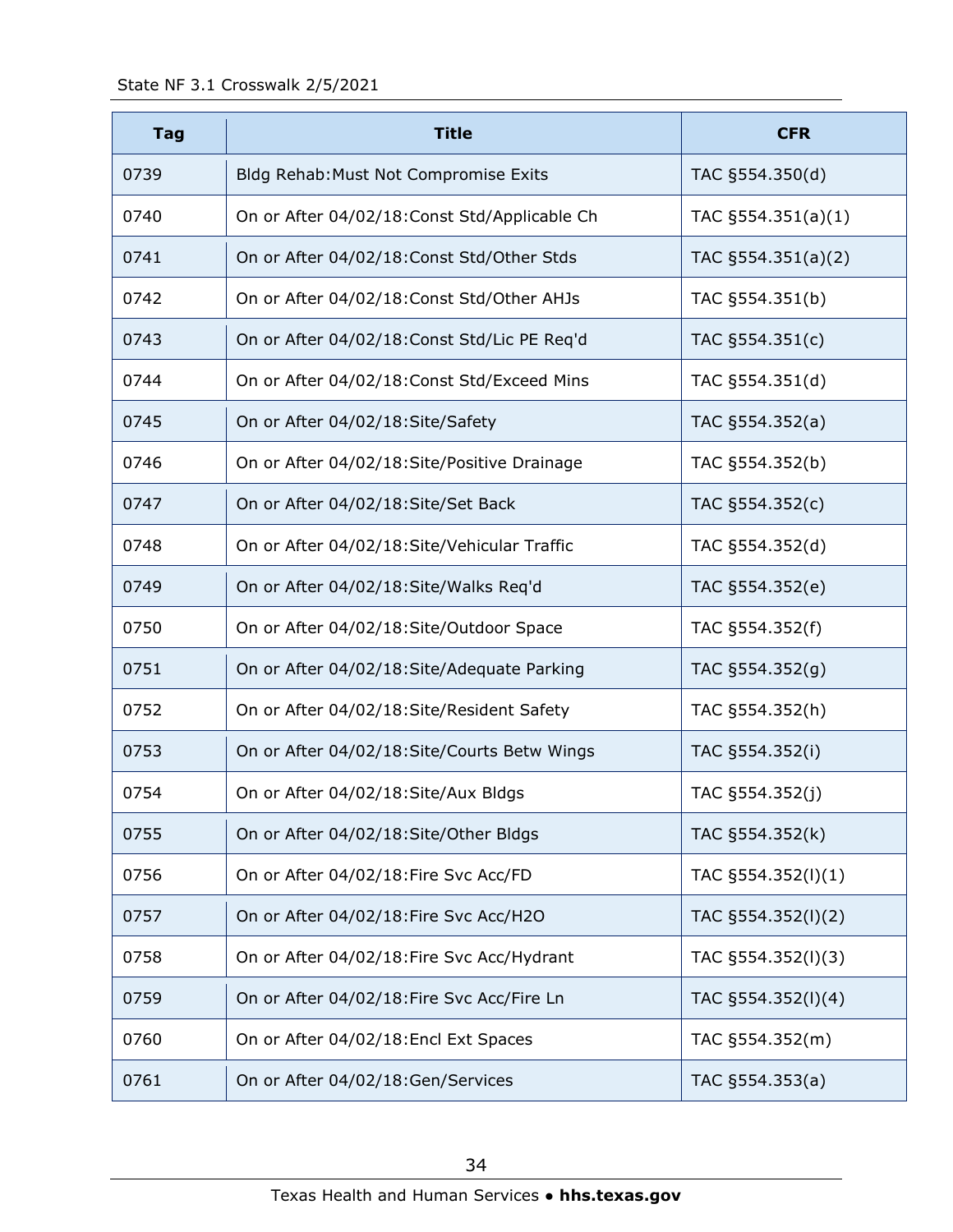| Tag | Title | CFR |
|---|---|---|
| 0739 | Bldg Rehab:Must Not Compromise Exits | TAC §554.350(d) |
| 0740 | On or After 04/02/18:Const Std/Applicable Ch | TAC §554.351(a)(1) |
| 0741 | On or After 04/02/18:Const Std/Other Stds | TAC §554.351(a)(2) |
| 0742 | On or After 04/02/18:Const Std/Other AHJs | TAC §554.351(b) |
| 0743 | On or After 04/02/18:Const Std/Lic PE Req'd | TAC §554.351(c) |
| 0744 | On or After 04/02/18:Const Std/Exceed Mins | TAC §554.351(d) |
| 0745 | On or After 04/02/18:Site/Safety | TAC §554.352(a) |
| 0746 | On or After 04/02/18:Site/Positive Drainage | TAC §554.352(b) |
| 0747 | On or After 04/02/18:Site/Set Back | TAC §554.352(c) |
| 0748 | On or After 04/02/18:Site/Vehicular Traffic | TAC §554.352(d) |
| 0749 | On or After 04/02/18:Site/Walks Req'd | TAC §554.352(e) |
| 0750 | On or After 04/02/18:Site/Outdoor Space | TAC §554.352(f) |
| 0751 | On or After 04/02/18:Site/Adequate Parking | TAC §554.352(g) |
| 0752 | On or After 04/02/18:Site/Resident Safety | TAC §554.352(h) |
| 0753 | On or After 04/02/18:Site/Courts Betw Wings | TAC §554.352(i) |
| 0754 | On or After 04/02/18:Site/Aux Bldgs | TAC §554.352(j) |
| 0755 | On or After 04/02/18:Site/Other Bldgs | TAC §554.352(k) |
| 0756 | On or After 04/02/18:Fire Svc Acc/FD | TAC §554.352(l)(1) |
| 0757 | On or After 04/02/18:Fire Svc Acc/H2O | TAC §554.352(l)(2) |
| 0758 | On or After 04/02/18:Fire Svc Acc/Hydrant | TAC §554.352(l)(3) |
| 0759 | On or After 04/02/18:Fire Svc Acc/Fire Ln | TAC §554.352(l)(4) |
| 0760 | On or After 04/02/18:Encl Ext Spaces | TAC §554.352(m) |
| 0761 | On or After 04/02/18:Gen/Services | TAC §554.353(a) |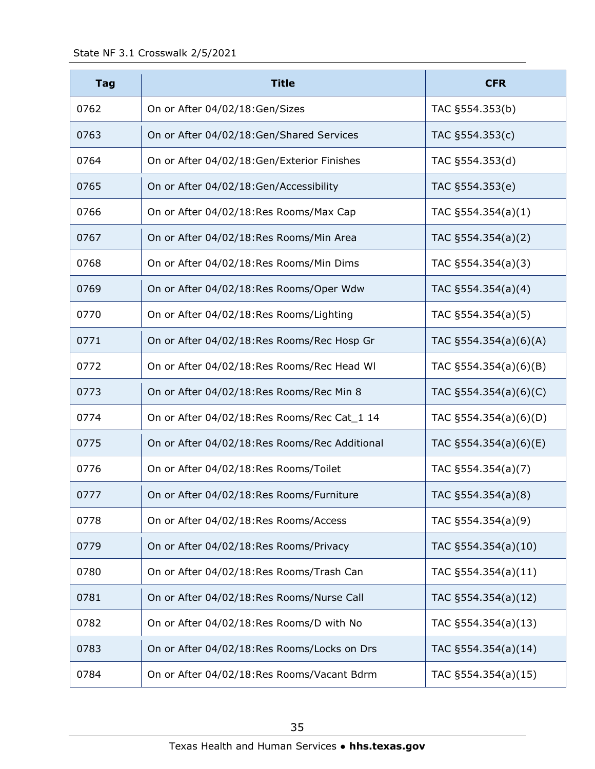| Tag | Title | CFR |
| --- | --- | --- |
| 0762 | On or After 04/02/18:Gen/Sizes | TAC §554.353(b) |
| 0763 | On or After 04/02/18:Gen/Shared Services | TAC §554.353(c) |
| 0764 | On or After 04/02/18:Gen/Exterior Finishes | TAC §554.353(d) |
| 0765 | On or After 04/02/18:Gen/Accessibility | TAC §554.353(e) |
| 0766 | On or After 04/02/18:Res Rooms/Max Cap | TAC §554.354(a)(1) |
| 0767 | On or After 04/02/18:Res Rooms/Min Area | TAC §554.354(a)(2) |
| 0768 | On or After 04/02/18:Res Rooms/Min Dims | TAC §554.354(a)(3) |
| 0769 | On or After 04/02/18:Res Rooms/Oper Wdw | TAC §554.354(a)(4) |
| 0770 | On or After 04/02/18:Res Rooms/Lighting | TAC §554.354(a)(5) |
| 0771 | On or After 04/02/18:Res Rooms/Rec Hosp Gr | TAC §554.354(a)(6)(A) |
| 0772 | On or After 04/02/18:Res Rooms/Rec Head Wl | TAC §554.354(a)(6)(B) |
| 0773 | On or After 04/02/18:Res Rooms/Rec Min 8 | TAC §554.354(a)(6)(C) |
| 0774 | On or After 04/02/18:Res Rooms/Rec Cat_1 14 | TAC §554.354(a)(6)(D) |
| 0775 | On or After 04/02/18:Res Rooms/Rec Additional | TAC §554.354(a)(6)(E) |
| 0776 | On or After 04/02/18:Res Rooms/Toilet | TAC §554.354(a)(7) |
| 0777 | On or After 04/02/18:Res Rooms/Furniture | TAC §554.354(a)(8) |
| 0778 | On or After 04/02/18:Res Rooms/Access | TAC §554.354(a)(9) |
| 0779 | On or After 04/02/18:Res Rooms/Privacy | TAC §554.354(a)(10) |
| 0780 | On or After 04/02/18:Res Rooms/Trash Can | TAC §554.354(a)(11) |
| 0781 | On or After 04/02/18:Res Rooms/Nurse Call | TAC §554.354(a)(12) |
| 0782 | On or After 04/02/18:Res Rooms/D with No | TAC §554.354(a)(13) |
| 0783 | On or After 04/02/18:Res Rooms/Locks on Drs | TAC §554.354(a)(14) |
| 0784 | On or After 04/02/18:Res Rooms/Vacant Bdrm | TAC §554.354(a)(15) |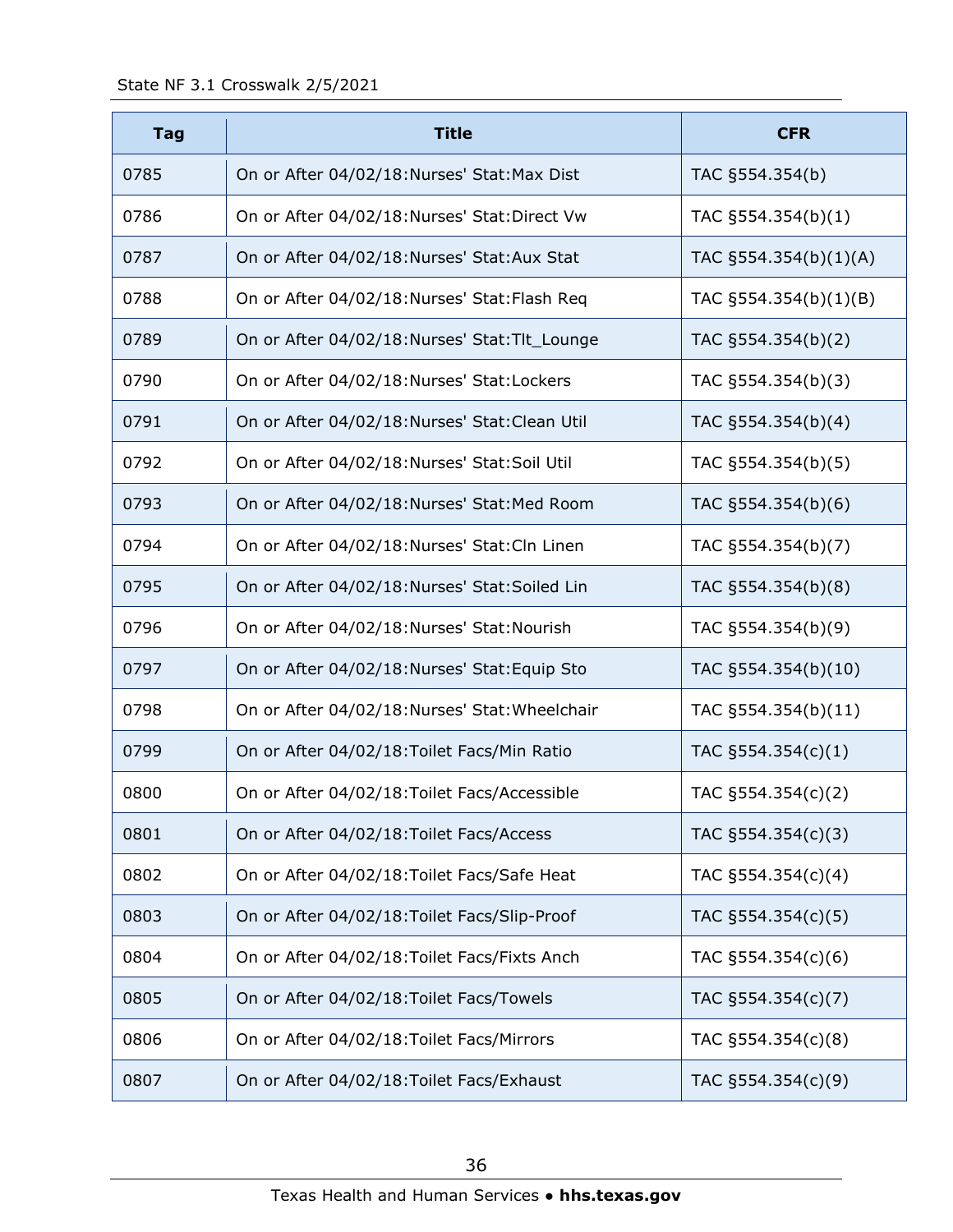| Tag | Title | CFR |
|---|---|---|
| 0785 | On or After 04/02/18:Nurses' Stat:Max Dist | TAC §554.354(b) |
| 0786 | On or After 04/02/18:Nurses' Stat:Direct Vw | TAC §554.354(b)(1) |
| 0787 | On or After 04/02/18:Nurses' Stat:Aux Stat | TAC §554.354(b)(1)(A) |
| 0788 | On or After 04/02/18:Nurses' Stat:Flash Req | TAC §554.354(b)(1)(B) |
| 0789 | On or After 04/02/18:Nurses' Stat:Tlt_Lounge | TAC §554.354(b)(2) |
| 0790 | On or After 04/02/18:Nurses' Stat:Lockers | TAC §554.354(b)(3) |
| 0791 | On or After 04/02/18:Nurses' Stat:Clean Util | TAC §554.354(b)(4) |
| 0792 | On or After 04/02/18:Nurses' Stat:Soil Util | TAC §554.354(b)(5) |
| 0793 | On or After 04/02/18:Nurses' Stat:Med Room | TAC §554.354(b)(6) |
| 0794 | On or After 04/02/18:Nurses' Stat:Cln Linen | TAC §554.354(b)(7) |
| 0795 | On or After 04/02/18:Nurses' Stat:Soiled Lin | TAC §554.354(b)(8) |
| 0796 | On or After 04/02/18:Nurses' Stat:Nourish | TAC §554.354(b)(9) |
| 0797 | On or After 04/02/18:Nurses' Stat:Equip Sto | TAC §554.354(b)(10) |
| 0798 | On or After 04/02/18:Nurses' Stat:Wheelchair | TAC §554.354(b)(11) |
| 0799 | On or After 04/02/18:Toilet Facs/Min Ratio | TAC §554.354(c)(1) |
| 0800 | On or After 04/02/18:Toilet Facs/Accessible | TAC §554.354(c)(2) |
| 0801 | On or After 04/02/18:Toilet Facs/Access | TAC §554.354(c)(3) |
| 0802 | On or After 04/02/18:Toilet Facs/Safe Heat | TAC §554.354(c)(4) |
| 0803 | On or After 04/02/18:Toilet Facs/Slip-Proof | TAC §554.354(c)(5) |
| 0804 | On or After 04/02/18:Toilet Facs/Fixts Anch | TAC §554.354(c)(6) |
| 0805 | On or After 04/02/18:Toilet Facs/Towels | TAC §554.354(c)(7) |
| 0806 | On or After 04/02/18:Toilet Facs/Mirrors | TAC §554.354(c)(8) |
| 0807 | On or After 04/02/18:Toilet Facs/Exhaust | TAC §554.354(c)(9) |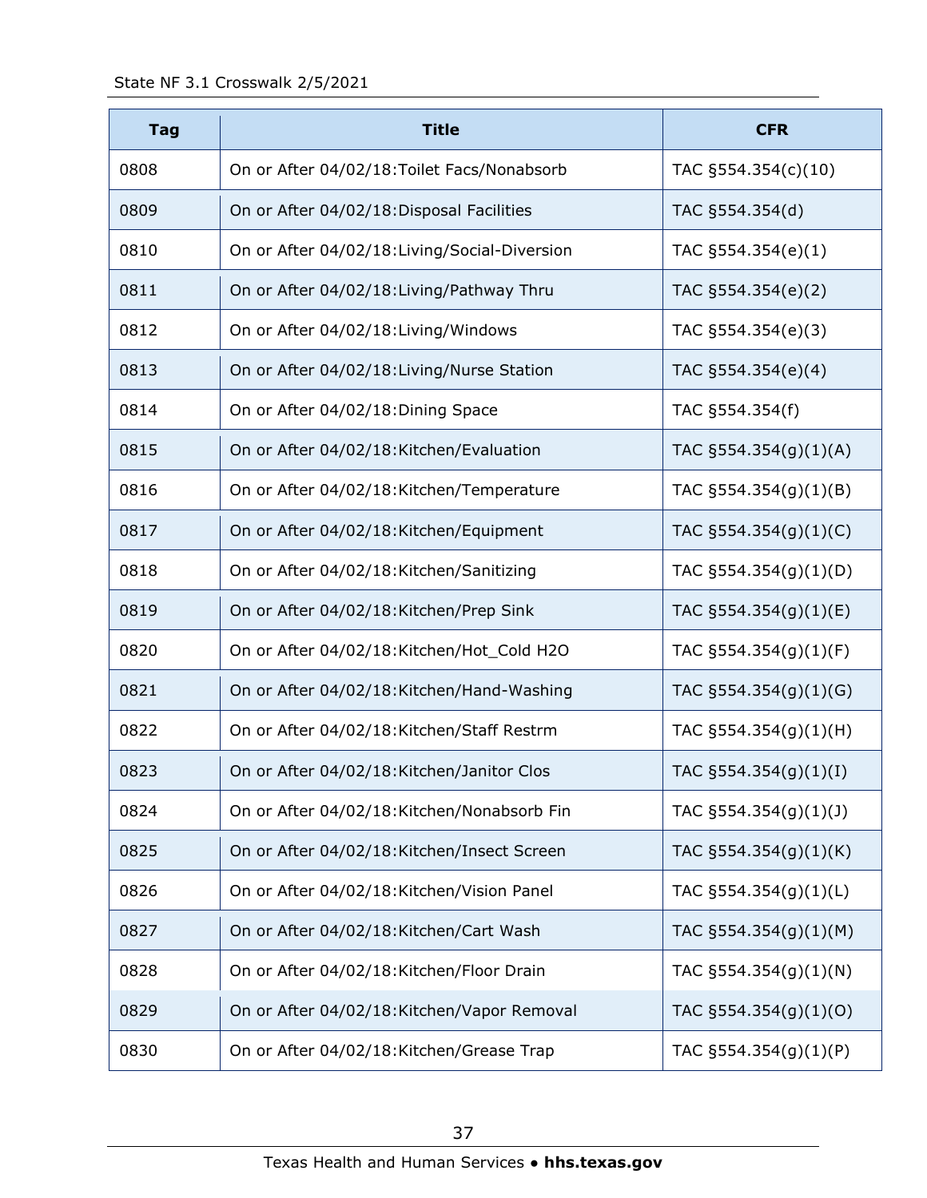| Tag | Title | CFR |
|---|---|---|
| 0808 | On or After 04/02/18:Toilet Facs/Nonabsorb | TAC §554.354(c)(10) |
| 0809 | On or After 04/02/18:Disposal Facilities | TAC §554.354(d) |
| 0810 | On or After 04/02/18:Living/Social-Diversion | TAC §554.354(e)(1) |
| 0811 | On or After 04/02/18:Living/Pathway Thru | TAC §554.354(e)(2) |
| 0812 | On or After 04/02/18:Living/Windows | TAC §554.354(e)(3) |
| 0813 | On or After 04/02/18:Living/Nurse Station | TAC §554.354(e)(4) |
| 0814 | On or After 04/02/18:Dining Space | TAC §554.354(f) |
| 0815 | On or After 04/02/18:Kitchen/Evaluation | TAC §554.354(g)(1)(A) |
| 0816 | On or After 04/02/18:Kitchen/Temperature | TAC §554.354(g)(1)(B) |
| 0817 | On or After 04/02/18:Kitchen/Equipment | TAC §554.354(g)(1)(C) |
| 0818 | On or After 04/02/18:Kitchen/Sanitizing | TAC §554.354(g)(1)(D) |
| 0819 | On or After 04/02/18:Kitchen/Prep Sink | TAC §554.354(g)(1)(E) |
| 0820 | On or After 04/02/18:Kitchen/Hot_Cold H2O | TAC §554.354(g)(1)(F) |
| 0821 | On or After 04/02/18:Kitchen/Hand-Washing | TAC §554.354(g)(1)(G) |
| 0822 | On or After 04/02/18:Kitchen/Staff Restrm | TAC §554.354(g)(1)(H) |
| 0823 | On or After 04/02/18:Kitchen/Janitor Clos | TAC §554.354(g)(1)(I) |
| 0824 | On or After 04/02/18:Kitchen/Nonabsorb Fin | TAC §554.354(g)(1)(J) |
| 0825 | On or After 04/02/18:Kitchen/Insect Screen | TAC §554.354(g)(1)(K) |
| 0826 | On or After 04/02/18:Kitchen/Vision Panel | TAC §554.354(g)(1)(L) |
| 0827 | On or After 04/02/18:Kitchen/Cart Wash | TAC §554.354(g)(1)(M) |
| 0828 | On or After 04/02/18:Kitchen/Floor Drain | TAC §554.354(g)(1)(N) |
| 0829 | On or After 04/02/18:Kitchen/Vapor Removal | TAC §554.354(g)(1)(O) |
| 0830 | On or After 04/02/18:Kitchen/Grease Trap | TAC §554.354(g)(1)(P) |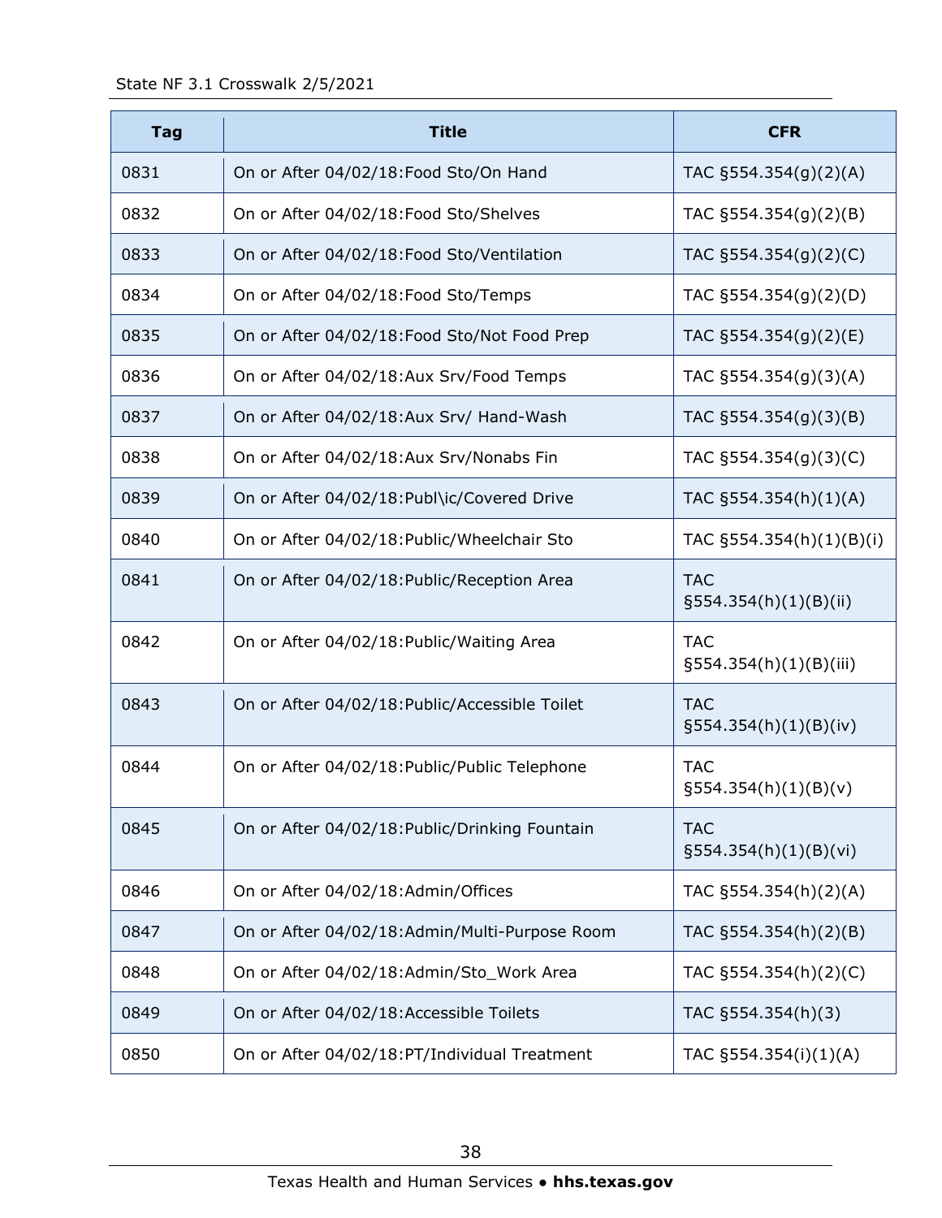| Tag | Title | CFR |
|---|---|---|
| 0831 | On or After 04/02/18:Food Sto/On Hand | TAC §554.354(g)(2)(A) |
| 0832 | On or After 04/02/18:Food Sto/Shelves | TAC §554.354(g)(2)(B) |
| 0833 | On or After 04/02/18:Food Sto/Ventilation | TAC §554.354(g)(2)(C) |
| 0834 | On or After 04/02/18:Food Sto/Temps | TAC §554.354(g)(2)(D) |
| 0835 | On or After 04/02/18:Food Sto/Not Food Prep | TAC §554.354(g)(2)(E) |
| 0836 | On or After 04/02/18:Aux Srv/Food Temps | TAC §554.354(g)(3)(A) |
| 0837 | On or After 04/02/18:Aux Srv/ Hand-Wash | TAC §554.354(g)(3)(B) |
| 0838 | On or After 04/02/18:Aux Srv/Nonabs Fin | TAC §554.354(g)(3)(C) |
| 0839 | On or After 04/02/18:Publ\ic/Covered Drive | TAC §554.354(h)(1)(A) |
| 0840 | On or After 04/02/18:Public/Wheelchair Sto | TAC §554.354(h)(1)(B)(i) |
| 0841 | On or After 04/02/18:Public/Reception Area | TAC §554.354(h)(1)(B)(ii) |
| 0842 | On or After 04/02/18:Public/Waiting Area | TAC §554.354(h)(1)(B)(iii) |
| 0843 | On or After 04/02/18:Public/Accessible Toilet | TAC §554.354(h)(1)(B)(iv) |
| 0844 | On or After 04/02/18:Public/Public Telephone | TAC §554.354(h)(1)(B)(v) |
| 0845 | On or After 04/02/18:Public/Drinking Fountain | TAC §554.354(h)(1)(B)(vi) |
| 0846 | On or After 04/02/18:Admin/Offices | TAC §554.354(h)(2)(A) |
| 0847 | On or After 04/02/18:Admin/Multi-Purpose Room | TAC §554.354(h)(2)(B) |
| 0848 | On or After 04/02/18:Admin/Sto_Work Area | TAC §554.354(h)(2)(C) |
| 0849 | On or After 04/02/18:Accessible Toilets | TAC §554.354(h)(3) |
| 0850 | On or After 04/02/18:PT/Individual Treatment | TAC §554.354(i)(1)(A) |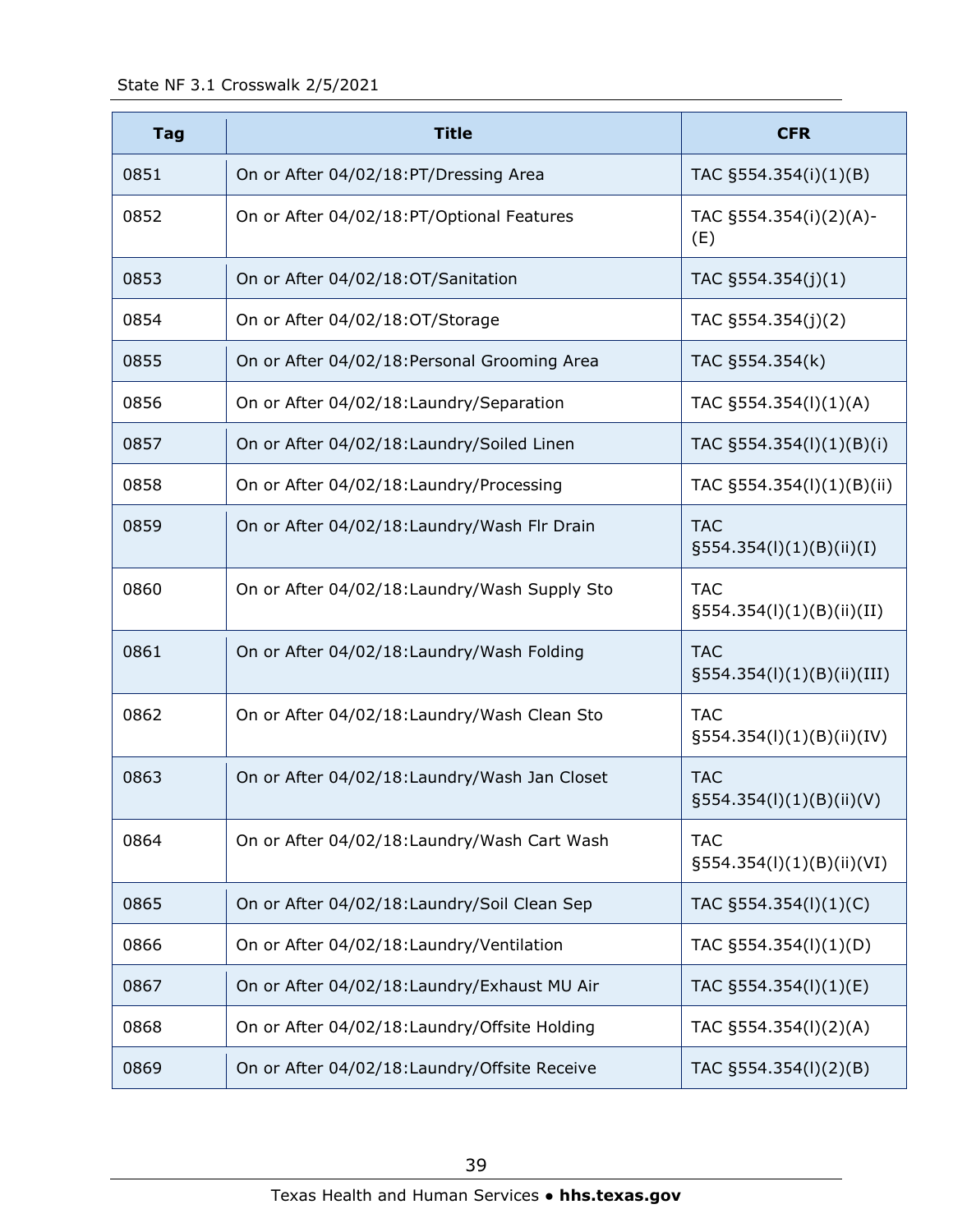| Tag | Title | CFR |
|---|---|---|
| 0851 | On or After 04/02/18:PT/Dressing Area | TAC §554.354(i)(1)(B) |
| 0852 | On or After 04/02/18:PT/Optional Features | TAC §554.354(i)(2)(A)-(E) |
| 0853 | On or After 04/02/18:OT/Sanitation | TAC §554.354(j)(1) |
| 0854 | On or After 04/02/18:OT/Storage | TAC §554.354(j)(2) |
| 0855 | On or After 04/02/18:Personal Grooming Area | TAC §554.354(k) |
| 0856 | On or After 04/02/18:Laundry/Separation | TAC §554.354(l)(1)(A) |
| 0857 | On or After 04/02/18:Laundry/Soiled Linen | TAC §554.354(l)(1)(B)(i) |
| 0858 | On or After 04/02/18:Laundry/Processing | TAC §554.354(l)(1)(B)(ii) |
| 0859 | On or After 04/02/18:Laundry/Wash Flr Drain | TAC §554.354(l)(1)(B)(ii)(I) |
| 0860 | On or After 04/02/18:Laundry/Wash Supply Sto | TAC §554.354(l)(1)(B)(ii)(II) |
| 0861 | On or After 04/02/18:Laundry/Wash Folding | TAC §554.354(l)(1)(B)(ii)(III) |
| 0862 | On or After 04/02/18:Laundry/Wash Clean Sto | TAC §554.354(l)(1)(B)(ii)(IV) |
| 0863 | On or After 04/02/18:Laundry/Wash Jan Closet | TAC §554.354(l)(1)(B)(ii)(V) |
| 0864 | On or After 04/02/18:Laundry/Wash Cart Wash | TAC §554.354(l)(1)(B)(ii)(VI) |
| 0865 | On or After 04/02/18:Laundry/Soil Clean Sep | TAC §554.354(l)(1)(C) |
| 0866 | On or After 04/02/18:Laundry/Ventilation | TAC §554.354(l)(1)(D) |
| 0867 | On or After 04/02/18:Laundry/Exhaust MU Air | TAC §554.354(l)(1)(E) |
| 0868 | On or After 04/02/18:Laundry/Offsite Holding | TAC §554.354(l)(2)(A) |
| 0869 | On or After 04/02/18:Laundry/Offsite Receive | TAC §554.354(l)(2)(B) |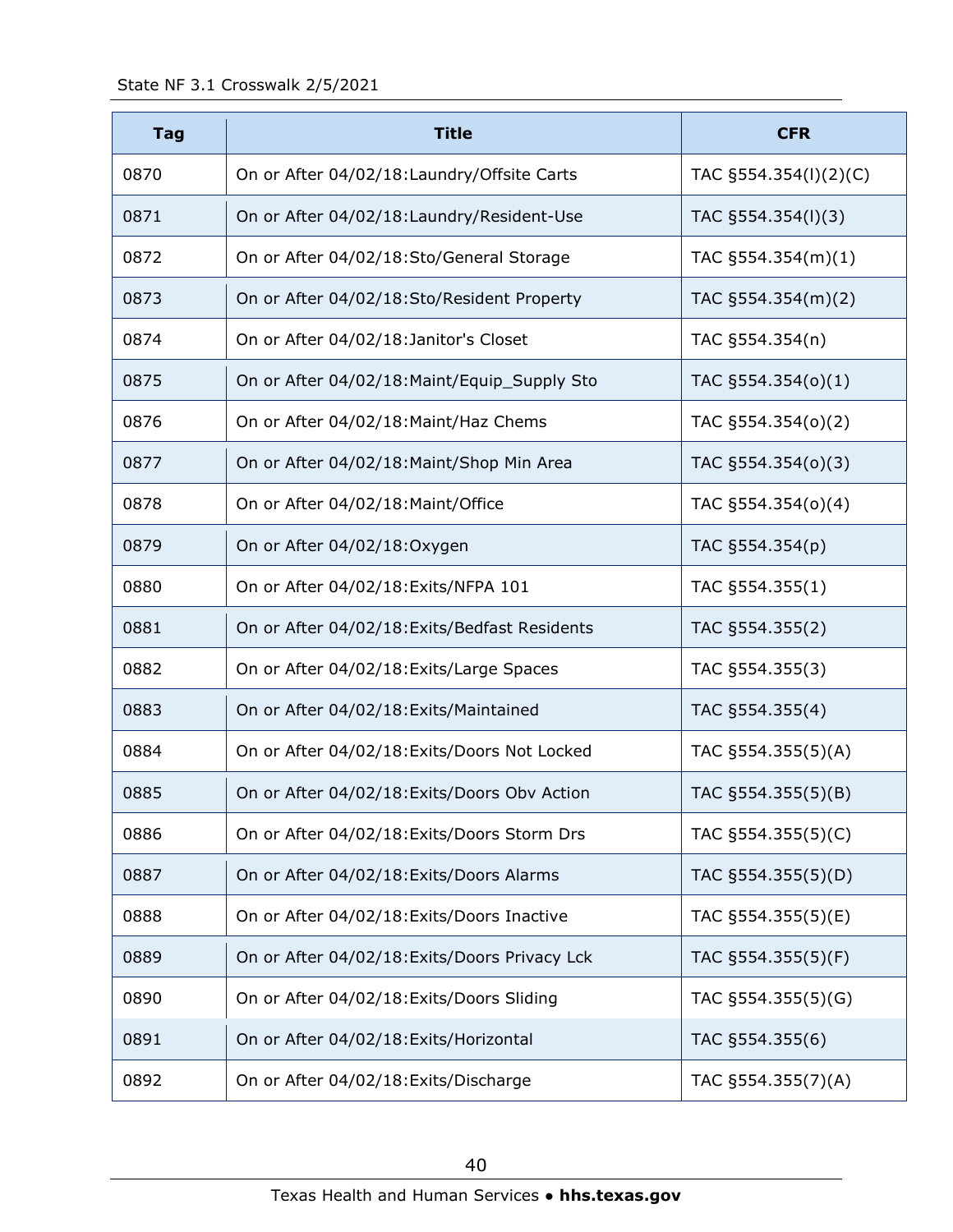| Tag | Title | CFR |
|---|---|---|
| 0870 | On or After 04/02/18:Laundry/Offsite Carts | TAC §554.354(l)(2)(C) |
| 0871 | On or After 04/02/18:Laundry/Resident-Use | TAC §554.354(l)(3) |
| 0872 | On or After 04/02/18:Sto/General Storage | TAC §554.354(m)(1) |
| 0873 | On or After 04/02/18:Sto/Resident Property | TAC §554.354(m)(2) |
| 0874 | On or After 04/02/18:Janitor's Closet | TAC §554.354(n) |
| 0875 | On or After 04/02/18:Maint/Equip_Supply Sto | TAC §554.354(o)(1) |
| 0876 | On or After 04/02/18:Maint/Haz Chems | TAC §554.354(o)(2) |
| 0877 | On or After 04/02/18:Maint/Shop Min Area | TAC §554.354(o)(3) |
| 0878 | On or After 04/02/18:Maint/Office | TAC §554.354(o)(4) |
| 0879 | On or After 04/02/18:Oxygen | TAC §554.354(p) |
| 0880 | On or After 04/02/18:Exits/NFPA 101 | TAC §554.355(1) |
| 0881 | On or After 04/02/18:Exits/Bedfast Residents | TAC §554.355(2) |
| 0882 | On or After 04/02/18:Exits/Large Spaces | TAC §554.355(3) |
| 0883 | On or After 04/02/18:Exits/Maintained | TAC §554.355(4) |
| 0884 | On or After 04/02/18:Exits/Doors Not Locked | TAC §554.355(5)(A) |
| 0885 | On or After 04/02/18:Exits/Doors Obv Action | TAC §554.355(5)(B) |
| 0886 | On or After 04/02/18:Exits/Doors Storm Drs | TAC §554.355(5)(C) |
| 0887 | On or After 04/02/18:Exits/Doors Alarms | TAC §554.355(5)(D) |
| 0888 | On or After 04/02/18:Exits/Doors Inactive | TAC §554.355(5)(E) |
| 0889 | On or After 04/02/18:Exits/Doors Privacy Lck | TAC §554.355(5)(F) |
| 0890 | On or After 04/02/18:Exits/Doors Sliding | TAC §554.355(5)(G) |
| 0891 | On or After 04/02/18:Exits/Horizontal | TAC §554.355(6) |
| 0892 | On or After 04/02/18:Exits/Discharge | TAC §554.355(7)(A) |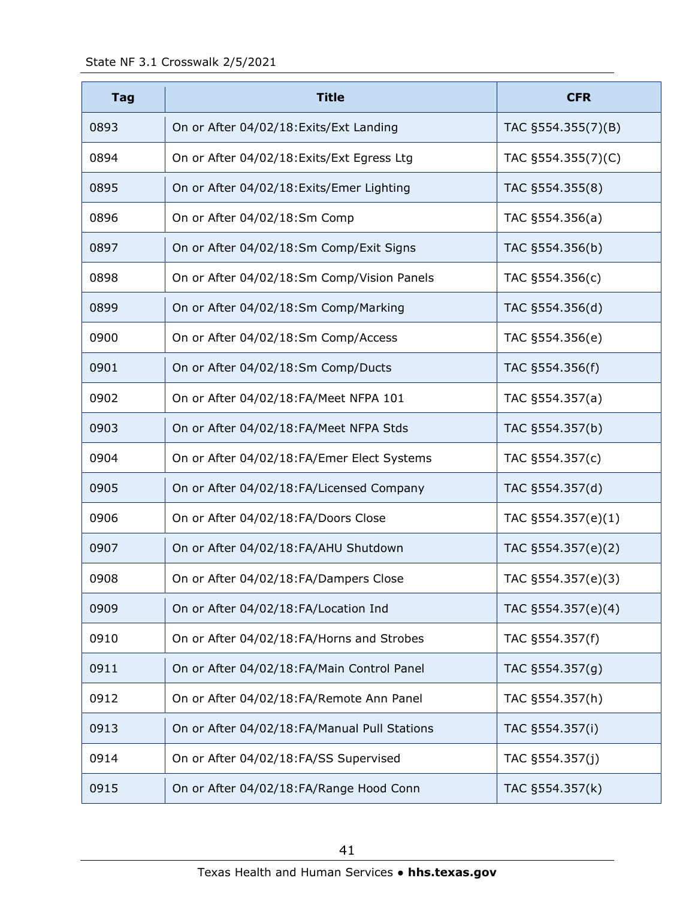| Tag | Title | CFR |
| --- | --- | --- |
| 0893 | On or After 04/02/18:Exits/Ext Landing | TAC §554.355(7)(B) |
| 0894 | On or After 04/02/18:Exits/Ext Egress Ltg | TAC §554.355(7)(C) |
| 0895 | On or After 04/02/18:Exits/Emer Lighting | TAC §554.355(8) |
| 0896 | On or After 04/02/18:Sm Comp | TAC §554.356(a) |
| 0897 | On or After 04/02/18:Sm Comp/Exit Signs | TAC §554.356(b) |
| 0898 | On or After 04/02/18:Sm Comp/Vision Panels | TAC §554.356(c) |
| 0899 | On or After 04/02/18:Sm Comp/Marking | TAC §554.356(d) |
| 0900 | On or After 04/02/18:Sm Comp/Access | TAC §554.356(e) |
| 0901 | On or After 04/02/18:Sm Comp/Ducts | TAC §554.356(f) |
| 0902 | On or After 04/02/18:FA/Meet NFPA 101 | TAC §554.357(a) |
| 0903 | On or After 04/02/18:FA/Meet NFPA Stds | TAC §554.357(b) |
| 0904 | On or After 04/02/18:FA/Emer Elect Systems | TAC §554.357(c) |
| 0905 | On or After 04/02/18:FA/Licensed Company | TAC §554.357(d) |
| 0906 | On or After 04/02/18:FA/Doors Close | TAC §554.357(e)(1) |
| 0907 | On or After 04/02/18:FA/AHU Shutdown | TAC §554.357(e)(2) |
| 0908 | On or After 04/02/18:FA/Dampers Close | TAC §554.357(e)(3) |
| 0909 | On or After 04/02/18:FA/Location Ind | TAC §554.357(e)(4) |
| 0910 | On or After 04/02/18:FA/Horns and Strobes | TAC §554.357(f) |
| 0911 | On or After 04/02/18:FA/Main Control Panel | TAC §554.357(g) |
| 0912 | On or After 04/02/18:FA/Remote Ann Panel | TAC §554.357(h) |
| 0913 | On or After 04/02/18:FA/Manual Pull Stations | TAC §554.357(i) |
| 0914 | On or After 04/02/18:FA/SS Supervised | TAC §554.357(j) |
| 0915 | On or After 04/02/18:FA/Range Hood Conn | TAC §554.357(k) |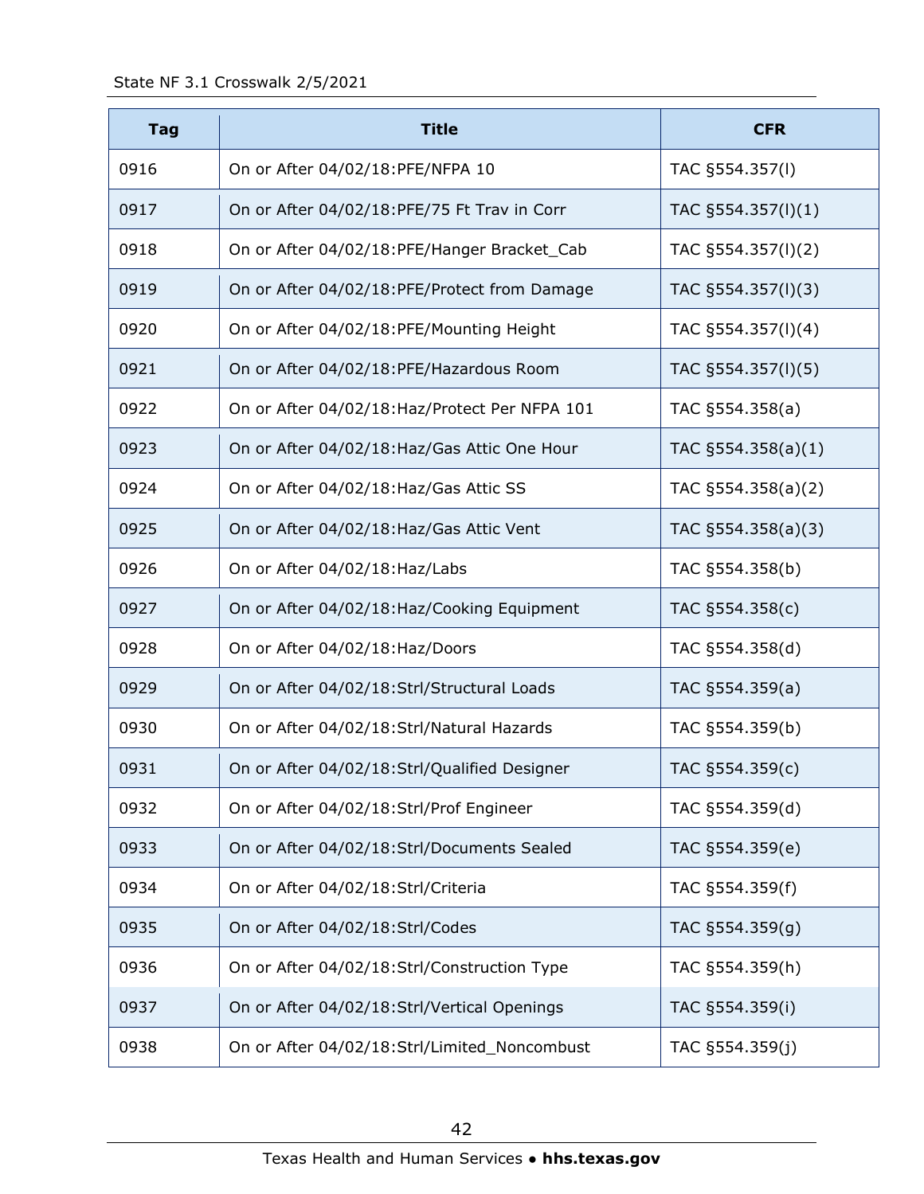| Tag | Title | CFR |
|---|---|---|
| 0916 | On or After 04/02/18:PFE/NFPA 10 | TAC §554.357(l) |
| 0917 | On or After 04/02/18:PFE/75 Ft Trav in Corr | TAC §554.357(l)(1) |
| 0918 | On or After 04/02/18:PFE/Hanger Bracket_Cab | TAC §554.357(l)(2) |
| 0919 | On or After 04/02/18:PFE/Protect from Damage | TAC §554.357(l)(3) |
| 0920 | On or After 04/02/18:PFE/Mounting Height | TAC §554.357(l)(4) |
| 0921 | On or After 04/02/18:PFE/Hazardous Room | TAC §554.357(l)(5) |
| 0922 | On or After 04/02/18:Haz/Protect Per NFPA 101 | TAC §554.358(a) |
| 0923 | On or After 04/02/18:Haz/Gas Attic One Hour | TAC §554.358(a)(1) |
| 0924 | On or After 04/02/18:Haz/Gas Attic SS | TAC §554.358(a)(2) |
| 0925 | On or After 04/02/18:Haz/Gas Attic Vent | TAC §554.358(a)(3) |
| 0926 | On or After 04/02/18:Haz/Labs | TAC §554.358(b) |
| 0927 | On or After 04/02/18:Haz/Cooking Equipment | TAC §554.358(c) |
| 0928 | On or After 04/02/18:Haz/Doors | TAC §554.358(d) |
| 0929 | On or After 04/02/18:Strl/Structural Loads | TAC §554.359(a) |
| 0930 | On or After 04/02/18:Strl/Natural Hazards | TAC §554.359(b) |
| 0931 | On or After 04/02/18:Strl/Qualified Designer | TAC §554.359(c) |
| 0932 | On or After 04/02/18:Strl/Prof Engineer | TAC §554.359(d) |
| 0933 | On or After 04/02/18:Strl/Documents Sealed | TAC §554.359(e) |
| 0934 | On or After 04/02/18:Strl/Criteria | TAC §554.359(f) |
| 0935 | On or After 04/02/18:Strl/Codes | TAC §554.359(g) |
| 0936 | On or After 04/02/18:Strl/Construction Type | TAC §554.359(h) |
| 0937 | On or After 04/02/18:Strl/Vertical Openings | TAC §554.359(i) |
| 0938 | On or After 04/02/18:Strl/Limited_Noncombust | TAC §554.359(j) |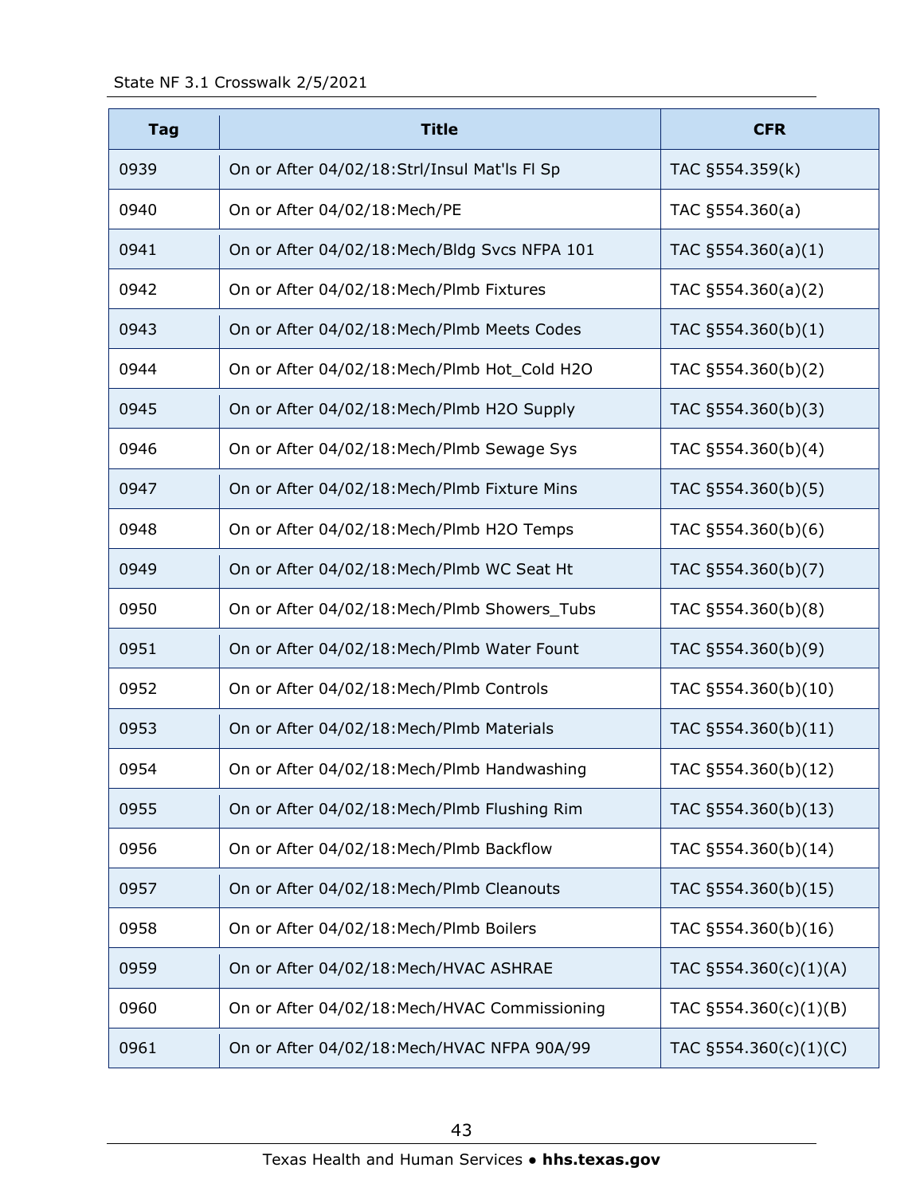| Tag | Title | CFR |
|---|---|---|
| 0939 | On or After 04/02/18:Strl/Insul Mat'ls Fl Sp | TAC §554.359(k) |
| 0940 | On or After 04/02/18:Mech/PE | TAC §554.360(a) |
| 0941 | On or After 04/02/18:Mech/Bldg Svcs NFPA 101 | TAC §554.360(a)(1) |
| 0942 | On or After 04/02/18:Mech/Plmb Fixtures | TAC §554.360(a)(2) |
| 0943 | On or After 04/02/18:Mech/Plmb Meets Codes | TAC §554.360(b)(1) |
| 0944 | On or After 04/02/18:Mech/Plmb Hot_Cold H2O | TAC §554.360(b)(2) |
| 0945 | On or After 04/02/18:Mech/Plmb H2O Supply | TAC §554.360(b)(3) |
| 0946 | On or After 04/02/18:Mech/Plmb Sewage Sys | TAC §554.360(b)(4) |
| 0947 | On or After 04/02/18:Mech/Plmb Fixture Mins | TAC §554.360(b)(5) |
| 0948 | On or After 04/02/18:Mech/Plmb H2O Temps | TAC §554.360(b)(6) |
| 0949 | On or After 04/02/18:Mech/Plmb WC Seat Ht | TAC §554.360(b)(7) |
| 0950 | On or After 04/02/18:Mech/Plmb Showers_Tubs | TAC §554.360(b)(8) |
| 0951 | On or After 04/02/18:Mech/Plmb Water Fount | TAC §554.360(b)(9) |
| 0952 | On or After 04/02/18:Mech/Plmb Controls | TAC §554.360(b)(10) |
| 0953 | On or After 04/02/18:Mech/Plmb Materials | TAC §554.360(b)(11) |
| 0954 | On or After 04/02/18:Mech/Plmb Handwashing | TAC §554.360(b)(12) |
| 0955 | On or After 04/02/18:Mech/Plmb Flushing Rim | TAC §554.360(b)(13) |
| 0956 | On or After 04/02/18:Mech/Plmb Backflow | TAC §554.360(b)(14) |
| 0957 | On or After 04/02/18:Mech/Plmb Cleanouts | TAC §554.360(b)(15) |
| 0958 | On or After 04/02/18:Mech/Plmb Boilers | TAC §554.360(b)(16) |
| 0959 | On or After 04/02/18:Mech/HVAC ASHRAE | TAC §554.360(c)(1)(A) |
| 0960 | On or After 04/02/18:Mech/HVAC Commissioning | TAC §554.360(c)(1)(B) |
| 0961 | On or After 04/02/18:Mech/HVAC NFPA 90A/99 | TAC §554.360(c)(1)(C) |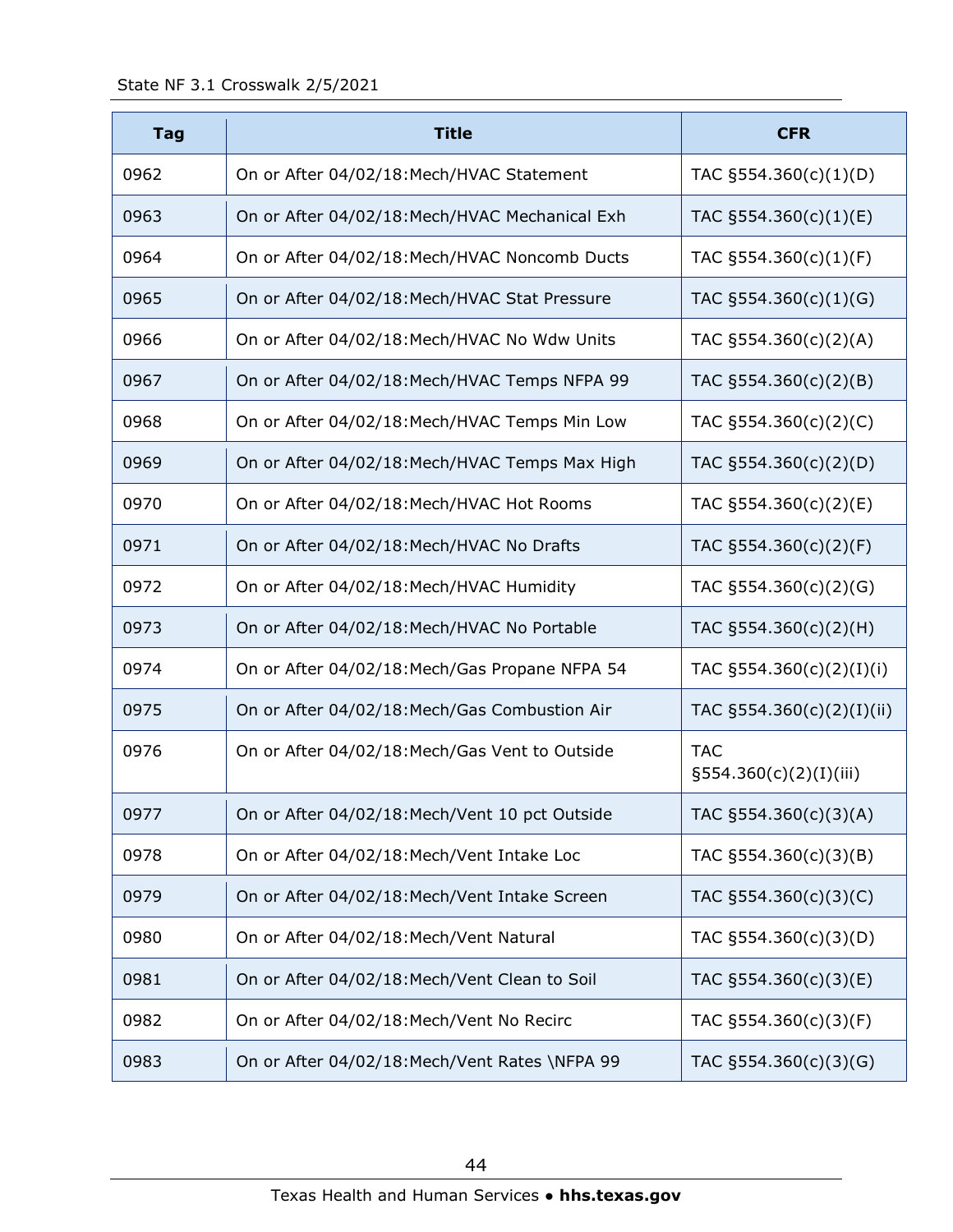| Tag | Title | CFR |
|---|---|---|
| 0962 | On or After 04/02/18:Mech/HVAC Statement | TAC §554.360(c)(1)(D) |
| 0963 | On or After 04/02/18:Mech/HVAC Mechanical Exh | TAC §554.360(c)(1)(E) |
| 0964 | On or After 04/02/18:Mech/HVAC Noncomb Ducts | TAC §554.360(c)(1)(F) |
| 0965 | On or After 04/02/18:Mech/HVAC Stat Pressure | TAC §554.360(c)(1)(G) |
| 0966 | On or After 04/02/18:Mech/HVAC No Wdw Units | TAC §554.360(c)(2)(A) |
| 0967 | On or After 04/02/18:Mech/HVAC Temps NFPA 99 | TAC §554.360(c)(2)(B) |
| 0968 | On or After 04/02/18:Mech/HVAC Temps Min Low | TAC §554.360(c)(2)(C) |
| 0969 | On or After 04/02/18:Mech/HVAC Temps Max High | TAC §554.360(c)(2)(D) |
| 0970 | On or After 04/02/18:Mech/HVAC Hot Rooms | TAC §554.360(c)(2)(E) |
| 0971 | On or After 04/02/18:Mech/HVAC No Drafts | TAC §554.360(c)(2)(F) |
| 0972 | On or After 04/02/18:Mech/HVAC Humidity | TAC §554.360(c)(2)(G) |
| 0973 | On or After 04/02/18:Mech/HVAC No Portable | TAC §554.360(c)(2)(H) |
| 0974 | On or After 04/02/18:Mech/Gas Propane NFPA 54 | TAC §554.360(c)(2)(I)(i) |
| 0975 | On or After 04/02/18:Mech/Gas Combustion Air | TAC §554.360(c)(2)(I)(ii) |
| 0976 | On or After 04/02/18:Mech/Gas Vent to Outside | TAC §554.360(c)(2)(I)(iii) |
| 0977 | On or After 04/02/18:Mech/Vent 10 pct Outside | TAC §554.360(c)(3)(A) |
| 0978 | On or After 04/02/18:Mech/Vent Intake Loc | TAC §554.360(c)(3)(B) |
| 0979 | On or After 04/02/18:Mech/Vent Intake Screen | TAC §554.360(c)(3)(C) |
| 0980 | On or After 04/02/18:Mech/Vent Natural | TAC §554.360(c)(3)(D) |
| 0981 | On or After 04/02/18:Mech/Vent Clean to Soil | TAC §554.360(c)(3)(E) |
| 0982 | On or After 04/02/18:Mech/Vent No Recirc | TAC §554.360(c)(3)(F) |
| 0983 | On or After 04/02/18:Mech/Vent Rates \NFPA 99 | TAC §554.360(c)(3)(G) |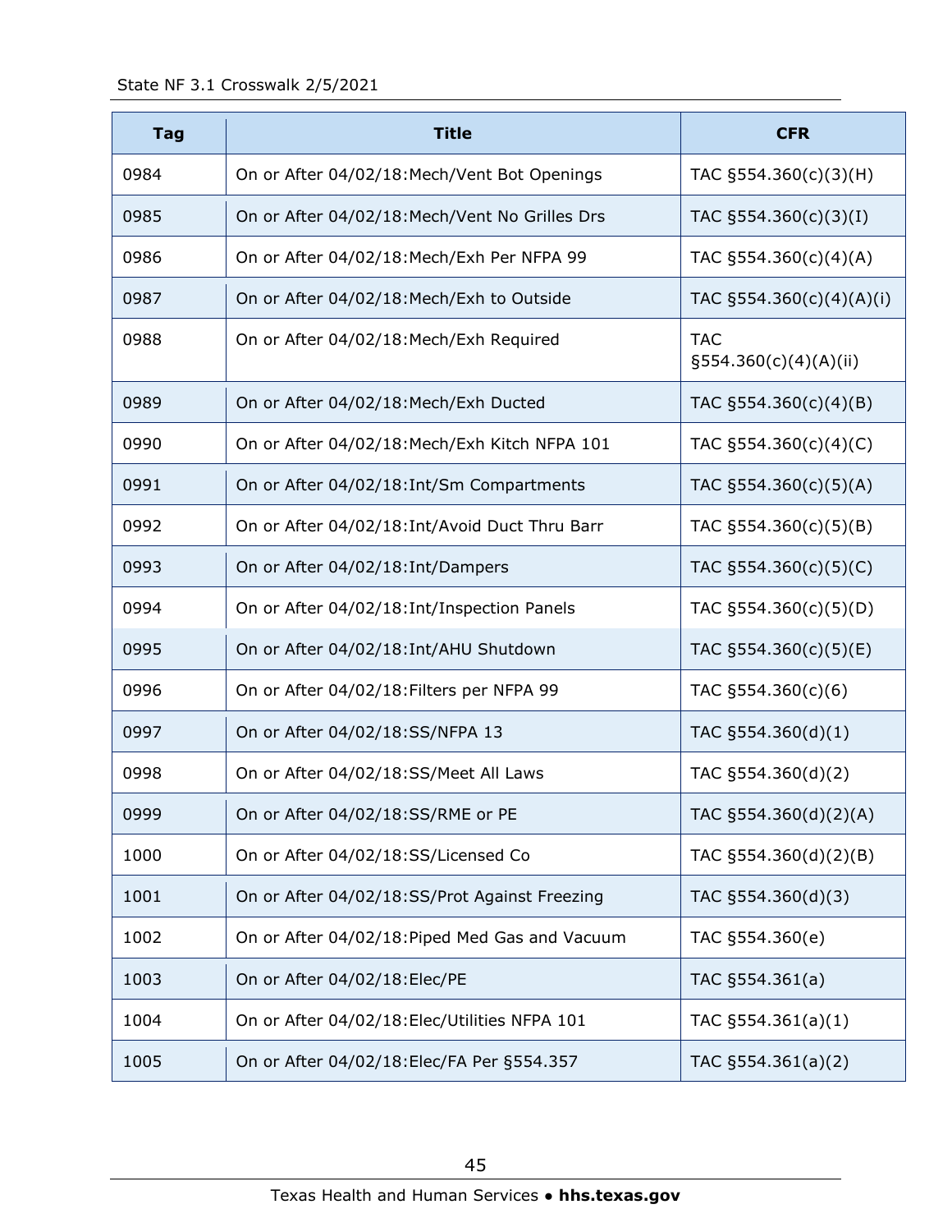| Tag | Title | CFR |
|---|---|---|
| 0984 | On or After 04/02/18:Mech/Vent Bot Openings | TAC §554.360(c)(3)(H) |
| 0985 | On or After 04/02/18:Mech/Vent No Grilles Drs | TAC §554.360(c)(3)(I) |
| 0986 | On or After 04/02/18:Mech/Exh Per NFPA 99 | TAC §554.360(c)(4)(A) |
| 0987 | On or After 04/02/18:Mech/Exh to Outside | TAC §554.360(c)(4)(A)(i) |
| 0988 | On or After 04/02/18:Mech/Exh Required | TAC §554.360(c)(4)(A)(ii) |
| 0989 | On or After 04/02/18:Mech/Exh Ducted | TAC §554.360(c)(4)(B) |
| 0990 | On or After 04/02/18:Mech/Exh Kitch NFPA 101 | TAC §554.360(c)(4)(C) |
| 0991 | On or After 04/02/18:Int/Sm Compartments | TAC §554.360(c)(5)(A) |
| 0992 | On or After 04/02/18:Int/Avoid Duct Thru Barr | TAC §554.360(c)(5)(B) |
| 0993 | On or After 04/02/18:Int/Dampers | TAC §554.360(c)(5)(C) |
| 0994 | On or After 04/02/18:Int/Inspection Panels | TAC §554.360(c)(5)(D) |
| 0995 | On or After 04/02/18:Int/AHU Shutdown | TAC §554.360(c)(5)(E) |
| 0996 | On or After 04/02/18:Filters per NFPA 99 | TAC §554.360(c)(6) |
| 0997 | On or After 04/02/18:SS/NFPA 13 | TAC §554.360(d)(1) |
| 0998 | On or After 04/02/18:SS/Meet All Laws | TAC §554.360(d)(2) |
| 0999 | On or After 04/02/18:SS/RME or PE | TAC §554.360(d)(2)(A) |
| 1000 | On or After 04/02/18:SS/Licensed Co | TAC §554.360(d)(2)(B) |
| 1001 | On or After 04/02/18:SS/Prot Against Freezing | TAC §554.360(d)(3) |
| 1002 | On or After 04/02/18:Piped Med Gas and Vacuum | TAC §554.360(e) |
| 1003 | On or After 04/02/18:Elec/PE | TAC §554.361(a) |
| 1004 | On or After 04/02/18:Elec/Utilities NFPA 101 | TAC §554.361(a)(1) |
| 1005 | On or After 04/02/18:Elec/FA Per §554.357 | TAC §554.361(a)(2) |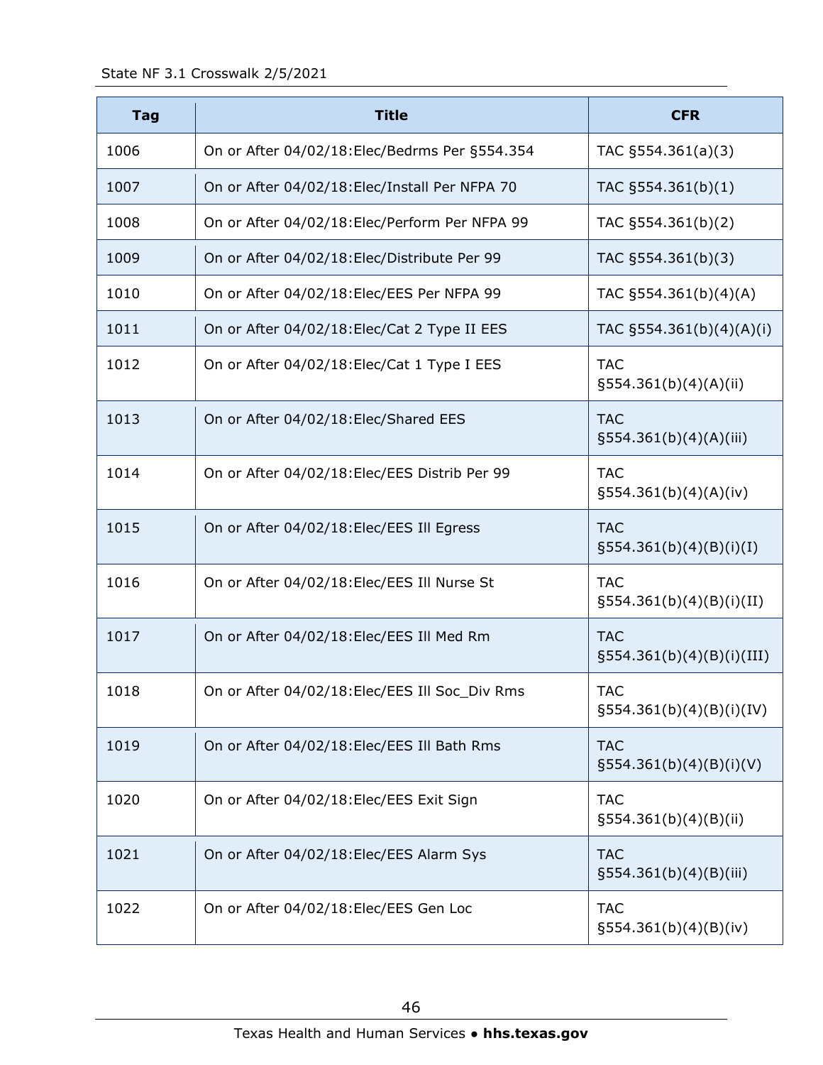| Tag | Title | CFR |
|---|---|---|
| 1006 | On or After 04/02/18:Elec/Bedrms Per §554.354 | TAC §554.361(a)(3) |
| 1007 | On or After 04/02/18:Elec/Install Per NFPA 70 | TAC §554.361(b)(1) |
| 1008 | On or After 04/02/18:Elec/Perform Per NFPA 99 | TAC §554.361(b)(2) |
| 1009 | On or After 04/02/18:Elec/Distribute Per 99 | TAC §554.361(b)(3) |
| 1010 | On or After 04/02/18:Elec/EES Per NFPA 99 | TAC §554.361(b)(4)(A) |
| 1011 | On or After 04/02/18:Elec/Cat 2 Type II EES | TAC §554.361(b)(4)(A)(i) |
| 1012 | On or After 04/02/18:Elec/Cat 1 Type I EES | TAC §554.361(b)(4)(A)(ii) |
| 1013 | On or After 04/02/18:Elec/Shared EES | TAC §554.361(b)(4)(A)(iii) |
| 1014 | On or After 04/02/18:Elec/EES Distrib Per 99 | TAC §554.361(b)(4)(A)(iv) |
| 1015 | On or After 04/02/18:Elec/EES Ill Egress | TAC §554.361(b)(4)(B)(i)(I) |
| 1016 | On or After 04/02/18:Elec/EES Ill Nurse St | TAC §554.361(b)(4)(B)(i)(II) |
| 1017 | On or After 04/02/18:Elec/EES Ill Med Rm | TAC §554.361(b)(4)(B)(i)(III) |
| 1018 | On or After 04/02/18:Elec/EES Ill Soc_Div Rms | TAC §554.361(b)(4)(B)(i)(IV) |
| 1019 | On or After 04/02/18:Elec/EES Ill Bath Rms | TAC §554.361(b)(4)(B)(i)(V) |
| 1020 | On or After 04/02/18:Elec/EES Exit Sign | TAC §554.361(b)(4)(B)(ii) |
| 1021 | On or After 04/02/18:Elec/EES Alarm Sys | TAC §554.361(b)(4)(B)(iii) |
| 1022 | On or After 04/02/18:Elec/EES Gen Loc | TAC §554.361(b)(4)(B)(iv) |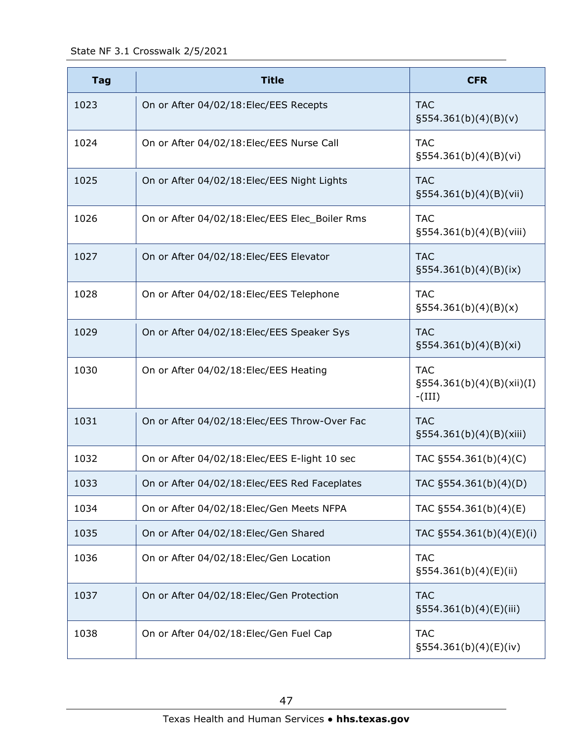| Tag | Title | CFR |
|---|---|---|
| 1023 | On or After 04/02/18:Elec/EES Recepts | TAC §554.361(b)(4)(B)(v) |
| 1024 | On or After 04/02/18:Elec/EES Nurse Call | TAC §554.361(b)(4)(B)(vi) |
| 1025 | On or After 04/02/18:Elec/EES Night Lights | TAC §554.361(b)(4)(B)(vii) |
| 1026 | On or After 04/02/18:Elec/EES Elec_Boiler Rms | TAC §554.361(b)(4)(B)(viii) |
| 1027 | On or After 04/02/18:Elec/EES Elevator | TAC §554.361(b)(4)(B)(ix) |
| 1028 | On or After 04/02/18:Elec/EES Telephone | TAC §554.361(b)(4)(B)(x) |
| 1029 | On or After 04/02/18:Elec/EES Speaker Sys | TAC §554.361(b)(4)(B)(xi) |
| 1030 | On or After 04/02/18:Elec/EES Heating | TAC §554.361(b)(4)(B)(xii)(I) -(III) |
| 1031 | On or After 04/02/18:Elec/EES Throw-Over Fac | TAC §554.361(b)(4)(B)(xiii) |
| 1032 | On or After 04/02/18:Elec/EES E-light 10 sec | TAC §554.361(b)(4)(C) |
| 1033 | On or After 04/02/18:Elec/EES Red Faceplates | TAC §554.361(b)(4)(D) |
| 1034 | On or After 04/02/18:Elec/Gen Meets NFPA | TAC §554.361(b)(4)(E) |
| 1035 | On or After 04/02/18:Elec/Gen Shared | TAC §554.361(b)(4)(E)(i) |
| 1036 | On or After 04/02/18:Elec/Gen Location | TAC §554.361(b)(4)(E)(ii) |
| 1037 | On or After 04/02/18:Elec/Gen Protection | TAC §554.361(b)(4)(E)(iii) |
| 1038 | On or After 04/02/18:Elec/Gen Fuel Cap | TAC §554.361(b)(4)(E)(iv) |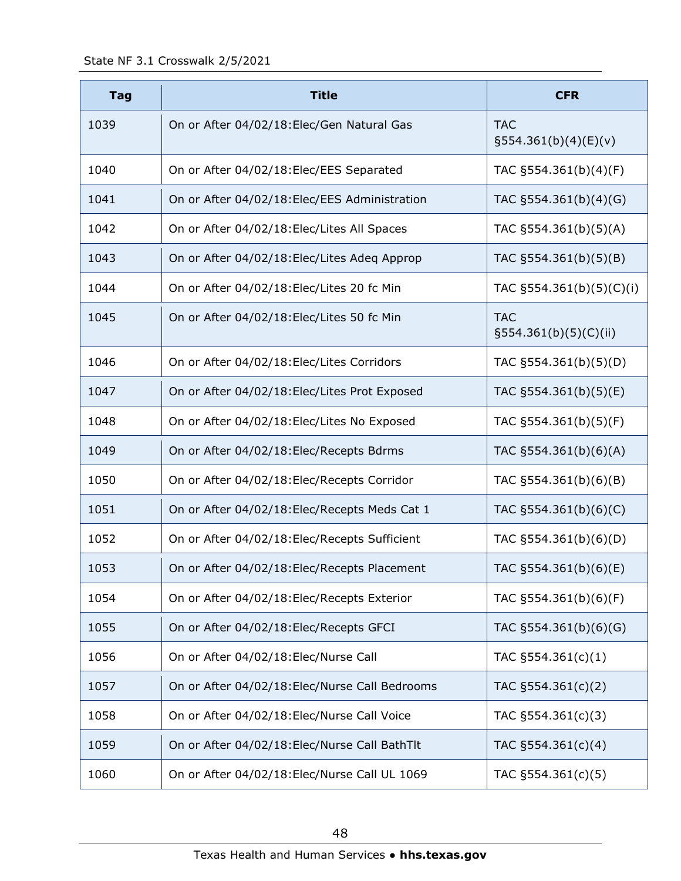| Tag | Title | CFR |
|---|---|---|
| 1039 | On or After 04/02/18:Elec/Gen Natural Gas | TAC §554.361(b)(4)(E)(v) |
| 1040 | On or After 04/02/18:Elec/EES Separated | TAC §554.361(b)(4)(F) |
| 1041 | On or After 04/02/18:Elec/EES Administration | TAC §554.361(b)(4)(G) |
| 1042 | On or After 04/02/18:Elec/Lites All Spaces | TAC §554.361(b)(5)(A) |
| 1043 | On or After 04/02/18:Elec/Lites Adeq Approp | TAC §554.361(b)(5)(B) |
| 1044 | On or After 04/02/18:Elec/Lites 20 fc Min | TAC §554.361(b)(5)(C)(i) |
| 1045 | On or After 04/02/18:Elec/Lites 50 fc Min | TAC §554.361(b)(5)(C)(ii) |
| 1046 | On or After 04/02/18:Elec/Lites Corridors | TAC §554.361(b)(5)(D) |
| 1047 | On or After 04/02/18:Elec/Lites Prot Exposed | TAC §554.361(b)(5)(E) |
| 1048 | On or After 04/02/18:Elec/Lites No Exposed | TAC §554.361(b)(5)(F) |
| 1049 | On or After 04/02/18:Elec/Recepts Bdrms | TAC §554.361(b)(6)(A) |
| 1050 | On or After 04/02/18:Elec/Recepts Corridor | TAC §554.361(b)(6)(B) |
| 1051 | On or After 04/02/18:Elec/Recepts Meds Cat 1 | TAC §554.361(b)(6)(C) |
| 1052 | On or After 04/02/18:Elec/Recepts Sufficient | TAC §554.361(b)(6)(D) |
| 1053 | On or After 04/02/18:Elec/Recepts Placement | TAC §554.361(b)(6)(E) |
| 1054 | On or After 04/02/18:Elec/Recepts Exterior | TAC §554.361(b)(6)(F) |
| 1055 | On or After 04/02/18:Elec/Recepts GFCI | TAC §554.361(b)(6)(G) |
| 1056 | On or After 04/02/18:Elec/Nurse Call | TAC §554.361(c)(1) |
| 1057 | On or After 04/02/18:Elec/Nurse Call Bedrooms | TAC §554.361(c)(2) |
| 1058 | On or After 04/02/18:Elec/Nurse Call Voice | TAC §554.361(c)(3) |
| 1059 | On or After 04/02/18:Elec/Nurse Call BathTlt | TAC §554.361(c)(4) |
| 1060 | On or After 04/02/18:Elec/Nurse Call UL 1069 | TAC §554.361(c)(5) |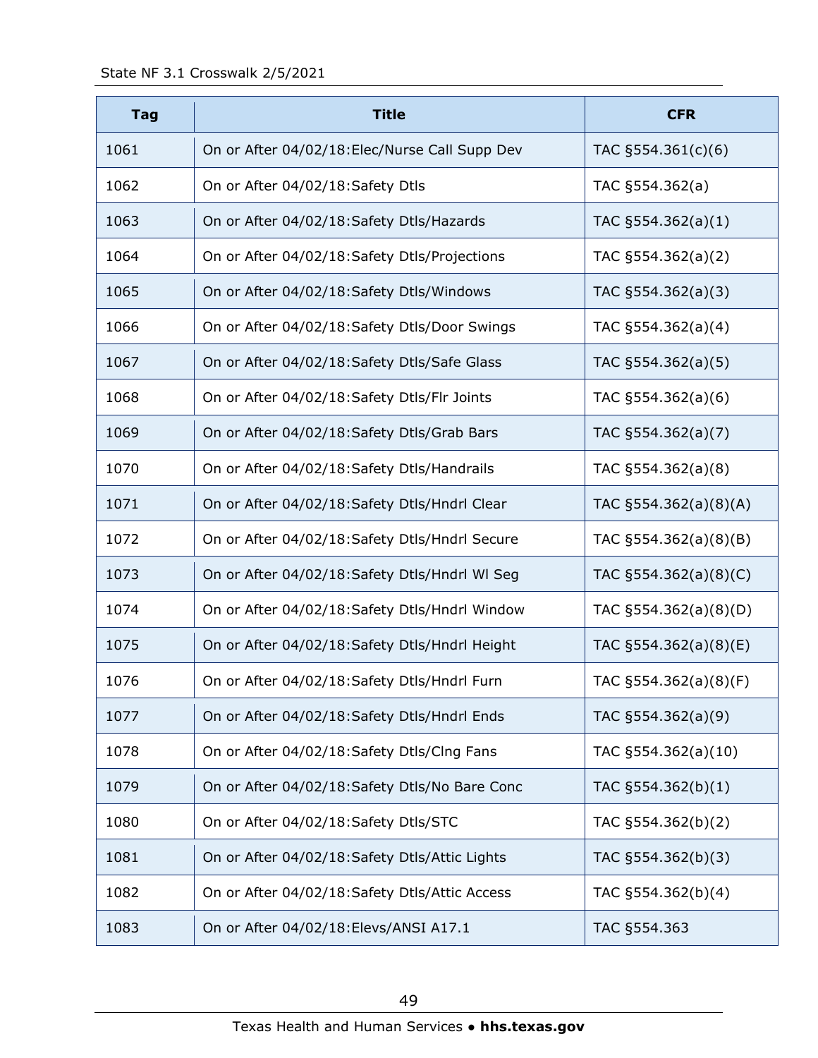| Tag | Title | CFR |
|---|---|---|
| 1061 | On or After 04/02/18:Elec/Nurse Call Supp Dev | TAC §554.361(c)(6) |
| 1062 | On or After 04/02/18:Safety Dtls | TAC §554.362(a) |
| 1063 | On or After 04/02/18:Safety Dtls/Hazards | TAC §554.362(a)(1) |
| 1064 | On or After 04/02/18:Safety Dtls/Projections | TAC §554.362(a)(2) |
| 1065 | On or After 04/02/18:Safety Dtls/Windows | TAC §554.362(a)(3) |
| 1066 | On or After 04/02/18:Safety Dtls/Door Swings | TAC §554.362(a)(4) |
| 1067 | On or After 04/02/18:Safety Dtls/Safe Glass | TAC §554.362(a)(5) |
| 1068 | On or After 04/02/18:Safety Dtls/Flr Joints | TAC §554.362(a)(6) |
| 1069 | On or After 04/02/18:Safety Dtls/Grab Bars | TAC §554.362(a)(7) |
| 1070 | On or After 04/02/18:Safety Dtls/Handrails | TAC §554.362(a)(8) |
| 1071 | On or After 04/02/18:Safety Dtls/Hndrl Clear | TAC §554.362(a)(8)(A) |
| 1072 | On or After 04/02/18:Safety Dtls/Hndrl Secure | TAC §554.362(a)(8)(B) |
| 1073 | On or After 04/02/18:Safety Dtls/Hndrl Wl Seg | TAC §554.362(a)(8)(C) |
| 1074 | On or After 04/02/18:Safety Dtls/Hndrl Window | TAC §554.362(a)(8)(D) |
| 1075 | On or After 04/02/18:Safety Dtls/Hndrl Height | TAC §554.362(a)(8)(E) |
| 1076 | On or After 04/02/18:Safety Dtls/Hndrl Furn | TAC §554.362(a)(8)(F) |
| 1077 | On or After 04/02/18:Safety Dtls/Hndrl Ends | TAC §554.362(a)(9) |
| 1078 | On or After 04/02/18:Safety Dtls/Clng Fans | TAC §554.362(a)(10) |
| 1079 | On or After 04/02/18:Safety Dtls/No Bare Conc | TAC §554.362(b)(1) |
| 1080 | On or After 04/02/18:Safety Dtls/STC | TAC §554.362(b)(2) |
| 1081 | On or After 04/02/18:Safety Dtls/Attic Lights | TAC §554.362(b)(3) |
| 1082 | On or After 04/02/18:Safety Dtls/Attic Access | TAC §554.362(b)(4) |
| 1083 | On or After 04/02/18:Elevs/ANSI A17.1 | TAC §554.363 |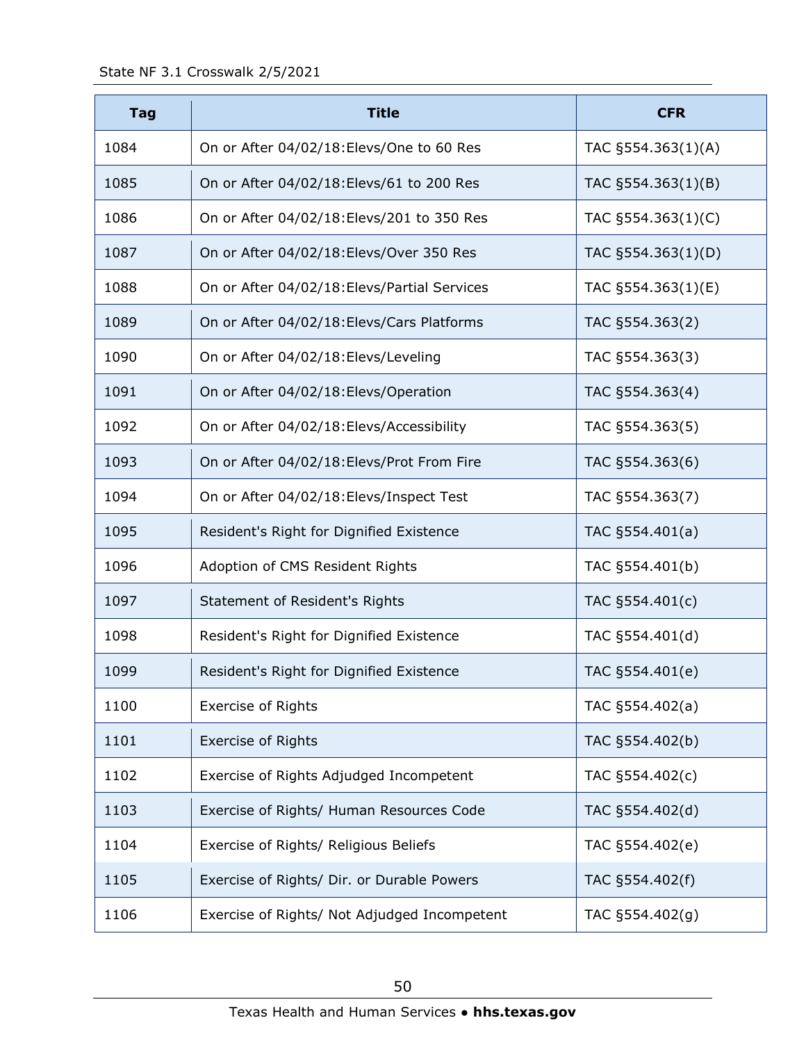| Tag | Title | CFR |
| --- | --- | --- |
| 1084 | On or After 04/02/18:Elevs/One to 60 Res | TAC §554.363(1)(A) |
| 1085 | On or After 04/02/18:Elevs/61 to 200 Res | TAC §554.363(1)(B) |
| 1086 | On or After 04/02/18:Elevs/201 to 350 Res | TAC §554.363(1)(C) |
| 1087 | On or After 04/02/18:Elevs/Over 350 Res | TAC §554.363(1)(D) |
| 1088 | On or After 04/02/18:Elevs/Partial Services | TAC §554.363(1)(E) |
| 1089 | On or After 04/02/18:Elevs/Cars Platforms | TAC §554.363(2) |
| 1090 | On or After 04/02/18:Elevs/Leveling | TAC §554.363(3) |
| 1091 | On or After 04/02/18:Elevs/Operation | TAC §554.363(4) |
| 1092 | On or After 04/02/18:Elevs/Accessibility | TAC §554.363(5) |
| 1093 | On or After 04/02/18:Elevs/Prot From Fire | TAC §554.363(6) |
| 1094 | On or After 04/02/18:Elevs/Inspect Test | TAC §554.363(7) |
| 1095 | Resident's Right for Dignified Existence | TAC §554.401(a) |
| 1096 | Adoption of CMS Resident Rights | TAC §554.401(b) |
| 1097 | Statement of Resident's Rights | TAC §554.401(c) |
| 1098 | Resident's Right for Dignified Existence | TAC §554.401(d) |
| 1099 | Resident's Right for Dignified Existence | TAC §554.401(e) |
| 1100 | Exercise of Rights | TAC §554.402(a) |
| 1101 | Exercise of Rights | TAC §554.402(b) |
| 1102 | Exercise of Rights Adjudged Incompetent | TAC §554.402(c) |
| 1103 | Exercise of Rights/ Human Resources Code | TAC §554.402(d) |
| 1104 | Exercise of Rights/ Religious Beliefs | TAC §554.402(e) |
| 1105 | Exercise of Rights/ Dir. or Durable Powers | TAC §554.402(f) |
| 1106 | Exercise of Rights/ Not Adjudged Incompetent | TAC §554.402(g) |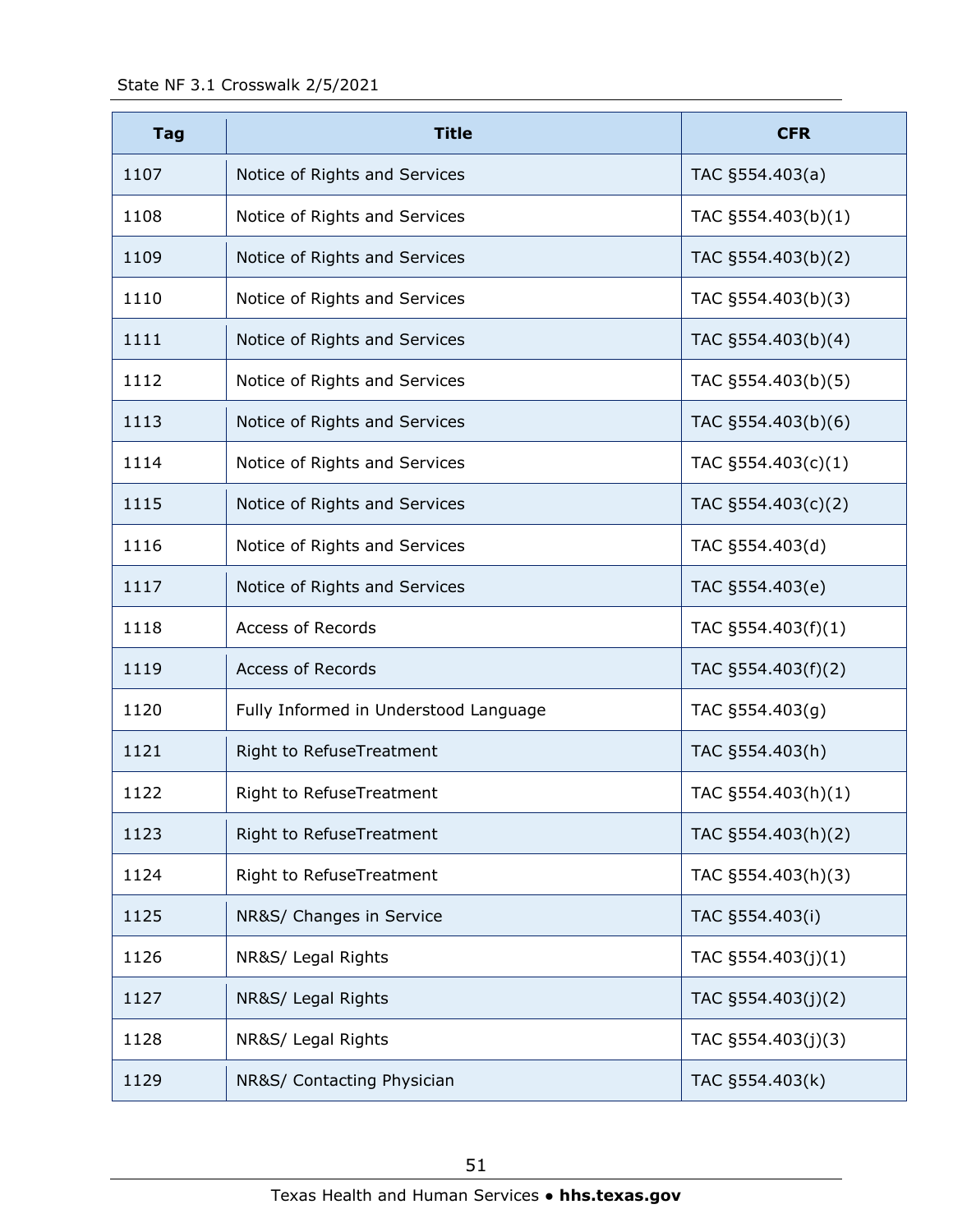| Tag | Title | CFR |
| --- | --- | --- |
| 1107 | Notice of Rights and Services | TAC §554.403(a) |
| 1108 | Notice of Rights and Services | TAC §554.403(b)(1) |
| 1109 | Notice of Rights and Services | TAC §554.403(b)(2) |
| 1110 | Notice of Rights and Services | TAC §554.403(b)(3) |
| 1111 | Notice of Rights and Services | TAC §554.403(b)(4) |
| 1112 | Notice of Rights and Services | TAC §554.403(b)(5) |
| 1113 | Notice of Rights and Services | TAC §554.403(b)(6) |
| 1114 | Notice of Rights and Services | TAC §554.403(c)(1) |
| 1115 | Notice of Rights and Services | TAC §554.403(c)(2) |
| 1116 | Notice of Rights and Services | TAC §554.403(d) |
| 1117 | Notice of Rights and Services | TAC §554.403(e) |
| 1118 | Access of Records | TAC §554.403(f)(1) |
| 1119 | Access of Records | TAC §554.403(f)(2) |
| 1120 | Fully Informed in Understood Language | TAC §554.403(g) |
| 1121 | Right to RefuseTreatment | TAC §554.403(h) |
| 1122 | Right to RefuseTreatment | TAC §554.403(h)(1) |
| 1123 | Right to RefuseTreatment | TAC §554.403(h)(2) |
| 1124 | Right to RefuseTreatment | TAC §554.403(h)(3) |
| 1125 | NR&S/ Changes in Service | TAC §554.403(i) |
| 1126 | NR&S/ Legal Rights | TAC §554.403(j)(1) |
| 1127 | NR&S/ Legal Rights | TAC §554.403(j)(2) |
| 1128 | NR&S/ Legal Rights | TAC §554.403(j)(3) |
| 1129 | NR&S/ Contacting Physician | TAC §554.403(k) |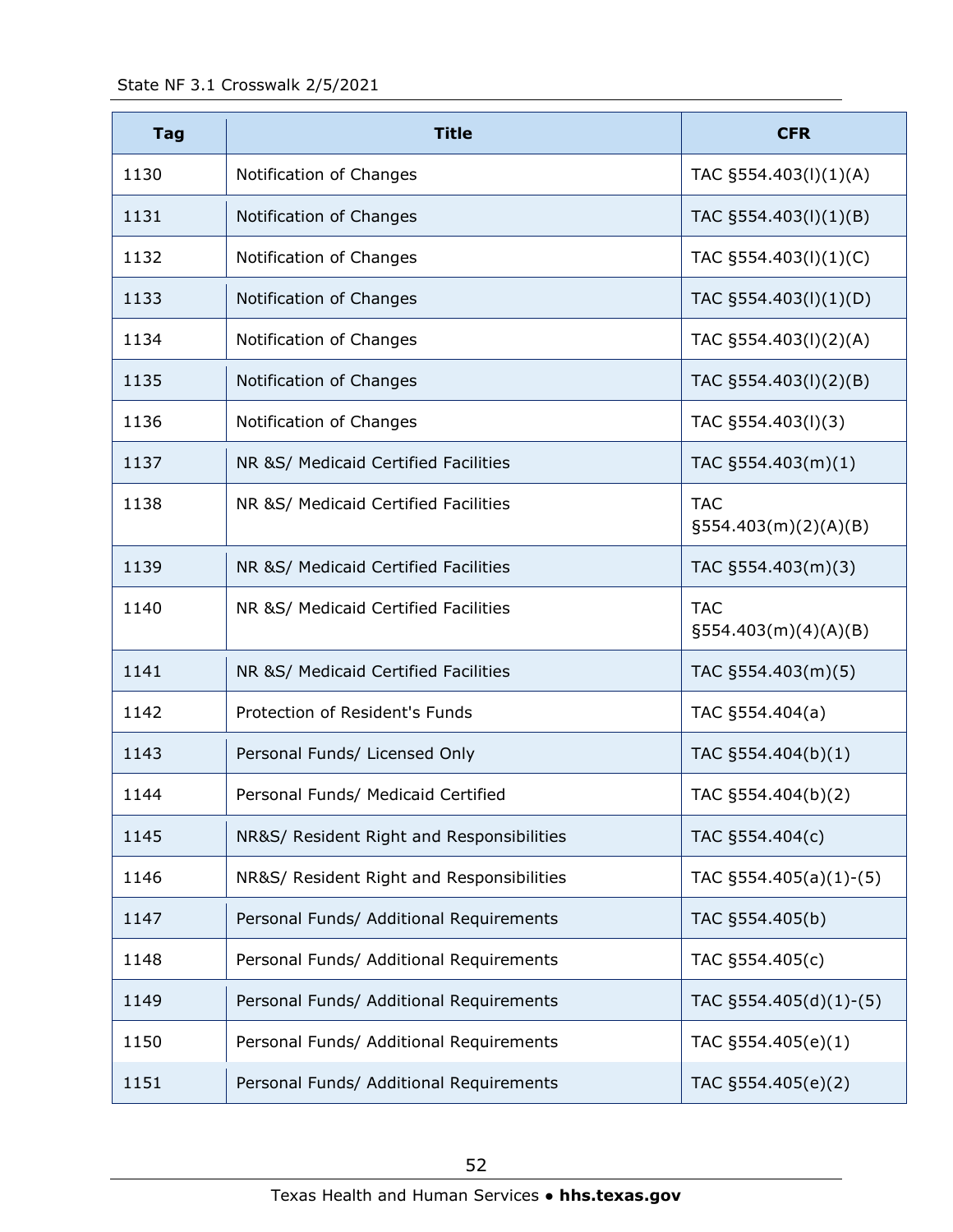| Tag | Title | CFR |
|---|---|---|
| 1130 | Notification of Changes | TAC §554.403(l)(1)(A) |
| 1131 | Notification of Changes | TAC §554.403(l)(1)(B) |
| 1132 | Notification of Changes | TAC §554.403(l)(1)(C) |
| 1133 | Notification of Changes | TAC §554.403(l)(1)(D) |
| 1134 | Notification of Changes | TAC §554.403(l)(2)(A) |
| 1135 | Notification of Changes | TAC §554.403(l)(2)(B) |
| 1136 | Notification of Changes | TAC §554.403(l)(3) |
| 1137 | NR &S/ Medicaid Certified Facilities | TAC §554.403(m)(1) |
| 1138 | NR &S/ Medicaid Certified Facilities | TAC §554.403(m)(2)(A)(B) |
| 1139 | NR &S/ Medicaid Certified Facilities | TAC §554.403(m)(3) |
| 1140 | NR &S/ Medicaid Certified Facilities | TAC §554.403(m)(4)(A)(B) |
| 1141 | NR &S/ Medicaid Certified Facilities | TAC §554.403(m)(5) |
| 1142 | Protection of Resident's Funds | TAC §554.404(a) |
| 1143 | Personal Funds/ Licensed Only | TAC §554.404(b)(1) |
| 1144 | Personal Funds/ Medicaid Certified | TAC §554.404(b)(2) |
| 1145 | NR&S/ Resident Right and Responsibilities | TAC §554.404(c) |
| 1146 | NR&S/ Resident Right and Responsibilities | TAC §554.405(a)(1)-(5) |
| 1147 | Personal Funds/ Additional Requirements | TAC §554.405(b) |
| 1148 | Personal Funds/ Additional Requirements | TAC §554.405(c) |
| 1149 | Personal Funds/ Additional Requirements | TAC §554.405(d)(1)-(5) |
| 1150 | Personal Funds/ Additional Requirements | TAC §554.405(e)(1) |
| 1151 | Personal Funds/ Additional Requirements | TAC §554.405(e)(2) |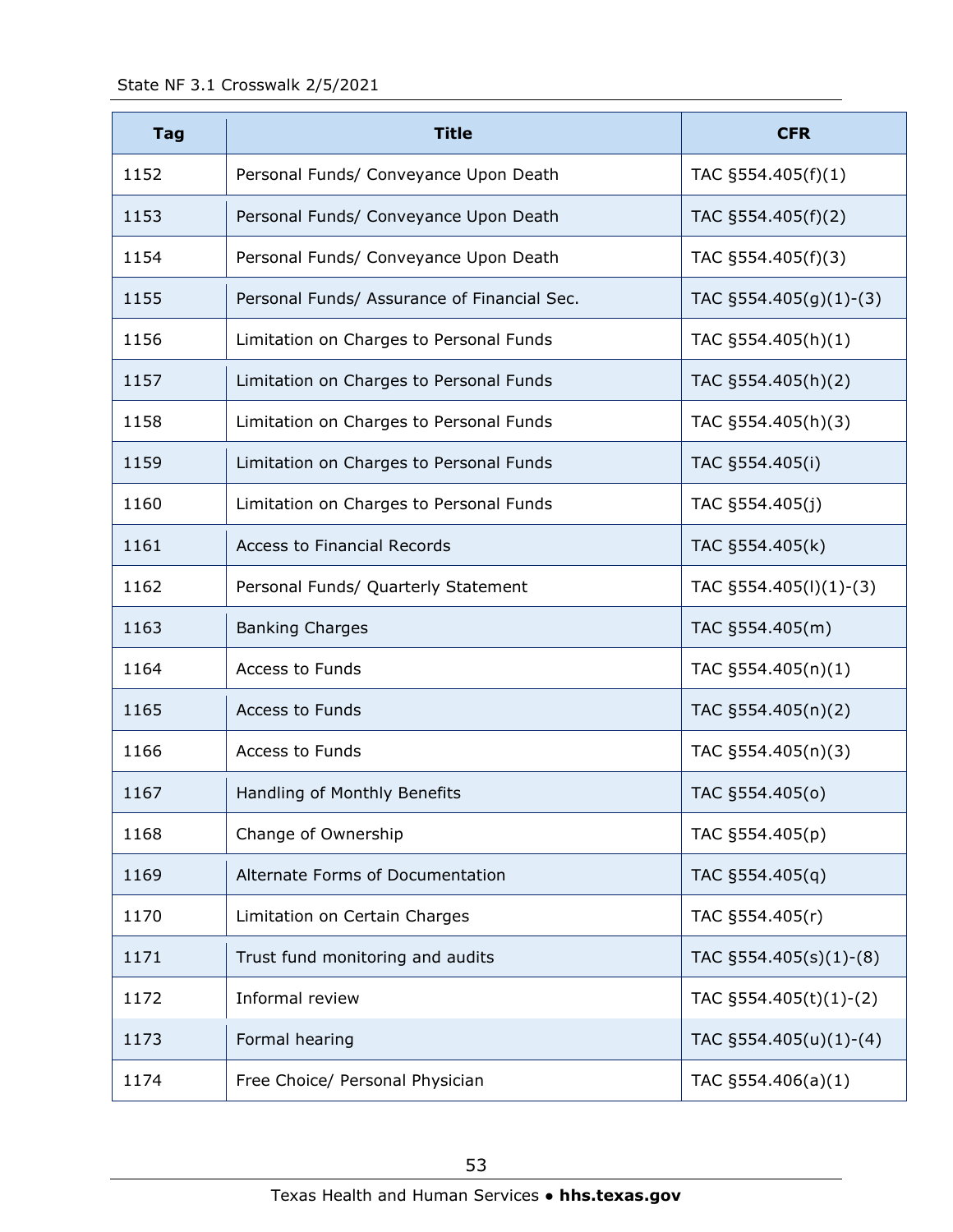| Tag | Title | CFR |
|---|---|---|
| 1152 | Personal Funds/ Conveyance Upon Death | TAC §554.405(f)(1) |
| 1153 | Personal Funds/ Conveyance Upon Death | TAC §554.405(f)(2) |
| 1154 | Personal Funds/ Conveyance Upon Death | TAC §554.405(f)(3) |
| 1155 | Personal Funds/ Assurance of Financial Sec. | TAC §554.405(g)(1)-(3) |
| 1156 | Limitation on Charges to Personal Funds | TAC §554.405(h)(1) |
| 1157 | Limitation on Charges to Personal Funds | TAC §554.405(h)(2) |
| 1158 | Limitation on Charges to Personal Funds | TAC §554.405(h)(3) |
| 1159 | Limitation on Charges to Personal Funds | TAC §554.405(i) |
| 1160 | Limitation on Charges to Personal Funds | TAC §554.405(j) |
| 1161 | Access to Financial Records | TAC §554.405(k) |
| 1162 | Personal Funds/ Quarterly Statement | TAC §554.405(l)(1)-(3) |
| 1163 | Banking Charges | TAC §554.405(m) |
| 1164 | Access to Funds | TAC §554.405(n)(1) |
| 1165 | Access to Funds | TAC §554.405(n)(2) |
| 1166 | Access to Funds | TAC §554.405(n)(3) |
| 1167 | Handling of Monthly Benefits | TAC §554.405(o) |
| 1168 | Change of Ownership | TAC §554.405(p) |
| 1169 | Alternate Forms of Documentation | TAC §554.405(q) |
| 1170 | Limitation on Certain Charges | TAC §554.405(r) |
| 1171 | Trust fund monitoring and audits | TAC §554.405(s)(1)-(8) |
| 1172 | Informal review | TAC §554.405(t)(1)-(2) |
| 1173 | Formal hearing | TAC §554.405(u)(1)-(4) |
| 1174 | Free Choice/ Personal Physician | TAC §554.406(a)(1) |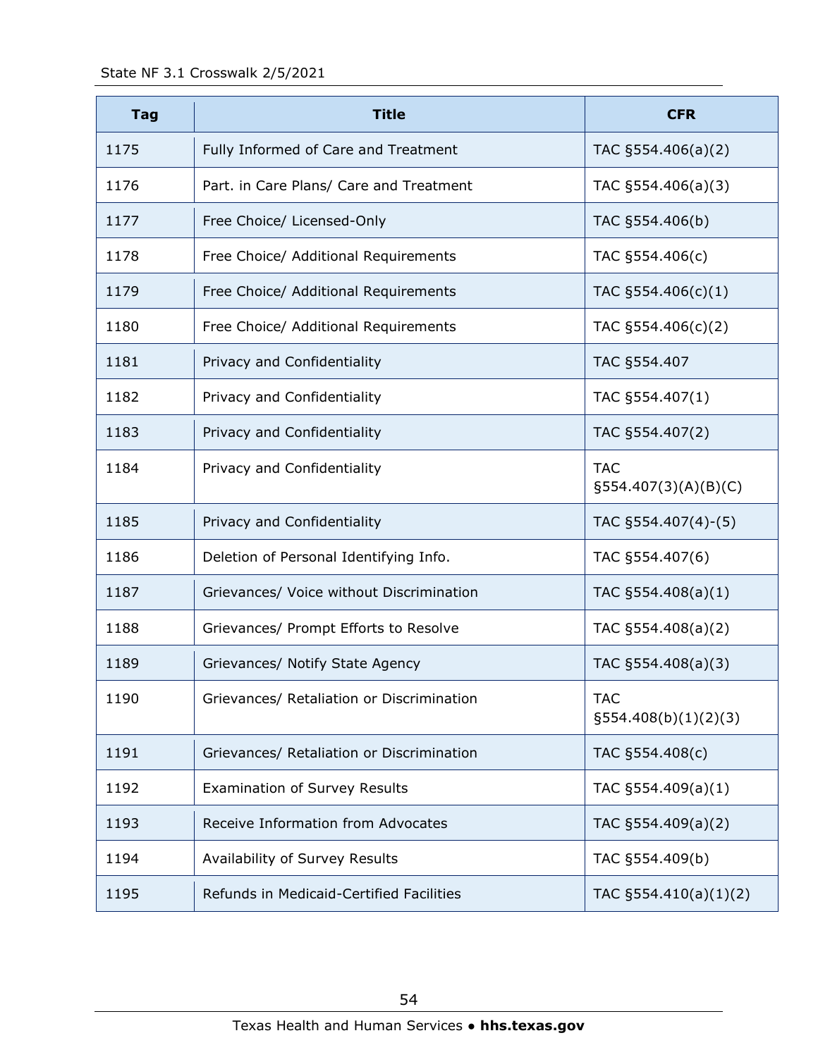| Tag | Title | CFR |
|---|---|---|
| 1175 | Fully Informed of Care and Treatment | TAC §554.406(a)(2) |
| 1176 | Part. in Care Plans/ Care and Treatment | TAC §554.406(a)(3) |
| 1177 | Free Choice/ Licensed-Only | TAC §554.406(b) |
| 1178 | Free Choice/ Additional Requirements | TAC §554.406(c) |
| 1179 | Free Choice/ Additional Requirements | TAC §554.406(c)(1) |
| 1180 | Free Choice/ Additional Requirements | TAC §554.406(c)(2) |
| 1181 | Privacy and Confidentiality | TAC §554.407 |
| 1182 | Privacy and Confidentiality | TAC §554.407(1) |
| 1183 | Privacy and Confidentiality | TAC §554.407(2) |
| 1184 | Privacy and Confidentiality | TAC §554.407(3)(A)(B)(C) |
| 1185 | Privacy and Confidentiality | TAC §554.407(4)-(5) |
| 1186 | Deletion of Personal Identifying Info. | TAC §554.407(6) |
| 1187 | Grievances/ Voice without Discrimination | TAC §554.408(a)(1) |
| 1188 | Grievances/ Prompt Efforts to Resolve | TAC §554.408(a)(2) |
| 1189 | Grievances/ Notify State Agency | TAC §554.408(a)(3) |
| 1190 | Grievances/ Retaliation or Discrimination | TAC §554.408(b)(1)(2)(3) |
| 1191 | Grievances/ Retaliation or Discrimination | TAC §554.408(c) |
| 1192 | Examination of Survey Results | TAC §554.409(a)(1) |
| 1193 | Receive Information from Advocates | TAC §554.409(a)(2) |
| 1194 | Availability of Survey Results | TAC §554.409(b) |
| 1195 | Refunds in Medicaid-Certified Facilities | TAC §554.410(a)(1)(2) |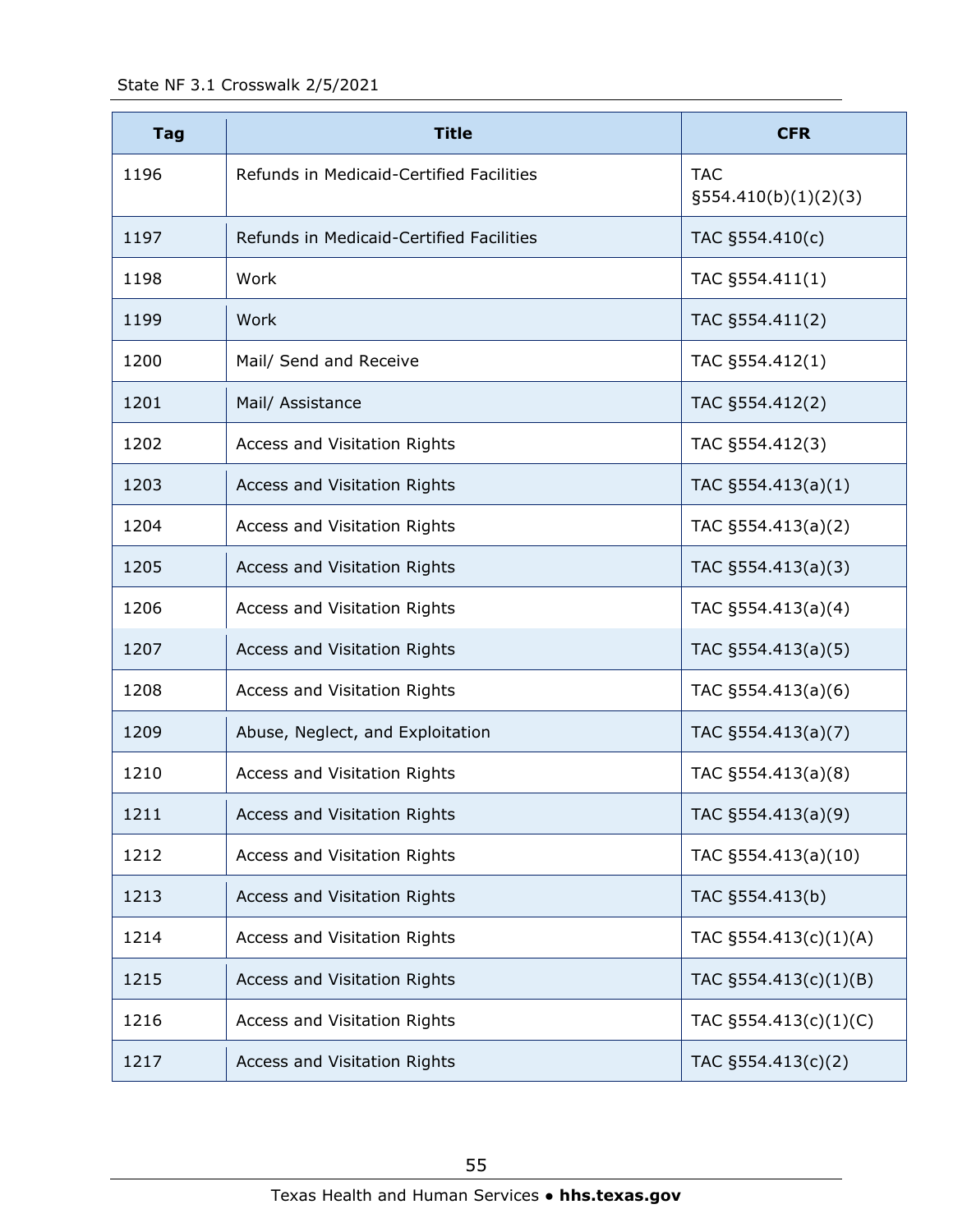| Tag | Title | CFR |
|---|---|---|
| 1196 | Refunds in Medicaid-Certified Facilities | TAC §554.410(b)(1)(2)(3) |
| 1197 | Refunds in Medicaid-Certified Facilities | TAC §554.410(c) |
| 1198 | Work | TAC §554.411(1) |
| 1199 | Work | TAC §554.411(2) |
| 1200 | Mail/ Send and Receive | TAC §554.412(1) |
| 1201 | Mail/ Assistance | TAC §554.412(2) |
| 1202 | Access and Visitation Rights | TAC §554.412(3) |
| 1203 | Access and Visitation Rights | TAC §554.413(a)(1) |
| 1204 | Access and Visitation Rights | TAC §554.413(a)(2) |
| 1205 | Access and Visitation Rights | TAC §554.413(a)(3) |
| 1206 | Access and Visitation Rights | TAC §554.413(a)(4) |
| 1207 | Access and Visitation Rights | TAC §554.413(a)(5) |
| 1208 | Access and Visitation Rights | TAC §554.413(a)(6) |
| 1209 | Abuse, Neglect, and Exploitation | TAC §554.413(a)(7) |
| 1210 | Access and Visitation Rights | TAC §554.413(a)(8) |
| 1211 | Access and Visitation Rights | TAC §554.413(a)(9) |
| 1212 | Access and Visitation Rights | TAC §554.413(a)(10) |
| 1213 | Access and Visitation Rights | TAC §554.413(b) |
| 1214 | Access and Visitation Rights | TAC §554.413(c)(1)(A) |
| 1215 | Access and Visitation Rights | TAC §554.413(c)(1)(B) |
| 1216 | Access and Visitation Rights | TAC §554.413(c)(1)(C) |
| 1217 | Access and Visitation Rights | TAC §554.413(c)(2) |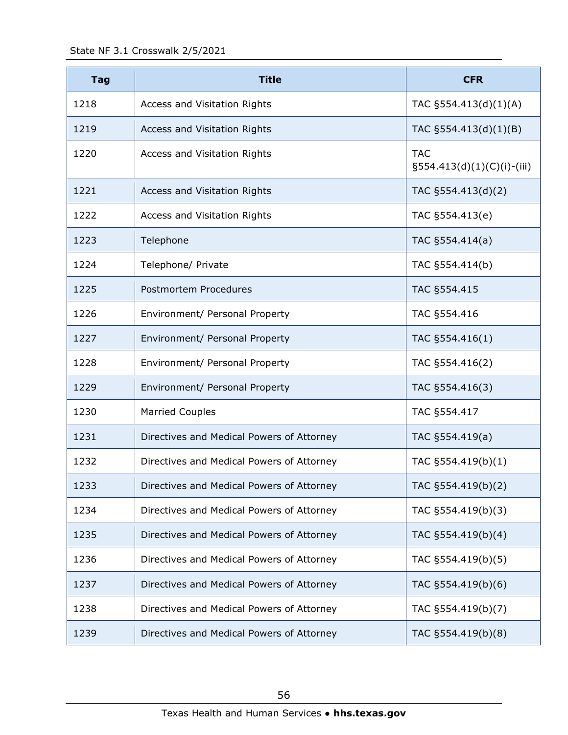| Tag | Title | CFR |
| --- | --- | --- |
| 1218 | Access and Visitation Rights | TAC §554.413(d)(1)(A) |
| 1219 | Access and Visitation Rights | TAC §554.413(d)(1)(B) |
| 1220 | Access and Visitation Rights | TAC §554.413(d)(1)(C)(i)-(iii) |
| 1221 | Access and Visitation Rights | TAC §554.413(d)(2) |
| 1222 | Access and Visitation Rights | TAC §554.413(e) |
| 1223 | Telephone | TAC §554.414(a) |
| 1224 | Telephone/ Private | TAC §554.414(b) |
| 1225 | Postmortem Procedures | TAC §554.415 |
| 1226 | Environment/ Personal Property | TAC §554.416 |
| 1227 | Environment/ Personal Property | TAC §554.416(1) |
| 1228 | Environment/ Personal Property | TAC §554.416(2) |
| 1229 | Environment/ Personal Property | TAC §554.416(3) |
| 1230 | Married Couples | TAC §554.417 |
| 1231 | Directives and Medical Powers of Attorney | TAC §554.419(a) |
| 1232 | Directives and Medical Powers of Attorney | TAC §554.419(b)(1) |
| 1233 | Directives and Medical Powers of Attorney | TAC §554.419(b)(2) |
| 1234 | Directives and Medical Powers of Attorney | TAC §554.419(b)(3) |
| 1235 | Directives and Medical Powers of Attorney | TAC §554.419(b)(4) |
| 1236 | Directives and Medical Powers of Attorney | TAC §554.419(b)(5) |
| 1237 | Directives and Medical Powers of Attorney | TAC §554.419(b)(6) |
| 1238 | Directives and Medical Powers of Attorney | TAC §554.419(b)(7) |
| 1239 | Directives and Medical Powers of Attorney | TAC §554.419(b)(8) |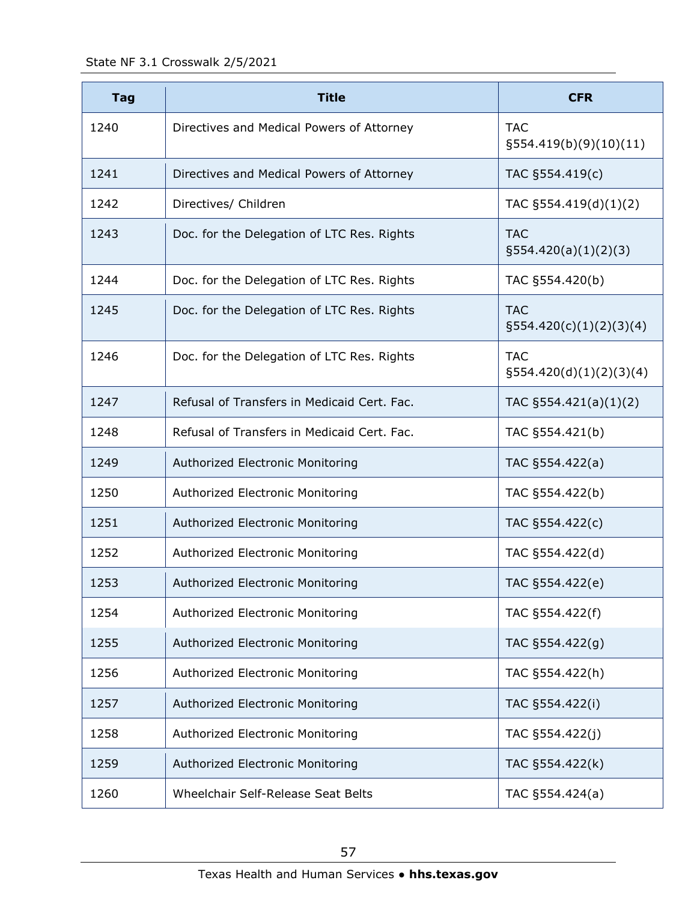| Tag | Title | CFR |
|---|---|---|
| 1240 | Directives and Medical Powers of Attorney | TAC §554.419(b)(9)(10)(11) |
| 1241 | Directives and Medical Powers of Attorney | TAC §554.419(c) |
| 1242 | Directives/ Children | TAC §554.419(d)(1)(2) |
| 1243 | Doc. for the Delegation of LTC Res. Rights | TAC §554.420(a)(1)(2)(3) |
| 1244 | Doc. for the Delegation of LTC Res. Rights | TAC §554.420(b) |
| 1245 | Doc. for the Delegation of LTC Res. Rights | TAC §554.420(c)(1)(2)(3)(4) |
| 1246 | Doc. for the Delegation of LTC Res. Rights | TAC §554.420(d)(1)(2)(3)(4) |
| 1247 | Refusal of Transfers in Medicaid Cert. Fac. | TAC §554.421(a)(1)(2) |
| 1248 | Refusal of Transfers in Medicaid Cert. Fac. | TAC §554.421(b) |
| 1249 | Authorized Electronic Monitoring | TAC §554.422(a) |
| 1250 | Authorized Electronic Monitoring | TAC §554.422(b) |
| 1251 | Authorized Electronic Monitoring | TAC §554.422(c) |
| 1252 | Authorized Electronic Monitoring | TAC §554.422(d) |
| 1253 | Authorized Electronic Monitoring | TAC §554.422(e) |
| 1254 | Authorized Electronic Monitoring | TAC §554.422(f) |
| 1255 | Authorized Electronic Monitoring | TAC §554.422(g) |
| 1256 | Authorized Electronic Monitoring | TAC §554.422(h) |
| 1257 | Authorized Electronic Monitoring | TAC §554.422(i) |
| 1258 | Authorized Electronic Monitoring | TAC §554.422(j) |
| 1259 | Authorized Electronic Monitoring | TAC §554.422(k) |
| 1260 | Wheelchair Self-Release Seat Belts | TAC §554.424(a) |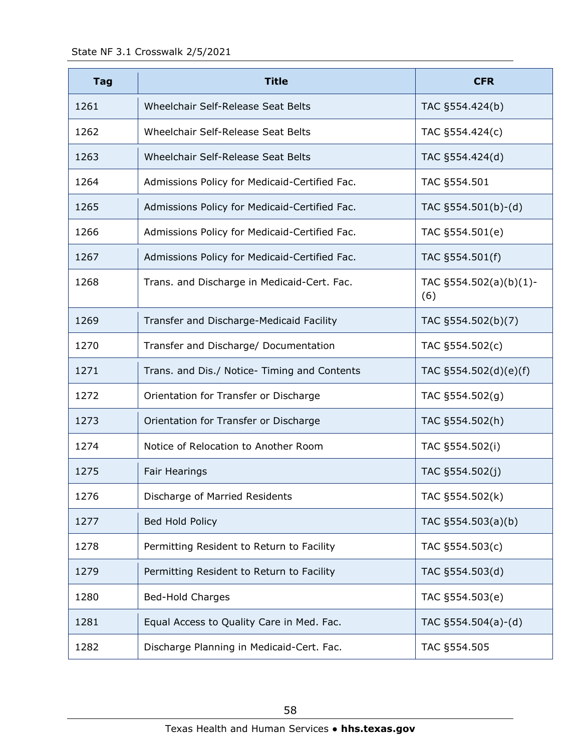| Tag | Title | CFR |
| --- | --- | --- |
| 1261 | Wheelchair Self-Release Seat Belts | TAC §554.424(b) |
| 1262 | Wheelchair Self-Release Seat Belts | TAC §554.424(c) |
| 1263 | Wheelchair Self-Release Seat Belts | TAC §554.424(d) |
| 1264 | Admissions Policy for Medicaid-Certified Fac. | TAC §554.501 |
| 1265 | Admissions Policy for Medicaid-Certified Fac. | TAC §554.501(b)-(d) |
| 1266 | Admissions Policy for Medicaid-Certified Fac. | TAC §554.501(e) |
| 1267 | Admissions Policy for Medicaid-Certified Fac. | TAC §554.501(f) |
| 1268 | Trans. and Discharge in Medicaid-Cert. Fac. | TAC §554.502(a)(b)(1)-(6) |
| 1269 | Transfer and Discharge-Medicaid Facility | TAC §554.502(b)(7) |
| 1270 | Transfer and Discharge/ Documentation | TAC §554.502(c) |
| 1271 | Trans. and Dis./ Notice- Timing and Contents | TAC §554.502(d)(e)(f) |
| 1272 | Orientation for Transfer or Discharge | TAC §554.502(g) |
| 1273 | Orientation for Transfer or Discharge | TAC §554.502(h) |
| 1274 | Notice of Relocation to Another Room | TAC §554.502(i) |
| 1275 | Fair Hearings | TAC §554.502(j) |
| 1276 | Discharge of Married Residents | TAC §554.502(k) |
| 1277 | Bed Hold Policy | TAC §554.503(a)(b) |
| 1278 | Permitting Resident to Return to Facility | TAC §554.503(c) |
| 1279 | Permitting Resident to Return to Facility | TAC §554.503(d) |
| 1280 | Bed-Hold Charges | TAC §554.503(e) |
| 1281 | Equal Access to Quality Care in Med. Fac. | TAC §554.504(a)-(d) |
| 1282 | Discharge Planning in Medicaid-Cert. Fac. | TAC §554.505 |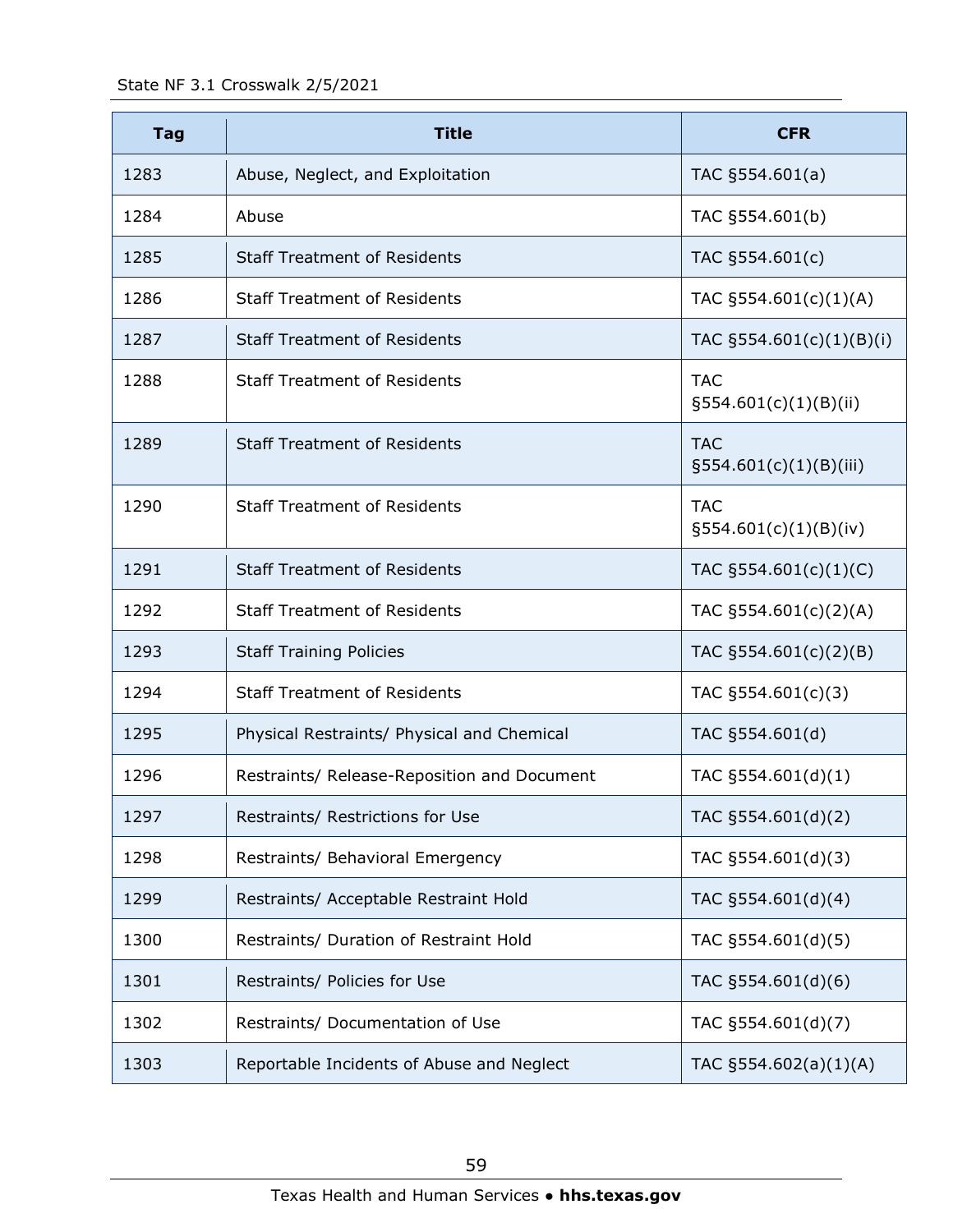| Tag | Title | CFR |
|---|---|---|
| 1283 | Abuse, Neglect, and Exploitation | TAC §554.601(a) |
| 1284 | Abuse | TAC §554.601(b) |
| 1285 | Staff Treatment of Residents | TAC §554.601(c) |
| 1286 | Staff Treatment of Residents | TAC §554.601(c)(1)(A) |
| 1287 | Staff Treatment of Residents | TAC §554.601(c)(1)(B)(i) |
| 1288 | Staff Treatment of Residents | TAC §554.601(c)(1)(B)(ii) |
| 1289 | Staff Treatment of Residents | TAC §554.601(c)(1)(B)(iii) |
| 1290 | Staff Treatment of Residents | TAC §554.601(c)(1)(B)(iv) |
| 1291 | Staff Treatment of Residents | TAC §554.601(c)(1)(C) |
| 1292 | Staff Treatment of Residents | TAC §554.601(c)(2)(A) |
| 1293 | Staff Training Policies | TAC §554.601(c)(2)(B) |
| 1294 | Staff Treatment of Residents | TAC §554.601(c)(3) |
| 1295 | Physical Restraints/ Physical and Chemical | TAC §554.601(d) |
| 1296 | Restraints/ Release-Reposition and Document | TAC §554.601(d)(1) |
| 1297 | Restraints/ Restrictions for Use | TAC §554.601(d)(2) |
| 1298 | Restraints/ Behavioral Emergency | TAC §554.601(d)(3) |
| 1299 | Restraints/ Acceptable Restraint Hold | TAC §554.601(d)(4) |
| 1300 | Restraints/ Duration of Restraint Hold | TAC §554.601(d)(5) |
| 1301 | Restraints/ Policies for Use | TAC §554.601(d)(6) |
| 1302 | Restraints/ Documentation of Use | TAC §554.601(d)(7) |
| 1303 | Reportable Incidents of Abuse and Neglect | TAC §554.602(a)(1)(A) |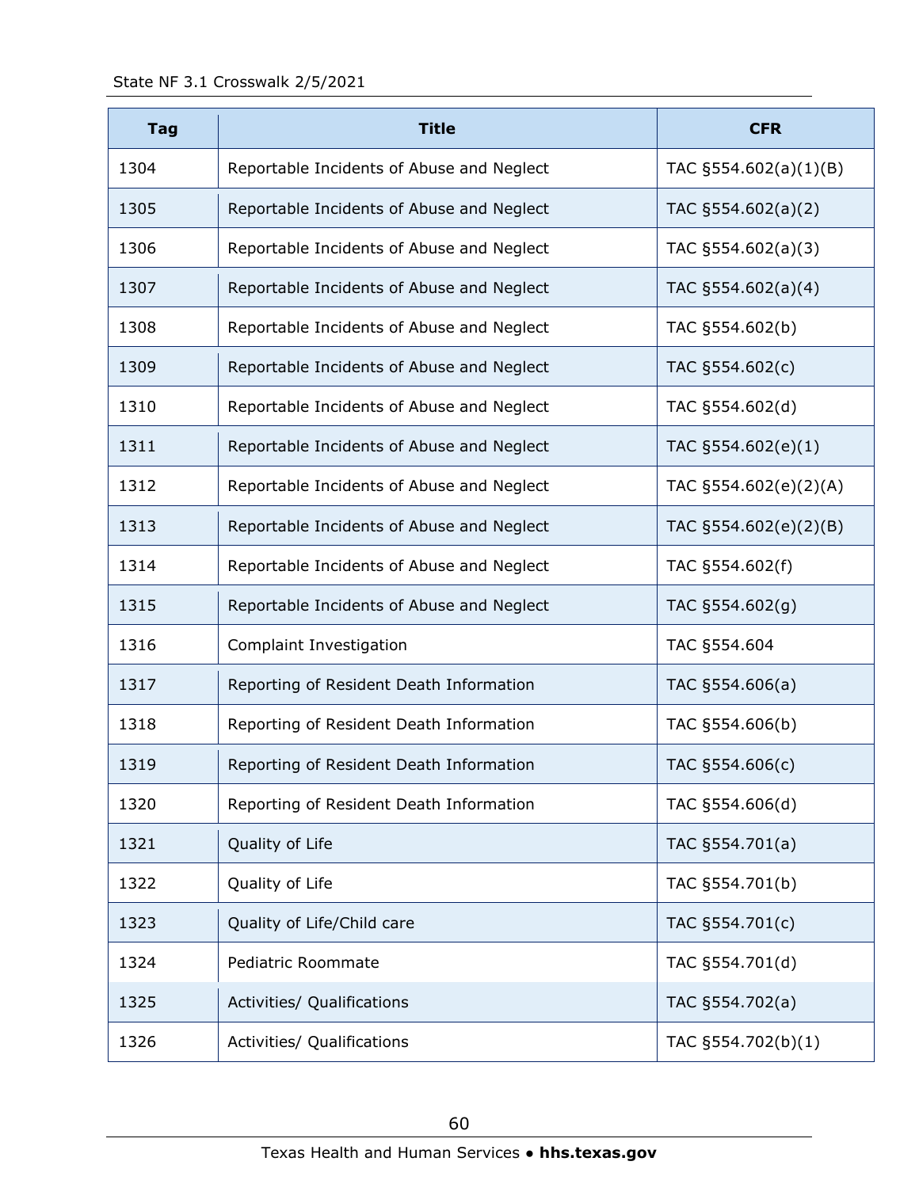| Tag | Title | CFR |
|---|---|---|
| 1304 | Reportable Incidents of Abuse and Neglect | TAC §554.602(a)(1)(B) |
| 1305 | Reportable Incidents of Abuse and Neglect | TAC §554.602(a)(2) |
| 1306 | Reportable Incidents of Abuse and Neglect | TAC §554.602(a)(3) |
| 1307 | Reportable Incidents of Abuse and Neglect | TAC §554.602(a)(4) |
| 1308 | Reportable Incidents of Abuse and Neglect | TAC §554.602(b) |
| 1309 | Reportable Incidents of Abuse and Neglect | TAC §554.602(c) |
| 1310 | Reportable Incidents of Abuse and Neglect | TAC §554.602(d) |
| 1311 | Reportable Incidents of Abuse and Neglect | TAC §554.602(e)(1) |
| 1312 | Reportable Incidents of Abuse and Neglect | TAC §554.602(e)(2)(A) |
| 1313 | Reportable Incidents of Abuse and Neglect | TAC §554.602(e)(2)(B) |
| 1314 | Reportable Incidents of Abuse and Neglect | TAC §554.602(f) |
| 1315 | Reportable Incidents of Abuse and Neglect | TAC §554.602(g) |
| 1316 | Complaint Investigation | TAC §554.604 |
| 1317 | Reporting of Resident Death Information | TAC §554.606(a) |
| 1318 | Reporting of Resident Death Information | TAC §554.606(b) |
| 1319 | Reporting of Resident Death Information | TAC §554.606(c) |
| 1320 | Reporting of Resident Death Information | TAC §554.606(d) |
| 1321 | Quality of Life | TAC §554.701(a) |
| 1322 | Quality of Life | TAC §554.701(b) |
| 1323 | Quality of Life/Child care | TAC §554.701(c) |
| 1324 | Pediatric Roommate | TAC §554.701(d) |
| 1325 | Activities/ Qualifications | TAC §554.702(a) |
| 1326 | Activities/ Qualifications | TAC §554.702(b)(1) |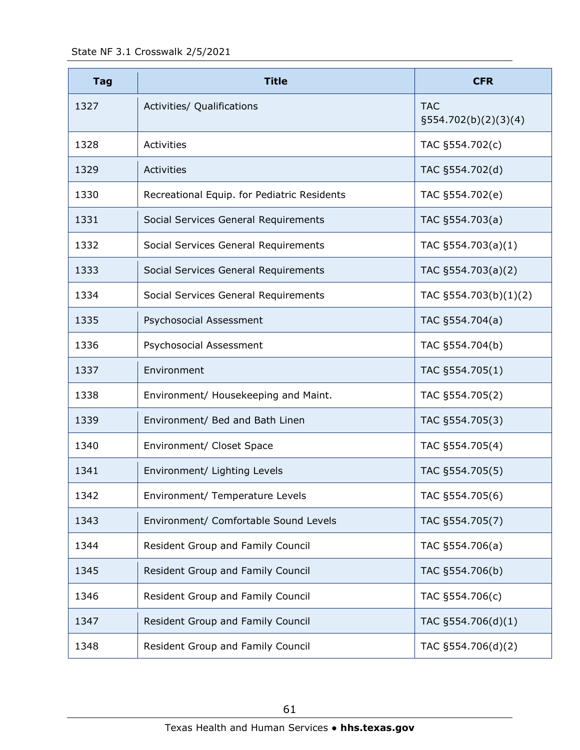| Tag | Title | CFR |
|---|---|---|
| 1327 | Activities/ Qualifications | TAC §554.702(b)(2)(3)(4) |
| 1328 | Activities | TAC §554.702(c) |
| 1329 | Activities | TAC §554.702(d) |
| 1330 | Recreational Equip. for Pediatric Residents | TAC §554.702(e) |
| 1331 | Social Services General Requirements | TAC §554.703(a) |
| 1332 | Social Services General Requirements | TAC §554.703(a)(1) |
| 1333 | Social Services General Requirements | TAC §554.703(a)(2) |
| 1334 | Social Services General Requirements | TAC §554.703(b)(1)(2) |
| 1335 | Psychosocial Assessment | TAC §554.704(a) |
| 1336 | Psychosocial Assessment | TAC §554.704(b) |
| 1337 | Environment | TAC §554.705(1) |
| 1338 | Environment/ Housekeeping and Maint. | TAC §554.705(2) |
| 1339 | Environment/ Bed and Bath Linen | TAC §554.705(3) |
| 1340 | Environment/ Closet Space | TAC §554.705(4) |
| 1341 | Environment/ Lighting Levels | TAC §554.705(5) |
| 1342 | Environment/ Temperature Levels | TAC §554.705(6) |
| 1343 | Environment/ Comfortable Sound Levels | TAC §554.705(7) |
| 1344 | Resident Group and Family Council | TAC §554.706(a) |
| 1345 | Resident Group and Family Council | TAC §554.706(b) |
| 1346 | Resident Group and Family Council | TAC §554.706(c) |
| 1347 | Resident Group and Family Council | TAC §554.706(d)(1) |
| 1348 | Resident Group and Family Council | TAC §554.706(d)(2) |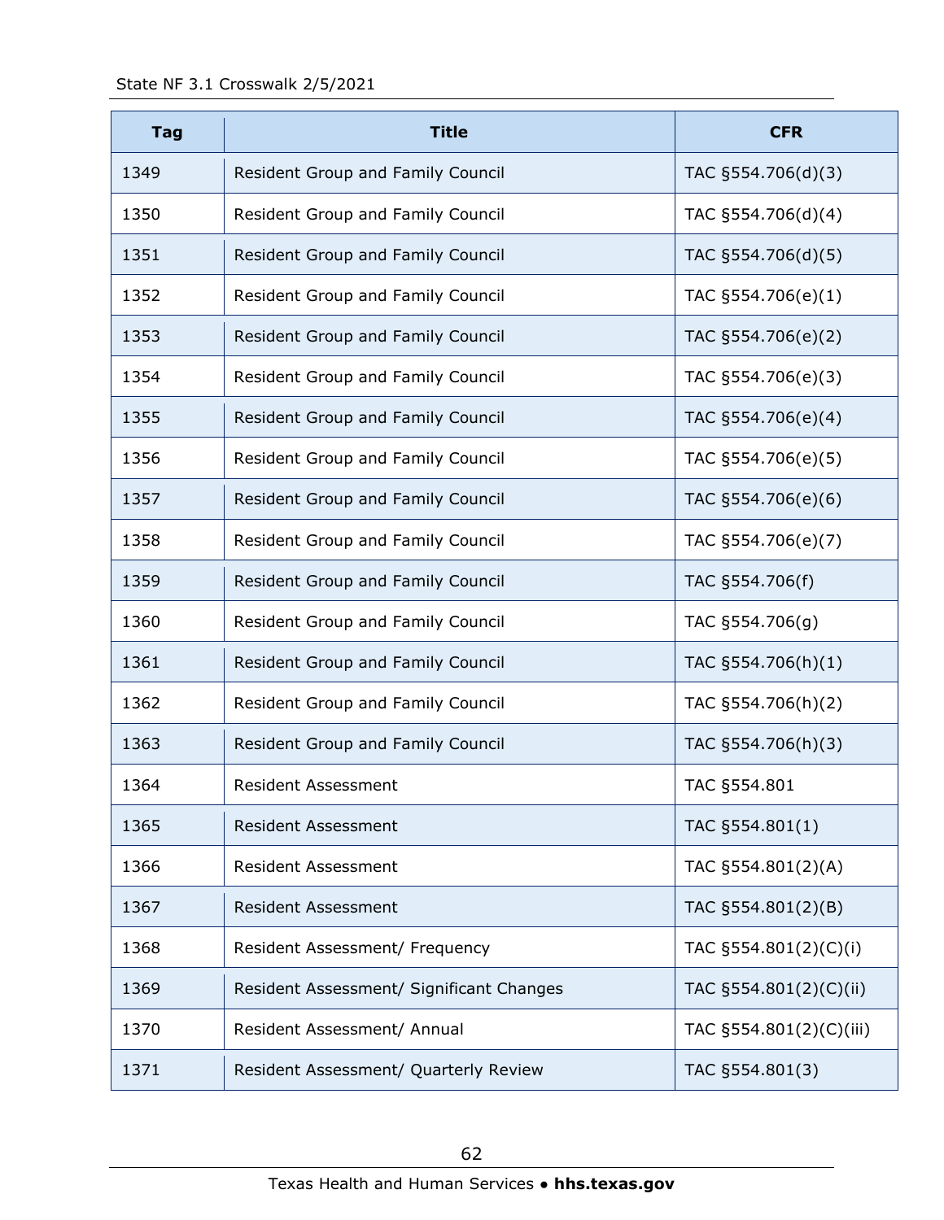| Tag | Title | CFR |
|---|---|---|
| 1349 | Resident Group and Family Council | TAC §554.706(d)(3) |
| 1350 | Resident Group and Family Council | TAC §554.706(d)(4) |
| 1351 | Resident Group and Family Council | TAC §554.706(d)(5) |
| 1352 | Resident Group and Family Council | TAC §554.706(e)(1) |
| 1353 | Resident Group and Family Council | TAC §554.706(e)(2) |
| 1354 | Resident Group and Family Council | TAC §554.706(e)(3) |
| 1355 | Resident Group and Family Council | TAC §554.706(e)(4) |
| 1356 | Resident Group and Family Council | TAC §554.706(e)(5) |
| 1357 | Resident Group and Family Council | TAC §554.706(e)(6) |
| 1358 | Resident Group and Family Council | TAC §554.706(e)(7) |
| 1359 | Resident Group and Family Council | TAC §554.706(f) |
| 1360 | Resident Group and Family Council | TAC §554.706(g) |
| 1361 | Resident Group and Family Council | TAC §554.706(h)(1) |
| 1362 | Resident Group and Family Council | TAC §554.706(h)(2) |
| 1363 | Resident Group and Family Council | TAC §554.706(h)(3) |
| 1364 | Resident Assessment | TAC §554.801 |
| 1365 | Resident Assessment | TAC §554.801(1) |
| 1366 | Resident Assessment | TAC §554.801(2)(A) |
| 1367 | Resident Assessment | TAC §554.801(2)(B) |
| 1368 | Resident Assessment/ Frequency | TAC §554.801(2)(C)(i) |
| 1369 | Resident Assessment/ Significant Changes | TAC §554.801(2)(C)(ii) |
| 1370 | Resident Assessment/ Annual | TAC §554.801(2)(C)(iii) |
| 1371 | Resident Assessment/ Quarterly Review | TAC §554.801(3) |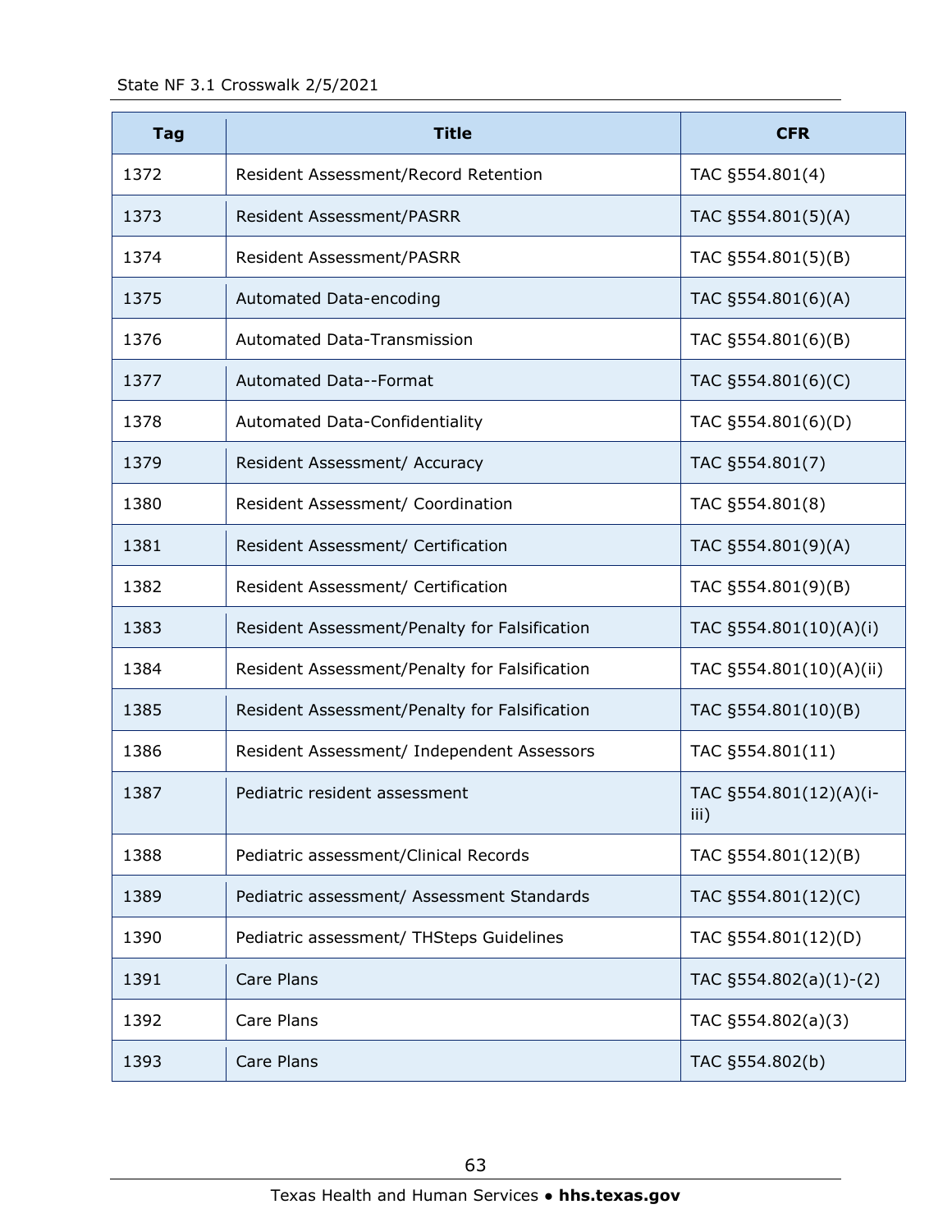| Tag | Title | CFR |
|---|---|---|
| 1372 | Resident Assessment/Record Retention | TAC §554.801(4) |
| 1373 | Resident Assessment/PASRR | TAC §554.801(5)(A) |
| 1374 | Resident Assessment/PASRR | TAC §554.801(5)(B) |
| 1375 | Automated Data-encoding | TAC §554.801(6)(A) |
| 1376 | Automated Data-Transmission | TAC §554.801(6)(B) |
| 1377 | Automated Data--Format | TAC §554.801(6)(C) |
| 1378 | Automated Data-Confidentiality | TAC §554.801(6)(D) |
| 1379 | Resident Assessment/ Accuracy | TAC §554.801(7) |
| 1380 | Resident Assessment/ Coordination | TAC §554.801(8) |
| 1381 | Resident Assessment/ Certification | TAC §554.801(9)(A) |
| 1382 | Resident Assessment/ Certification | TAC §554.801(9)(B) |
| 1383 | Resident Assessment/Penalty for Falsification | TAC §554.801(10)(A)(i) |
| 1384 | Resident Assessment/Penalty for Falsification | TAC §554.801(10)(A)(ii) |
| 1385 | Resident Assessment/Penalty for Falsification | TAC §554.801(10)(B) |
| 1386 | Resident Assessment/ Independent Assessors | TAC §554.801(11) |
| 1387 | Pediatric resident assessment | TAC §554.801(12)(A)(i-iii) |
| 1388 | Pediatric assessment/Clinical Records | TAC §554.801(12)(B) |
| 1389 | Pediatric assessment/ Assessment Standards | TAC §554.801(12)(C) |
| 1390 | Pediatric assessment/ THSteps Guidelines | TAC §554.801(12)(D) |
| 1391 | Care Plans | TAC §554.802(a)(1)-(2) |
| 1392 | Care Plans | TAC §554.802(a)(3) |
| 1393 | Care Plans | TAC §554.802(b) |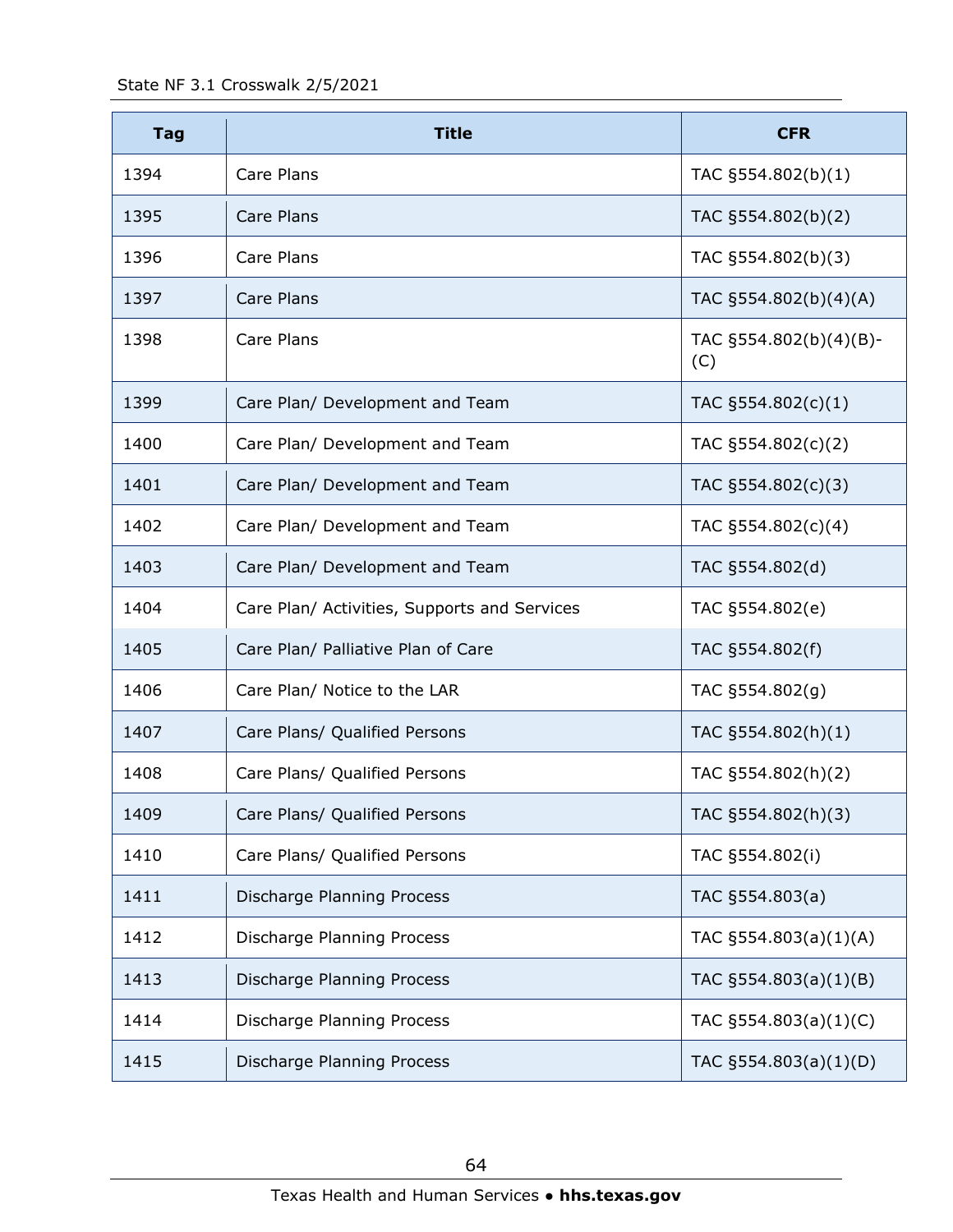| Tag | Title | CFR |
|---|---|---|
| 1394 | Care Plans | TAC §554.802(b)(1) |
| 1395 | Care Plans | TAC §554.802(b)(2) |
| 1396 | Care Plans | TAC §554.802(b)(3) |
| 1397 | Care Plans | TAC §554.802(b)(4)(A) |
| 1398 | Care Plans | TAC §554.802(b)(4)(B)-(C) |
| 1399 | Care Plan/ Development and Team | TAC §554.802(c)(1) |
| 1400 | Care Plan/ Development and Team | TAC §554.802(c)(2) |
| 1401 | Care Plan/ Development and Team | TAC §554.802(c)(3) |
| 1402 | Care Plan/ Development and Team | TAC §554.802(c)(4) |
| 1403 | Care Plan/ Development and Team | TAC §554.802(d) |
| 1404 | Care Plan/ Activities, Supports and Services | TAC §554.802(e) |
| 1405 | Care Plan/ Palliative Plan of Care | TAC §554.802(f) |
| 1406 | Care Plan/ Notice to the LAR | TAC §554.802(g) |
| 1407 | Care Plans/ Qualified Persons | TAC §554.802(h)(1) |
| 1408 | Care Plans/ Qualified Persons | TAC §554.802(h)(2) |
| 1409 | Care Plans/ Qualified Persons | TAC §554.802(h)(3) |
| 1410 | Care Plans/ Qualified Persons | TAC §554.802(i) |
| 1411 | Discharge Planning Process | TAC §554.803(a) |
| 1412 | Discharge Planning Process | TAC §554.803(a)(1)(A) |
| 1413 | Discharge Planning Process | TAC §554.803(a)(1)(B) |
| 1414 | Discharge Planning Process | TAC §554.803(a)(1)(C) |
| 1415 | Discharge Planning Process | TAC §554.803(a)(1)(D) |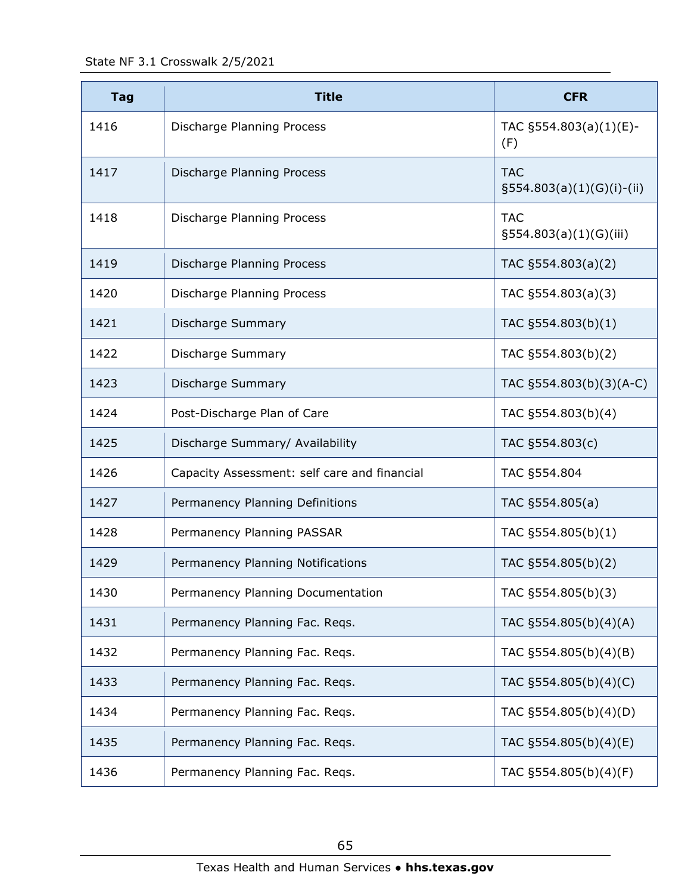| Tag | Title | CFR |
|---|---|---|
| 1416 | Discharge Planning Process | TAC §554.803(a)(1)(E)-(F) |
| 1417 | Discharge Planning Process | TAC §554.803(a)(1)(G)(i)-(ii) |
| 1418 | Discharge Planning Process | TAC §554.803(a)(1)(G)(iii) |
| 1419 | Discharge Planning Process | TAC §554.803(a)(2) |
| 1420 | Discharge Planning Process | TAC §554.803(a)(3) |
| 1421 | Discharge Summary | TAC §554.803(b)(1) |
| 1422 | Discharge Summary | TAC §554.803(b)(2) |
| 1423 | Discharge Summary | TAC §554.803(b)(3)(A-C) |
| 1424 | Post-Discharge Plan of Care | TAC §554.803(b)(4) |
| 1425 | Discharge Summary/ Availability | TAC §554.803(c) |
| 1426 | Capacity Assessment: self care and financial | TAC §554.804 |
| 1427 | Permanency Planning Definitions | TAC §554.805(a) |
| 1428 | Permanency Planning PASSAR | TAC §554.805(b)(1) |
| 1429 | Permanency Planning Notifications | TAC §554.805(b)(2) |
| 1430 | Permanency Planning Documentation | TAC §554.805(b)(3) |
| 1431 | Permanency Planning Fac. Reqs. | TAC §554.805(b)(4)(A) |
| 1432 | Permanency Planning Fac. Reqs. | TAC §554.805(b)(4)(B) |
| 1433 | Permanency Planning Fac. Reqs. | TAC §554.805(b)(4)(C) |
| 1434 | Permanency Planning Fac. Reqs. | TAC §554.805(b)(4)(D) |
| 1435 | Permanency Planning Fac. Reqs. | TAC §554.805(b)(4)(E) |
| 1436 | Permanency Planning Fac. Reqs. | TAC §554.805(b)(4)(F) |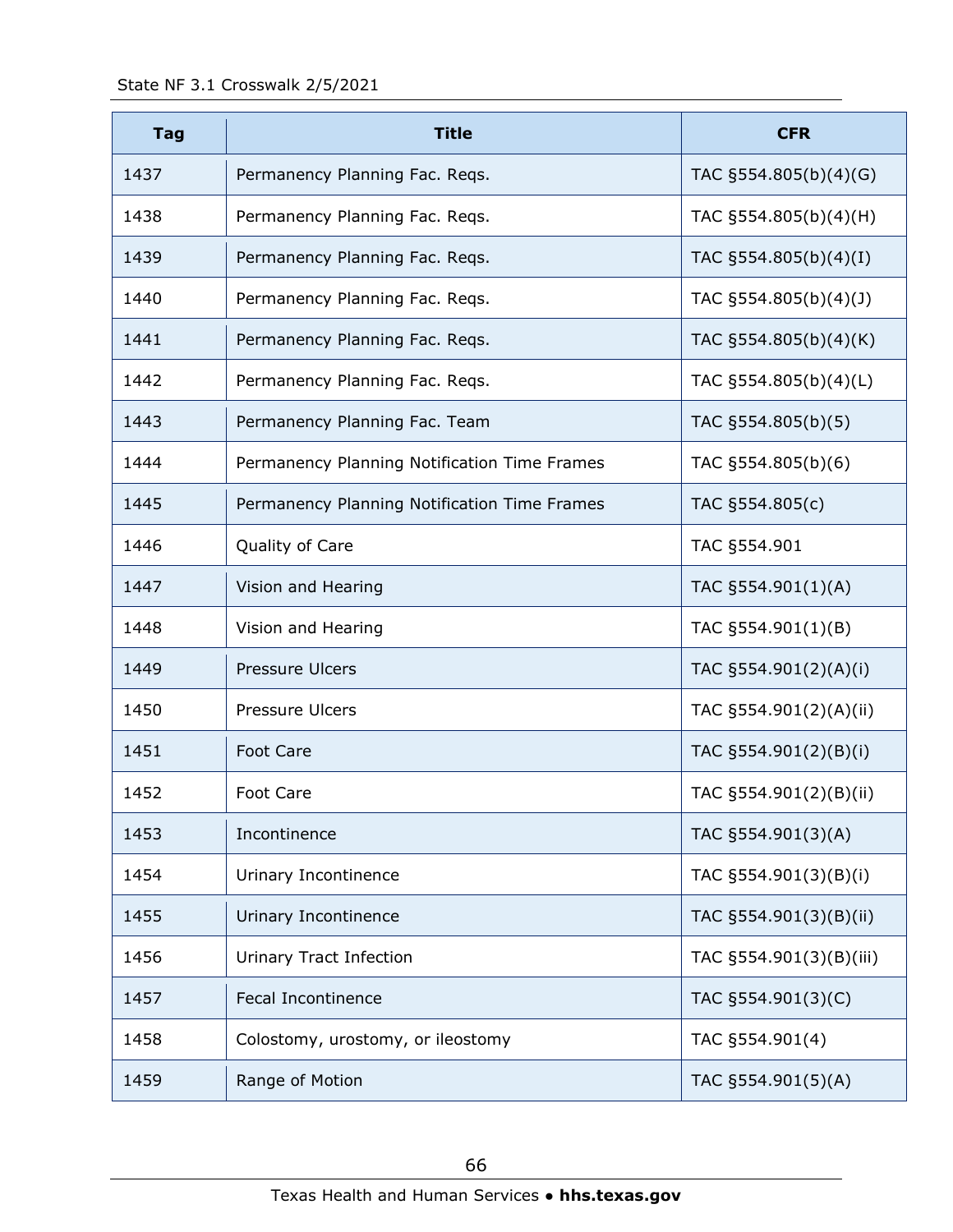| Tag | Title | CFR |
|---|---|---|
| 1437 | Permanency Planning Fac. Reqs. | TAC §554.805(b)(4)(G) |
| 1438 | Permanency Planning Fac. Reqs. | TAC §554.805(b)(4)(H) |
| 1439 | Permanency Planning Fac. Reqs. | TAC §554.805(b)(4)(I) |
| 1440 | Permanency Planning Fac. Reqs. | TAC §554.805(b)(4)(J) |
| 1441 | Permanency Planning Fac. Reqs. | TAC §554.805(b)(4)(K) |
| 1442 | Permanency Planning Fac. Reqs. | TAC §554.805(b)(4)(L) |
| 1443 | Permanency Planning Fac. Team | TAC §554.805(b)(5) |
| 1444 | Permanency Planning Notification Time Frames | TAC §554.805(b)(6) |
| 1445 | Permanency Planning Notification Time Frames | TAC §554.805(c) |
| 1446 | Quality of Care | TAC §554.901 |
| 1447 | Vision and Hearing | TAC §554.901(1)(A) |
| 1448 | Vision and Hearing | TAC §554.901(1)(B) |
| 1449 | Pressure Ulcers | TAC §554.901(2)(A)(i) |
| 1450 | Pressure Ulcers | TAC §554.901(2)(A)(ii) |
| 1451 | Foot Care | TAC §554.901(2)(B)(i) |
| 1452 | Foot Care | TAC §554.901(2)(B)(ii) |
| 1453 | Incontinence | TAC §554.901(3)(A) |
| 1454 | Urinary Incontinence | TAC §554.901(3)(B)(i) |
| 1455 | Urinary Incontinence | TAC §554.901(3)(B)(ii) |
| 1456 | Urinary Tract Infection | TAC §554.901(3)(B)(iii) |
| 1457 | Fecal Incontinence | TAC §554.901(3)(C) |
| 1458 | Colostomy, urostomy, or ileostomy | TAC §554.901(4) |
| 1459 | Range of Motion | TAC §554.901(5)(A) |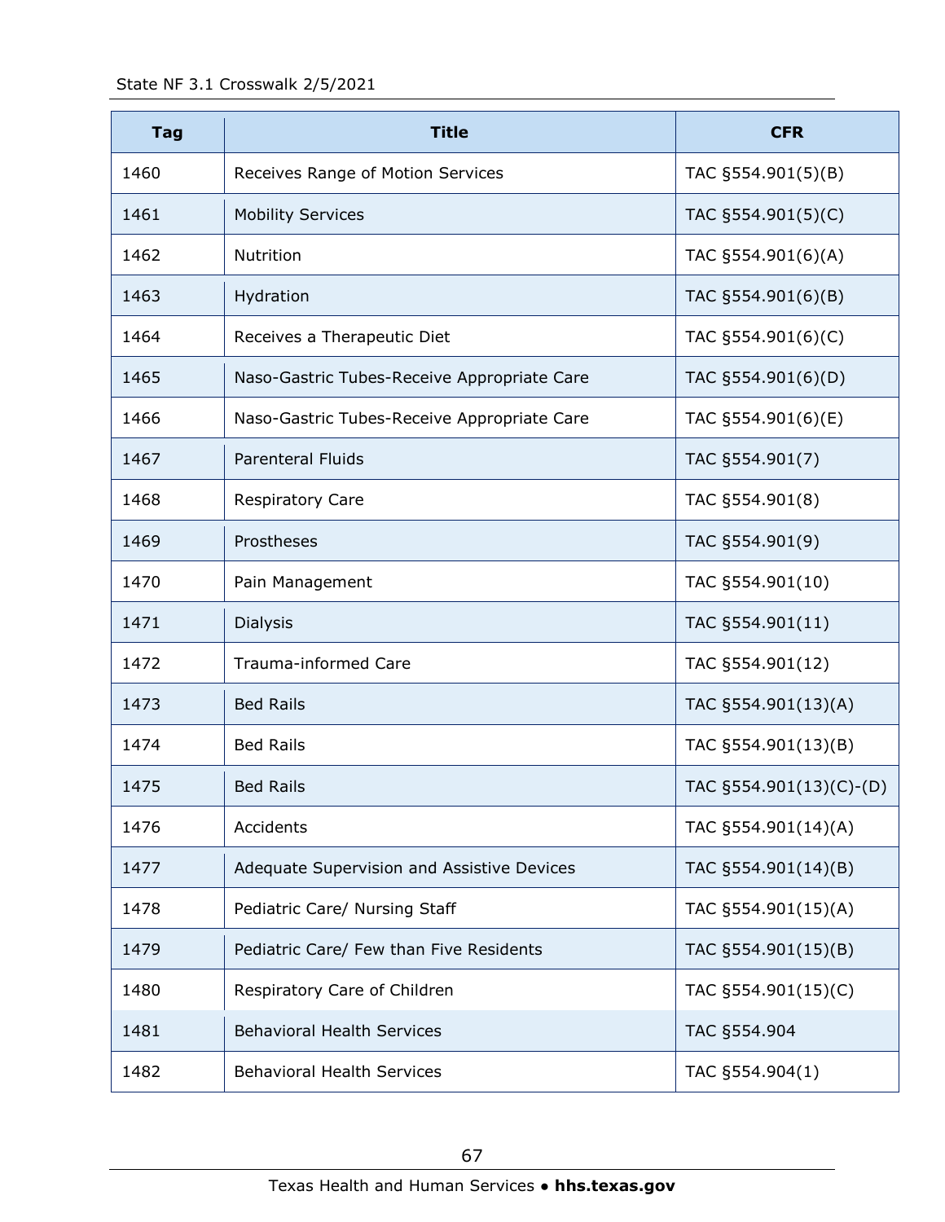| Tag | Title | CFR |
| --- | --- | --- |
| 1460 | Receives Range of Motion Services | TAC §554.901(5)(B) |
| 1461 | Mobility Services | TAC §554.901(5)(C) |
| 1462 | Nutrition | TAC §554.901(6)(A) |
| 1463 | Hydration | TAC §554.901(6)(B) |
| 1464 | Receives a Therapeutic Diet | TAC §554.901(6)(C) |
| 1465 | Naso-Gastric Tubes-Receive Appropriate Care | TAC §554.901(6)(D) |
| 1466 | Naso-Gastric Tubes-Receive Appropriate Care | TAC §554.901(6)(E) |
| 1467 | Parenteral Fluids | TAC §554.901(7) |
| 1468 | Respiratory Care | TAC §554.901(8) |
| 1469 | Prostheses | TAC §554.901(9) |
| 1470 | Pain Management | TAC §554.901(10) |
| 1471 | Dialysis | TAC §554.901(11) |
| 1472 | Trauma-informed Care | TAC §554.901(12) |
| 1473 | Bed Rails | TAC §554.901(13)(A) |
| 1474 | Bed Rails | TAC §554.901(13)(B) |
| 1475 | Bed Rails | TAC §554.901(13)(C)-(D) |
| 1476 | Accidents | TAC §554.901(14)(A) |
| 1477 | Adequate Supervision and Assistive Devices | TAC §554.901(14)(B) |
| 1478 | Pediatric Care/ Nursing Staff | TAC §554.901(15)(A) |
| 1479 | Pediatric Care/ Few than Five Residents | TAC §554.901(15)(B) |
| 1480 | Respiratory Care of Children | TAC §554.901(15)(C) |
| 1481 | Behavioral Health Services | TAC §554.904 |
| 1482 | Behavioral Health Services | TAC §554.904(1) |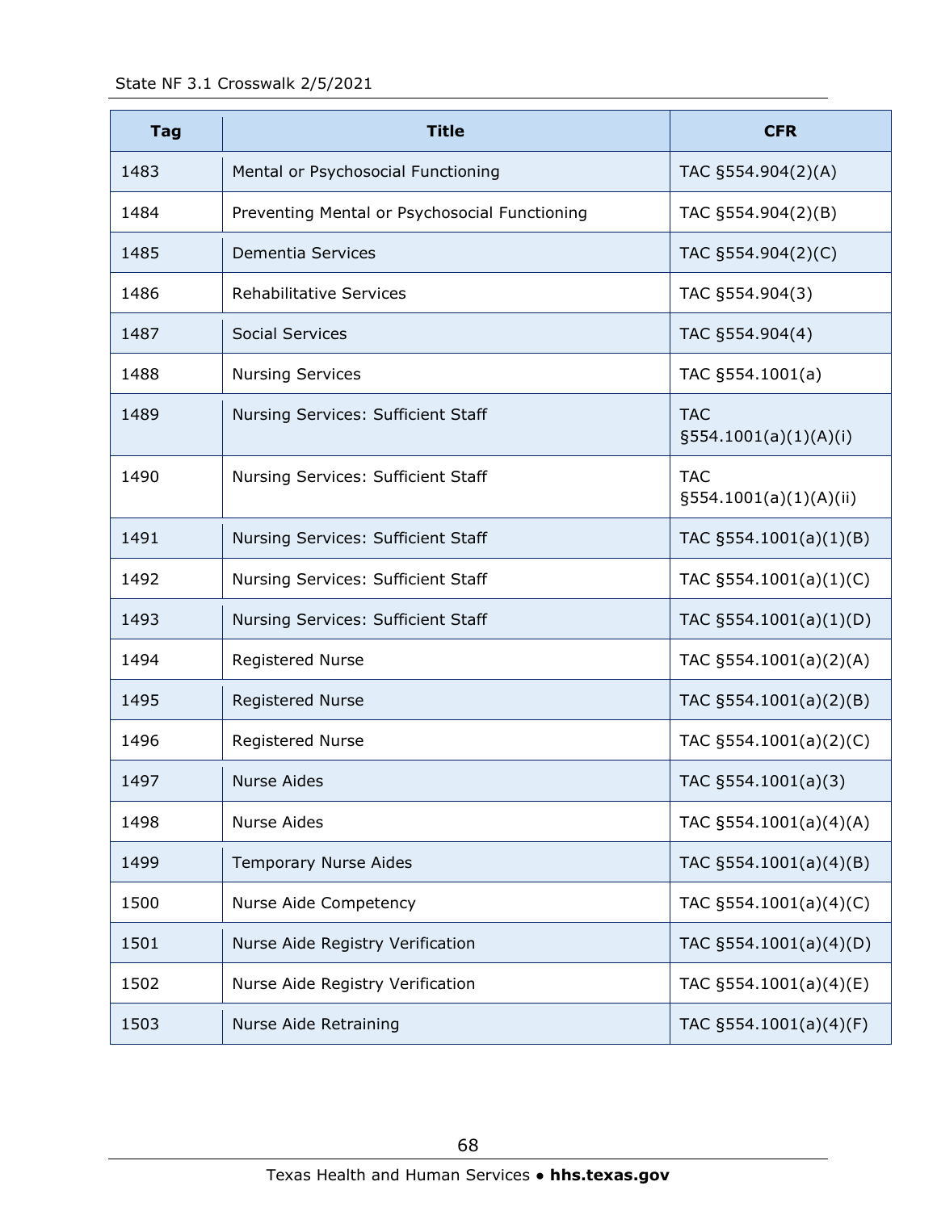| Tag | Title | CFR |
|---|---|---|
| 1483 | Mental or Psychosocial Functioning | TAC §554.904(2)(A) |
| 1484 | Preventing Mental or Psychosocial Functioning | TAC §554.904(2)(B) |
| 1485 | Dementia Services | TAC §554.904(2)(C) |
| 1486 | Rehabilitative Services | TAC §554.904(3) |
| 1487 | Social Services | TAC §554.904(4) |
| 1488 | Nursing Services | TAC §554.1001(a) |
| 1489 | Nursing Services: Sufficient Staff | TAC §554.1001(a)(1)(A)(i) |
| 1490 | Nursing Services: Sufficient Staff | TAC §554.1001(a)(1)(A)(ii) |
| 1491 | Nursing Services: Sufficient Staff | TAC §554.1001(a)(1)(B) |
| 1492 | Nursing Services: Sufficient Staff | TAC §554.1001(a)(1)(C) |
| 1493 | Nursing Services: Sufficient Staff | TAC §554.1001(a)(1)(D) |
| 1494 | Registered Nurse | TAC §554.1001(a)(2)(A) |
| 1495 | Registered Nurse | TAC §554.1001(a)(2)(B) |
| 1496 | Registered Nurse | TAC §554.1001(a)(2)(C) |
| 1497 | Nurse Aides | TAC §554.1001(a)(3) |
| 1498 | Nurse Aides | TAC §554.1001(a)(4)(A) |
| 1499 | Temporary Nurse Aides | TAC §554.1001(a)(4)(B) |
| 1500 | Nurse Aide Competency | TAC §554.1001(a)(4)(C) |
| 1501 | Nurse Aide Registry Verification | TAC §554.1001(a)(4)(D) |
| 1502 | Nurse Aide Registry Verification | TAC §554.1001(a)(4)(E) |
| 1503 | Nurse Aide Retraining | TAC §554.1001(a)(4)(F) |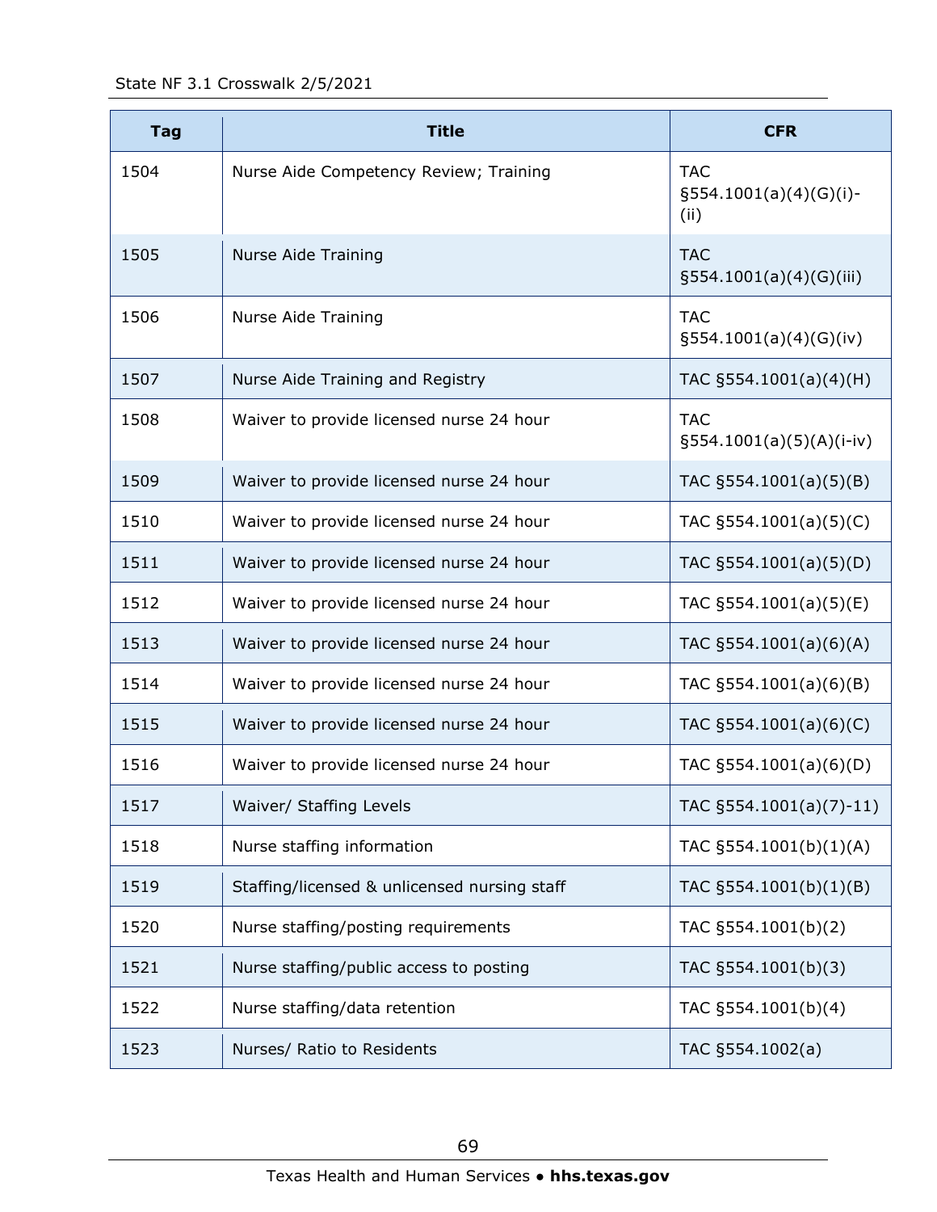| Tag | Title | CFR |
| --- | --- | --- |
| 1504 | Nurse Aide Competency Review; Training | TAC §554.1001(a)(4)(G)(i)-(ii) |
| 1505 | Nurse Aide Training | TAC §554.1001(a)(4)(G)(iii) |
| 1506 | Nurse Aide Training | TAC §554.1001(a)(4)(G)(iv) |
| 1507 | Nurse Aide Training and Registry | TAC §554.1001(a)(4)(H) |
| 1508 | Waiver to provide licensed nurse 24 hour | TAC §554.1001(a)(5)(A)(i-iv) |
| 1509 | Waiver to provide licensed nurse 24 hour | TAC §554.1001(a)(5)(B) |
| 1510 | Waiver to provide licensed nurse 24 hour | TAC §554.1001(a)(5)(C) |
| 1511 | Waiver to provide licensed nurse 24 hour | TAC §554.1001(a)(5)(D) |
| 1512 | Waiver to provide licensed nurse 24 hour | TAC §554.1001(a)(5)(E) |
| 1513 | Waiver to provide licensed nurse 24 hour | TAC §554.1001(a)(6)(A) |
| 1514 | Waiver to provide licensed nurse 24 hour | TAC §554.1001(a)(6)(B) |
| 1515 | Waiver to provide licensed nurse 24 hour | TAC §554.1001(a)(6)(C) |
| 1516 | Waiver to provide licensed nurse 24 hour | TAC §554.1001(a)(6)(D) |
| 1517 | Waiver/ Staffing Levels | TAC §554.1001(a)(7)-11) |
| 1518 | Nurse staffing information | TAC §554.1001(b)(1)(A) |
| 1519 | Staffing/licensed & unlicensed nursing staff | TAC §554.1001(b)(1)(B) |
| 1520 | Nurse staffing/posting requirements | TAC §554.1001(b)(2) |
| 1521 | Nurse staffing/public access to posting | TAC §554.1001(b)(3) |
| 1522 | Nurse staffing/data retention | TAC §554.1001(b)(4) |
| 1523 | Nurses/ Ratio to Residents | TAC §554.1002(a) |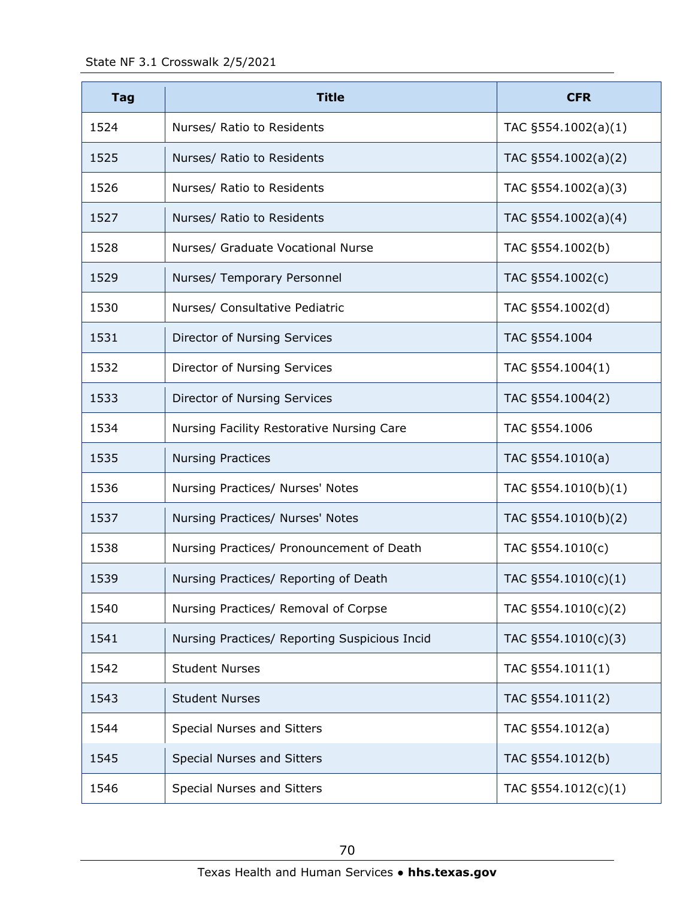| Tag | Title | CFR |
|---|---|---|
| 1524 | Nurses/ Ratio to Residents | TAC §554.1002(a)(1) |
| 1525 | Nurses/ Ratio to Residents | TAC §554.1002(a)(2) |
| 1526 | Nurses/ Ratio to Residents | TAC §554.1002(a)(3) |
| 1527 | Nurses/ Ratio to Residents | TAC §554.1002(a)(4) |
| 1528 | Nurses/ Graduate Vocational Nurse | TAC §554.1002(b) |
| 1529 | Nurses/ Temporary Personnel | TAC §554.1002(c) |
| 1530 | Nurses/ Consultative Pediatric | TAC §554.1002(d) |
| 1531 | Director of Nursing Services | TAC §554.1004 |
| 1532 | Director of Nursing Services | TAC §554.1004(1) |
| 1533 | Director of Nursing Services | TAC §554.1004(2) |
| 1534 | Nursing Facility Restorative Nursing Care | TAC §554.1006 |
| 1535 | Nursing Practices | TAC §554.1010(a) |
| 1536 | Nursing Practices/ Nurses' Notes | TAC §554.1010(b)(1) |
| 1537 | Nursing Practices/ Nurses' Notes | TAC §554.1010(b)(2) |
| 1538 | Nursing Practices/ Pronouncement of Death | TAC §554.1010(c) |
| 1539 | Nursing Practices/ Reporting of Death | TAC §554.1010(c)(1) |
| 1540 | Nursing Practices/ Removal of Corpse | TAC §554.1010(c)(2) |
| 1541 | Nursing Practices/ Reporting Suspicious Incid | TAC §554.1010(c)(3) |
| 1542 | Student Nurses | TAC §554.1011(1) |
| 1543 | Student Nurses | TAC §554.1011(2) |
| 1544 | Special Nurses and Sitters | TAC §554.1012(a) |
| 1545 | Special Nurses and Sitters | TAC §554.1012(b) |
| 1546 | Special Nurses and Sitters | TAC §554.1012(c)(1) |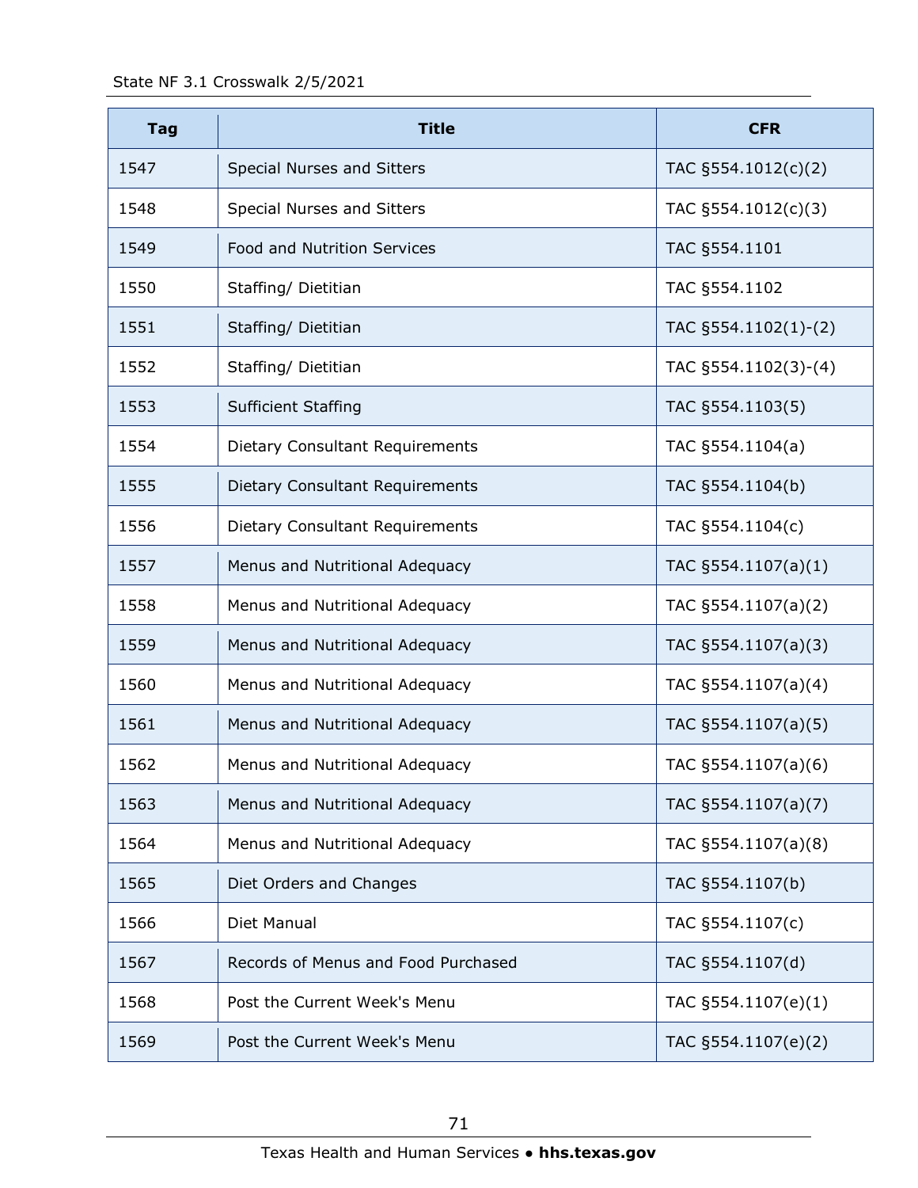| Tag | Title | CFR |
|---|---|---|
| 1547 | Special Nurses and Sitters | TAC §554.1012(c)(2) |
| 1548 | Special Nurses and Sitters | TAC §554.1012(c)(3) |
| 1549 | Food and Nutrition Services | TAC §554.1101 |
| 1550 | Staffing/ Dietitian | TAC §554.1102 |
| 1551 | Staffing/ Dietitian | TAC §554.1102(1)-(2) |
| 1552 | Staffing/ Dietitian | TAC §554.1102(3)-(4) |
| 1553 | Sufficient Staffing | TAC §554.1103(5) |
| 1554 | Dietary Consultant Requirements | TAC §554.1104(a) |
| 1555 | Dietary Consultant Requirements | TAC §554.1104(b) |
| 1556 | Dietary Consultant Requirements | TAC §554.1104(c) |
| 1557 | Menus and Nutritional Adequacy | TAC §554.1107(a)(1) |
| 1558 | Menus and Nutritional Adequacy | TAC §554.1107(a)(2) |
| 1559 | Menus and Nutritional Adequacy | TAC §554.1107(a)(3) |
| 1560 | Menus and Nutritional Adequacy | TAC §554.1107(a)(4) |
| 1561 | Menus and Nutritional Adequacy | TAC §554.1107(a)(5) |
| 1562 | Menus and Nutritional Adequacy | TAC §554.1107(a)(6) |
| 1563 | Menus and Nutritional Adequacy | TAC §554.1107(a)(7) |
| 1564 | Menus and Nutritional Adequacy | TAC §554.1107(a)(8) |
| 1565 | Diet Orders and Changes | TAC §554.1107(b) |
| 1566 | Diet Manual | TAC §554.1107(c) |
| 1567 | Records of Menus and Food Purchased | TAC §554.1107(d) |
| 1568 | Post the Current Week's Menu | TAC §554.1107(e)(1) |
| 1569 | Post the Current Week's Menu | TAC §554.1107(e)(2) |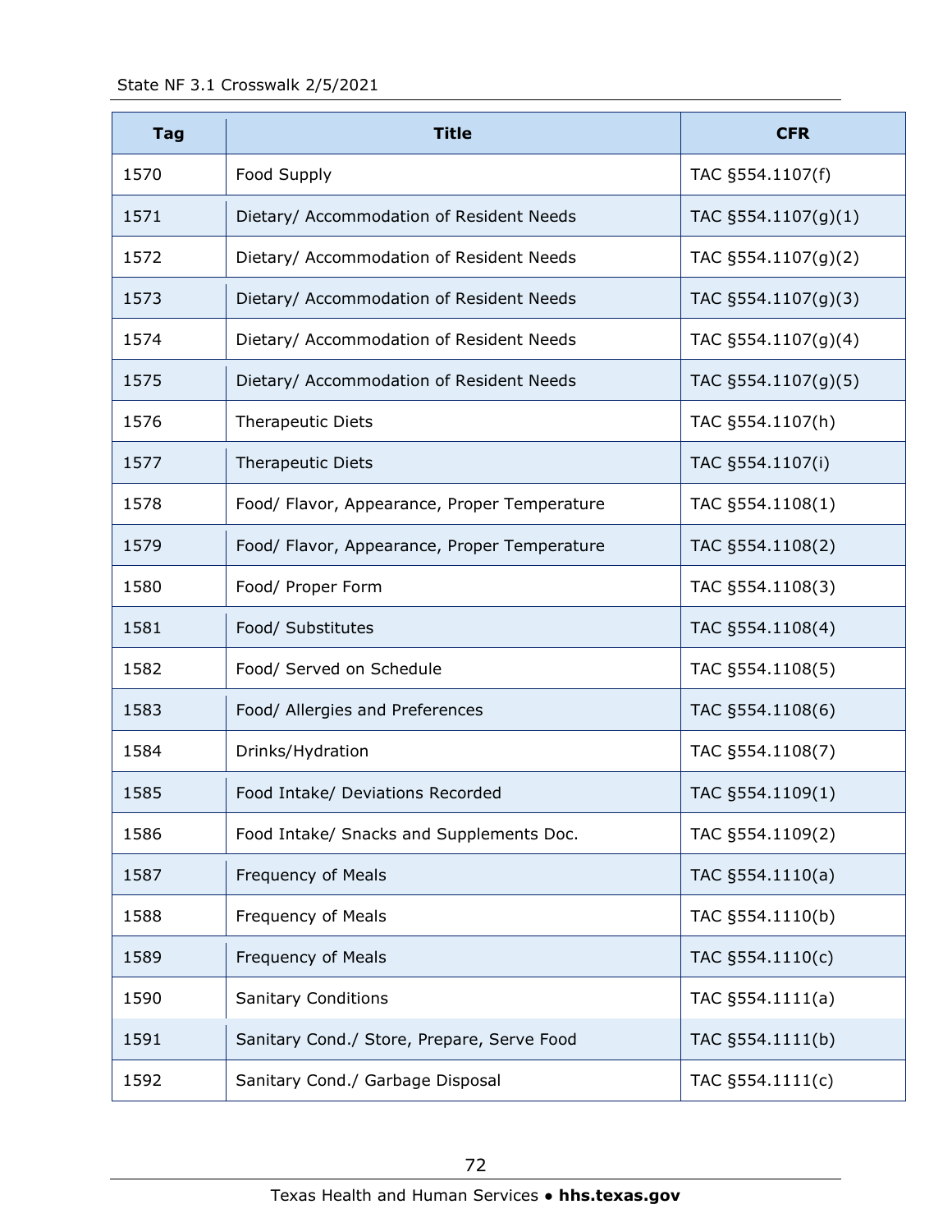| Tag | Title | CFR |
| --- | --- | --- |
| 1570 | Food Supply | TAC §554.1107(f) |
| 1571 | Dietary/ Accommodation of Resident Needs | TAC §554.1107(g)(1) |
| 1572 | Dietary/ Accommodation of Resident Needs | TAC §554.1107(g)(2) |
| 1573 | Dietary/ Accommodation of Resident Needs | TAC §554.1107(g)(3) |
| 1574 | Dietary/ Accommodation of Resident Needs | TAC §554.1107(g)(4) |
| 1575 | Dietary/ Accommodation of Resident Needs | TAC §554.1107(g)(5) |
| 1576 | Therapeutic Diets | TAC §554.1107(h) |
| 1577 | Therapeutic Diets | TAC §554.1107(i) |
| 1578 | Food/ Flavor, Appearance, Proper Temperature | TAC §554.1108(1) |
| 1579 | Food/ Flavor, Appearance, Proper Temperature | TAC §554.1108(2) |
| 1580 | Food/ Proper Form | TAC §554.1108(3) |
| 1581 | Food/ Substitutes | TAC §554.1108(4) |
| 1582 | Food/ Served on Schedule | TAC §554.1108(5) |
| 1583 | Food/ Allergies and Preferences | TAC §554.1108(6) |
| 1584 | Drinks/Hydration | TAC §554.1108(7) |
| 1585 | Food Intake/ Deviations Recorded | TAC §554.1109(1) |
| 1586 | Food Intake/ Snacks and Supplements Doc. | TAC §554.1109(2) |
| 1587 | Frequency of Meals | TAC §554.1110(a) |
| 1588 | Frequency of Meals | TAC §554.1110(b) |
| 1589 | Frequency of Meals | TAC §554.1110(c) |
| 1590 | Sanitary Conditions | TAC §554.1111(a) |
| 1591 | Sanitary Cond./ Store, Prepare, Serve Food | TAC §554.1111(b) |
| 1592 | Sanitary Cond./ Garbage Disposal | TAC §554.1111(c) |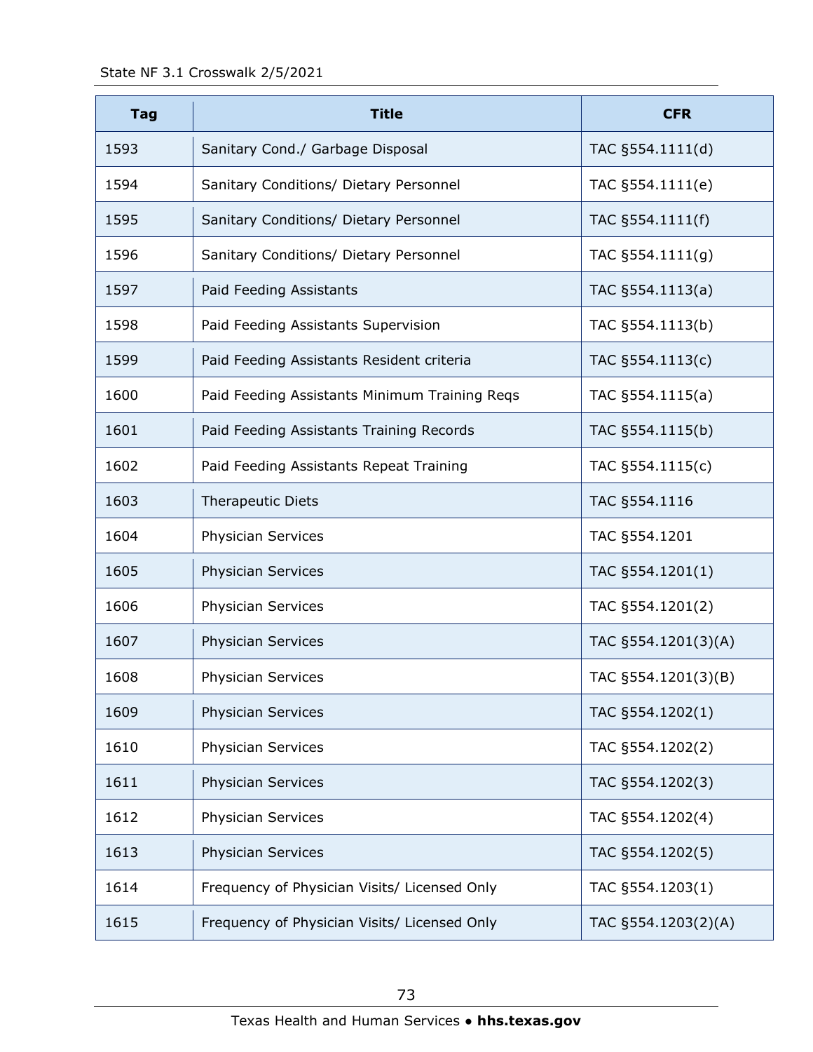| Tag | Title | CFR |
|---|---|---|
| 1593 | Sanitary Cond./ Garbage Disposal | TAC §554.1111(d) |
| 1594 | Sanitary Conditions/ Dietary Personnel | TAC §554.1111(e) |
| 1595 | Sanitary Conditions/ Dietary Personnel | TAC §554.1111(f) |
| 1596 | Sanitary Conditions/ Dietary Personnel | TAC §554.1111(g) |
| 1597 | Paid Feeding Assistants | TAC §554.1113(a) |
| 1598 | Paid Feeding Assistants Supervision | TAC §554.1113(b) |
| 1599 | Paid Feeding Assistants Resident criteria | TAC §554.1113(c) |
| 1600 | Paid Feeding Assistants Minimum Training Reqs | TAC §554.1115(a) |
| 1601 | Paid Feeding Assistants Training Records | TAC §554.1115(b) |
| 1602 | Paid Feeding Assistants Repeat Training | TAC §554.1115(c) |
| 1603 | Therapeutic Diets | TAC §554.1116 |
| 1604 | Physician Services | TAC §554.1201 |
| 1605 | Physician Services | TAC §554.1201(1) |
| 1606 | Physician Services | TAC §554.1201(2) |
| 1607 | Physician Services | TAC §554.1201(3)(A) |
| 1608 | Physician Services | TAC §554.1201(3)(B) |
| 1609 | Physician Services | TAC §554.1202(1) |
| 1610 | Physician Services | TAC §554.1202(2) |
| 1611 | Physician Services | TAC §554.1202(3) |
| 1612 | Physician Services | TAC §554.1202(4) |
| 1613 | Physician Services | TAC §554.1202(5) |
| 1614 | Frequency of Physician Visits/ Licensed Only | TAC §554.1203(1) |
| 1615 | Frequency of Physician Visits/ Licensed Only | TAC §554.1203(2)(A) |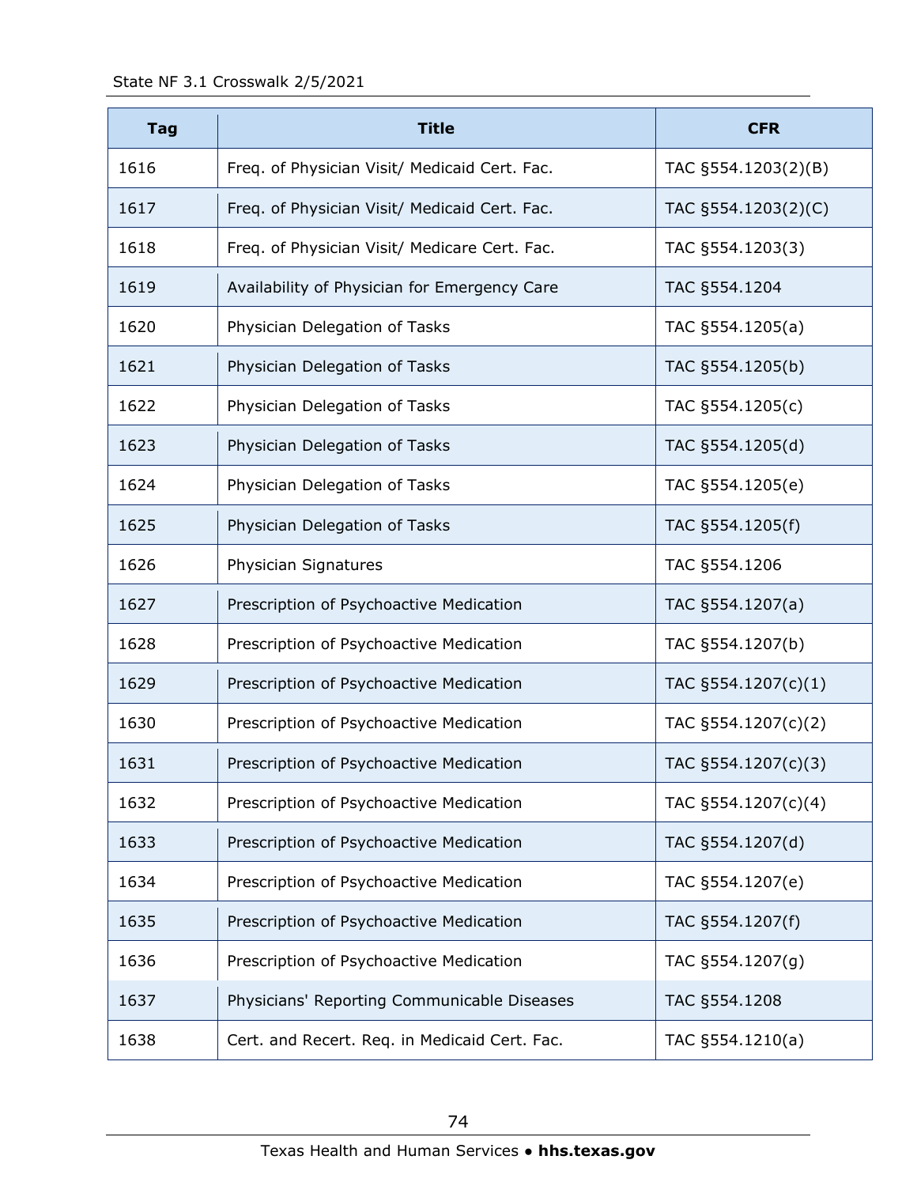| Tag | Title | CFR |
|---|---|---|
| 1616 | Freq. of Physician Visit/ Medicaid Cert. Fac. | TAC §554.1203(2)(B) |
| 1617 | Freq. of Physician Visit/ Medicaid Cert. Fac. | TAC §554.1203(2)(C) |
| 1618 | Freq. of Physician Visit/ Medicare Cert. Fac. | TAC §554.1203(3) |
| 1619 | Availability of Physician for Emergency Care | TAC §554.1204 |
| 1620 | Physician Delegation of Tasks | TAC §554.1205(a) |
| 1621 | Physician Delegation of Tasks | TAC §554.1205(b) |
| 1622 | Physician Delegation of Tasks | TAC §554.1205(c) |
| 1623 | Physician Delegation of Tasks | TAC §554.1205(d) |
| 1624 | Physician Delegation of Tasks | TAC §554.1205(e) |
| 1625 | Physician Delegation of Tasks | TAC §554.1205(f) |
| 1626 | Physician Signatures | TAC §554.1206 |
| 1627 | Prescription of Psychoactive Medication | TAC §554.1207(a) |
| 1628 | Prescription of Psychoactive Medication | TAC §554.1207(b) |
| 1629 | Prescription of Psychoactive Medication | TAC §554.1207(c)(1) |
| 1630 | Prescription of Psychoactive Medication | TAC §554.1207(c)(2) |
| 1631 | Prescription of Psychoactive Medication | TAC §554.1207(c)(3) |
| 1632 | Prescription of Psychoactive Medication | TAC §554.1207(c)(4) |
| 1633 | Prescription of Psychoactive Medication | TAC §554.1207(d) |
| 1634 | Prescription of Psychoactive Medication | TAC §554.1207(e) |
| 1635 | Prescription of Psychoactive Medication | TAC §554.1207(f) |
| 1636 | Prescription of Psychoactive Medication | TAC §554.1207(g) |
| 1637 | Physicians' Reporting Communicable Diseases | TAC §554.1208 |
| 1638 | Cert. and Recert. Req. in Medicaid Cert. Fac. | TAC §554.1210(a) |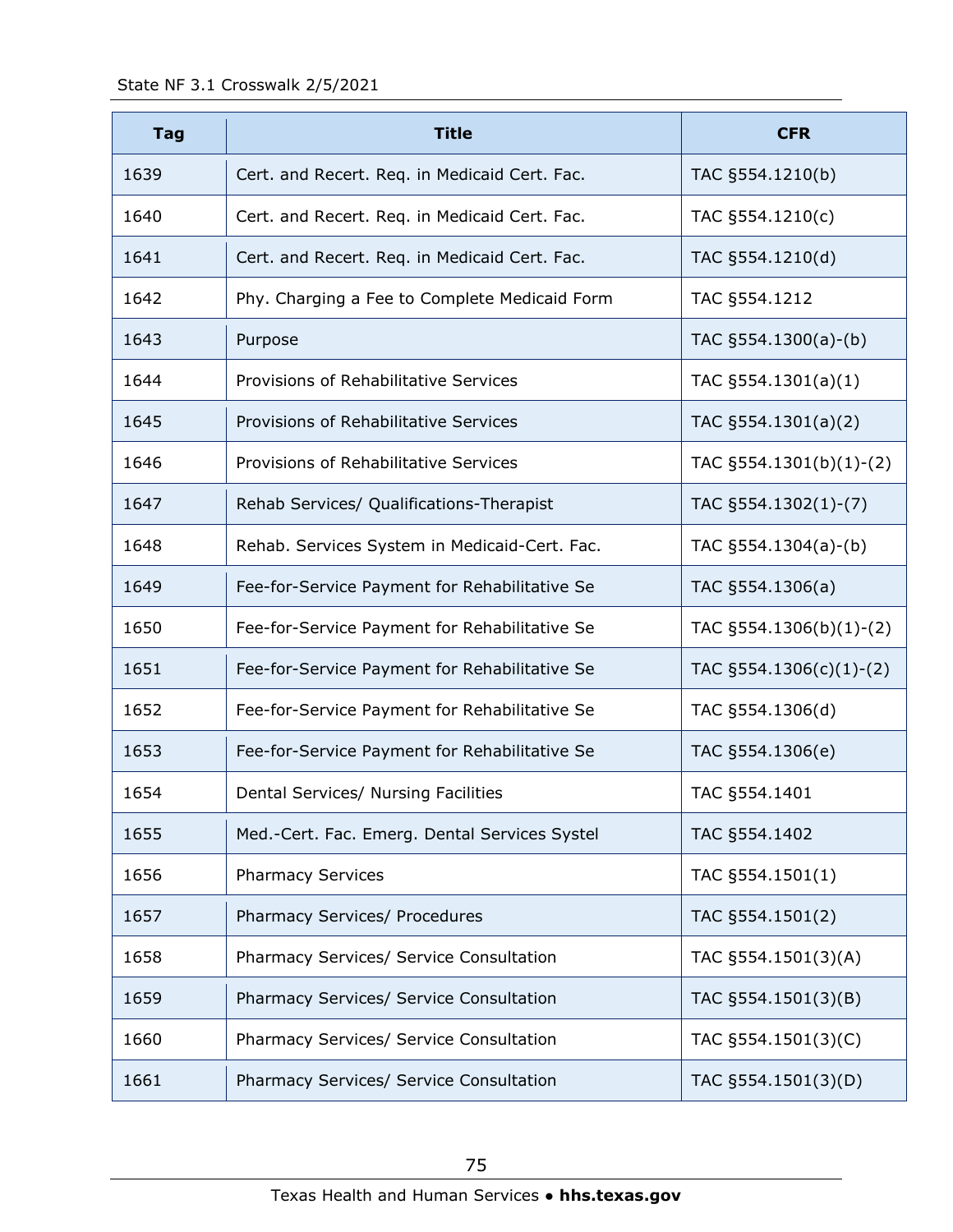| Tag | Title | CFR |
|---|---|---|
| 1639 | Cert. and Recert. Req. in Medicaid Cert. Fac. | TAC §554.1210(b) |
| 1640 | Cert. and Recert. Req. in Medicaid Cert. Fac. | TAC §554.1210(c) |
| 1641 | Cert. and Recert. Req. in Medicaid Cert. Fac. | TAC §554.1210(d) |
| 1642 | Phy. Charging a Fee to Complete Medicaid Form | TAC §554.1212 |
| 1643 | Purpose | TAC §554.1300(a)-(b) |
| 1644 | Provisions of Rehabilitative Services | TAC §554.1301(a)(1) |
| 1645 | Provisions of Rehabilitative Services | TAC §554.1301(a)(2) |
| 1646 | Provisions of Rehabilitative Services | TAC §554.1301(b)(1)-(2) |
| 1647 | Rehab Services/ Qualifications-Therapist | TAC §554.1302(1)-(7) |
| 1648 | Rehab. Services System in Medicaid-Cert. Fac. | TAC §554.1304(a)-(b) |
| 1649 | Fee-for-Service Payment for Rehabilitative Se | TAC §554.1306(a) |
| 1650 | Fee-for-Service Payment for Rehabilitative Se | TAC §554.1306(b)(1)-(2) |
| 1651 | Fee-for-Service Payment for Rehabilitative Se | TAC §554.1306(c)(1)-(2) |
| 1652 | Fee-for-Service Payment for Rehabilitative Se | TAC §554.1306(d) |
| 1653 | Fee-for-Service Payment for Rehabilitative Se | TAC §554.1306(e) |
| 1654 | Dental Services/ Nursing Facilities | TAC §554.1401 |
| 1655 | Med.-Cert. Fac. Emerg. Dental Services Systel | TAC §554.1402 |
| 1656 | Pharmacy Services | TAC §554.1501(1) |
| 1657 | Pharmacy Services/ Procedures | TAC §554.1501(2) |
| 1658 | Pharmacy Services/ Service Consultation | TAC §554.1501(3)(A) |
| 1659 | Pharmacy Services/ Service Consultation | TAC §554.1501(3)(B) |
| 1660 | Pharmacy Services/ Service Consultation | TAC §554.1501(3)(C) |
| 1661 | Pharmacy Services/ Service Consultation | TAC §554.1501(3)(D) |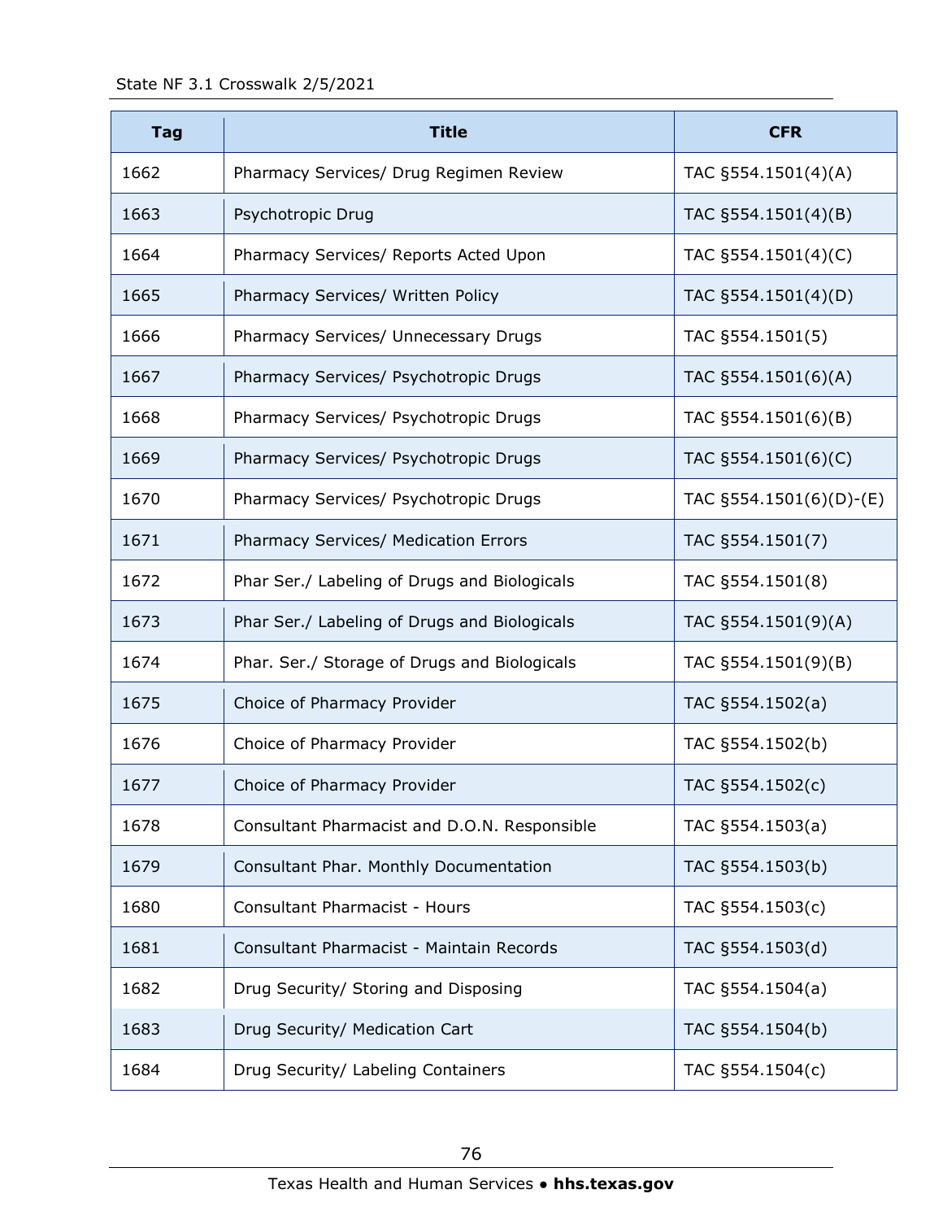| Tag | Title | CFR |
|---|---|---|
| 1662 | Pharmacy Services/ Drug Regimen Review | TAC §554.1501(4)(A) |
| 1663 | Psychotropic Drug | TAC §554.1501(4)(B) |
| 1664 | Pharmacy Services/ Reports Acted Upon | TAC §554.1501(4)(C) |
| 1665 | Pharmacy Services/ Written Policy | TAC §554.1501(4)(D) |
| 1666 | Pharmacy Services/ Unnecessary Drugs | TAC §554.1501(5) |
| 1667 | Pharmacy Services/ Psychotropic Drugs | TAC §554.1501(6)(A) |
| 1668 | Pharmacy Services/ Psychotropic Drugs | TAC §554.1501(6)(B) |
| 1669 | Pharmacy Services/ Psychotropic Drugs | TAC §554.1501(6)(C) |
| 1670 | Pharmacy Services/ Psychotropic Drugs | TAC §554.1501(6)(D)-(E) |
| 1671 | Pharmacy Services/ Medication Errors | TAC §554.1501(7) |
| 1672 | Phar Ser./ Labeling of Drugs and Biologicals | TAC §554.1501(8) |
| 1673 | Phar Ser./ Labeling of Drugs and Biologicals | TAC §554.1501(9)(A) |
| 1674 | Phar. Ser./ Storage of Drugs and Biologicals | TAC §554.1501(9)(B) |
| 1675 | Choice of Pharmacy Provider | TAC §554.1502(a) |
| 1676 | Choice of Pharmacy Provider | TAC §554.1502(b) |
| 1677 | Choice of Pharmacy Provider | TAC §554.1502(c) |
| 1678 | Consultant Pharmacist and D.O.N. Responsible | TAC §554.1503(a) |
| 1679 | Consultant Phar. Monthly Documentation | TAC §554.1503(b) |
| 1680 | Consultant Pharmacist - Hours | TAC §554.1503(c) |
| 1681 | Consultant Pharmacist - Maintain Records | TAC §554.1503(d) |
| 1682 | Drug Security/ Storing and Disposing | TAC §554.1504(a) |
| 1683 | Drug Security/ Medication Cart | TAC §554.1504(b) |
| 1684 | Drug Security/ Labeling Containers | TAC §554.1504(c) |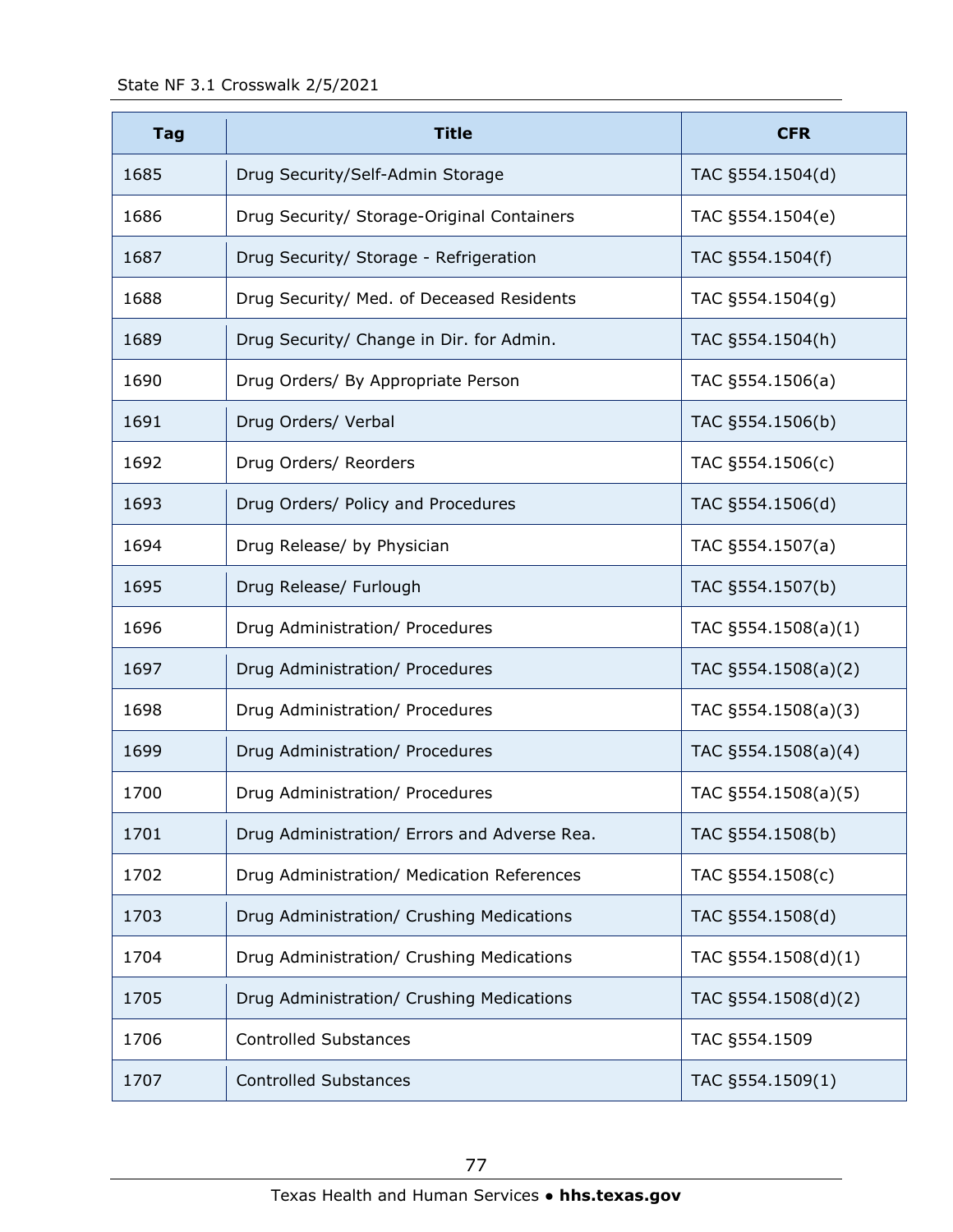| Tag | Title | CFR |
|---|---|---|
| 1685 | Drug Security/Self-Admin Storage | TAC §554.1504(d) |
| 1686 | Drug Security/ Storage-Original Containers | TAC §554.1504(e) |
| 1687 | Drug Security/ Storage - Refrigeration | TAC §554.1504(f) |
| 1688 | Drug Security/ Med. of Deceased Residents | TAC §554.1504(g) |
| 1689 | Drug Security/ Change in Dir. for Admin. | TAC §554.1504(h) |
| 1690 | Drug Orders/ By Appropriate Person | TAC §554.1506(a) |
| 1691 | Drug Orders/ Verbal | TAC §554.1506(b) |
| 1692 | Drug Orders/ Reorders | TAC §554.1506(c) |
| 1693 | Drug Orders/ Policy and Procedures | TAC §554.1506(d) |
| 1694 | Drug Release/ by Physician | TAC §554.1507(a) |
| 1695 | Drug Release/ Furlough | TAC §554.1507(b) |
| 1696 | Drug Administration/ Procedures | TAC §554.1508(a)(1) |
| 1697 | Drug Administration/ Procedures | TAC §554.1508(a)(2) |
| 1698 | Drug Administration/ Procedures | TAC §554.1508(a)(3) |
| 1699 | Drug Administration/ Procedures | TAC §554.1508(a)(4) |
| 1700 | Drug Administration/ Procedures | TAC §554.1508(a)(5) |
| 1701 | Drug Administration/ Errors and Adverse Rea. | TAC §554.1508(b) |
| 1702 | Drug Administration/ Medication References | TAC §554.1508(c) |
| 1703 | Drug Administration/ Crushing Medications | TAC §554.1508(d) |
| 1704 | Drug Administration/ Crushing Medications | TAC §554.1508(d)(1) |
| 1705 | Drug Administration/ Crushing Medications | TAC §554.1508(d)(2) |
| 1706 | Controlled Substances | TAC §554.1509 |
| 1707 | Controlled Substances | TAC §554.1509(1) |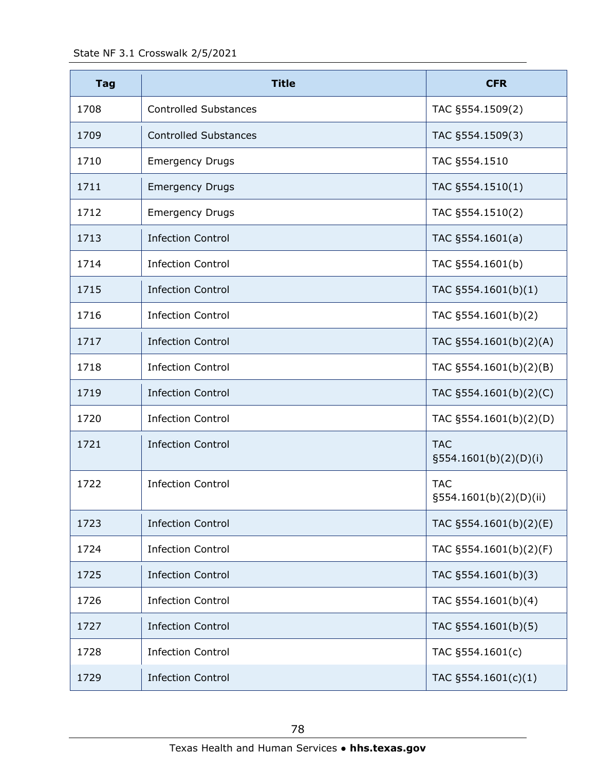| Tag | Title | CFR |
|---|---|---|
| 1708 | Controlled Substances | TAC §554.1509(2) |
| 1709 | Controlled Substances | TAC §554.1509(3) |
| 1710 | Emergency Drugs | TAC §554.1510 |
| 1711 | Emergency Drugs | TAC §554.1510(1) |
| 1712 | Emergency Drugs | TAC §554.1510(2) |
| 1713 | Infection Control | TAC §554.1601(a) |
| 1714 | Infection Control | TAC §554.1601(b) |
| 1715 | Infection Control | TAC §554.1601(b)(1) |
| 1716 | Infection Control | TAC §554.1601(b)(2) |
| 1717 | Infection Control | TAC §554.1601(b)(2)(A) |
| 1718 | Infection Control | TAC §554.1601(b)(2)(B) |
| 1719 | Infection Control | TAC §554.1601(b)(2)(C) |
| 1720 | Infection Control | TAC §554.1601(b)(2)(D) |
| 1721 | Infection Control | TAC §554.1601(b)(2)(D)(i) |
| 1722 | Infection Control | TAC §554.1601(b)(2)(D)(ii) |
| 1723 | Infection Control | TAC §554.1601(b)(2)(E) |
| 1724 | Infection Control | TAC §554.1601(b)(2)(F) |
| 1725 | Infection Control | TAC §554.1601(b)(3) |
| 1726 | Infection Control | TAC §554.1601(b)(4) |
| 1727 | Infection Control | TAC §554.1601(b)(5) |
| 1728 | Infection Control | TAC §554.1601(c) |
| 1729 | Infection Control | TAC §554.1601(c)(1) |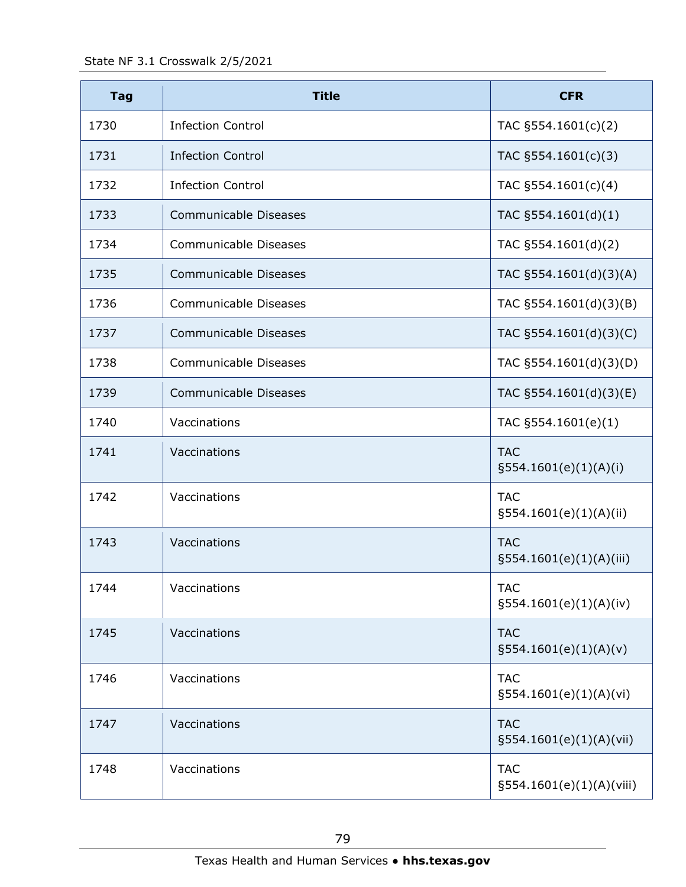| Tag | Title | CFR |
|---|---|---|
| 1730 | Infection Control | TAC §554.1601(c)(2) |
| 1731 | Infection Control | TAC §554.1601(c)(3) |
| 1732 | Infection Control | TAC §554.1601(c)(4) |
| 1733 | Communicable Diseases | TAC §554.1601(d)(1) |
| 1734 | Communicable Diseases | TAC §554.1601(d)(2) |
| 1735 | Communicable Diseases | TAC §554.1601(d)(3)(A) |
| 1736 | Communicable Diseases | TAC §554.1601(d)(3)(B) |
| 1737 | Communicable Diseases | TAC §554.1601(d)(3)(C) |
| 1738 | Communicable Diseases | TAC §554.1601(d)(3)(D) |
| 1739 | Communicable Diseases | TAC §554.1601(d)(3)(E) |
| 1740 | Vaccinations | TAC §554.1601(e)(1) |
| 1741 | Vaccinations | TAC §554.1601(e)(1)(A)(i) |
| 1742 | Vaccinations | TAC §554.1601(e)(1)(A)(ii) |
| 1743 | Vaccinations | TAC §554.1601(e)(1)(A)(iii) |
| 1744 | Vaccinations | TAC §554.1601(e)(1)(A)(iv) |
| 1745 | Vaccinations | TAC §554.1601(e)(1)(A)(v) |
| 1746 | Vaccinations | TAC §554.1601(e)(1)(A)(vi) |
| 1747 | Vaccinations | TAC §554.1601(e)(1)(A)(vii) |
| 1748 | Vaccinations | TAC §554.1601(e)(1)(A)(viii) |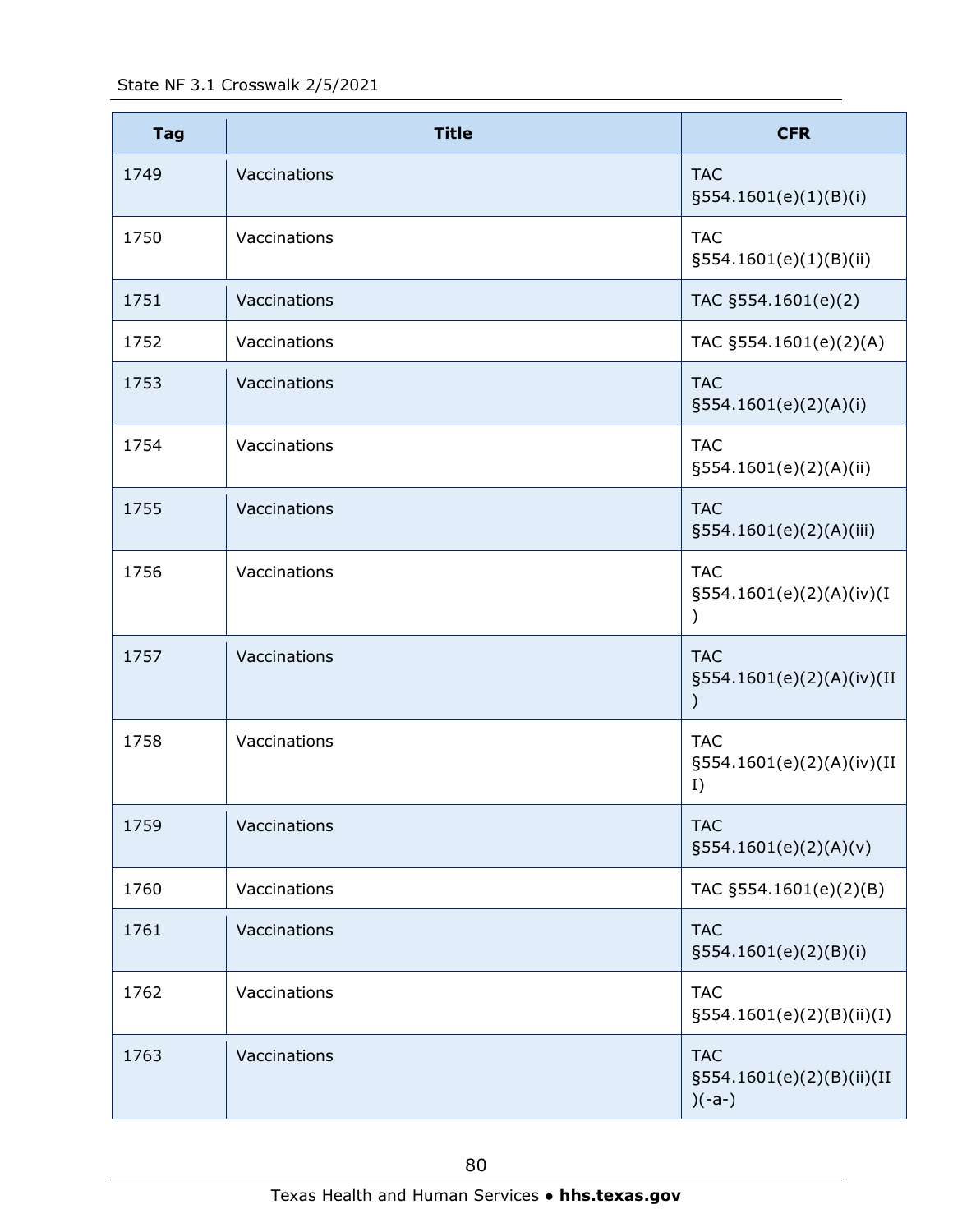| Tag | Title | CFR |
|---|---|---|
| 1749 | Vaccinations | TAC §554.1601(e)(1)(B)(i) |
| 1750 | Vaccinations | TAC §554.1601(e)(1)(B)(ii) |
| 1751 | Vaccinations | TAC §554.1601(e)(2) |
| 1752 | Vaccinations | TAC §554.1601(e)(2)(A) |
| 1753 | Vaccinations | TAC §554.1601(e)(2)(A)(i) |
| 1754 | Vaccinations | TAC §554.1601(e)(2)(A)(ii) |
| 1755 | Vaccinations | TAC §554.1601(e)(2)(A)(iii) |
| 1756 | Vaccinations | TAC §554.1601(e)(2)(A)(iv)(I) |
| 1757 | Vaccinations | TAC §554.1601(e)(2)(A)(iv)(II) |
| 1758 | Vaccinations | TAC §554.1601(e)(2)(A)(iv)(III) |
| 1759 | Vaccinations | TAC §554.1601(e)(2)(A)(v) |
| 1760 | Vaccinations | TAC §554.1601(e)(2)(B) |
| 1761 | Vaccinations | TAC §554.1601(e)(2)(B)(i) |
| 1762 | Vaccinations | TAC §554.1601(e)(2)(B)(ii)(I) |
| 1763 | Vaccinations | TAC §554.1601(e)(2)(B)(ii)(II)(-a-) |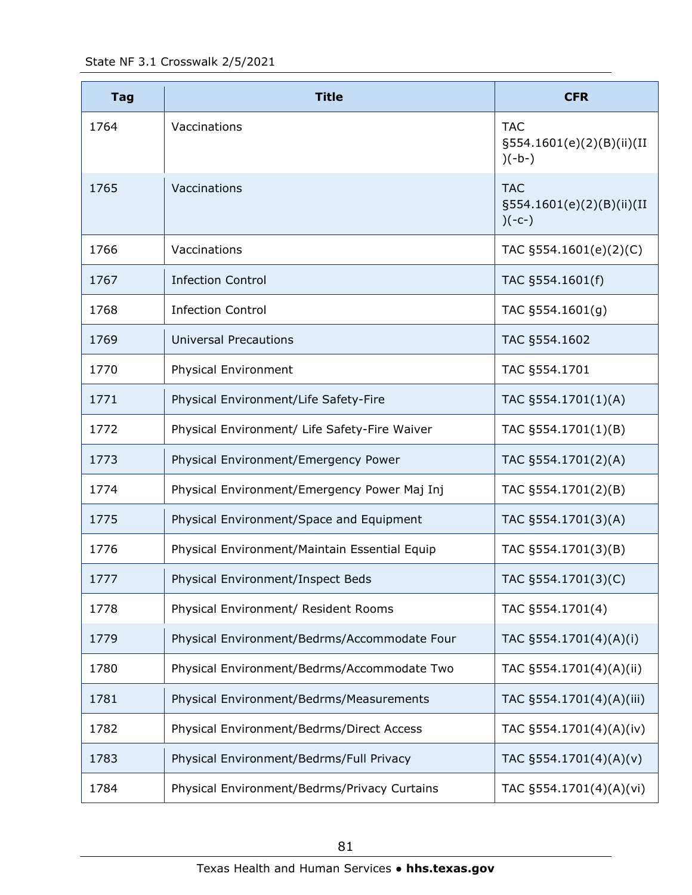| Tag | Title | CFR |
|---|---|---|
| 1764 | Vaccinations | TAC §554.1601(e)(2)(B)(ii)(II)(-b-) |
| 1765 | Vaccinations | TAC §554.1601(e)(2)(B)(ii)(II)(-c-) |
| 1766 | Vaccinations | TAC §554.1601(e)(2)(C) |
| 1767 | Infection Control | TAC §554.1601(f) |
| 1768 | Infection Control | TAC §554.1601(g) |
| 1769 | Universal Precautions | TAC §554.1602 |
| 1770 | Physical Environment | TAC §554.1701 |
| 1771 | Physical Environment/Life Safety-Fire | TAC §554.1701(1)(A) |
| 1772 | Physical Environment/ Life Safety-Fire Waiver | TAC §554.1701(1)(B) |
| 1773 | Physical Environment/Emergency Power | TAC §554.1701(2)(A) |
| 1774 | Physical Environment/Emergency Power Maj Inj | TAC §554.1701(2)(B) |
| 1775 | Physical Environment/Space and Equipment | TAC §554.1701(3)(A) |
| 1776 | Physical Environment/Maintain Essential Equip | TAC §554.1701(3)(B) |
| 1777 | Physical Environment/Inspect Beds | TAC §554.1701(3)(C) |
| 1778 | Physical Environment/ Resident Rooms | TAC §554.1701(4) |
| 1779 | Physical Environment/Bedrms/Accommodate Four | TAC §554.1701(4)(A)(i) |
| 1780 | Physical Environment/Bedrms/Accommodate Two | TAC §554.1701(4)(A)(ii) |
| 1781 | Physical Environment/Bedrms/Measurements | TAC §554.1701(4)(A)(iii) |
| 1782 | Physical Environment/Bedrms/Direct Access | TAC §554.1701(4)(A)(iv) |
| 1783 | Physical Environment/Bedrms/Full Privacy | TAC §554.1701(4)(A)(v) |
| 1784 | Physical Environment/Bedrms/Privacy Curtains | TAC §554.1701(4)(A)(vi) |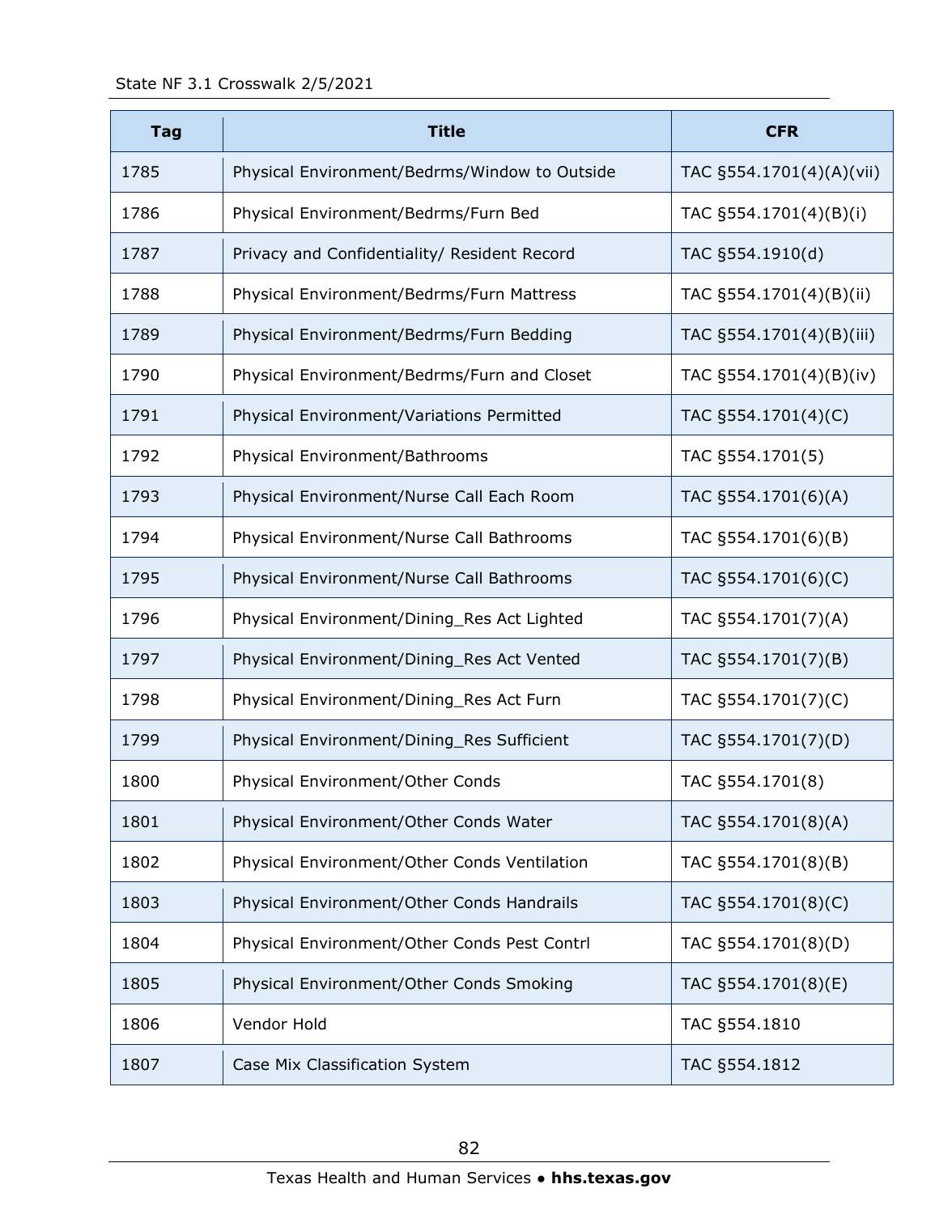| Tag | Title | CFR |
|---|---|---|
| 1785 | Physical Environment/Bedrms/Window to Outside | TAC §554.1701(4)(A)(vii) |
| 1786 | Physical Environment/Bedrms/Furn Bed | TAC §554.1701(4)(B)(i) |
| 1787 | Privacy and Confidentiality/ Resident Record | TAC §554.1910(d) |
| 1788 | Physical Environment/Bedrms/Furn Mattress | TAC §554.1701(4)(B)(ii) |
| 1789 | Physical Environment/Bedrms/Furn Bedding | TAC §554.1701(4)(B)(iii) |
| 1790 | Physical Environment/Bedrms/Furn and Closet | TAC §554.1701(4)(B)(iv) |
| 1791 | Physical Environment/Variations Permitted | TAC §554.1701(4)(C) |
| 1792 | Physical Environment/Bathrooms | TAC §554.1701(5) |
| 1793 | Physical Environment/Nurse Call Each Room | TAC §554.1701(6)(A) |
| 1794 | Physical Environment/Nurse Call Bathrooms | TAC §554.1701(6)(B) |
| 1795 | Physical Environment/Nurse Call Bathrooms | TAC §554.1701(6)(C) |
| 1796 | Physical Environment/Dining_Res Act Lighted | TAC §554.1701(7)(A) |
| 1797 | Physical Environment/Dining_Res Act Vented | TAC §554.1701(7)(B) |
| 1798 | Physical Environment/Dining_Res Act Furn | TAC §554.1701(7)(C) |
| 1799 | Physical Environment/Dining_Res Sufficient | TAC §554.1701(7)(D) |
| 1800 | Physical Environment/Other Conds | TAC §554.1701(8) |
| 1801 | Physical Environment/Other Conds Water | TAC §554.1701(8)(A) |
| 1802 | Physical Environment/Other Conds Ventilation | TAC §554.1701(8)(B) |
| 1803 | Physical Environment/Other Conds Handrails | TAC §554.1701(8)(C) |
| 1804 | Physical Environment/Other Conds Pest Contrl | TAC §554.1701(8)(D) |
| 1805 | Physical Environment/Other Conds Smoking | TAC §554.1701(8)(E) |
| 1806 | Vendor Hold | TAC §554.1810 |
| 1807 | Case Mix Classification System | TAC §554.1812 |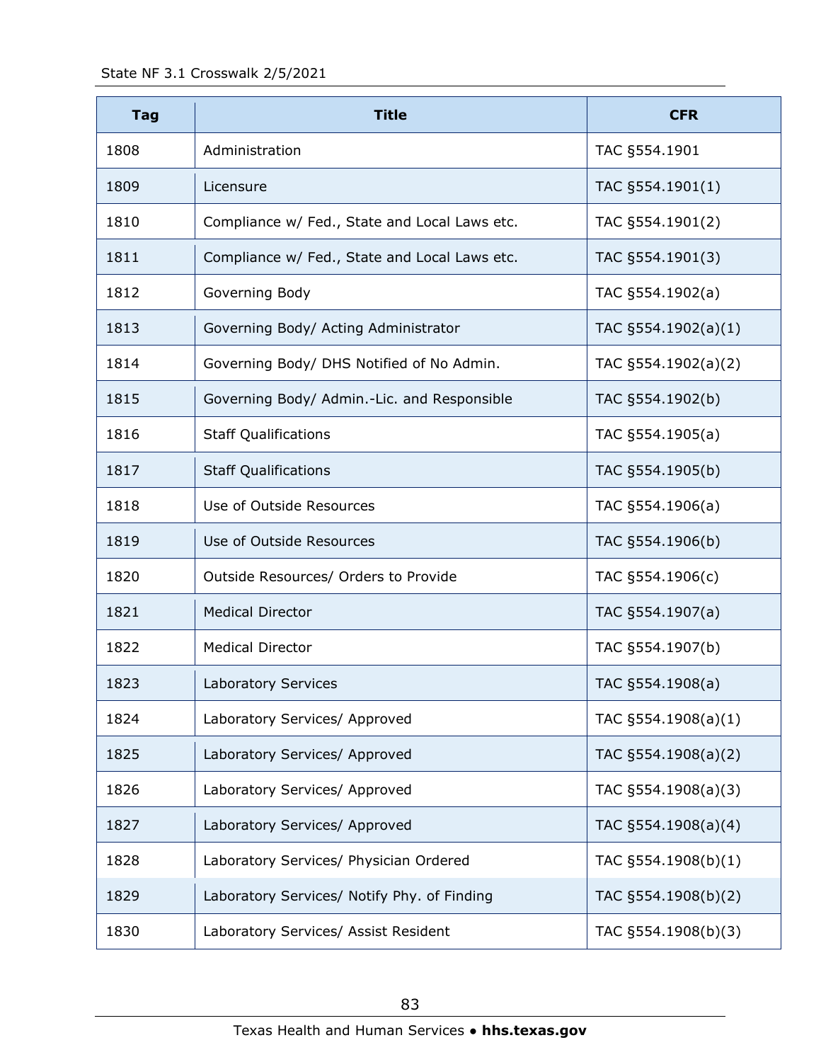| Tag | Title | CFR |
|---|---|---|
| 1808 | Administration | TAC §554.1901 |
| 1809 | Licensure | TAC §554.1901(1) |
| 1810 | Compliance w/ Fed., State and Local Laws etc. | TAC §554.1901(2) |
| 1811 | Compliance w/ Fed., State and Local Laws etc. | TAC §554.1901(3) |
| 1812 | Governing Body | TAC §554.1902(a) |
| 1813 | Governing Body/ Acting Administrator | TAC §554.1902(a)(1) |
| 1814 | Governing Body/ DHS Notified of No Admin. | TAC §554.1902(a)(2) |
| 1815 | Governing Body/ Admin.-Lic. and Responsible | TAC §554.1902(b) |
| 1816 | Staff Qualifications | TAC §554.1905(a) |
| 1817 | Staff Qualifications | TAC §554.1905(b) |
| 1818 | Use of Outside Resources | TAC §554.1906(a) |
| 1819 | Use of Outside Resources | TAC §554.1906(b) |
| 1820 | Outside Resources/ Orders to Provide | TAC §554.1906(c) |
| 1821 | Medical Director | TAC §554.1907(a) |
| 1822 | Medical Director | TAC §554.1907(b) |
| 1823 | Laboratory Services | TAC §554.1908(a) |
| 1824 | Laboratory Services/ Approved | TAC §554.1908(a)(1) |
| 1825 | Laboratory Services/ Approved | TAC §554.1908(a)(2) |
| 1826 | Laboratory Services/ Approved | TAC §554.1908(a)(3) |
| 1827 | Laboratory Services/ Approved | TAC §554.1908(a)(4) |
| 1828 | Laboratory Services/ Physician Ordered | TAC §554.1908(b)(1) |
| 1829 | Laboratory Services/ Notify Phy. of Finding | TAC §554.1908(b)(2) |
| 1830 | Laboratory Services/ Assist Resident | TAC §554.1908(b)(3) |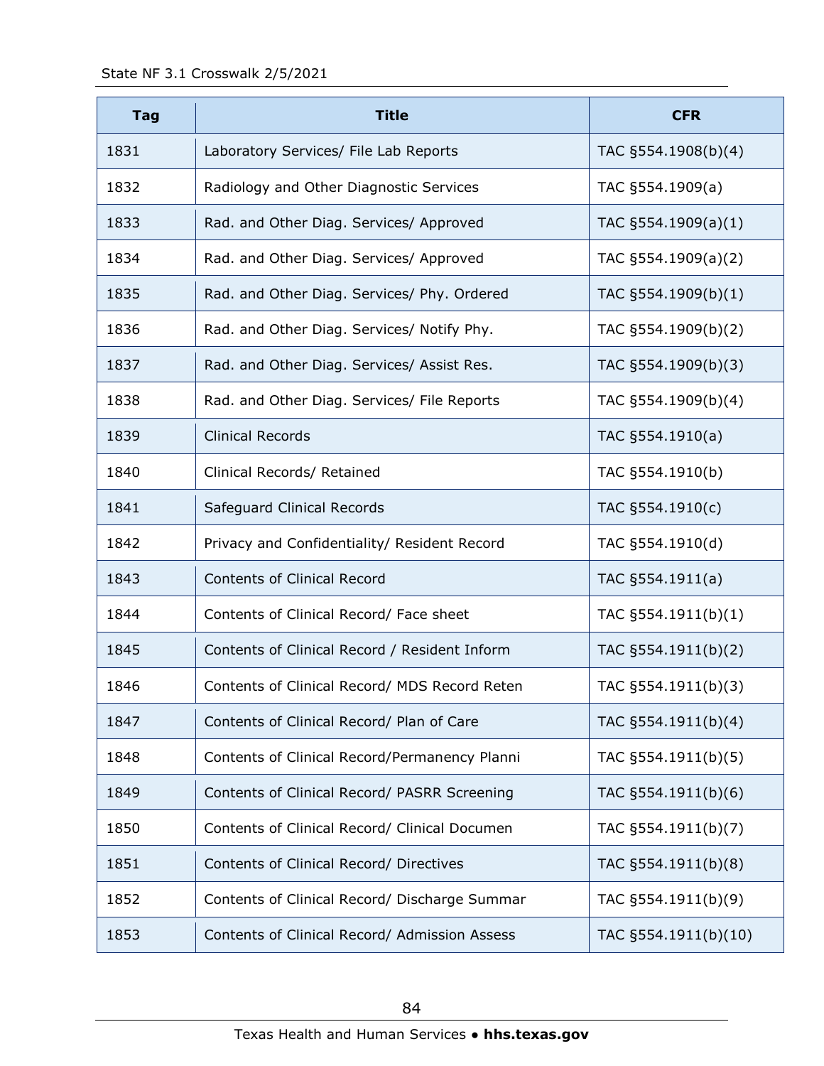| Tag | Title | CFR |
|---|---|---|
| 1831 | Laboratory Services/ File Lab Reports | TAC §554.1908(b)(4) |
| 1832 | Radiology and Other Diagnostic Services | TAC §554.1909(a) |
| 1833 | Rad. and Other Diag. Services/ Approved | TAC §554.1909(a)(1) |
| 1834 | Rad. and Other Diag. Services/ Approved | TAC §554.1909(a)(2) |
| 1835 | Rad. and Other Diag. Services/ Phy. Ordered | TAC §554.1909(b)(1) |
| 1836 | Rad. and Other Diag. Services/ Notify Phy. | TAC §554.1909(b)(2) |
| 1837 | Rad. and Other Diag. Services/ Assist Res. | TAC §554.1909(b)(3) |
| 1838 | Rad. and Other Diag. Services/ File Reports | TAC §554.1909(b)(4) |
| 1839 | Clinical Records | TAC §554.1910(a) |
| 1840 | Clinical Records/ Retained | TAC §554.1910(b) |
| 1841 | Safeguard Clinical Records | TAC §554.1910(c) |
| 1842 | Privacy and Confidentiality/ Resident Record | TAC §554.1910(d) |
| 1843 | Contents of Clinical Record | TAC §554.1911(a) |
| 1844 | Contents of Clinical Record/ Face sheet | TAC §554.1911(b)(1) |
| 1845 | Contents of Clinical Record / Resident Inform | TAC §554.1911(b)(2) |
| 1846 | Contents of Clinical Record/ MDS Record Reten | TAC §554.1911(b)(3) |
| 1847 | Contents of Clinical Record/ Plan of Care | TAC §554.1911(b)(4) |
| 1848 | Contents of Clinical Record/Permanency Planni | TAC §554.1911(b)(5) |
| 1849 | Contents of Clinical Record/ PASRR Screening | TAC §554.1911(b)(6) |
| 1850 | Contents of Clinical Record/ Clinical Documen | TAC §554.1911(b)(7) |
| 1851 | Contents of Clinical Record/ Directives | TAC §554.1911(b)(8) |
| 1852 | Contents of Clinical Record/ Discharge Summar | TAC §554.1911(b)(9) |
| 1853 | Contents of Clinical Record/ Admission Assess | TAC §554.1911(b)(10) |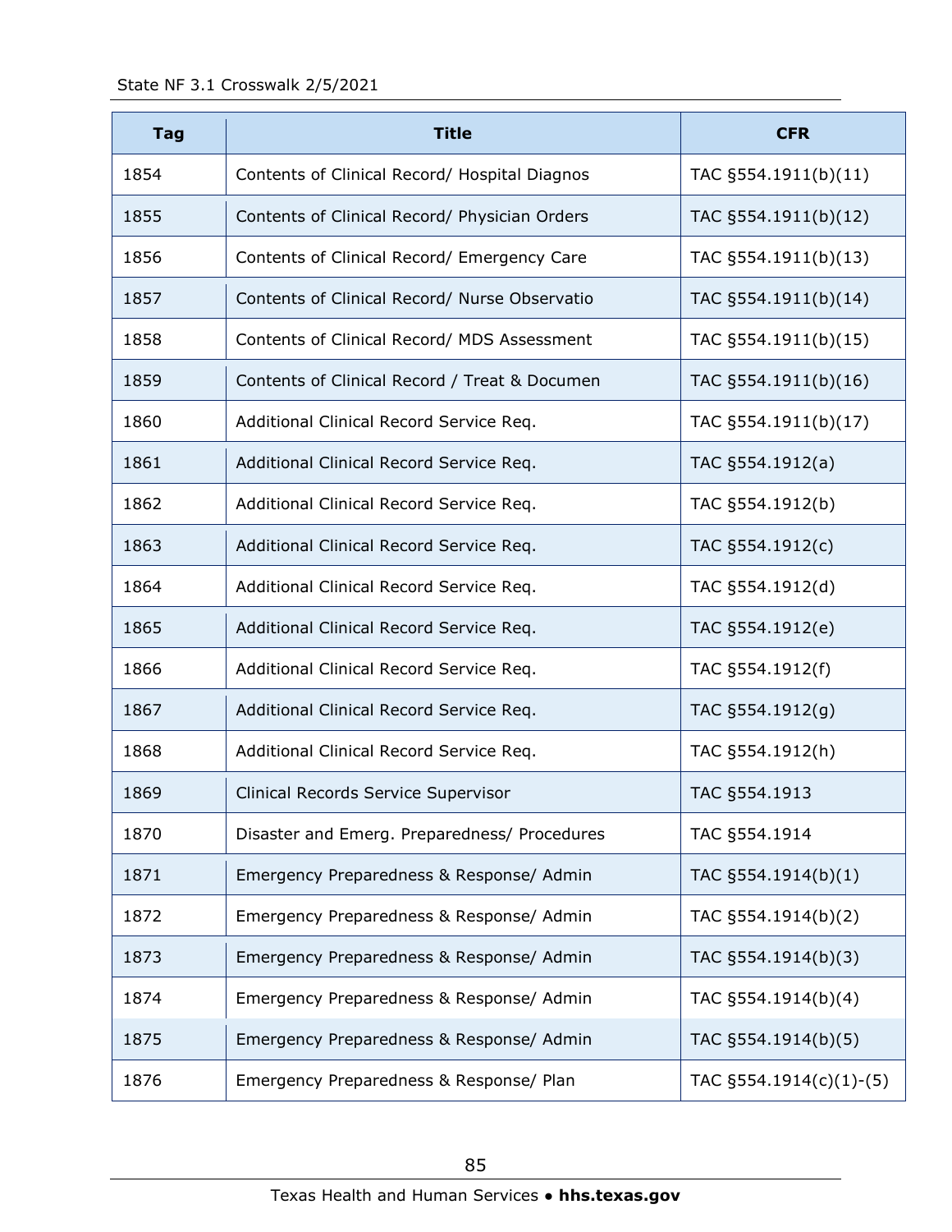| Tag | Title | CFR |
|---|---|---|
| 1854 | Contents of Clinical Record/ Hospital Diagnos | TAC §554.1911(b)(11) |
| 1855 | Contents of Clinical Record/ Physician Orders | TAC §554.1911(b)(12) |
| 1856 | Contents of Clinical Record/ Emergency Care | TAC §554.1911(b)(13) |
| 1857 | Contents of Clinical Record/ Nurse Observatio | TAC §554.1911(b)(14) |
| 1858 | Contents of Clinical Record/ MDS Assessment | TAC §554.1911(b)(15) |
| 1859 | Contents of Clinical Record / Treat & Documen | TAC §554.1911(b)(16) |
| 1860 | Additional Clinical Record Service Req. | TAC §554.1911(b)(17) |
| 1861 | Additional Clinical Record Service Req. | TAC §554.1912(a) |
| 1862 | Additional Clinical Record Service Req. | TAC §554.1912(b) |
| 1863 | Additional Clinical Record Service Req. | TAC §554.1912(c) |
| 1864 | Additional Clinical Record Service Req. | TAC §554.1912(d) |
| 1865 | Additional Clinical Record Service Req. | TAC §554.1912(e) |
| 1866 | Additional Clinical Record Service Req. | TAC §554.1912(f) |
| 1867 | Additional Clinical Record Service Req. | TAC §554.1912(g) |
| 1868 | Additional Clinical Record Service Req. | TAC §554.1912(h) |
| 1869 | Clinical Records Service Supervisor | TAC §554.1913 |
| 1870 | Disaster and Emerg. Preparedness/ Procedures | TAC §554.1914 |
| 1871 | Emergency Preparedness & Response/ Admin | TAC §554.1914(b)(1) |
| 1872 | Emergency Preparedness & Response/ Admin | TAC §554.1914(b)(2) |
| 1873 | Emergency Preparedness & Response/ Admin | TAC §554.1914(b)(3) |
| 1874 | Emergency Preparedness & Response/ Admin | TAC §554.1914(b)(4) |
| 1875 | Emergency Preparedness & Response/ Admin | TAC §554.1914(b)(5) |
| 1876 | Emergency Preparedness & Response/ Plan | TAC §554.1914(c)(1)-(5) |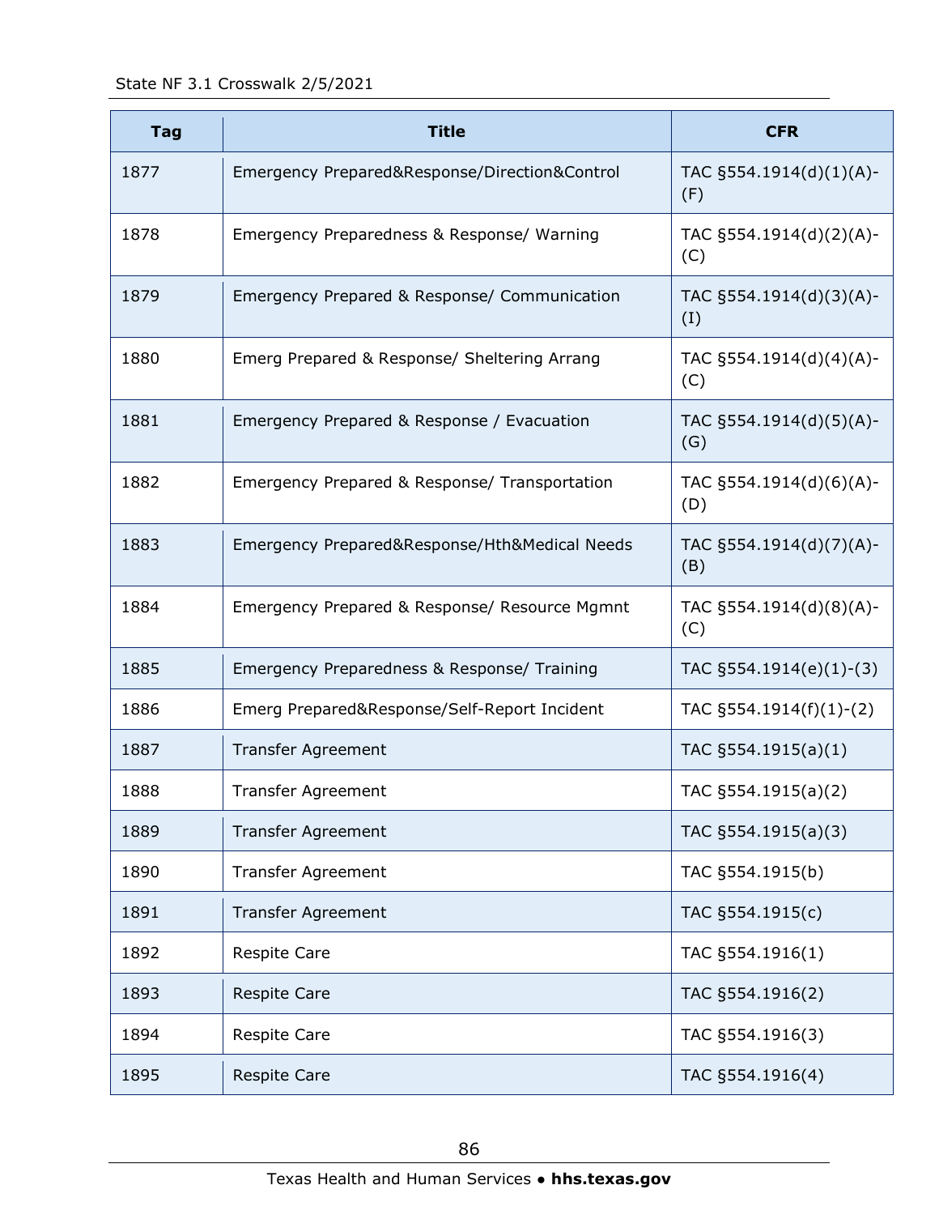| Tag | Title | CFR |
|---|---|---|
| 1877 | Emergency Prepared&Response/Direction&Control | TAC §554.1914(d)(1)(A)-(F) |
| 1878 | Emergency Preparedness & Response/ Warning | TAC §554.1914(d)(2)(A)-(C) |
| 1879 | Emergency Prepared & Response/ Communication | TAC §554.1914(d)(3)(A)-(I) |
| 1880 | Emerg Prepared & Response/ Sheltering Arrang | TAC §554.1914(d)(4)(A)-(C) |
| 1881 | Emergency Prepared & Response / Evacuation | TAC §554.1914(d)(5)(A)-(G) |
| 1882 | Emergency Prepared & Response/ Transportation | TAC §554.1914(d)(6)(A)-(D) |
| 1883 | Emergency Prepared&Response/Hth&Medical Needs | TAC §554.1914(d)(7)(A)-(B) |
| 1884 | Emergency Prepared & Response/ Resource Mgmnt | TAC §554.1914(d)(8)(A)-(C) |
| 1885 | Emergency Preparedness & Response/ Training | TAC §554.1914(e)(1)-(3) |
| 1886 | Emerg Prepared&Response/Self-Report Incident | TAC §554.1914(f)(1)-(2) |
| 1887 | Transfer Agreement | TAC §554.1915(a)(1) |
| 1888 | Transfer Agreement | TAC §554.1915(a)(2) |
| 1889 | Transfer Agreement | TAC §554.1915(a)(3) |
| 1890 | Transfer Agreement | TAC §554.1915(b) |
| 1891 | Transfer Agreement | TAC §554.1915(c) |
| 1892 | Respite Care | TAC §554.1916(1) |
| 1893 | Respite Care | TAC §554.1916(2) |
| 1894 | Respite Care | TAC §554.1916(3) |
| 1895 | Respite Care | TAC §554.1916(4) |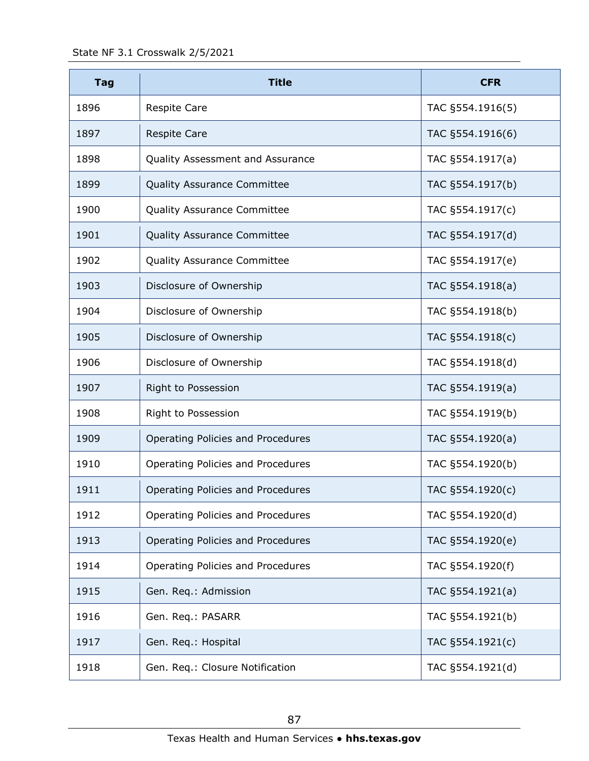| Tag | Title | CFR |
|---|---|---|
| 1896 | Respite Care | TAC §554.1916(5) |
| 1897 | Respite Care | TAC §554.1916(6) |
| 1898 | Quality Assessment and Assurance | TAC §554.1917(a) |
| 1899 | Quality Assurance Committee | TAC §554.1917(b) |
| 1900 | Quality Assurance Committee | TAC §554.1917(c) |
| 1901 | Quality Assurance Committee | TAC §554.1917(d) |
| 1902 | Quality Assurance Committee | TAC §554.1917(e) |
| 1903 | Disclosure of Ownership | TAC §554.1918(a) |
| 1904 | Disclosure of Ownership | TAC §554.1918(b) |
| 1905 | Disclosure of Ownership | TAC §554.1918(c) |
| 1906 | Disclosure of Ownership | TAC §554.1918(d) |
| 1907 | Right to Possession | TAC §554.1919(a) |
| 1908 | Right to Possession | TAC §554.1919(b) |
| 1909 | Operating Policies and Procedures | TAC §554.1920(a) |
| 1910 | Operating Policies and Procedures | TAC §554.1920(b) |
| 1911 | Operating Policies and Procedures | TAC §554.1920(c) |
| 1912 | Operating Policies and Procedures | TAC §554.1920(d) |
| 1913 | Operating Policies and Procedures | TAC §554.1920(e) |
| 1914 | Operating Policies and Procedures | TAC §554.1920(f) |
| 1915 | Gen. Req.: Admission | TAC §554.1921(a) |
| 1916 | Gen. Req.: PASARR | TAC §554.1921(b) |
| 1917 | Gen. Req.: Hospital | TAC §554.1921(c) |
| 1918 | Gen. Req.: Closure Notification | TAC §554.1921(d) |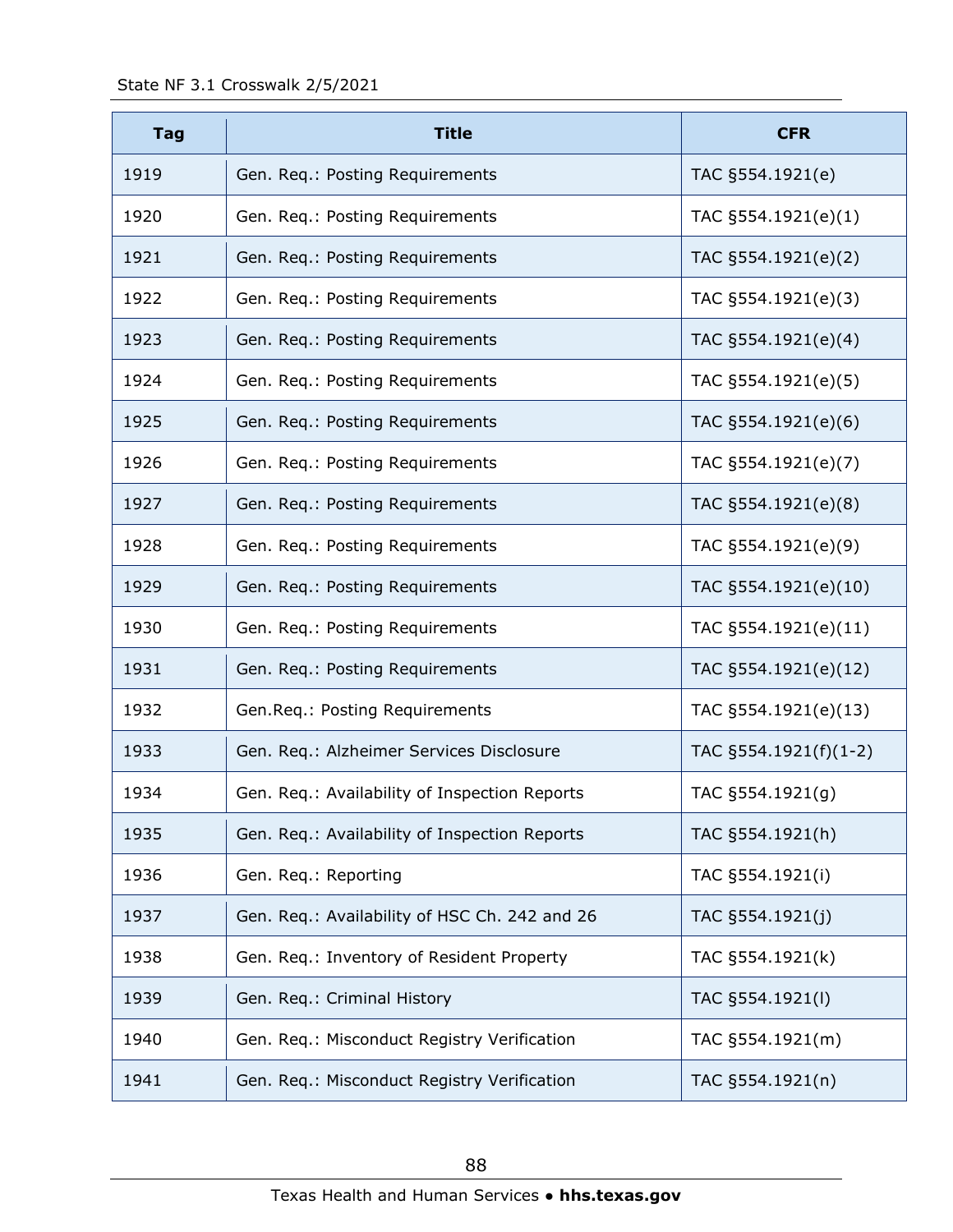| Tag | Title | CFR |
|---|---|---|
| 1919 | Gen. Req.: Posting Requirements | TAC §554.1921(e) |
| 1920 | Gen. Req.: Posting Requirements | TAC §554.1921(e)(1) |
| 1921 | Gen. Req.: Posting Requirements | TAC §554.1921(e)(2) |
| 1922 | Gen. Req.: Posting Requirements | TAC §554.1921(e)(3) |
| 1923 | Gen. Req.: Posting Requirements | TAC §554.1921(e)(4) |
| 1924 | Gen. Req.: Posting Requirements | TAC §554.1921(e)(5) |
| 1925 | Gen. Req.: Posting Requirements | TAC §554.1921(e)(6) |
| 1926 | Gen. Req.: Posting Requirements | TAC §554.1921(e)(7) |
| 1927 | Gen. Req.: Posting Requirements | TAC §554.1921(e)(8) |
| 1928 | Gen. Req.: Posting Requirements | TAC §554.1921(e)(9) |
| 1929 | Gen. Req.: Posting Requirements | TAC §554.1921(e)(10) |
| 1930 | Gen. Req.: Posting Requirements | TAC §554.1921(e)(11) |
| 1931 | Gen. Req.: Posting Requirements | TAC §554.1921(e)(12) |
| 1932 | Gen.Req.: Posting Requirements | TAC §554.1921(e)(13) |
| 1933 | Gen. Req.: Alzheimer Services Disclosure | TAC §554.1921(f)(1-2) |
| 1934 | Gen. Req.: Availability of Inspection Reports | TAC §554.1921(g) |
| 1935 | Gen. Req.: Availability of Inspection Reports | TAC §554.1921(h) |
| 1936 | Gen. Req.: Reporting | TAC §554.1921(i) |
| 1937 | Gen. Req.: Availability of HSC Ch. 242 and 26 | TAC §554.1921(j) |
| 1938 | Gen. Req.: Inventory of Resident Property | TAC §554.1921(k) |
| 1939 | Gen. Req.: Criminal History | TAC §554.1921(l) |
| 1940 | Gen. Req.: Misconduct Registry Verification | TAC §554.1921(m) |
| 1941 | Gen. Req.: Misconduct Registry Verification | TAC §554.1921(n) |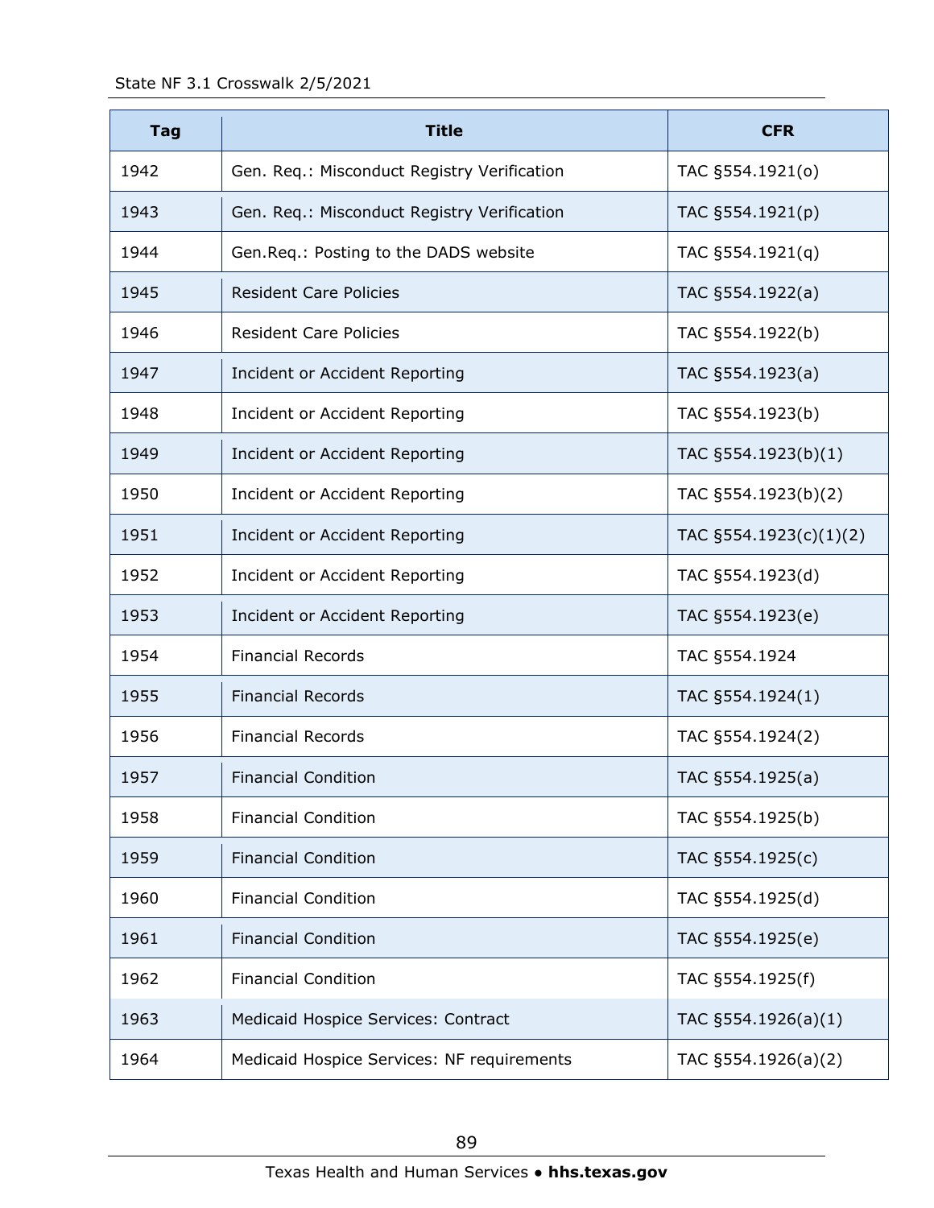| Tag | Title | CFR |
|---|---|---|
| 1942 | Gen. Req.: Misconduct Registry Verification | TAC §554.1921(o) |
| 1943 | Gen. Req.: Misconduct Registry Verification | TAC §554.1921(p) |
| 1944 | Gen.Req.: Posting to the DADS website | TAC §554.1921(q) |
| 1945 | Resident Care Policies | TAC §554.1922(a) |
| 1946 | Resident Care Policies | TAC §554.1922(b) |
| 1947 | Incident or Accident Reporting | TAC §554.1923(a) |
| 1948 | Incident or Accident Reporting | TAC §554.1923(b) |
| 1949 | Incident or Accident Reporting | TAC §554.1923(b)(1) |
| 1950 | Incident or Accident Reporting | TAC §554.1923(b)(2) |
| 1951 | Incident or Accident Reporting | TAC §554.1923(c)(1)(2) |
| 1952 | Incident or Accident Reporting | TAC §554.1923(d) |
| 1953 | Incident or Accident Reporting | TAC §554.1923(e) |
| 1954 | Financial Records | TAC §554.1924 |
| 1955 | Financial Records | TAC §554.1924(1) |
| 1956 | Financial Records | TAC §554.1924(2) |
| 1957 | Financial Condition | TAC §554.1925(a) |
| 1958 | Financial Condition | TAC §554.1925(b) |
| 1959 | Financial Condition | TAC §554.1925(c) |
| 1960 | Financial Condition | TAC §554.1925(d) |
| 1961 | Financial Condition | TAC §554.1925(e) |
| 1962 | Financial Condition | TAC §554.1925(f) |
| 1963 | Medicaid Hospice Services: Contract | TAC §554.1926(a)(1) |
| 1964 | Medicaid Hospice Services: NF requirements | TAC §554.1926(a)(2) |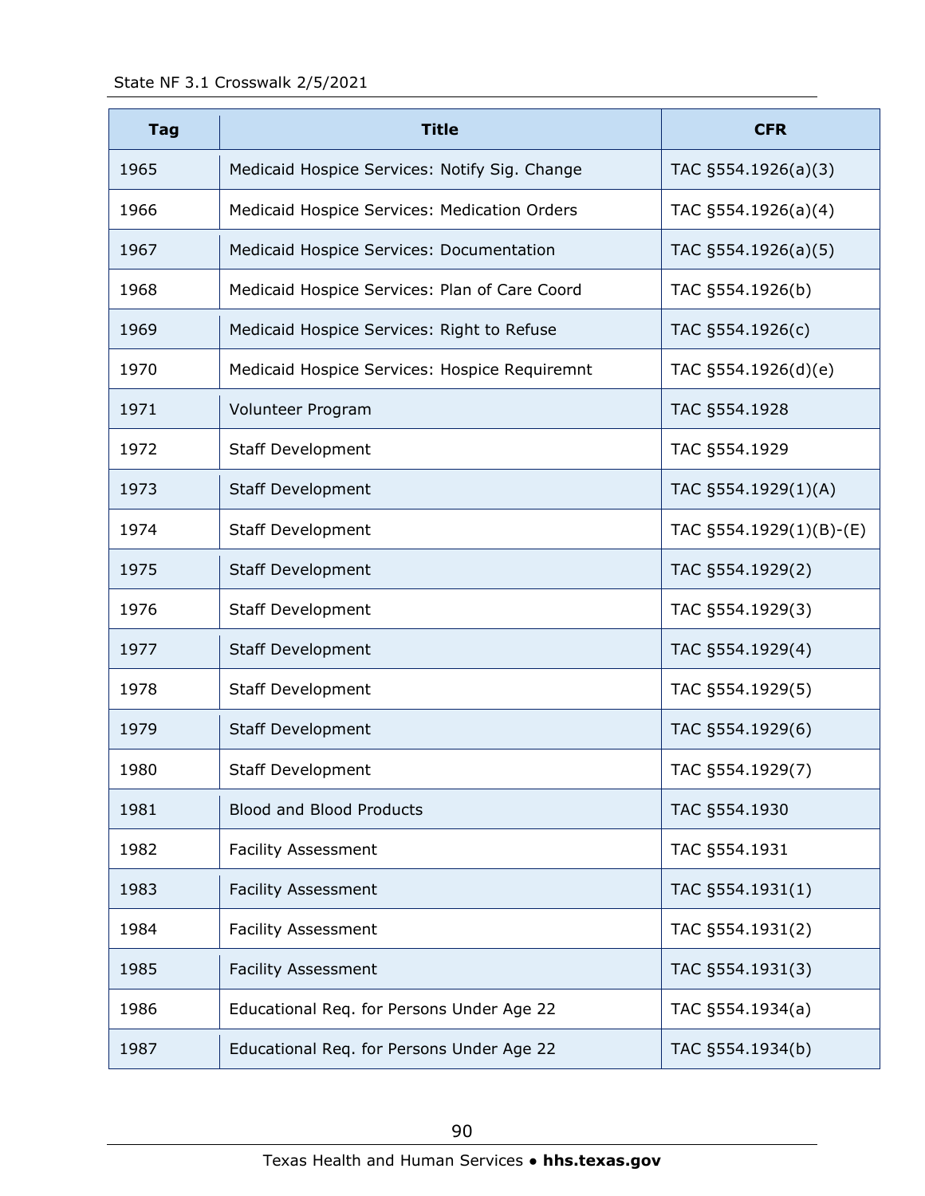| Tag | Title | CFR |
|---|---|---|
| 1965 | Medicaid Hospice Services: Notify Sig. Change | TAC §554.1926(a)(3) |
| 1966 | Medicaid Hospice Services: Medication Orders | TAC §554.1926(a)(4) |
| 1967 | Medicaid Hospice Services: Documentation | TAC §554.1926(a)(5) |
| 1968 | Medicaid Hospice Services: Plan of Care Coord | TAC §554.1926(b) |
| 1969 | Medicaid Hospice Services: Right to Refuse | TAC §554.1926(c) |
| 1970 | Medicaid Hospice Services: Hospice Requiremnt | TAC §554.1926(d)(e) |
| 1971 | Volunteer Program | TAC §554.1928 |
| 1972 | Staff Development | TAC §554.1929 |
| 1973 | Staff Development | TAC §554.1929(1)(A) |
| 1974 | Staff Development | TAC §554.1929(1)(B)-(E) |
| 1975 | Staff Development | TAC §554.1929(2) |
| 1976 | Staff Development | TAC §554.1929(3) |
| 1977 | Staff Development | TAC §554.1929(4) |
| 1978 | Staff Development | TAC §554.1929(5) |
| 1979 | Staff Development | TAC §554.1929(6) |
| 1980 | Staff Development | TAC §554.1929(7) |
| 1981 | Blood and Blood Products | TAC §554.1930 |
| 1982 | Facility Assessment | TAC §554.1931 |
| 1983 | Facility Assessment | TAC §554.1931(1) |
| 1984 | Facility Assessment | TAC §554.1931(2) |
| 1985 | Facility Assessment | TAC §554.1931(3) |
| 1986 | Educational Req. for Persons Under Age 22 | TAC §554.1934(a) |
| 1987 | Educational Req. for Persons Under Age 22 | TAC §554.1934(b) |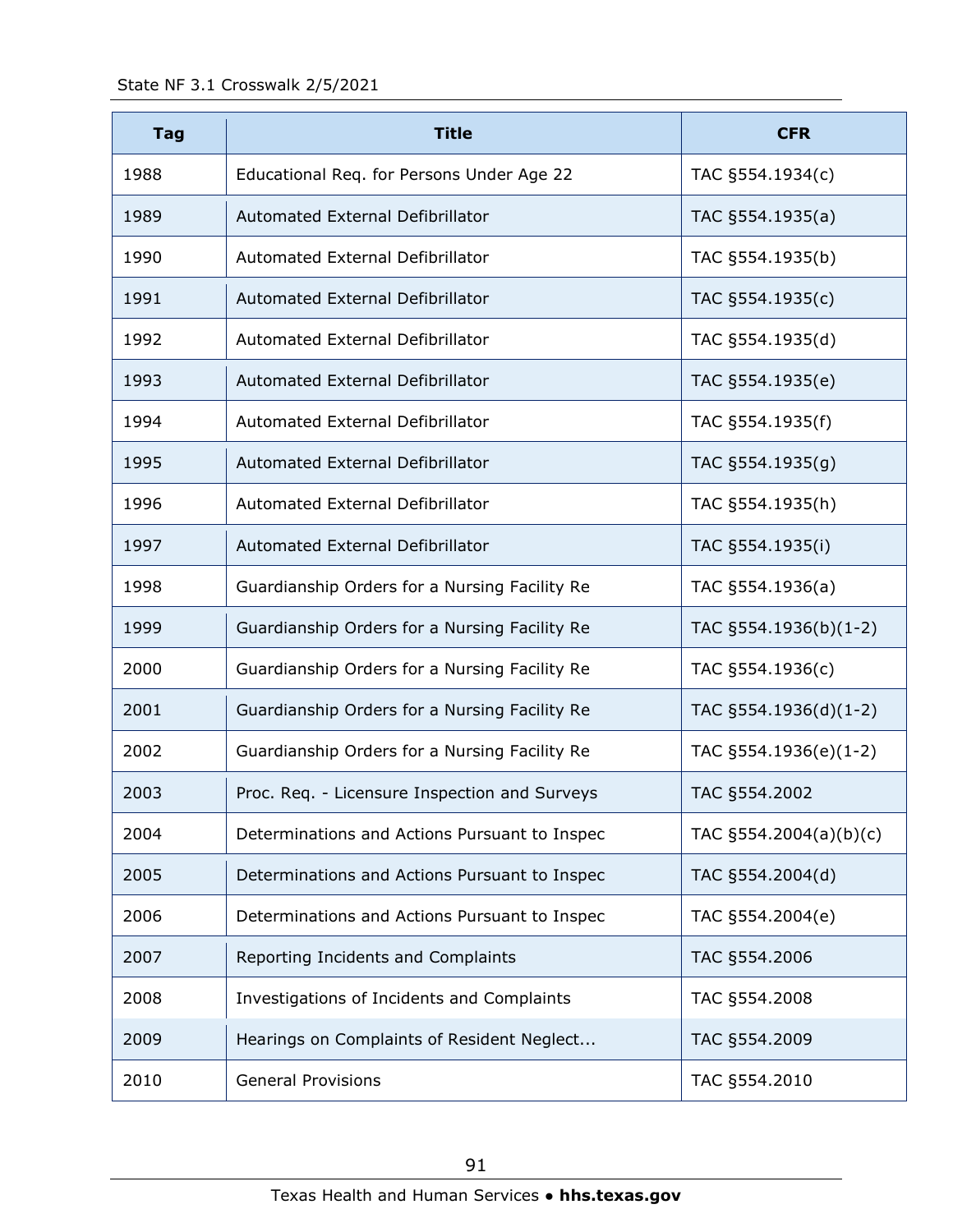| Tag | Title | CFR |
|---|---|---|
| 1988 | Educational Req. for Persons Under Age 22 | TAC §554.1934(c) |
| 1989 | Automated External Defibrillator | TAC §554.1935(a) |
| 1990 | Automated External Defibrillator | TAC §554.1935(b) |
| 1991 | Automated External Defibrillator | TAC §554.1935(c) |
| 1992 | Automated External Defibrillator | TAC §554.1935(d) |
| 1993 | Automated External Defibrillator | TAC §554.1935(e) |
| 1994 | Automated External Defibrillator | TAC §554.1935(f) |
| 1995 | Automated External Defibrillator | TAC §554.1935(g) |
| 1996 | Automated External Defibrillator | TAC §554.1935(h) |
| 1997 | Automated External Defibrillator | TAC §554.1935(i) |
| 1998 | Guardianship Orders for a Nursing Facility Re | TAC §554.1936(a) |
| 1999 | Guardianship Orders for a Nursing Facility Re | TAC §554.1936(b)(1-2) |
| 2000 | Guardianship Orders for a Nursing Facility Re | TAC §554.1936(c) |
| 2001 | Guardianship Orders for a Nursing Facility Re | TAC §554.1936(d)(1-2) |
| 2002 | Guardianship Orders for a Nursing Facility Re | TAC §554.1936(e)(1-2) |
| 2003 | Proc. Req. - Licensure Inspection and Surveys | TAC §554.2002 |
| 2004 | Determinations and Actions Pursuant to Inspec | TAC §554.2004(a)(b)(c) |
| 2005 | Determinations and Actions Pursuant to Inspec | TAC §554.2004(d) |
| 2006 | Determinations and Actions Pursuant to Inspec | TAC §554.2004(e) |
| 2007 | Reporting Incidents and Complaints | TAC §554.2006 |
| 2008 | Investigations of Incidents and Complaints | TAC §554.2008 |
| 2009 | Hearings on Complaints of Resident Neglect... | TAC §554.2009 |
| 2010 | General Provisions | TAC §554.2010 |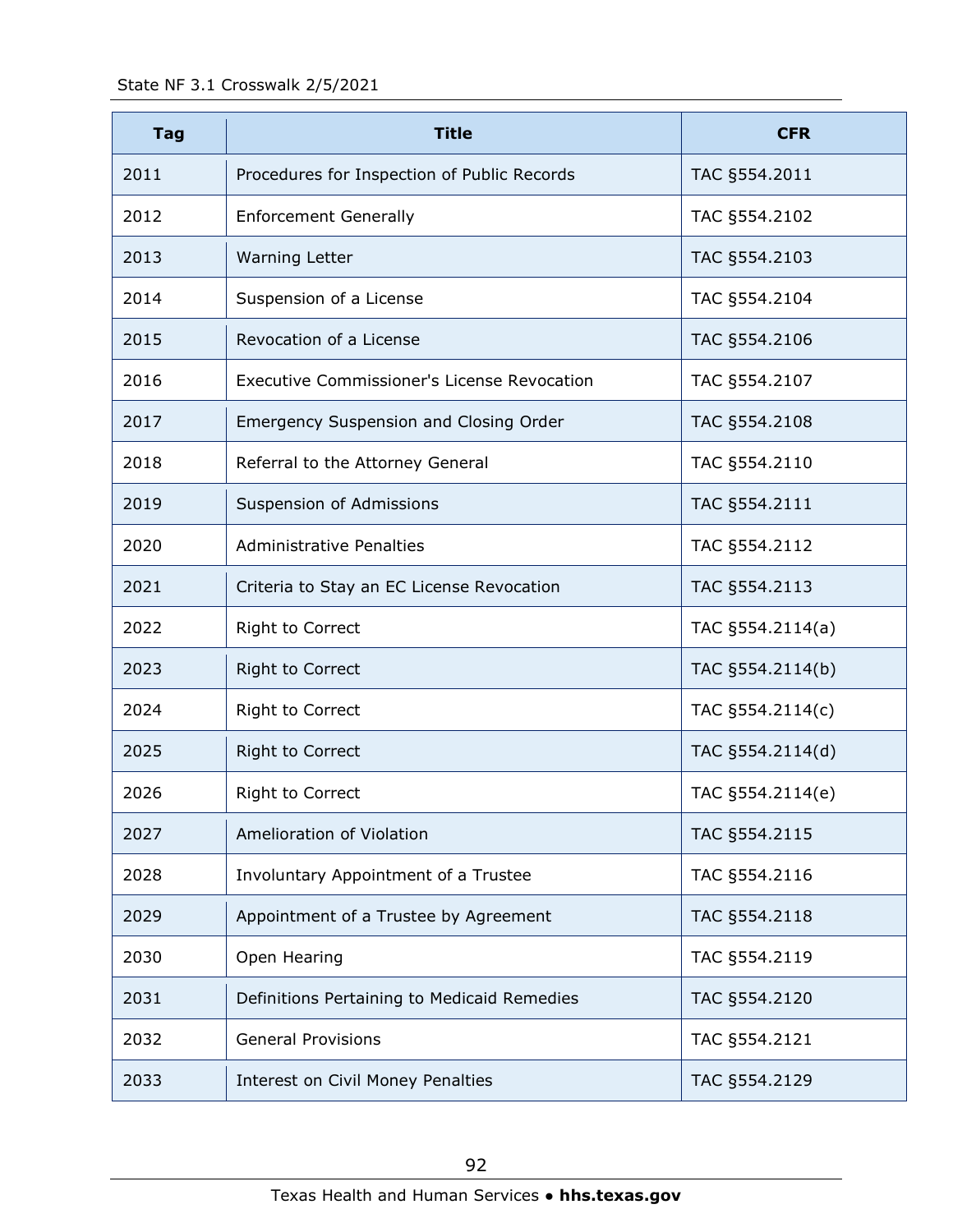| Tag | Title | CFR |
|---|---|---|
| 2011 | Procedures for Inspection of Public Records | TAC §554.2011 |
| 2012 | Enforcement Generally | TAC §554.2102 |
| 2013 | Warning Letter | TAC §554.2103 |
| 2014 | Suspension of a License | TAC §554.2104 |
| 2015 | Revocation of a License | TAC §554.2106 |
| 2016 | Executive Commissioner's License Revocation | TAC §554.2107 |
| 2017 | Emergency Suspension and Closing Order | TAC §554.2108 |
| 2018 | Referral to the Attorney General | TAC §554.2110 |
| 2019 | Suspension of Admissions | TAC §554.2111 |
| 2020 | Administrative Penalties | TAC §554.2112 |
| 2021 | Criteria to Stay an EC License Revocation | TAC §554.2113 |
| 2022 | Right to Correct | TAC §554.2114(a) |
| 2023 | Right to Correct | TAC §554.2114(b) |
| 2024 | Right to Correct | TAC §554.2114(c) |
| 2025 | Right to Correct | TAC §554.2114(d) |
| 2026 | Right to Correct | TAC §554.2114(e) |
| 2027 | Amelioration of Violation | TAC §554.2115 |
| 2028 | Involuntary Appointment of a Trustee | TAC §554.2116 |
| 2029 | Appointment of a Trustee by Agreement | TAC §554.2118 |
| 2030 | Open Hearing | TAC §554.2119 |
| 2031 | Definitions Pertaining to Medicaid Remedies | TAC §554.2120 |
| 2032 | General Provisions | TAC §554.2121 |
| 2033 | Interest on Civil Money Penalties | TAC §554.2129 |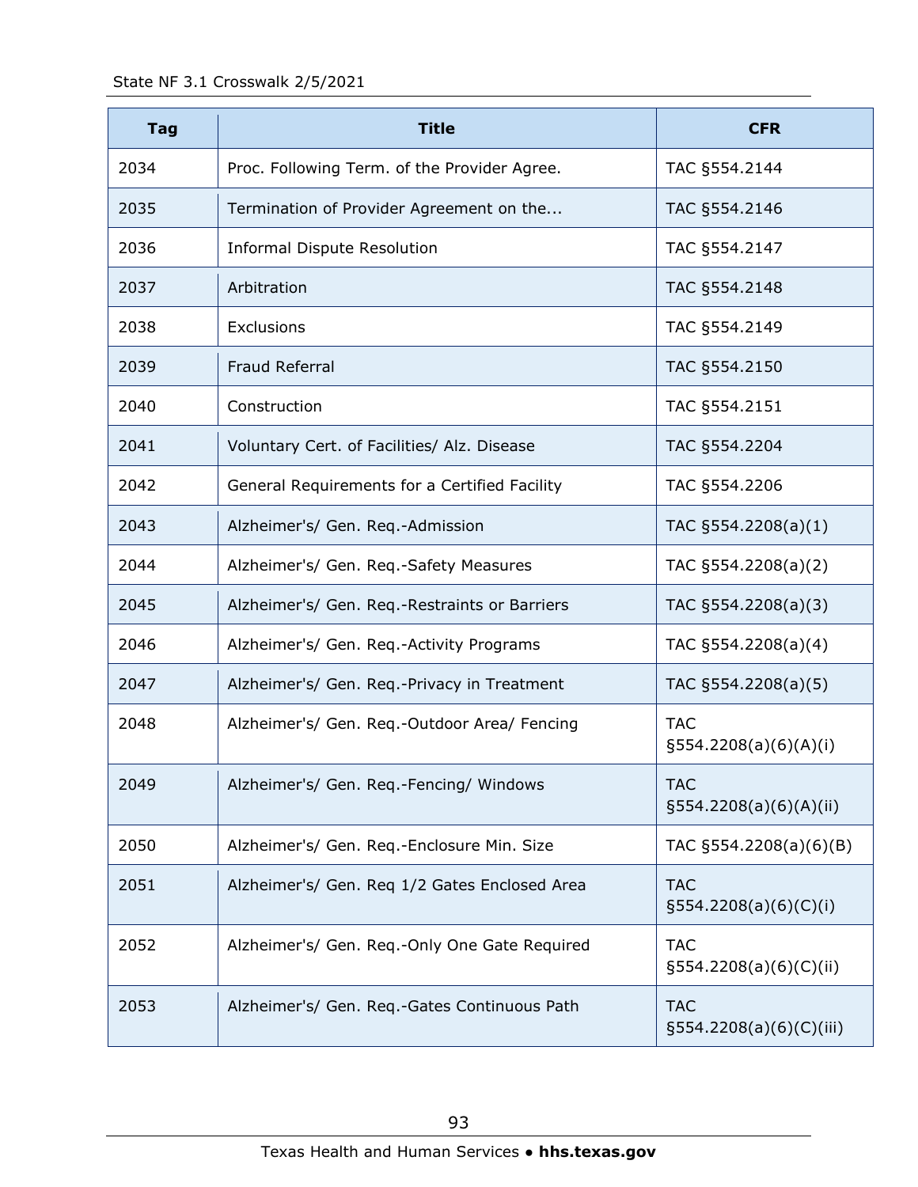| Tag | Title | CFR |
| --- | --- | --- |
| 2034 | Proc. Following Term. of the Provider Agree. | TAC §554.2144 |
| 2035 | Termination of Provider Agreement on the... | TAC §554.2146 |
| 2036 | Informal Dispute Resolution | TAC §554.2147 |
| 2037 | Arbitration | TAC §554.2148 |
| 2038 | Exclusions | TAC §554.2149 |
| 2039 | Fraud Referral | TAC §554.2150 |
| 2040 | Construction | TAC §554.2151 |
| 2041 | Voluntary Cert. of Facilities/ Alz. Disease | TAC §554.2204 |
| 2042 | General Requirements for a Certified Facility | TAC §554.2206 |
| 2043 | Alzheimer's/ Gen. Req.-Admission | TAC §554.2208(a)(1) |
| 2044 | Alzheimer's/ Gen. Req.-Safety Measures | TAC §554.2208(a)(2) |
| 2045 | Alzheimer's/ Gen. Req.-Restraints or Barriers | TAC §554.2208(a)(3) |
| 2046 | Alzheimer's/ Gen. Req.-Activity Programs | TAC §554.2208(a)(4) |
| 2047 | Alzheimer's/ Gen. Req.-Privacy in Treatment | TAC §554.2208(a)(5) |
| 2048 | Alzheimer's/ Gen. Req.-Outdoor Area/ Fencing | TAC §554.2208(a)(6)(A)(i) |
| 2049 | Alzheimer's/ Gen. Req.-Fencing/ Windows | TAC §554.2208(a)(6)(A)(ii) |
| 2050 | Alzheimer's/ Gen. Req.-Enclosure Min. Size | TAC §554.2208(a)(6)(B) |
| 2051 | Alzheimer's/ Gen. Req 1/2 Gates Enclosed Area | TAC §554.2208(a)(6)(C)(i) |
| 2052 | Alzheimer's/ Gen. Req.-Only One Gate Required | TAC §554.2208(a)(6)(C)(ii) |
| 2053 | Alzheimer's/ Gen. Req.-Gates Continuous Path | TAC §554.2208(a)(6)(C)(iii) |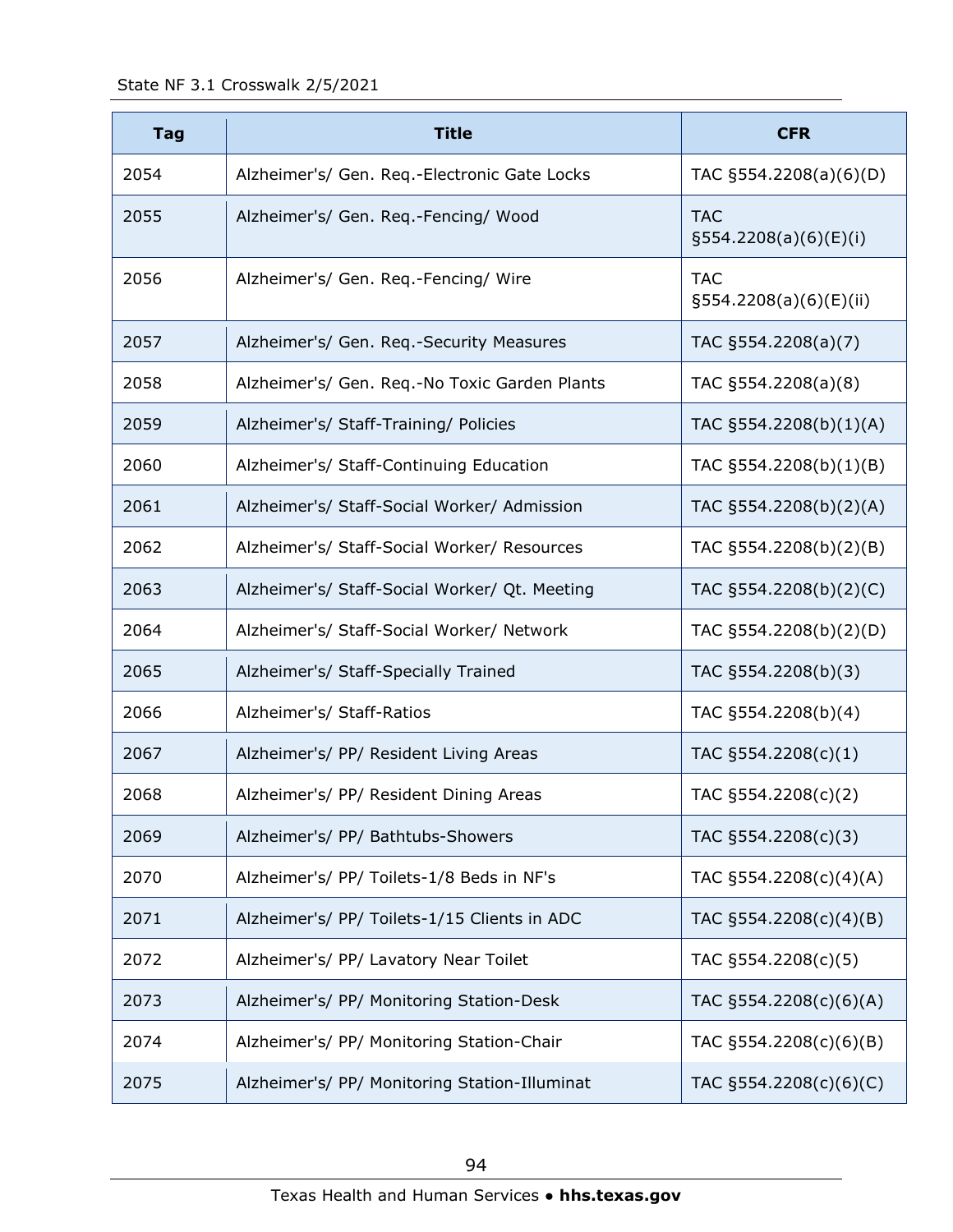| Tag | Title | CFR |
|---|---|---|
| 2054 | Alzheimer's/ Gen. Req.-Electronic Gate Locks | TAC §554.2208(a)(6)(D) |
| 2055 | Alzheimer's/ Gen. Req.-Fencing/ Wood | TAC §554.2208(a)(6)(E)(i) |
| 2056 | Alzheimer's/ Gen. Req.-Fencing/ Wire | TAC §554.2208(a)(6)(E)(ii) |
| 2057 | Alzheimer's/ Gen. Req.-Security Measures | TAC §554.2208(a)(7) |
| 2058 | Alzheimer's/ Gen. Req.-No Toxic Garden Plants | TAC §554.2208(a)(8) |
| 2059 | Alzheimer's/ Staff-Training/ Policies | TAC §554.2208(b)(1)(A) |
| 2060 | Alzheimer's/ Staff-Continuing Education | TAC §554.2208(b)(1)(B) |
| 2061 | Alzheimer's/ Staff-Social Worker/ Admission | TAC §554.2208(b)(2)(A) |
| 2062 | Alzheimer's/ Staff-Social Worker/ Resources | TAC §554.2208(b)(2)(B) |
| 2063 | Alzheimer's/ Staff-Social Worker/ Qt. Meeting | TAC §554.2208(b)(2)(C) |
| 2064 | Alzheimer's/ Staff-Social Worker/ Network | TAC §554.2208(b)(2)(D) |
| 2065 | Alzheimer's/ Staff-Specially Trained | TAC §554.2208(b)(3) |
| 2066 | Alzheimer's/ Staff-Ratios | TAC §554.2208(b)(4) |
| 2067 | Alzheimer's/ PP/ Resident Living Areas | TAC §554.2208(c)(1) |
| 2068 | Alzheimer's/ PP/ Resident Dining Areas | TAC §554.2208(c)(2) |
| 2069 | Alzheimer's/ PP/ Bathtubs-Showers | TAC §554.2208(c)(3) |
| 2070 | Alzheimer's/ PP/ Toilets-1/8 Beds in NF's | TAC §554.2208(c)(4)(A) |
| 2071 | Alzheimer's/ PP/ Toilets-1/15 Clients in ADC | TAC §554.2208(c)(4)(B) |
| 2072 | Alzheimer's/ PP/ Lavatory Near Toilet | TAC §554.2208(c)(5) |
| 2073 | Alzheimer's/ PP/ Monitoring Station-Desk | TAC §554.2208(c)(6)(A) |
| 2074 | Alzheimer's/ PP/ Monitoring Station-Chair | TAC §554.2208(c)(6)(B) |
| 2075 | Alzheimer's/ PP/ Monitoring Station-Illuminat | TAC §554.2208(c)(6)(C) |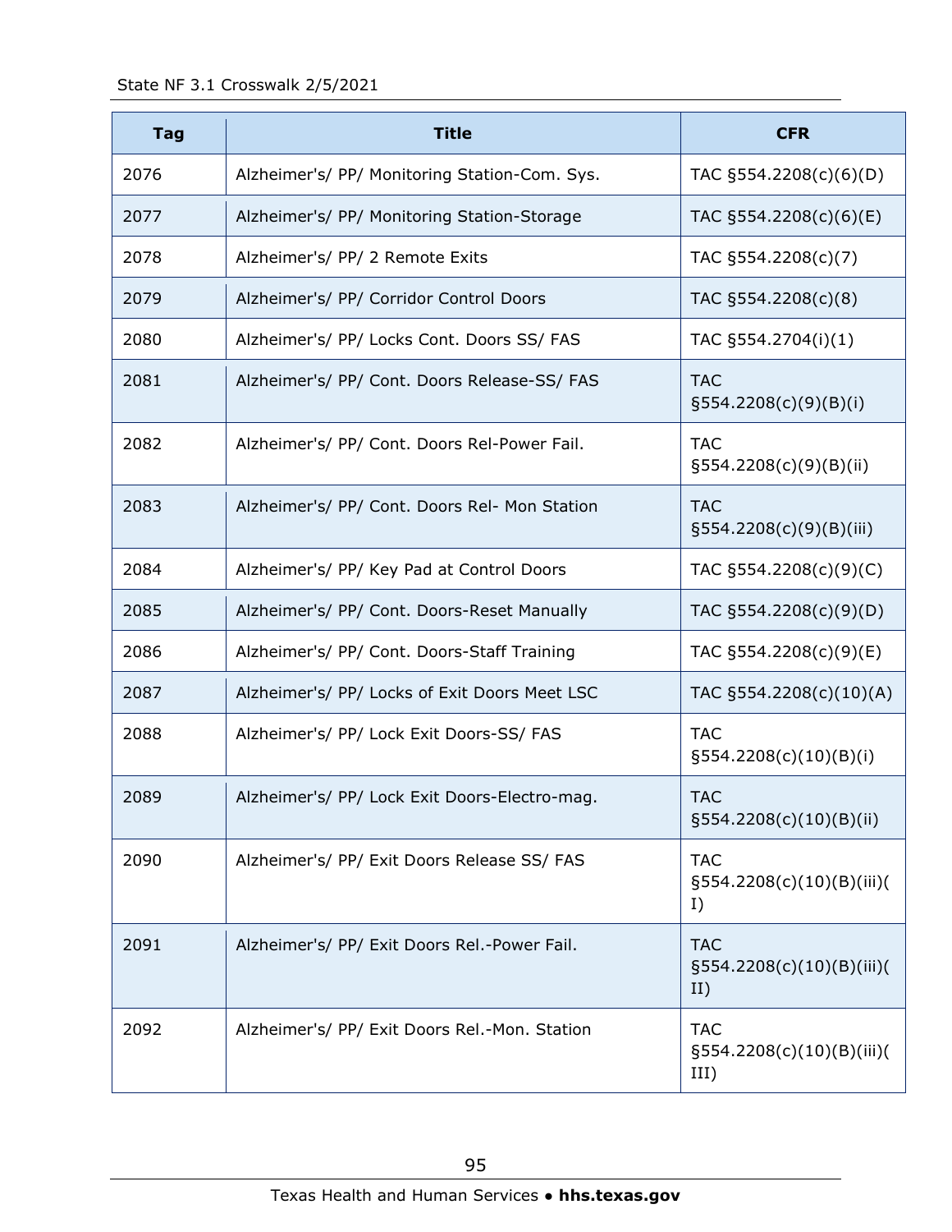| Tag | Title | CFR |
|---|---|---|
| 2076 | Alzheimer's/ PP/ Monitoring Station-Com. Sys. | TAC §554.2208(c)(6)(D) |
| 2077 | Alzheimer's/ PP/ Monitoring Station-Storage | TAC §554.2208(c)(6)(E) |
| 2078 | Alzheimer's/ PP/ 2 Remote Exits | TAC §554.2208(c)(7) |
| 2079 | Alzheimer's/ PP/ Corridor Control Doors | TAC §554.2208(c)(8) |
| 2080 | Alzheimer's/ PP/ Locks Cont. Doors SS/ FAS | TAC §554.2704(i)(1) |
| 2081 | Alzheimer's/ PP/ Cont. Doors Release-SS/ FAS | TAC §554.2208(c)(9)(B)(i) |
| 2082 | Alzheimer's/ PP/ Cont. Doors Rel-Power Fail. | TAC §554.2208(c)(9)(B)(ii) |
| 2083 | Alzheimer's/ PP/ Cont. Doors Rel- Mon Station | TAC §554.2208(c)(9)(B)(iii) |
| 2084 | Alzheimer's/ PP/ Key Pad at Control Doors | TAC §554.2208(c)(9)(C) |
| 2085 | Alzheimer's/ PP/ Cont. Doors-Reset Manually | TAC §554.2208(c)(9)(D) |
| 2086 | Alzheimer's/ PP/ Cont. Doors-Staff Training | TAC §554.2208(c)(9)(E) |
| 2087 | Alzheimer's/ PP/ Locks of Exit Doors Meet LSC | TAC §554.2208(c)(10)(A) |
| 2088 | Alzheimer's/ PP/ Lock Exit Doors-SS/ FAS | TAC §554.2208(c)(10)(B)(i) |
| 2089 | Alzheimer's/ PP/ Lock Exit Doors-Electro-mag. | TAC §554.2208(c)(10)(B)(ii) |
| 2090 | Alzheimer's/ PP/ Exit Doors Release SS/ FAS | TAC §554.2208(c)(10)(B)(iii)(I) |
| 2091 | Alzheimer's/ PP/ Exit Doors Rel.-Power Fail. | TAC §554.2208(c)(10)(B)(iii)(II) |
| 2092 | Alzheimer's/ PP/ Exit Doors Rel.-Mon. Station | TAC §554.2208(c)(10)(B)(iii)(III) |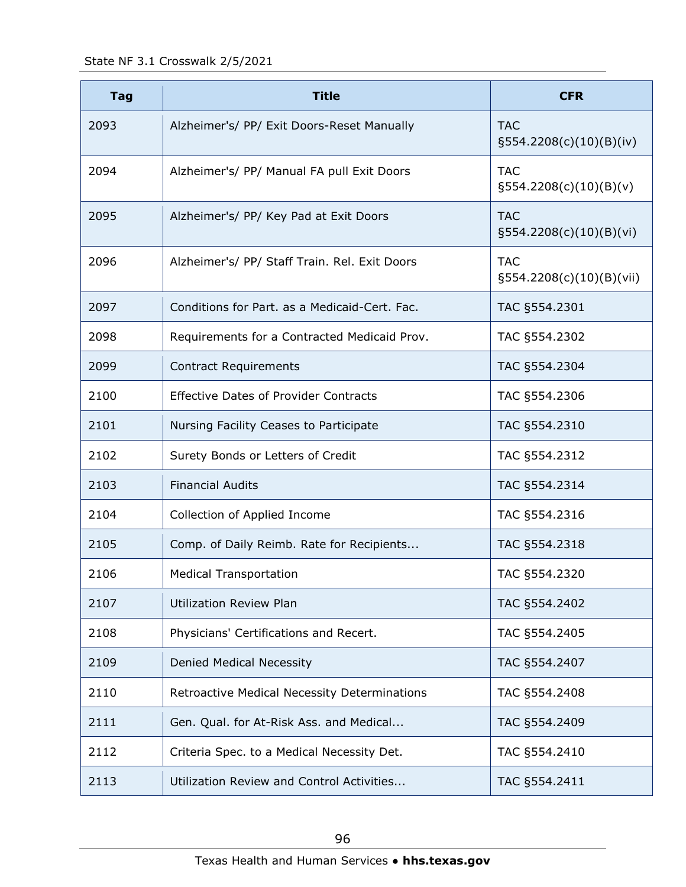| Tag | Title | CFR |
|---|---|---|
| 2093 | Alzheimer's/ PP/ Exit Doors-Reset Manually | TAC §554.2208(c)(10)(B)(iv) |
| 2094 | Alzheimer's/ PP/ Manual FA pull Exit Doors | TAC §554.2208(c)(10)(B)(v) |
| 2095 | Alzheimer's/ PP/ Key Pad at Exit Doors | TAC §554.2208(c)(10)(B)(vi) |
| 2096 | Alzheimer's/ PP/ Staff Train. Rel. Exit Doors | TAC §554.2208(c)(10)(B)(vii) |
| 2097 | Conditions for Part. as a Medicaid-Cert. Fac. | TAC §554.2301 |
| 2098 | Requirements for a Contracted Medicaid Prov. | TAC §554.2302 |
| 2099 | Contract Requirements | TAC §554.2304 |
| 2100 | Effective Dates of Provider Contracts | TAC §554.2306 |
| 2101 | Nursing Facility Ceases to Participate | TAC §554.2310 |
| 2102 | Surety Bonds or Letters of Credit | TAC §554.2312 |
| 2103 | Financial Audits | TAC §554.2314 |
| 2104 | Collection of Applied Income | TAC §554.2316 |
| 2105 | Comp. of Daily Reimb. Rate for Recipients... | TAC §554.2318 |
| 2106 | Medical Transportation | TAC §554.2320 |
| 2107 | Utilization Review Plan | TAC §554.2402 |
| 2108 | Physicians' Certifications and Recert. | TAC §554.2405 |
| 2109 | Denied Medical Necessity | TAC §554.2407 |
| 2110 | Retroactive Medical Necessity Determinations | TAC §554.2408 |
| 2111 | Gen. Qual. for At-Risk Ass. and Medical... | TAC §554.2409 |
| 2112 | Criteria Spec. to a Medical Necessity Det. | TAC §554.2410 |
| 2113 | Utilization Review and Control Activities... | TAC §554.2411 |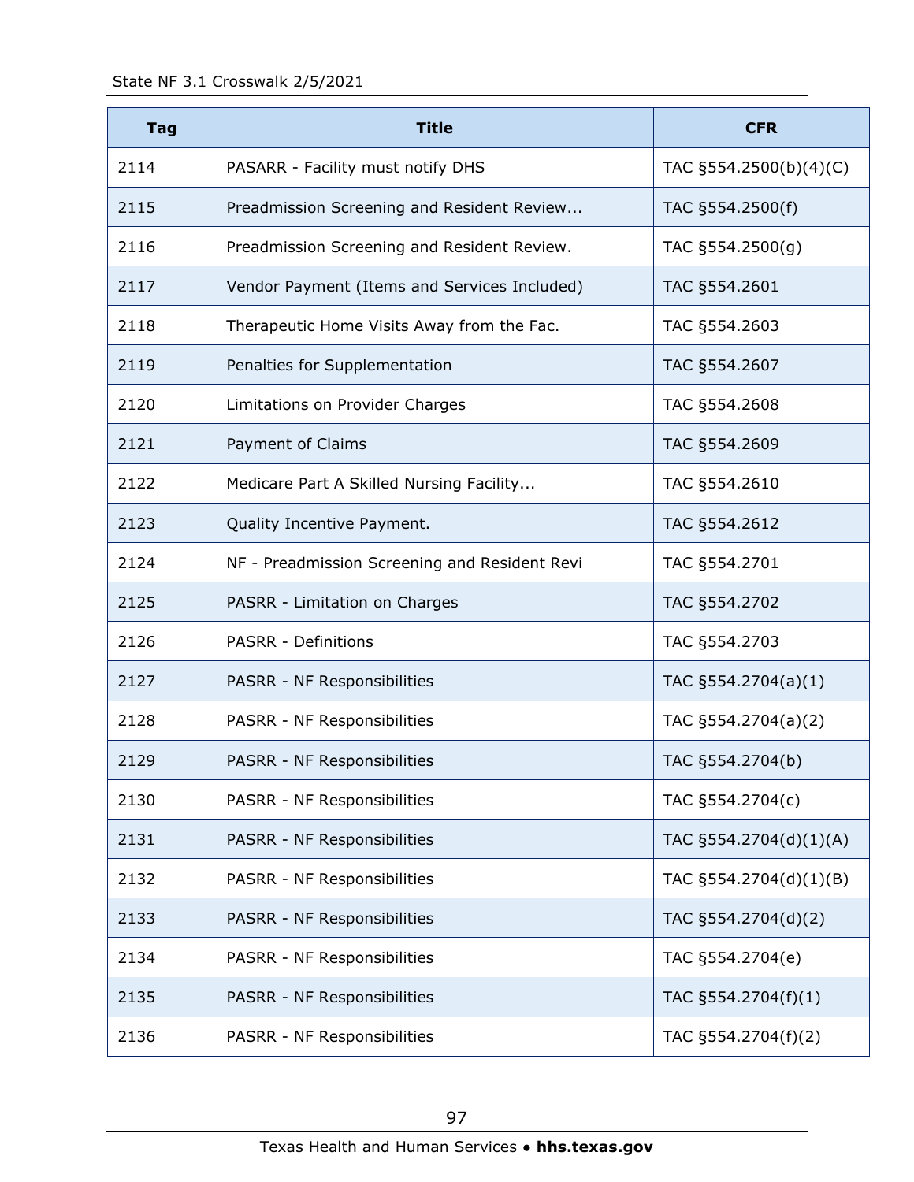| Tag | Title | CFR |
|---|---|---|
| 2114 | PASARR - Facility must notify DHS | TAC §554.2500(b)(4)(C) |
| 2115 | Preadmission Screening and Resident Review... | TAC §554.2500(f) |
| 2116 | Preadmission Screening and Resident Review. | TAC §554.2500(g) |
| 2117 | Vendor Payment (Items and Services Included) | TAC §554.2601 |
| 2118 | Therapeutic Home Visits Away from the Fac. | TAC §554.2603 |
| 2119 | Penalties for Supplementation | TAC §554.2607 |
| 2120 | Limitations on Provider Charges | TAC §554.2608 |
| 2121 | Payment of Claims | TAC §554.2609 |
| 2122 | Medicare Part A Skilled Nursing Facility... | TAC §554.2610 |
| 2123 | Quality Incentive Payment. | TAC §554.2612 |
| 2124 | NF - Preadmission Screening and Resident Revi | TAC §554.2701 |
| 2125 | PASRR - Limitation on Charges | TAC §554.2702 |
| 2126 | PASRR - Definitions | TAC §554.2703 |
| 2127 | PASRR - NF Responsibilities | TAC §554.2704(a)(1) |
| 2128 | PASRR - NF Responsibilities | TAC §554.2704(a)(2) |
| 2129 | PASRR - NF Responsibilities | TAC §554.2704(b) |
| 2130 | PASRR - NF Responsibilities | TAC §554.2704(c) |
| 2131 | PASRR - NF Responsibilities | TAC §554.2704(d)(1)(A) |
| 2132 | PASRR - NF Responsibilities | TAC §554.2704(d)(1)(B) |
| 2133 | PASRR - NF Responsibilities | TAC §554.2704(d)(2) |
| 2134 | PASRR - NF Responsibilities | TAC §554.2704(e) |
| 2135 | PASRR - NF Responsibilities | TAC §554.2704(f)(1) |
| 2136 | PASRR - NF Responsibilities | TAC §554.2704(f)(2) |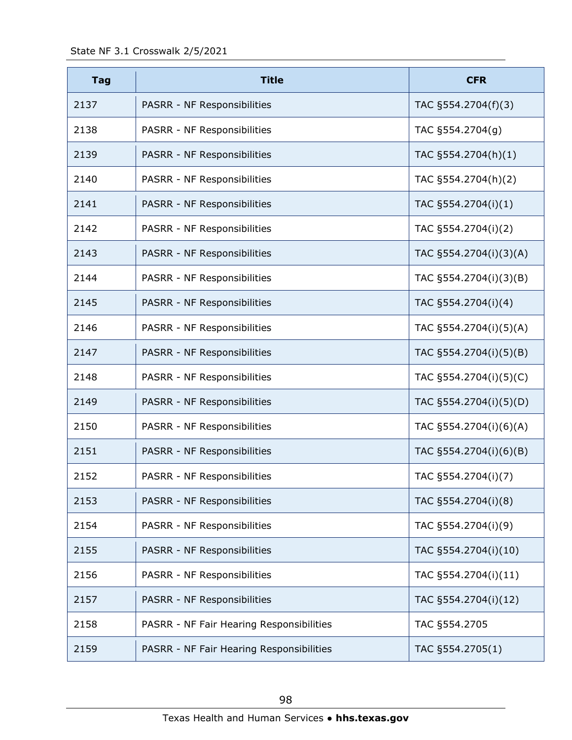| Tag | Title | CFR |
|---|---|---|
| 2137 | PASRR - NF Responsibilities | TAC §554.2704(f)(3) |
| 2138 | PASRR - NF Responsibilities | TAC §554.2704(g) |
| 2139 | PASRR - NF Responsibilities | TAC §554.2704(h)(1) |
| 2140 | PASRR - NF Responsibilities | TAC §554.2704(h)(2) |
| 2141 | PASRR - NF Responsibilities | TAC §554.2704(i)(1) |
| 2142 | PASRR - NF Responsibilities | TAC §554.2704(i)(2) |
| 2143 | PASRR - NF Responsibilities | TAC §554.2704(i)(3)(A) |
| 2144 | PASRR - NF Responsibilities | TAC §554.2704(i)(3)(B) |
| 2145 | PASRR - NF Responsibilities | TAC §554.2704(i)(4) |
| 2146 | PASRR - NF Responsibilities | TAC §554.2704(i)(5)(A) |
| 2147 | PASRR - NF Responsibilities | TAC §554.2704(i)(5)(B) |
| 2148 | PASRR - NF Responsibilities | TAC §554.2704(i)(5)(C) |
| 2149 | PASRR - NF Responsibilities | TAC §554.2704(i)(5)(D) |
| 2150 | PASRR - NF Responsibilities | TAC §554.2704(i)(6)(A) |
| 2151 | PASRR - NF Responsibilities | TAC §554.2704(i)(6)(B) |
| 2152 | PASRR - NF Responsibilities | TAC §554.2704(i)(7) |
| 2153 | PASRR - NF Responsibilities | TAC §554.2704(i)(8) |
| 2154 | PASRR - NF Responsibilities | TAC §554.2704(i)(9) |
| 2155 | PASRR - NF Responsibilities | TAC §554.2704(i)(10) |
| 2156 | PASRR - NF Responsibilities | TAC §554.2704(i)(11) |
| 2157 | PASRR - NF Responsibilities | TAC §554.2704(i)(12) |
| 2158 | PASRR - NF Fair Hearing Responsibilities | TAC §554.2705 |
| 2159 | PASRR - NF Fair Hearing Responsibilities | TAC §554.2705(1) |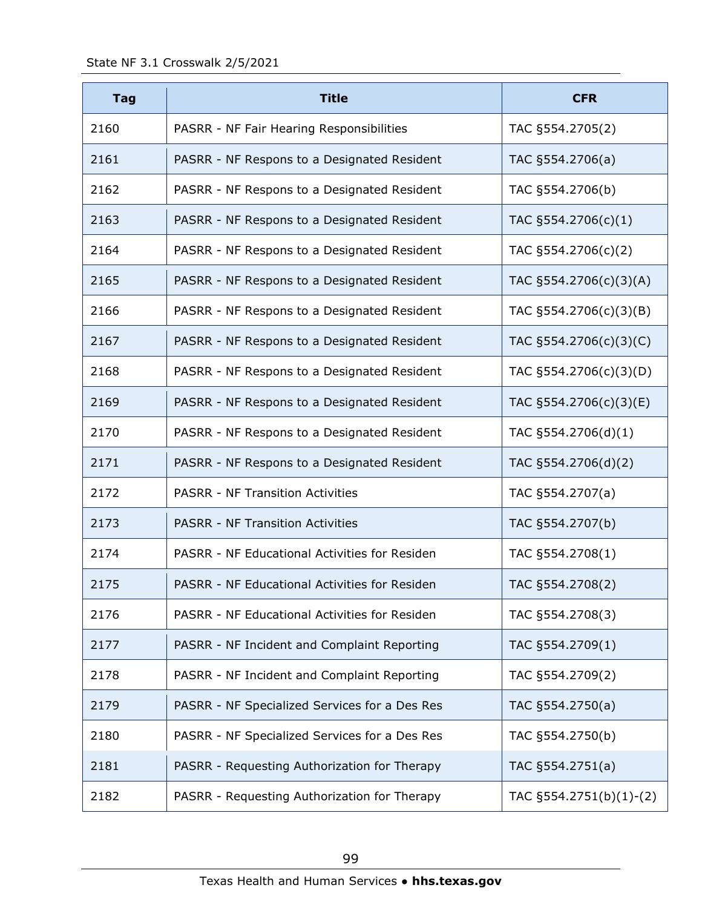| Tag | Title | CFR |
| --- | --- | --- |
| 2160 | PASRR - NF Fair Hearing Responsibilities | TAC §554.2705(2) |
| 2161 | PASRR - NF Respons to a Designated Resident | TAC §554.2706(a) |
| 2162 | PASRR - NF Respons to a Designated Resident | TAC §554.2706(b) |
| 2163 | PASRR - NF Respons to a Designated Resident | TAC §554.2706(c)(1) |
| 2164 | PASRR - NF Respons to a Designated Resident | TAC §554.2706(c)(2) |
| 2165 | PASRR - NF Respons to a Designated Resident | TAC §554.2706(c)(3)(A) |
| 2166 | PASRR - NF Respons to a Designated Resident | TAC §554.2706(c)(3)(B) |
| 2167 | PASRR - NF Respons to a Designated Resident | TAC §554.2706(c)(3)(C) |
| 2168 | PASRR - NF Respons to a Designated Resident | TAC §554.2706(c)(3)(D) |
| 2169 | PASRR - NF Respons to a Designated Resident | TAC §554.2706(c)(3)(E) |
| 2170 | PASRR - NF Respons to a Designated Resident | TAC §554.2706(d)(1) |
| 2171 | PASRR - NF Respons to a Designated Resident | TAC §554.2706(d)(2) |
| 2172 | PASRR - NF Transition Activities | TAC §554.2707(a) |
| 2173 | PASRR - NF Transition Activities | TAC §554.2707(b) |
| 2174 | PASRR - NF Educational Activities for Residen | TAC §554.2708(1) |
| 2175 | PASRR - NF Educational Activities for Residen | TAC §554.2708(2) |
| 2176 | PASRR - NF Educational Activities for Residen | TAC §554.2708(3) |
| 2177 | PASRR - NF Incident and Complaint Reporting | TAC §554.2709(1) |
| 2178 | PASRR - NF Incident and Complaint Reporting | TAC §554.2709(2) |
| 2179 | PASRR - NF Specialized Services for a Des Res | TAC §554.2750(a) |
| 2180 | PASRR - NF Specialized Services for a Des Res | TAC §554.2750(b) |
| 2181 | PASRR - Requesting Authorization for Therapy | TAC §554.2751(a) |
| 2182 | PASRR - Requesting Authorization for Therapy | TAC §554.2751(b)(1)-(2) |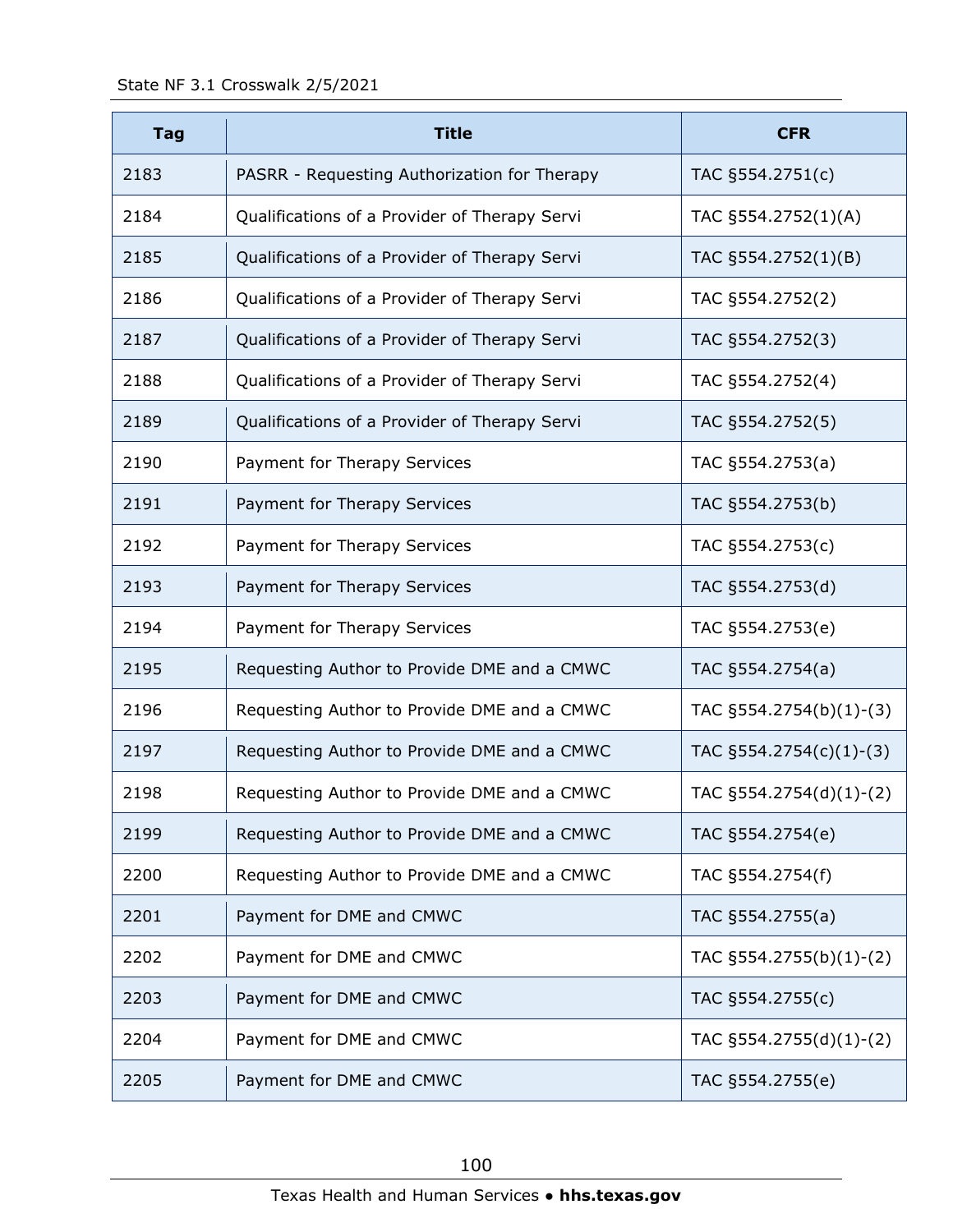| Tag | Title | CFR |
|---|---|---|
| 2183 | PASRR - Requesting Authorization for Therapy | TAC §554.2751(c) |
| 2184 | Qualifications of a Provider of Therapy Servi | TAC §554.2752(1)(A) |
| 2185 | Qualifications of a Provider of Therapy Servi | TAC §554.2752(1)(B) |
| 2186 | Qualifications of a Provider of Therapy Servi | TAC §554.2752(2) |
| 2187 | Qualifications of a Provider of Therapy Servi | TAC §554.2752(3) |
| 2188 | Qualifications of a Provider of Therapy Servi | TAC §554.2752(4) |
| 2189 | Qualifications of a Provider of Therapy Servi | TAC §554.2752(5) |
| 2190 | Payment for Therapy Services | TAC §554.2753(a) |
| 2191 | Payment for Therapy Services | TAC §554.2753(b) |
| 2192 | Payment for Therapy Services | TAC §554.2753(c) |
| 2193 | Payment for Therapy Services | TAC §554.2753(d) |
| 2194 | Payment for Therapy Services | TAC §554.2753(e) |
| 2195 | Requesting Author to Provide DME and a CMWC | TAC §554.2754(a) |
| 2196 | Requesting Author to Provide DME and a CMWC | TAC §554.2754(b)(1)-(3) |
| 2197 | Requesting Author to Provide DME and a CMWC | TAC §554.2754(c)(1)-(3) |
| 2198 | Requesting Author to Provide DME and a CMWC | TAC §554.2754(d)(1)-(2) |
| 2199 | Requesting Author to Provide DME and a CMWC | TAC §554.2754(e) |
| 2200 | Requesting Author to Provide DME and a CMWC | TAC §554.2754(f) |
| 2201 | Payment for DME and CMWC | TAC §554.2755(a) |
| 2202 | Payment for DME and CMWC | TAC §554.2755(b)(1)-(2) |
| 2203 | Payment for DME and CMWC | TAC §554.2755(c) |
| 2204 | Payment for DME and CMWC | TAC §554.2755(d)(1)-(2) |
| 2205 | Payment for DME and CMWC | TAC §554.2755(e) |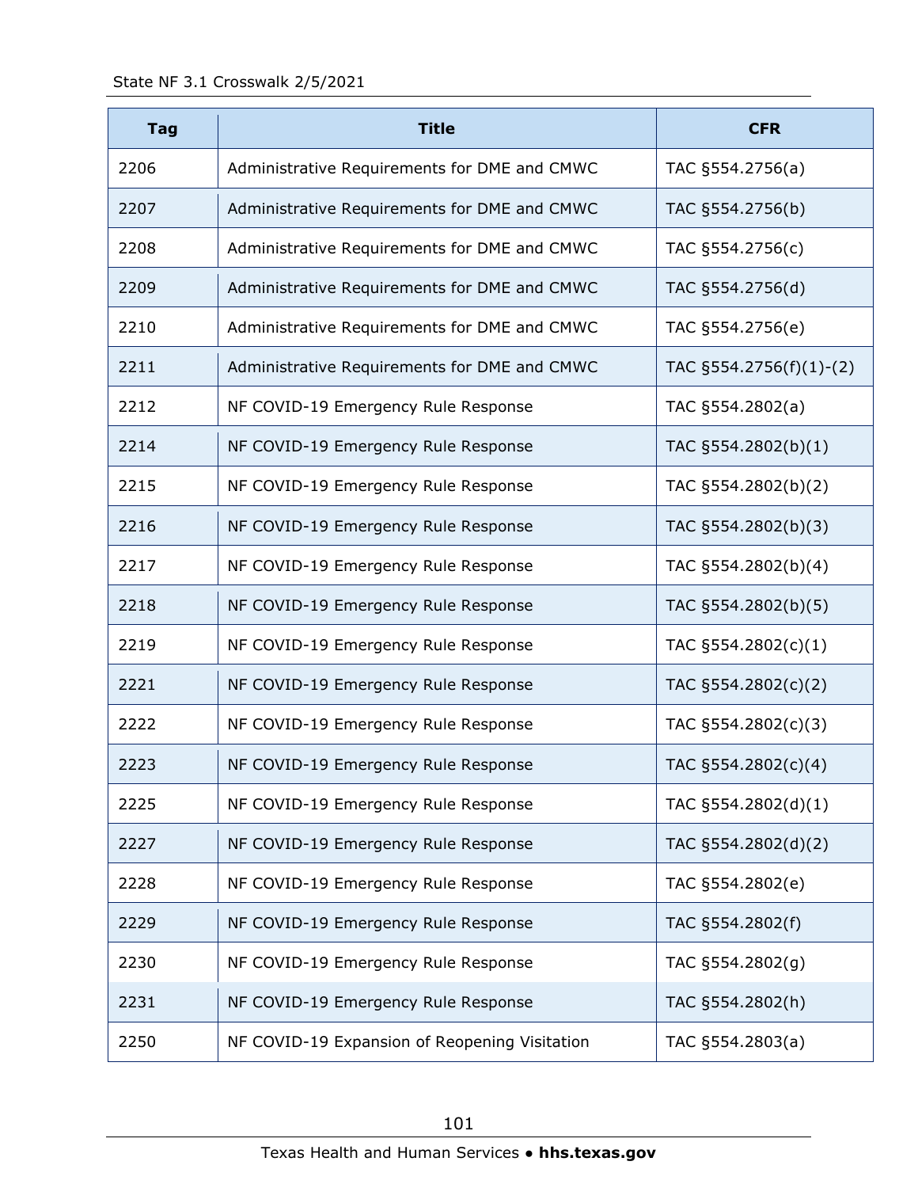| Tag | Title | CFR |
| --- | --- | --- |
| 2206 | Administrative Requirements for DME and CMWC | TAC §554.2756(a) |
| 2207 | Administrative Requirements for DME and CMWC | TAC §554.2756(b) |
| 2208 | Administrative Requirements for DME and CMWC | TAC §554.2756(c) |
| 2209 | Administrative Requirements for DME and CMWC | TAC §554.2756(d) |
| 2210 | Administrative Requirements for DME and CMWC | TAC §554.2756(e) |
| 2211 | Administrative Requirements for DME and CMWC | TAC §554.2756(f)(1)-(2) |
| 2212 | NF COVID-19 Emergency Rule Response | TAC §554.2802(a) |
| 2214 | NF COVID-19 Emergency Rule Response | TAC §554.2802(b)(1) |
| 2215 | NF COVID-19 Emergency Rule Response | TAC §554.2802(b)(2) |
| 2216 | NF COVID-19 Emergency Rule Response | TAC §554.2802(b)(3) |
| 2217 | NF COVID-19 Emergency Rule Response | TAC §554.2802(b)(4) |
| 2218 | NF COVID-19 Emergency Rule Response | TAC §554.2802(b)(5) |
| 2219 | NF COVID-19 Emergency Rule Response | TAC §554.2802(c)(1) |
| 2221 | NF COVID-19 Emergency Rule Response | TAC §554.2802(c)(2) |
| 2222 | NF COVID-19 Emergency Rule Response | TAC §554.2802(c)(3) |
| 2223 | NF COVID-19 Emergency Rule Response | TAC §554.2802(c)(4) |
| 2225 | NF COVID-19 Emergency Rule Response | TAC §554.2802(d)(1) |
| 2227 | NF COVID-19 Emergency Rule Response | TAC §554.2802(d)(2) |
| 2228 | NF COVID-19 Emergency Rule Response | TAC §554.2802(e) |
| 2229 | NF COVID-19 Emergency Rule Response | TAC §554.2802(f) |
| 2230 | NF COVID-19 Emergency Rule Response | TAC §554.2802(g) |
| 2231 | NF COVID-19 Emergency Rule Response | TAC §554.2802(h) |
| 2250 | NF COVID-19 Expansion of Reopening Visitation | TAC §554.2803(a) |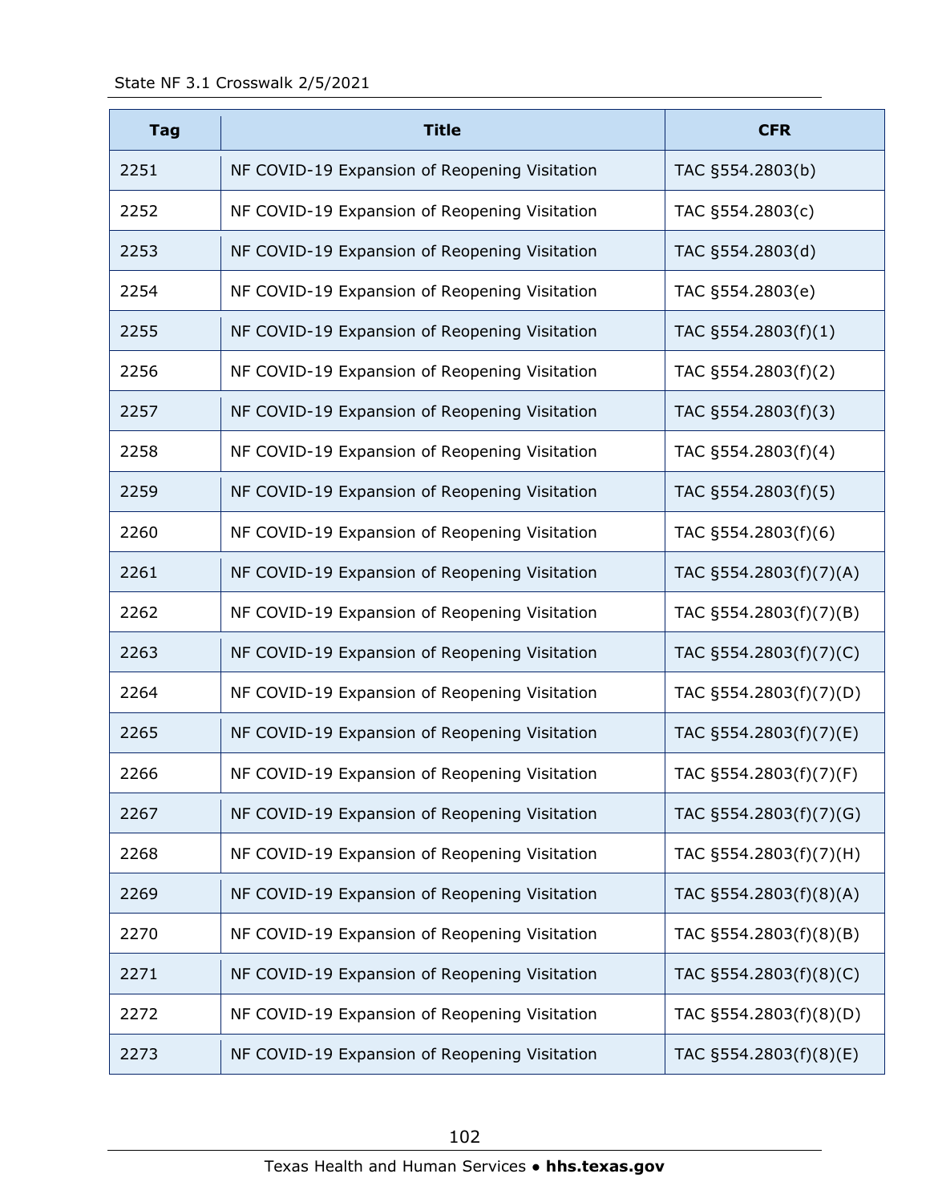| Tag | Title | CFR |
|---|---|---|
| 2251 | NF COVID-19 Expansion of Reopening Visitation | TAC §554.2803(b) |
| 2252 | NF COVID-19 Expansion of Reopening Visitation | TAC §554.2803(c) |
| 2253 | NF COVID-19 Expansion of Reopening Visitation | TAC §554.2803(d) |
| 2254 | NF COVID-19 Expansion of Reopening Visitation | TAC §554.2803(e) |
| 2255 | NF COVID-19 Expansion of Reopening Visitation | TAC §554.2803(f)(1) |
| 2256 | NF COVID-19 Expansion of Reopening Visitation | TAC §554.2803(f)(2) |
| 2257 | NF COVID-19 Expansion of Reopening Visitation | TAC §554.2803(f)(3) |
| 2258 | NF COVID-19 Expansion of Reopening Visitation | TAC §554.2803(f)(4) |
| 2259 | NF COVID-19 Expansion of Reopening Visitation | TAC §554.2803(f)(5) |
| 2260 | NF COVID-19 Expansion of Reopening Visitation | TAC §554.2803(f)(6) |
| 2261 | NF COVID-19 Expansion of Reopening Visitation | TAC §554.2803(f)(7)(A) |
| 2262 | NF COVID-19 Expansion of Reopening Visitation | TAC §554.2803(f)(7)(B) |
| 2263 | NF COVID-19 Expansion of Reopening Visitation | TAC §554.2803(f)(7)(C) |
| 2264 | NF COVID-19 Expansion of Reopening Visitation | TAC §554.2803(f)(7)(D) |
| 2265 | NF COVID-19 Expansion of Reopening Visitation | TAC §554.2803(f)(7)(E) |
| 2266 | NF COVID-19 Expansion of Reopening Visitation | TAC §554.2803(f)(7)(F) |
| 2267 | NF COVID-19 Expansion of Reopening Visitation | TAC §554.2803(f)(7)(G) |
| 2268 | NF COVID-19 Expansion of Reopening Visitation | TAC §554.2803(f)(7)(H) |
| 2269 | NF COVID-19 Expansion of Reopening Visitation | TAC §554.2803(f)(8)(A) |
| 2270 | NF COVID-19 Expansion of Reopening Visitation | TAC §554.2803(f)(8)(B) |
| 2271 | NF COVID-19 Expansion of Reopening Visitation | TAC §554.2803(f)(8)(C) |
| 2272 | NF COVID-19 Expansion of Reopening Visitation | TAC §554.2803(f)(8)(D) |
| 2273 | NF COVID-19 Expansion of Reopening Visitation | TAC §554.2803(f)(8)(E) |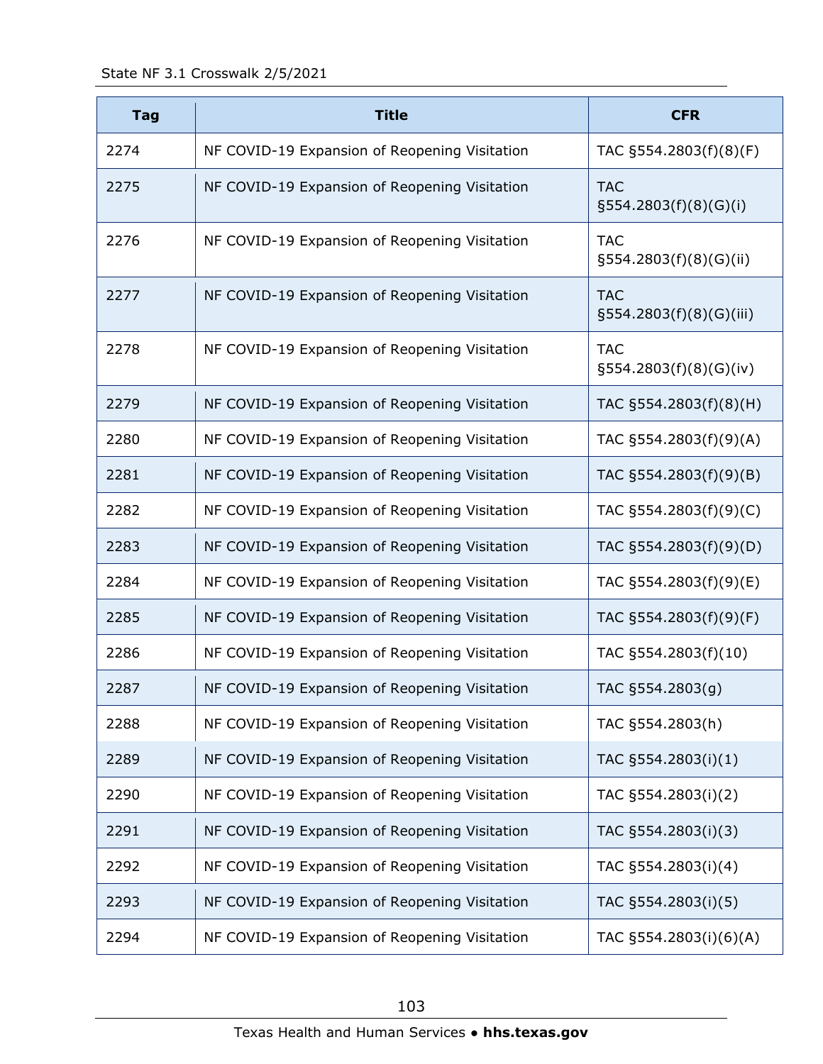| Tag | Title | CFR |
|---|---|---|
| 2274 | NF COVID-19 Expansion of Reopening Visitation | TAC §554.2803(f)(8)(F) |
| 2275 | NF COVID-19 Expansion of Reopening Visitation | TAC §554.2803(f)(8)(G)(i) |
| 2276 | NF COVID-19 Expansion of Reopening Visitation | TAC §554.2803(f)(8)(G)(ii) |
| 2277 | NF COVID-19 Expansion of Reopening Visitation | TAC §554.2803(f)(8)(G)(iii) |
| 2278 | NF COVID-19 Expansion of Reopening Visitation | TAC §554.2803(f)(8)(G)(iv) |
| 2279 | NF COVID-19 Expansion of Reopening Visitation | TAC §554.2803(f)(8)(H) |
| 2280 | NF COVID-19 Expansion of Reopening Visitation | TAC §554.2803(f)(9)(A) |
| 2281 | NF COVID-19 Expansion of Reopening Visitation | TAC §554.2803(f)(9)(B) |
| 2282 | NF COVID-19 Expansion of Reopening Visitation | TAC §554.2803(f)(9)(C) |
| 2283 | NF COVID-19 Expansion of Reopening Visitation | TAC §554.2803(f)(9)(D) |
| 2284 | NF COVID-19 Expansion of Reopening Visitation | TAC §554.2803(f)(9)(E) |
| 2285 | NF COVID-19 Expansion of Reopening Visitation | TAC §554.2803(f)(9)(F) |
| 2286 | NF COVID-19 Expansion of Reopening Visitation | TAC §554.2803(f)(10) |
| 2287 | NF COVID-19 Expansion of Reopening Visitation | TAC §554.2803(g) |
| 2288 | NF COVID-19 Expansion of Reopening Visitation | TAC §554.2803(h) |
| 2289 | NF COVID-19 Expansion of Reopening Visitation | TAC §554.2803(i)(1) |
| 2290 | NF COVID-19 Expansion of Reopening Visitation | TAC §554.2803(i)(2) |
| 2291 | NF COVID-19 Expansion of Reopening Visitation | TAC §554.2803(i)(3) |
| 2292 | NF COVID-19 Expansion of Reopening Visitation | TAC §554.2803(i)(4) |
| 2293 | NF COVID-19 Expansion of Reopening Visitation | TAC §554.2803(i)(5) |
| 2294 | NF COVID-19 Expansion of Reopening Visitation | TAC §554.2803(i)(6)(A) |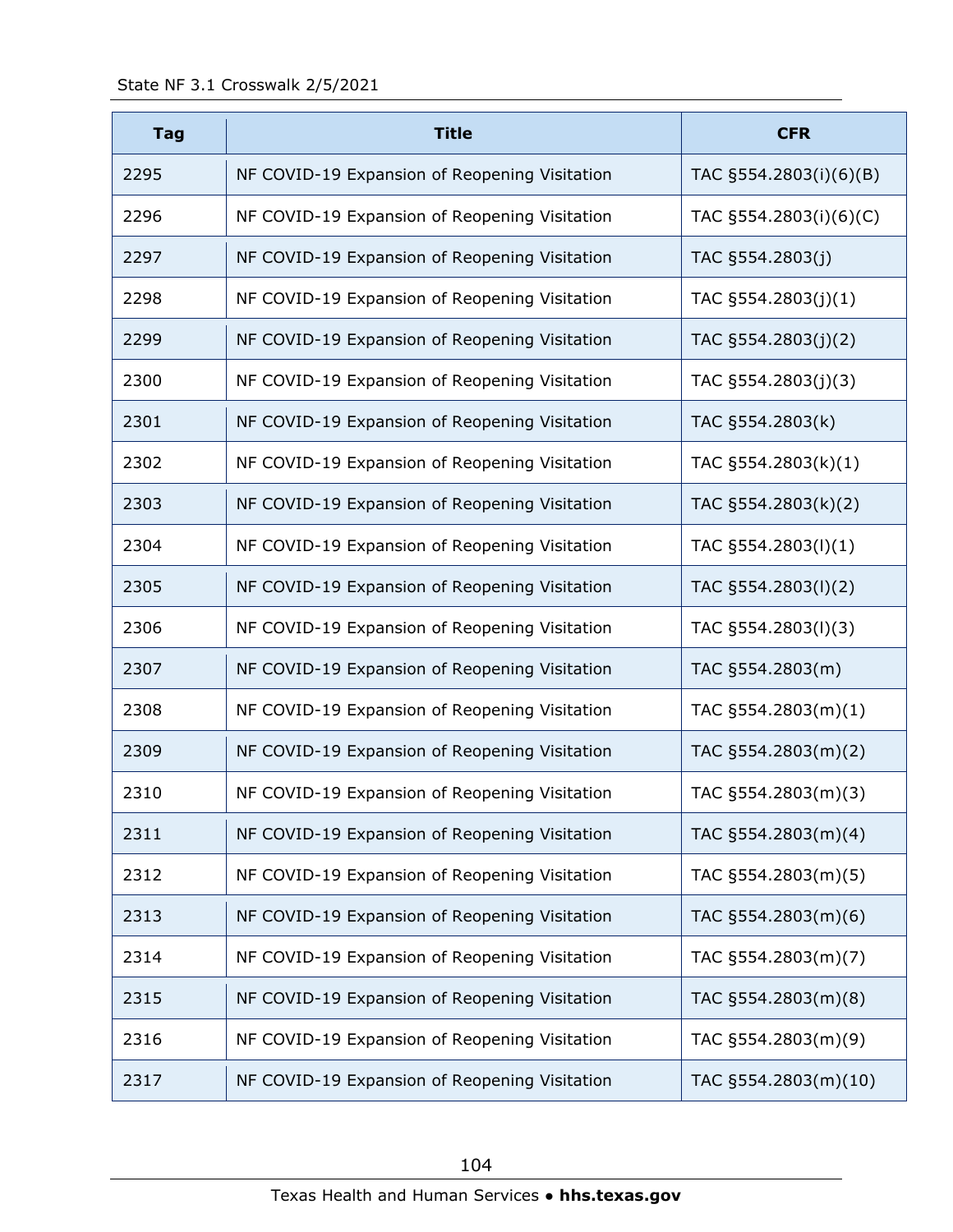| Tag | Title | CFR |
|---|---|---|
| 2295 | NF COVID-19 Expansion of Reopening Visitation | TAC §554.2803(i)(6)(B) |
| 2296 | NF COVID-19 Expansion of Reopening Visitation | TAC §554.2803(i)(6)(C) |
| 2297 | NF COVID-19 Expansion of Reopening Visitation | TAC §554.2803(j) |
| 2298 | NF COVID-19 Expansion of Reopening Visitation | TAC §554.2803(j)(1) |
| 2299 | NF COVID-19 Expansion of Reopening Visitation | TAC §554.2803(j)(2) |
| 2300 | NF COVID-19 Expansion of Reopening Visitation | TAC §554.2803(j)(3) |
| 2301 | NF COVID-19 Expansion of Reopening Visitation | TAC §554.2803(k) |
| 2302 | NF COVID-19 Expansion of Reopening Visitation | TAC §554.2803(k)(1) |
| 2303 | NF COVID-19 Expansion of Reopening Visitation | TAC §554.2803(k)(2) |
| 2304 | NF COVID-19 Expansion of Reopening Visitation | TAC §554.2803(l)(1) |
| 2305 | NF COVID-19 Expansion of Reopening Visitation | TAC §554.2803(l)(2) |
| 2306 | NF COVID-19 Expansion of Reopening Visitation | TAC §554.2803(l)(3) |
| 2307 | NF COVID-19 Expansion of Reopening Visitation | TAC §554.2803(m) |
| 2308 | NF COVID-19 Expansion of Reopening Visitation | TAC §554.2803(m)(1) |
| 2309 | NF COVID-19 Expansion of Reopening Visitation | TAC §554.2803(m)(2) |
| 2310 | NF COVID-19 Expansion of Reopening Visitation | TAC §554.2803(m)(3) |
| 2311 | NF COVID-19 Expansion of Reopening Visitation | TAC §554.2803(m)(4) |
| 2312 | NF COVID-19 Expansion of Reopening Visitation | TAC §554.2803(m)(5) |
| 2313 | NF COVID-19 Expansion of Reopening Visitation | TAC §554.2803(m)(6) |
| 2314 | NF COVID-19 Expansion of Reopening Visitation | TAC §554.2803(m)(7) |
| 2315 | NF COVID-19 Expansion of Reopening Visitation | TAC §554.2803(m)(8) |
| 2316 | NF COVID-19 Expansion of Reopening Visitation | TAC §554.2803(m)(9) |
| 2317 | NF COVID-19 Expansion of Reopening Visitation | TAC §554.2803(m)(10) |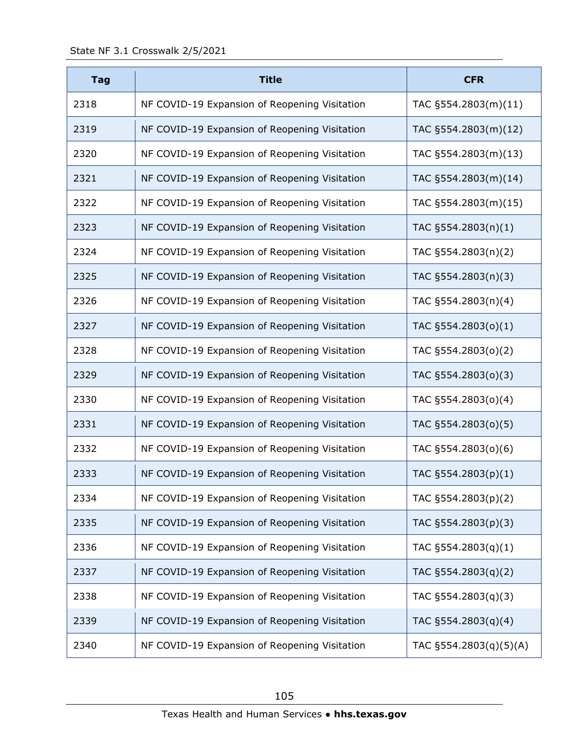| Tag | Title | CFR |
|---|---|---|
| 2318 | NF COVID-19 Expansion of Reopening Visitation | TAC §554.2803(m)(11) |
| 2319 | NF COVID-19 Expansion of Reopening Visitation | TAC §554.2803(m)(12) |
| 2320 | NF COVID-19 Expansion of Reopening Visitation | TAC §554.2803(m)(13) |
| 2321 | NF COVID-19 Expansion of Reopening Visitation | TAC §554.2803(m)(14) |
| 2322 | NF COVID-19 Expansion of Reopening Visitation | TAC §554.2803(m)(15) |
| 2323 | NF COVID-19 Expansion of Reopening Visitation | TAC §554.2803(n)(1) |
| 2324 | NF COVID-19 Expansion of Reopening Visitation | TAC §554.2803(n)(2) |
| 2325 | NF COVID-19 Expansion of Reopening Visitation | TAC §554.2803(n)(3) |
| 2326 | NF COVID-19 Expansion of Reopening Visitation | TAC §554.2803(n)(4) |
| 2327 | NF COVID-19 Expansion of Reopening Visitation | TAC §554.2803(o)(1) |
| 2328 | NF COVID-19 Expansion of Reopening Visitation | TAC §554.2803(o)(2) |
| 2329 | NF COVID-19 Expansion of Reopening Visitation | TAC §554.2803(o)(3) |
| 2330 | NF COVID-19 Expansion of Reopening Visitation | TAC §554.2803(o)(4) |
| 2331 | NF COVID-19 Expansion of Reopening Visitation | TAC §554.2803(o)(5) |
| 2332 | NF COVID-19 Expansion of Reopening Visitation | TAC §554.2803(o)(6) |
| 2333 | NF COVID-19 Expansion of Reopening Visitation | TAC §554.2803(p)(1) |
| 2334 | NF COVID-19 Expansion of Reopening Visitation | TAC §554.2803(p)(2) |
| 2335 | NF COVID-19 Expansion of Reopening Visitation | TAC §554.2803(p)(3) |
| 2336 | NF COVID-19 Expansion of Reopening Visitation | TAC §554.2803(q)(1) |
| 2337 | NF COVID-19 Expansion of Reopening Visitation | TAC §554.2803(q)(2) |
| 2338 | NF COVID-19 Expansion of Reopening Visitation | TAC §554.2803(q)(3) |
| 2339 | NF COVID-19 Expansion of Reopening Visitation | TAC §554.2803(q)(4) |
| 2340 | NF COVID-19 Expansion of Reopening Visitation | TAC §554.2803(q)(5)(A) |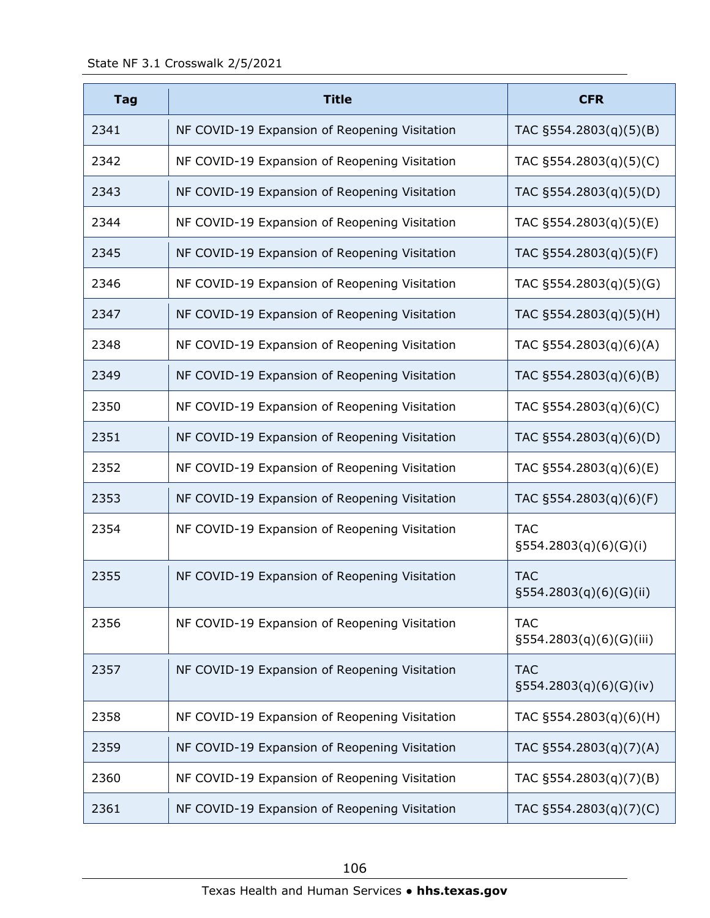| Tag | Title | CFR |
|---|---|---|
| 2341 | NF COVID-19 Expansion of Reopening Visitation | TAC §554.2803(q)(5)(B) |
| 2342 | NF COVID-19 Expansion of Reopening Visitation | TAC §554.2803(q)(5)(C) |
| 2343 | NF COVID-19 Expansion of Reopening Visitation | TAC §554.2803(q)(5)(D) |
| 2344 | NF COVID-19 Expansion of Reopening Visitation | TAC §554.2803(q)(5)(E) |
| 2345 | NF COVID-19 Expansion of Reopening Visitation | TAC §554.2803(q)(5)(F) |
| 2346 | NF COVID-19 Expansion of Reopening Visitation | TAC §554.2803(q)(5)(G) |
| 2347 | NF COVID-19 Expansion of Reopening Visitation | TAC §554.2803(q)(5)(H) |
| 2348 | NF COVID-19 Expansion of Reopening Visitation | TAC §554.2803(q)(6)(A) |
| 2349 | NF COVID-19 Expansion of Reopening Visitation | TAC §554.2803(q)(6)(B) |
| 2350 | NF COVID-19 Expansion of Reopening Visitation | TAC §554.2803(q)(6)(C) |
| 2351 | NF COVID-19 Expansion of Reopening Visitation | TAC §554.2803(q)(6)(D) |
| 2352 | NF COVID-19 Expansion of Reopening Visitation | TAC §554.2803(q)(6)(E) |
| 2353 | NF COVID-19 Expansion of Reopening Visitation | TAC §554.2803(q)(6)(F) |
| 2354 | NF COVID-19 Expansion of Reopening Visitation | TAC §554.2803(q)(6)(G)(i) |
| 2355 | NF COVID-19 Expansion of Reopening Visitation | TAC §554.2803(q)(6)(G)(ii) |
| 2356 | NF COVID-19 Expansion of Reopening Visitation | TAC §554.2803(q)(6)(G)(iii) |
| 2357 | NF COVID-19 Expansion of Reopening Visitation | TAC §554.2803(q)(6)(G)(iv) |
| 2358 | NF COVID-19 Expansion of Reopening Visitation | TAC §554.2803(q)(6)(H) |
| 2359 | NF COVID-19 Expansion of Reopening Visitation | TAC §554.2803(q)(7)(A) |
| 2360 | NF COVID-19 Expansion of Reopening Visitation | TAC §554.2803(q)(7)(B) |
| 2361 | NF COVID-19 Expansion of Reopening Visitation | TAC §554.2803(q)(7)(C) |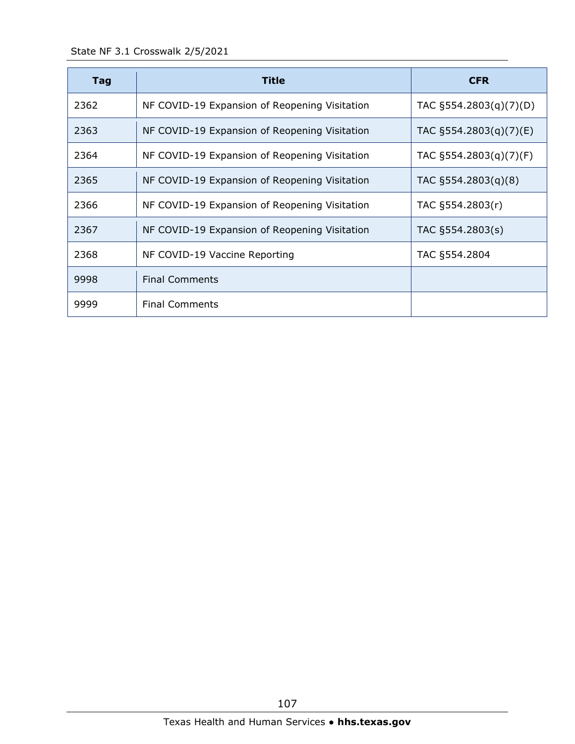| Tag | Title | CFR |
|---|---|---|
| 2362 | NF COVID-19 Expansion of Reopening Visitation | TAC §554.2803(q)(7)(D) |
| 2363 | NF COVID-19 Expansion of Reopening Visitation | TAC §554.2803(q)(7)(E) |
| 2364 | NF COVID-19 Expansion of Reopening Visitation | TAC §554.2803(q)(7)(F) |
| 2365 | NF COVID-19 Expansion of Reopening Visitation | TAC §554.2803(q)(8) |
| 2366 | NF COVID-19 Expansion of Reopening Visitation | TAC §554.2803(r) |
| 2367 | NF COVID-19 Expansion of Reopening Visitation | TAC §554.2803(s) |
| 2368 | NF COVID-19 Vaccine Reporting | TAC §554.2804 |
| 9998 | Final Comments | |
| 9999 | Final Comments | |